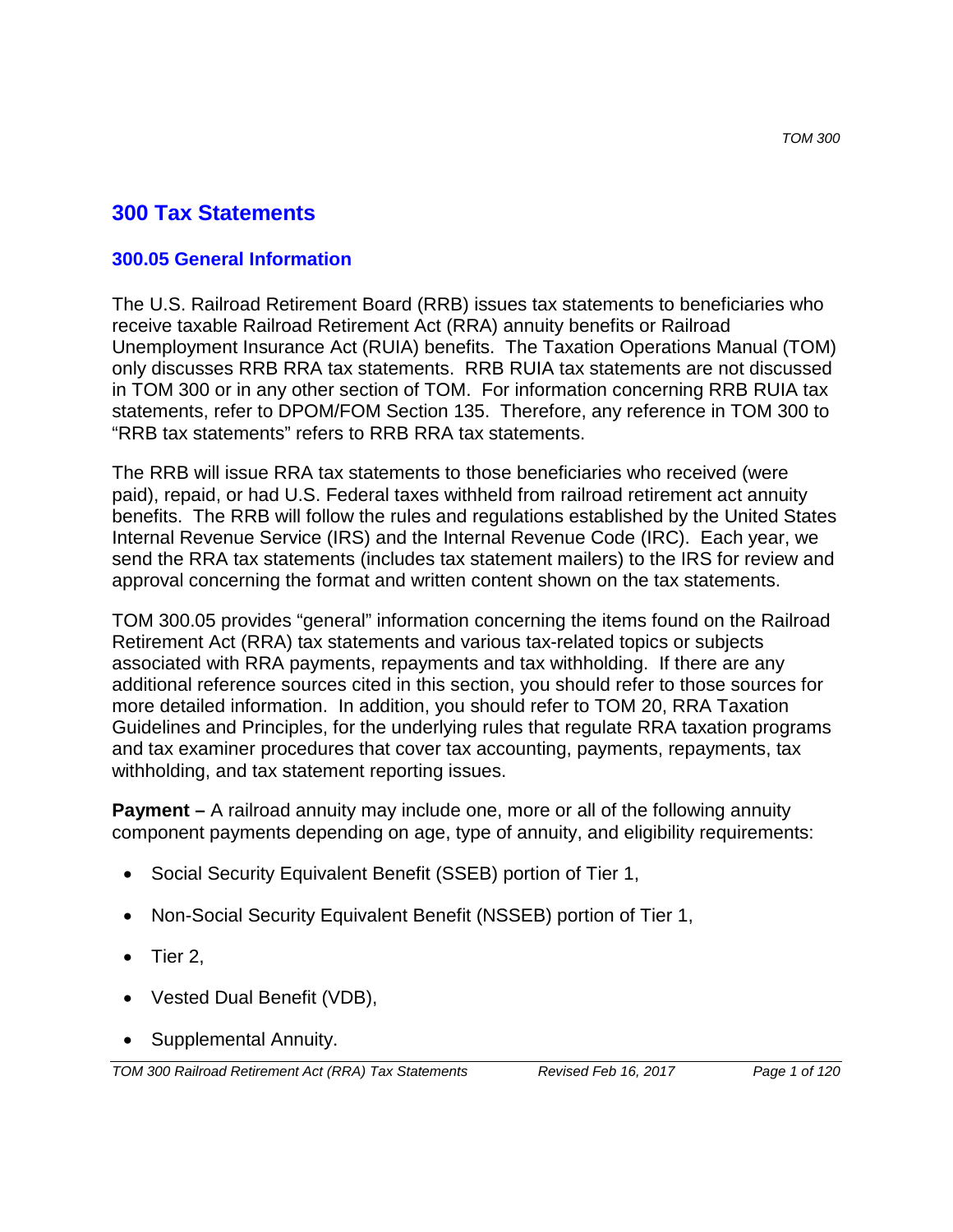# 300 Tax Statements

## 300.05 General Information

The U.S. Railroad Retirement Board (RRB) issues tax statements to beneficiaries who receive taxable Railroad Retirement Act (RRA) annuity benefits or Railroad Unemployment Insurance Act (RUIA) benefits. The Taxation Operations Manual (TOM) only discusses RRB RRA tax statements. RRB RUIA tax statements are not discussed in TOM 300 or in any other section of TOM. For information concerning RRB RUIA tax statements, refer to DPOM/FOM Section 135. Therefore, any reference in TOM 300 to "RRB tax statements" refers to RRB RRA tax statements.

The RRB will issue RRA tax statements to those beneficiaries who received (were paid), repaid, or had U.S. Federal taxes withheld from railroad retirement act annuity benefits. The RRB will follow the rules and regulations established by the United States Internal Revenue Service (IRS) and the Internal Revenue Code (IRC). Each year, we send the RRA tax statements (includes tax statement mailers) to the IRS for review and approval concerning the format and written content shown on the tax statements.

TOM 300.05 provides "general" information concerning the items found on the Railroad Retirement Act (RRA) tax statements and various tax-related topics or subjects associated with RRA payments, repayments and tax withholding. If there are any additional reference sources cited in this section, you should refer to those sources for more detailed information. In addition, you should refer to TOM 20, RRA Taxation Guidelines and Principles, for the underlying rules that regulate RRA taxation programs and tax examiner procedures that cover tax accounting, payments, repayments, tax withholding, and tax statement reporting issues.

**Payment –** A railroad annuity may include one, more or all of the following annuity component payments depending on age, type of annuity, and eligibility requirements:

- Social Security Equivalent Benefit (SSEB) portion of Tier 1,
- Non-Social Security Equivalent Benefit (NSSEB) portion of Tier 1,
- Tier 2,
- Vested Dual Benefit (VDB),
- Supplemental Annuity.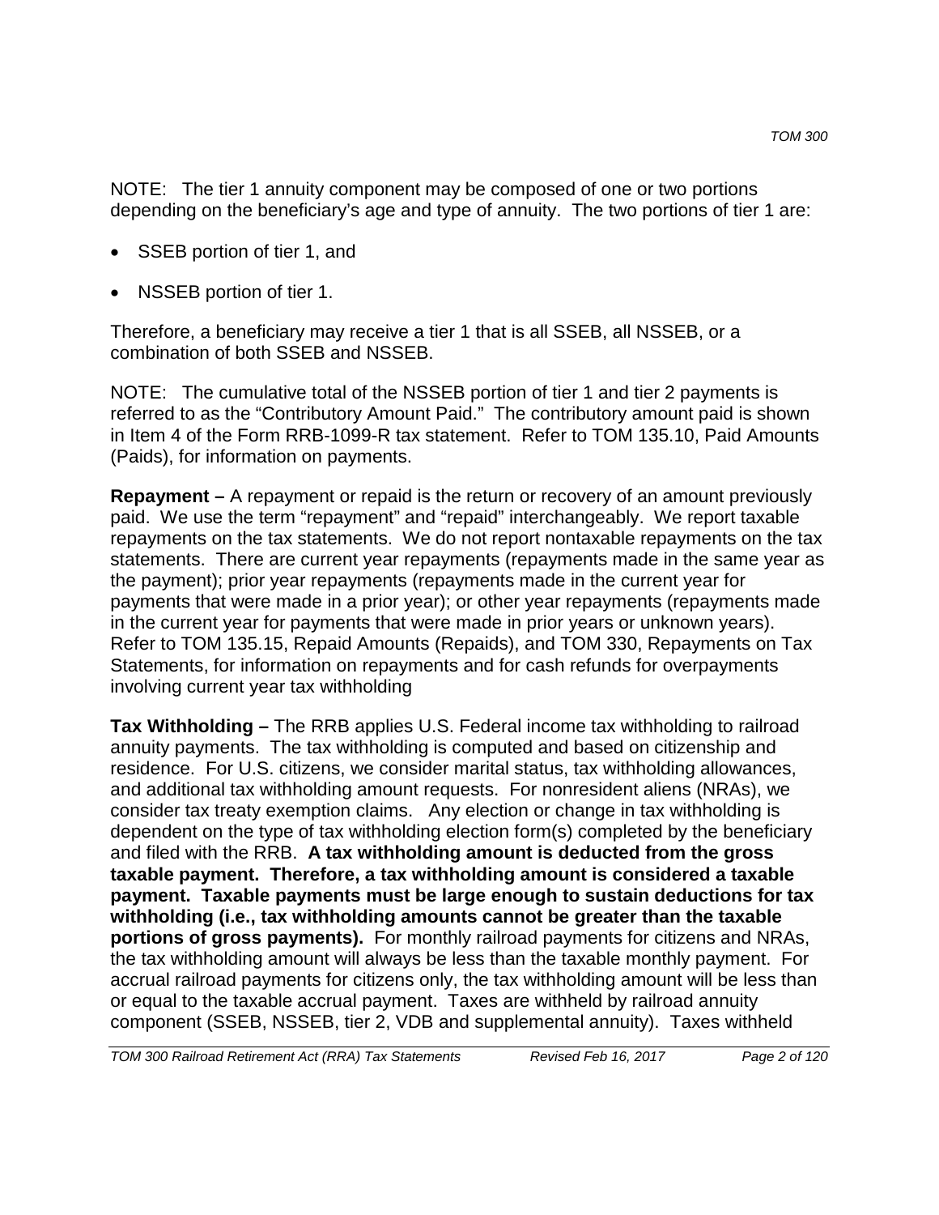NOTE: The tier 1 annuity component may be composed of one or two portions depending on the beneficiary's age and type of annuity. The two portions of tier 1 are:

- SSEB portion of tier 1, and
- NSSEB portion of tier 1.

Therefore, a beneficiary may receive a tier 1 that is all SSEB, all NSSEB, or a combination of both SSEB and NSSEB.

NOTE: The cumulative total of the NSSEB portion of tier 1 and tier 2 payments is referred to as the "Contributory Amount Paid." The contributory amount paid is shown in Item 4 of the Form RRB-1099-R tax statement. Refer to TOM 135.10, Paid Amounts (Paids), for information on payments.

**Repayment –** A repayment or repaid is the return or recovery of an amount previously paid. We use the term "repayment" and "repaid" interchangeably. We report taxable repayments on the tax statements. We do not report nontaxable repayments on the tax statements. There are current year repayments (repayments made in the same year as the payment); prior year repayments (repayments made in the current year for payments that were made in a prior year); or other year repayments (repayments made in the current year for payments that were made in prior years or unknown years). Refer to TOM 135.15, Repaid Amounts (Repaids), and TOM 330, Repayments on Tax Statements, for information on repayments and for cash refunds for overpayments involving current year tax withholding

**Tax Withholding –** The RRB applies U.S. Federal income tax withholding to railroad annuity payments. The tax withholding is computed and based on citizenship and residence. For U.S. citizens, we consider marital status, tax withholding allowances, and additional tax withholding amount requests. For nonresident aliens (NRAs), we consider tax treaty exemption claims. Any election or change in tax withholding is dependent on the type of tax withholding election form(s) completed by the beneficiary and filed with the RRB. **A tax withholding amount is deducted from the gross taxable payment. Therefore, a tax withholding amount is considered a taxable payment. Taxable payments must be large enough to sustain deductions for tax withholding (i.e., tax withholding amounts cannot be greater than the taxable portions of gross payments).** For monthly railroad payments for citizens and NRAs, the tax withholding amount will always be less than the taxable monthly payment. For accrual railroad payments for citizens only, the tax withholding amount will be less than or equal to the taxable accrual payment. Taxes are withheld by railroad annuity component (SSEB, NSSEB, tier 2, VDB and supplemental annuity). Taxes withheld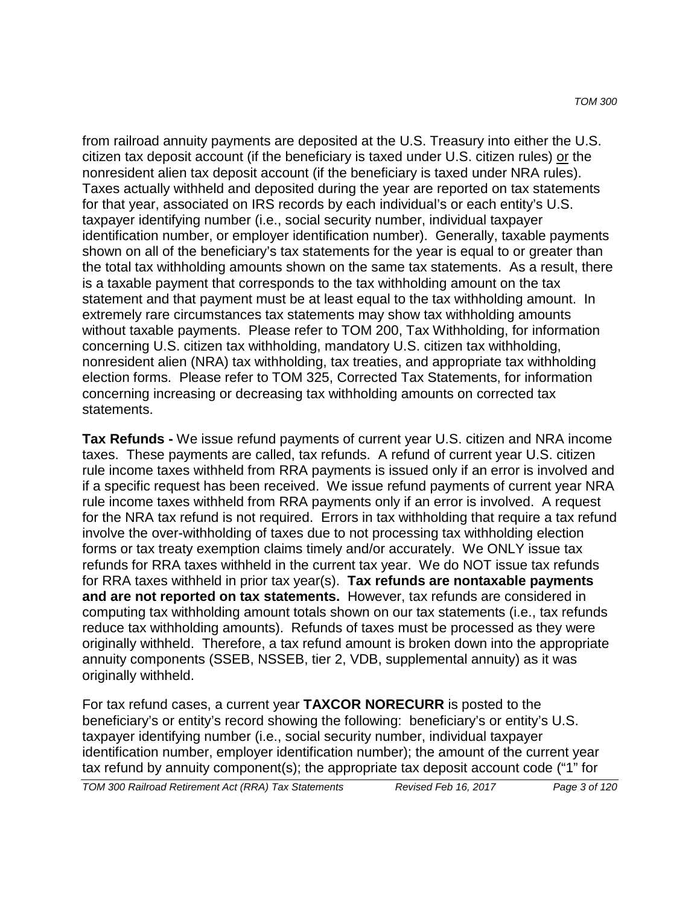from railroad annuity payments are deposited at the U.S. Treasury into either the U.S. citizen tax deposit account (if the beneficiary is taxed under U.S. citizen rules) or the nonresident alien tax deposit account (if the beneficiary is taxed under NRA rules). Taxes actually withheld and deposited during the year are reported on tax statements for that year, associated on IRS records by each individual's or each entity's U.S. taxpayer identifying number (i.e., social security number, individual taxpayer identification number, or employer identification number). Generally, taxable payments shown on all of the beneficiary's tax statements for the year is equal to or greater than the total tax withholding amounts shown on the same tax statements. As a result, there is a taxable payment that corresponds to the tax withholding amount on the tax statement and that payment must be at least equal to the tax withholding amount. In extremely rare circumstances tax statements may show tax withholding amounts without taxable payments. Please refer to TOM 200, Tax Withholding, for information concerning U.S. citizen tax withholding, mandatory U.S. citizen tax withholding, nonresident alien (NRA) tax withholding, tax treaties, and appropriate tax withholding election forms. Please refer to TOM 325, Corrected Tax Statements, for information concerning increasing or decreasing tax withholding amounts on corrected tax statements.

**Tax Refunds -** We issue refund payments of current year U.S. citizen and NRA income taxes. These payments are called, tax refunds. A refund of current year U.S. citizen rule income taxes withheld from RRA payments is issued only if an error is involved and if a specific request has been received. We issue refund payments of current year NRA rule income taxes withheld from RRA payments only if an error is involved. A request for the NRA tax refund is not required. Errors in tax withholding that require a tax refund involve the over-withholding of taxes due to not processing tax withholding election forms or tax treaty exemption claims timely and/or accurately. We ONLY issue tax refunds for RRA taxes withheld in the current tax year. We do NOT issue tax refunds for RRA taxes withheld in prior tax year(s). **Tax refunds are nontaxable payments and are not reported on tax statements.** However, tax refunds are considered in computing tax withholding amount totals shown on our tax statements (i.e., tax refunds reduce tax withholding amounts). Refunds of taxes must be processed as they were originally withheld. Therefore, a tax refund amount is broken down into the appropriate annuity components (SSEB, NSSEB, tier 2, VDB, supplemental annuity) as it was originally withheld.

For tax refund cases, a current year **TAXCOR NORECURR** is posted to the beneficiary's or entity's record showing the following: beneficiary's or entity's U.S. taxpayer identifying number (i.e., social security number, individual taxpayer identification number, employer identification number); the amount of the current year tax refund by annuity component(s); the appropriate tax deposit account code ("1" for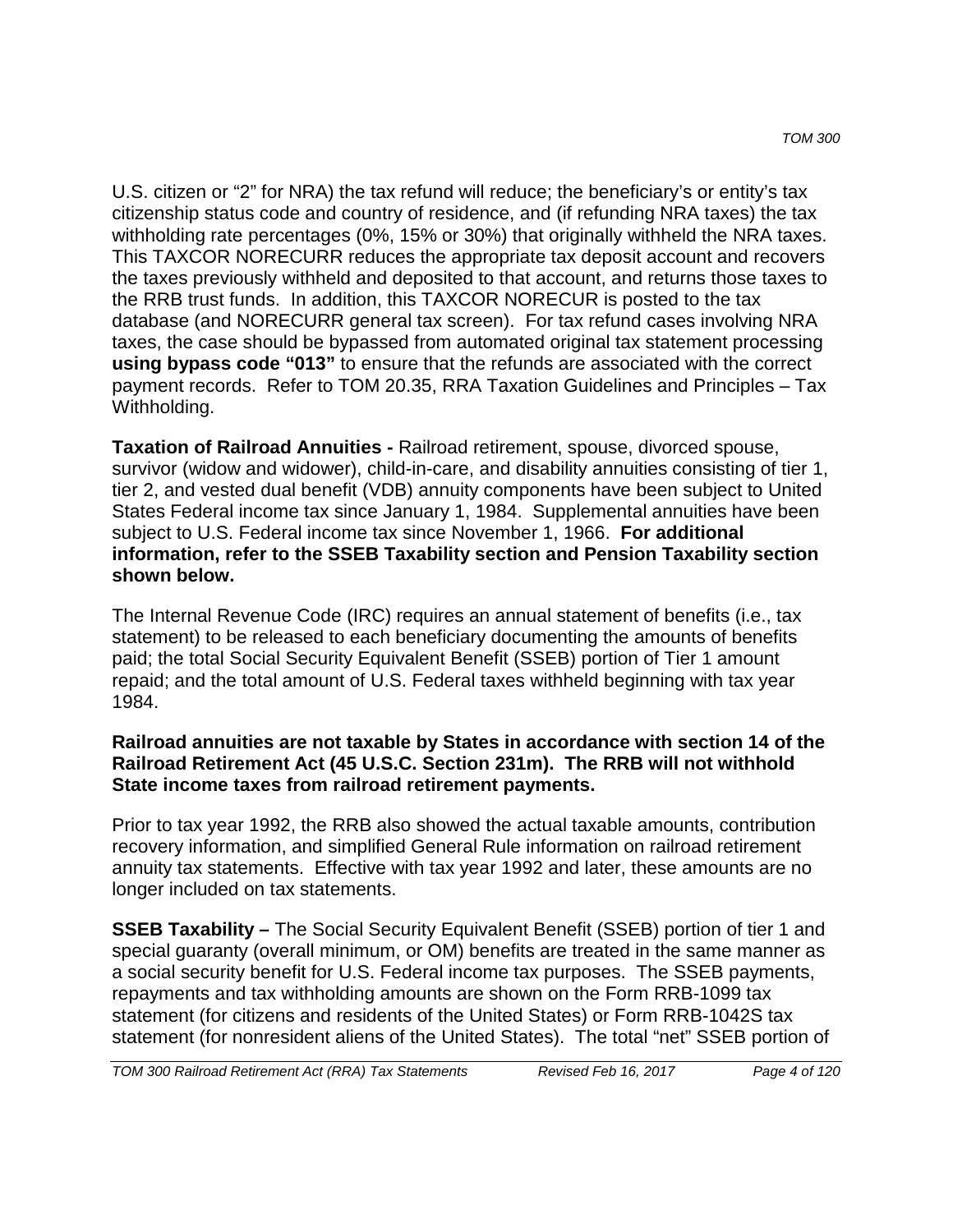U.S. citizen or “2” for NRA) the tax refund will reduce; the beneficiary’s or entity’s tax citizenship status code and country of residence, and (if refunding NRA taxes) the tax withholding rate percentages (0%, 15% or 30%) that originally withheld the NRA taxes. This TAXCOR NORECURR reduces the appropriate tax deposit account and recovers the taxes previously withheld and deposited to that account, and returns those taxes to the RRB trust funds. In addition, this TAXCOR NORECUR is posted to the tax database (and NORECURR general tax screen). For tax refund cases involving NRA taxes, the case should be bypassed from automated original tax statement processing **using bypass code “013”** to ensure that the refunds are associated with the correct payment records. Refer to TOM 20.35, RRA Taxation Guidelines and Principles – Tax Withholding.

**Taxation of Railroad Annuities -** Railroad retirement, spouse, divorced spouse, survivor (widow and widower), child-in-care, and disability annuities consisting of tier 1, tier 2, and vested dual benefit (VDB) annuity components have been subject to United States Federal income tax since January 1, 1984. Supplemental annuities have been subject to U.S. Federal income tax since November 1, 1966. **For additional information, refer to the SSEB Taxability section and Pension Taxability section shown below.**

The Internal Revenue Code (IRC) requires an annual statement of benefits (i.e., tax statement) to be released to each beneficiary documenting the amounts of benefits paid; the total Social Security Equivalent Benefit (SSEB) portion of Tier 1 amount repaid; and the total amount of U.S. Federal taxes withheld beginning with tax year 1984.

**Railroad annuities are not taxable by States in accordance with section 14 of the Railroad Retirement Act (45 U.S.C. Section 231m). The RRB will not withhold State income taxes from railroad retirement payments.**

Prior to tax year 1992, the RRB also showed the actual taxable amounts, contribution recovery information, and simplified General Rule information on railroad retirement annuity tax statements. Effective with tax year 1992 and later, these amounts are no longer included on tax statements.

**SSEB Taxability –** The Social Security Equivalent Benefit (SSEB) portion of tier 1 and special guaranty (overall minimum, or OM) benefits are treated in the same manner as a social security benefit for U.S. Federal income tax purposes. The SSEB payments, repayments and tax withholding amounts are shown on the Form RRB-1099 tax statement (for citizens and residents of the United States) or Form RRB-1042S tax statement (for nonresident aliens of the United States). The total “net” SSEB portion of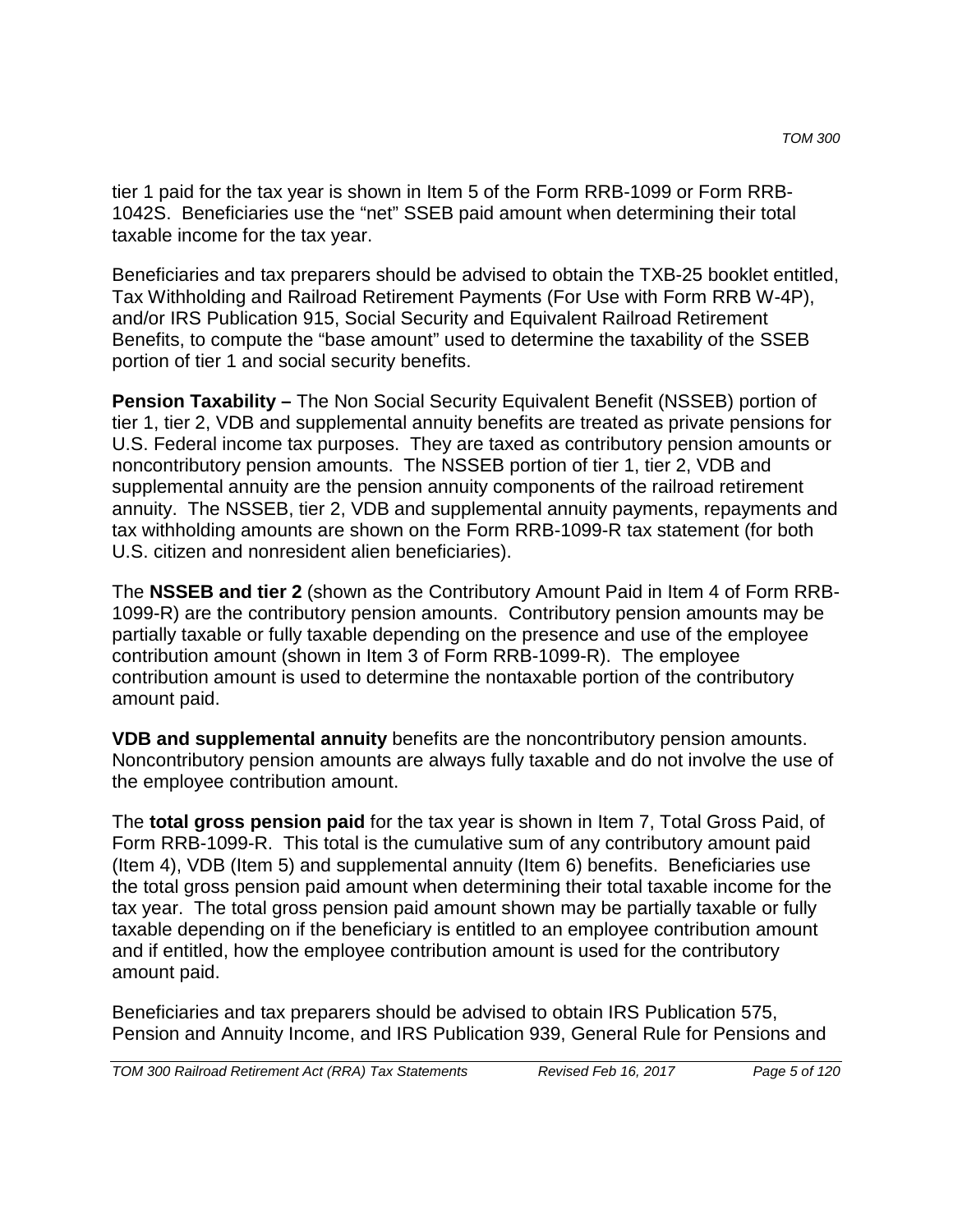tier 1 paid for the tax year is shown in Item 5 of the Form RRB-1099 or Form RRB-1042S. Beneficiaries use the "net" SSEB paid amount when determining their total taxable income for the tax year.

Beneficiaries and tax preparers should be advised to obtain the TXB-25 booklet entitled, Tax Withholding and Railroad Retirement Payments (For Use with Form RRB W-4P), and/or IRS Publication 915, Social Security and Equivalent Railroad Retirement Benefits, to compute the "base amount" used to determine the taxability of the SSEB portion of tier 1 and social security benefits.

**Pension Taxability –** The Non Social Security Equivalent Benefit (NSSEB) portion of tier 1, tier 2, VDB and supplemental annuity benefits are treated as private pensions for U.S. Federal income tax purposes. They are taxed as contributory pension amounts or noncontributory pension amounts. The NSSEB portion of tier 1, tier 2, VDB and supplemental annuity are the pension annuity components of the railroad retirement annuity. The NSSEB, tier 2, VDB and supplemental annuity payments, repayments and tax withholding amounts are shown on the Form RRB-1099-R tax statement (for both U.S. citizen and nonresident alien beneficiaries).

The **NSSEB and tier 2** (shown as the Contributory Amount Paid in Item 4 of Form RRB-1099-R) are the contributory pension amounts. Contributory pension amounts may be partially taxable or fully taxable depending on the presence and use of the employee contribution amount (shown in Item 3 of Form RRB-1099-R). The employee contribution amount is used to determine the nontaxable portion of the contributory amount paid.

**VDB and supplemental annuity** benefits are the noncontributory pension amounts. Noncontributory pension amounts are always fully taxable and do not involve the use of the employee contribution amount.

The **total gross pension paid** for the tax year is shown in Item 7, Total Gross Paid, of Form RRB-1099-R. This total is the cumulative sum of any contributory amount paid (Item 4), VDB (Item 5) and supplemental annuity (Item 6) benefits. Beneficiaries use the total gross pension paid amount when determining their total taxable income for the tax year. The total gross pension paid amount shown may be partially taxable or fully taxable depending on if the beneficiary is entitled to an employee contribution amount and if entitled, how the employee contribution amount is used for the contributory amount paid.

Beneficiaries and tax preparers should be advised to obtain IRS Publication 575, Pension and Annuity Income, and IRS Publication 939, General Rule for Pensions and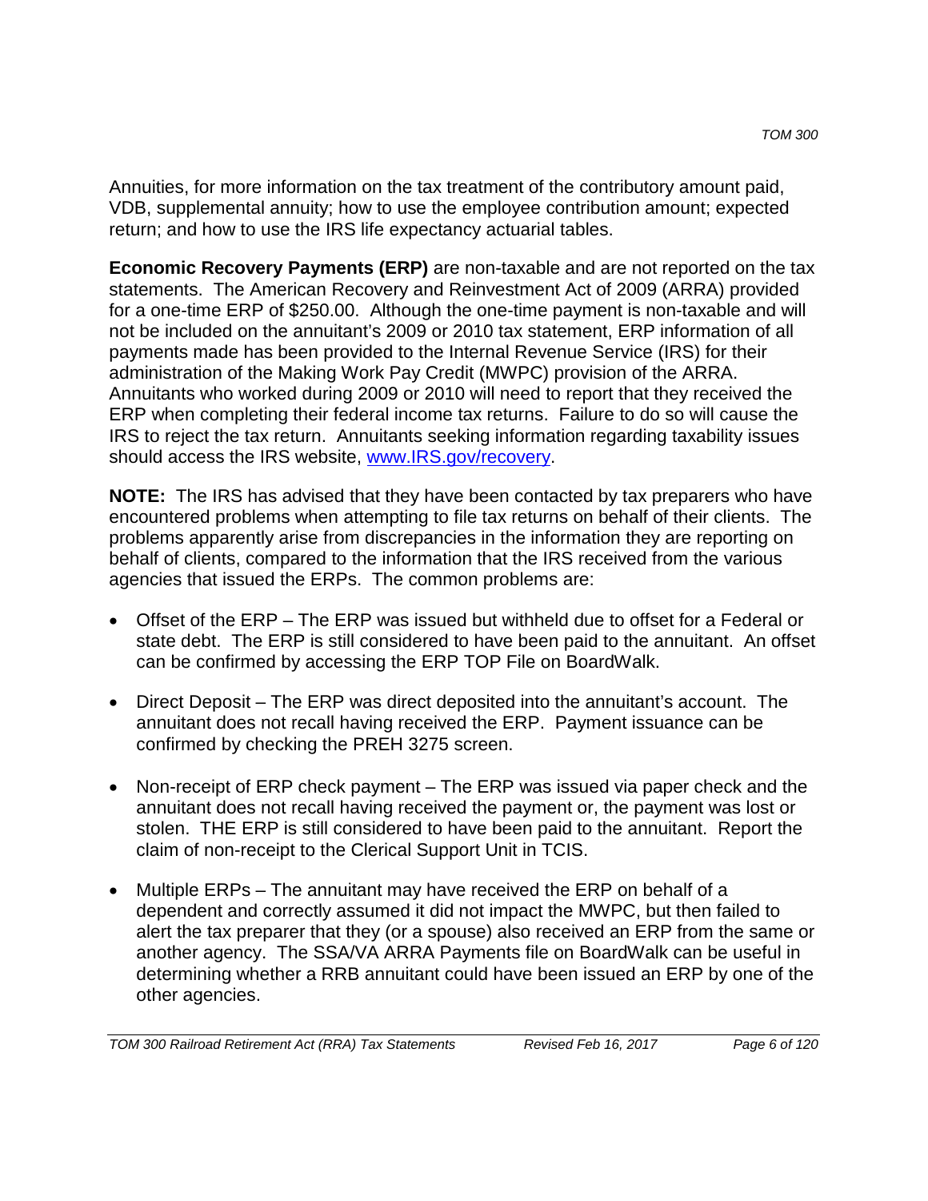Annuities, for more information on the tax treatment of the contributory amount paid, VDB, supplemental annuity; how to use the employee contribution amount; expected return; and how to use the IRS life expectancy actuarial tables.

**Economic Recovery Payments (ERP)** are non-taxable and are not reported on the tax statements. The American Recovery and Reinvestment Act of 2009 (ARRA) provided for a one-time ERP of $250.00. Although the one-time payment is non-taxable and will not be included on the annuitant's 2009 or 2010 tax statement, ERP information of all payments made has been provided to the Internal Revenue Service (IRS) for their administration of the Making Work Pay Credit (MWPC) provision of the ARRA. Annuitants who worked during 2009 or 2010 will need to report that they received the ERP when completing their federal income tax returns. Failure to do so will cause the IRS to reject the tax return. Annuitants seeking information regarding taxability issues should access the IRS website, [www.IRS.gov/recovery](http://www.IRS.gov/recovery).

**NOTE:** The IRS has advised that they have been contacted by tax preparers who have encountered problems when attempting to file tax returns on behalf of their clients. The problems apparently arise from discrepancies in the information they are reporting on behalf of clients, compared to the information that the IRS received from the various agencies that issued the ERPs. The common problems are:

- Offset of the ERP – The ERP was issued but withheld due to offset for a Federal or state debt. The ERP is still considered to have been paid to the annuitant. An offset can be confirmed by accessing the ERP TOP File on BoardWalk.
- Direct Deposit – The ERP was direct deposited into the annuitant's account. The annuitant does not recall having received the ERP. Payment issuance can be confirmed by checking the PREH 3275 screen.
- Non-receipt of ERP check payment – The ERP was issued via paper check and the annuitant does not recall having received the payment or, the payment was lost or stolen. THE ERP is still considered to have been paid to the annuitant. Report the claim of non-receipt to the Clerical Support Unit in TCIS.
- Multiple ERPs – The annuitant may have received the ERP on behalf of a dependent and correctly assumed it did not impact the MWPC, but then failed to alert the tax preparer that they (or a spouse) also received an ERP from the same or another agency. The SSA/VA ARRA Payments file on BoardWalk can be useful in determining whether a RRB annuitant could have been issued an ERP by one of the other agencies.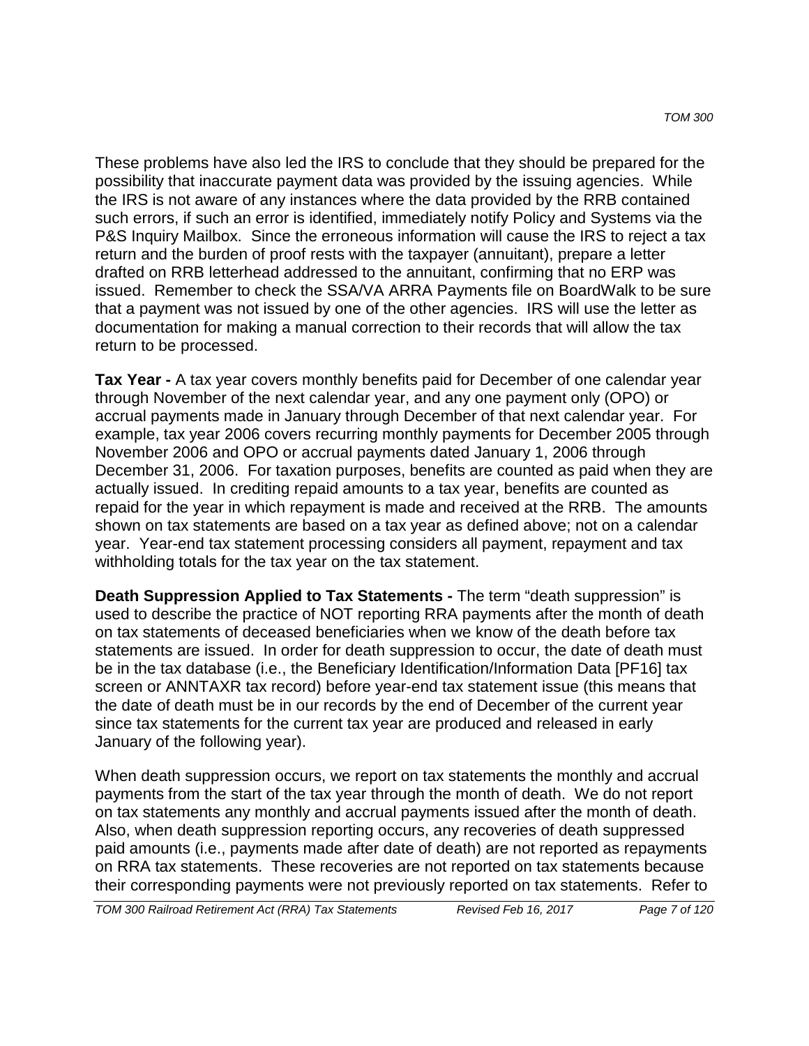These problems have also led the IRS to conclude that they should be prepared for the possibility that inaccurate payment data was provided by the issuing agencies. While the IRS is not aware of any instances where the data provided by the RRB contained such errors, if such an error is identified, immediately notify Policy and Systems via the P&S Inquiry Mailbox. Since the erroneous information will cause the IRS to reject a tax return and the burden of proof rests with the taxpayer (annuitant), prepare a letter drafted on RRB letterhead addressed to the annuitant, confirming that no ERP was issued. Remember to check the SSA/VA ARRA Payments file on BoardWalk to be sure that a payment was not issued by one of the other agencies. IRS will use the letter as documentation for making a manual correction to their records that will allow the tax return to be processed.

**Tax Year -** A tax year covers monthly benefits paid for December of one calendar year through November of the next calendar year, and any one payment only (OPO) or accrual payments made in January through December of that next calendar year. For example, tax year 2006 covers recurring monthly payments for December 2005 through November 2006 and OPO or accrual payments dated January 1, 2006 through December 31, 2006. For taxation purposes, benefits are counted as paid when they are actually issued. In crediting repaid amounts to a tax year, benefits are counted as repaid for the year in which repayment is made and received at the RRB. The amounts shown on tax statements are based on a tax year as defined above; not on a calendar year. Year-end tax statement processing considers all payment, repayment and tax withholding totals for the tax year on the tax statement.

**Death Suppression Applied to Tax Statements -** The term "death suppression" is used to describe the practice of NOT reporting RRA payments after the month of death on tax statements of deceased beneficiaries when we know of the death before tax statements are issued. In order for death suppression to occur, the date of death must be in the tax database (i.e., the Beneficiary Identification/Information Data [PF16] tax screen or ANNTAXR tax record) before year-end tax statement issue (this means that the date of death must be in our records by the end of December of the current year since tax statements for the current tax year are produced and released in early January of the following year).

When death suppression occurs, we report on tax statements the monthly and accrual payments from the start of the tax year through the month of death. We do not report on tax statements any monthly and accrual payments issued after the month of death. Also, when death suppression reporting occurs, any recoveries of death suppressed paid amounts (i.e., payments made after date of death) are not reported as repayments on RRA tax statements. These recoveries are not reported on tax statements because their corresponding payments were not previously reported on tax statements. Refer to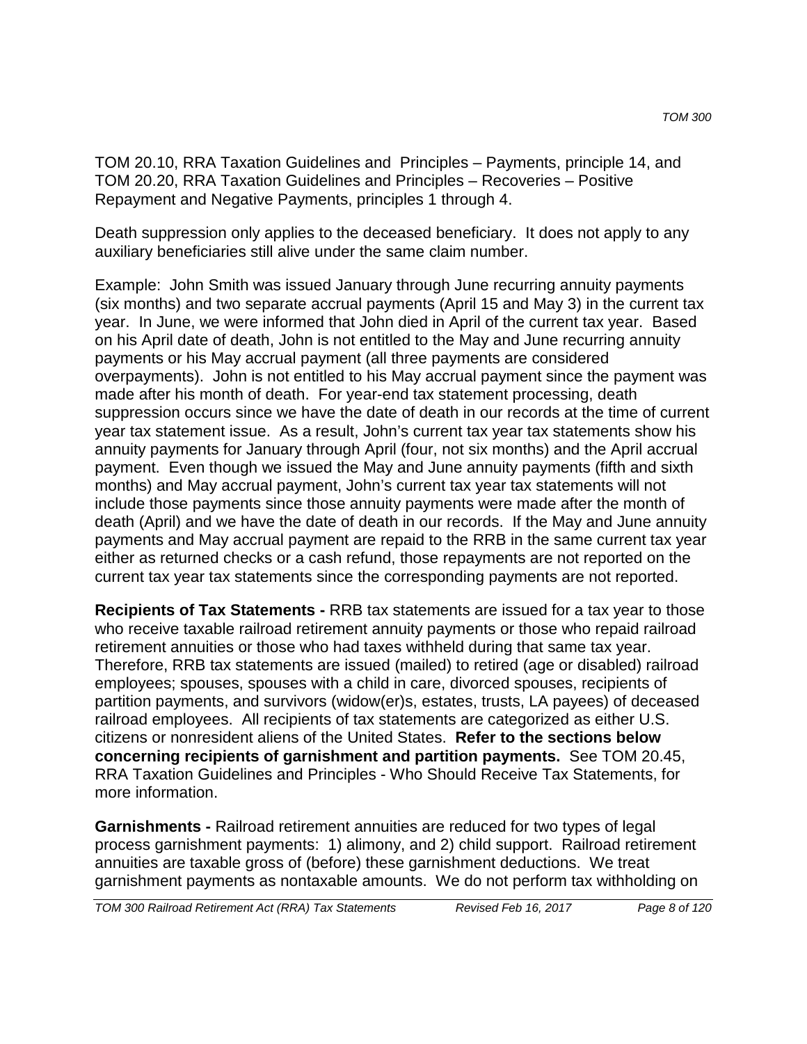TOM 20.10, RRA Taxation Guidelines and Principles – Payments, principle 14, and TOM 20.20, RRA Taxation Guidelines and Principles – Recoveries – Positive Repayment and Negative Payments, principles 1 through 4.

Death suppression only applies to the deceased beneficiary. It does not apply to any auxiliary beneficiaries still alive under the same claim number.

Example: John Smith was issued January through June recurring annuity payments (six months) and two separate accrual payments (April 15 and May 3) in the current tax year. In June, we were informed that John died in April of the current tax year. Based on his April date of death, John is not entitled to the May and June recurring annuity payments or his May accrual payment (all three payments are considered overpayments). John is not entitled to his May accrual payment since the payment was made after his month of death. For year-end tax statement processing, death suppression occurs since we have the date of death in our records at the time of current year tax statement issue. As a result, John's current tax year tax statements show his annuity payments for January through April (four, not six months) and the April accrual payment. Even though we issued the May and June annuity payments (fifth and sixth months) and May accrual payment, John's current tax year tax statements will not include those payments since those annuity payments were made after the month of death (April) and we have the date of death in our records. If the May and June annuity payments and May accrual payment are repaid to the RRB in the same current tax year either as returned checks or a cash refund, those repayments are not reported on the current tax year tax statements since the corresponding payments are not reported.

**Recipients of Tax Statements -** RRB tax statements are issued for a tax year to those who receive taxable railroad retirement annuity payments or those who repaid railroad retirement annuities or those who had taxes withheld during that same tax year. Therefore, RRB tax statements are issued (mailed) to retired (age or disabled) railroad employees; spouses, spouses with a child in care, divorced spouses, recipients of partition payments, and survivors (widow(er)s, estates, trusts, LA payees) of deceased railroad employees. All recipients of tax statements are categorized as either U.S. citizens or nonresident aliens of the United States. **Refer to the sections below concerning recipients of garnishment and partition payments.** See TOM 20.45, RRA Taxation Guidelines and Principles - Who Should Receive Tax Statements, for more information.

**Garnishments -** Railroad retirement annuities are reduced for two types of legal process garnishment payments: 1) alimony, and 2) child support. Railroad retirement annuities are taxable gross of (before) these garnishment deductions. We treat garnishment payments as nontaxable amounts. We do not perform tax withholding on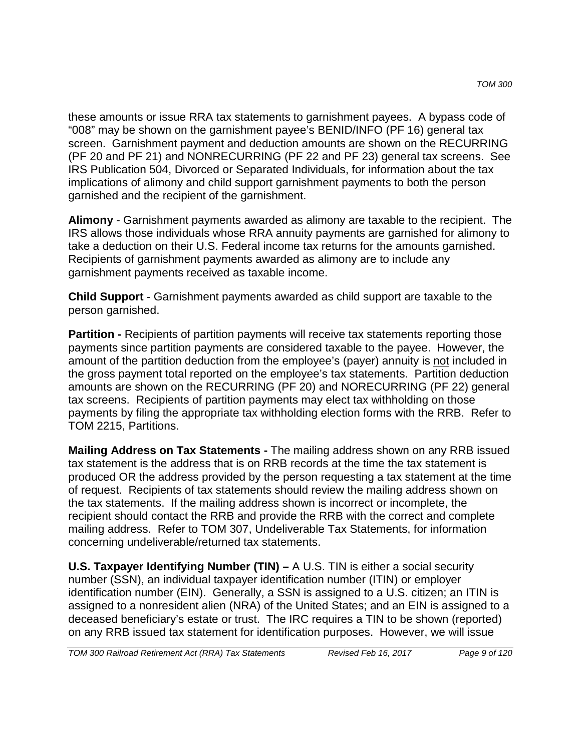these amounts or issue RRA tax statements to garnishment payees. A bypass code of "008" may be shown on the garnishment payee's BENID/INFO (PF 16) general tax screen. Garnishment payment and deduction amounts are shown on the RECURRING (PF 20 and PF 21) and NONRECURRING (PF 22 and PF 23) general tax screens. See IRS Publication 504, Divorced or Separated Individuals, for information about the tax implications of alimony and child support garnishment payments to both the person garnished and the recipient of the garnishment.

**Alimony** - Garnishment payments awarded as alimony are taxable to the recipient. The IRS allows those individuals whose RRA annuity payments are garnished for alimony to take a deduction on their U.S. Federal income tax returns for the amounts garnished. Recipients of garnishment payments awarded as alimony are to include any garnishment payments received as taxable income.

**Child Support** - Garnishment payments awarded as child support are taxable to the person garnished.

**Partition -** Recipients of partition payments will receive tax statements reporting those payments since partition payments are considered taxable to the payee. However, the amount of the partition deduction from the employee's (payer) annuity is <u>not</u> included in the gross payment total reported on the employee's tax statements. Partition deduction amounts are shown on the RECURRING (PF 20) and NORECURRING (PF 22) general tax screens. Recipients of partition payments may elect tax withholding on those payments by filing the appropriate tax withholding election forms with the RRB. Refer to TOM 2215, Partitions.

**Mailing Address on Tax Statements -** The mailing address shown on any RRB issued tax statement is the address that is on RRB records at the time the tax statement is produced OR the address provided by the person requesting a tax statement at the time of request. Recipients of tax statements should review the mailing address shown on the tax statements. If the mailing address shown is incorrect or incomplete, the recipient should contact the RRB and provide the RRB with the correct and complete mailing address. Refer to TOM 307, Undeliverable Tax Statements, for information concerning undeliverable/returned tax statements.

**U.S. Taxpayer Identifying Number (TIN) –** A U.S. TIN is either a social security number (SSN), an individual taxpayer identification number (ITIN) or employer identification number (EIN). Generally, a SSN is assigned to a U.S. citizen; an ITIN is assigned to a nonresident alien (NRA) of the United States; and an EIN is assigned to a deceased beneficiary's estate or trust. The IRC requires a TIN to be shown (reported) on any RRB issued tax statement for identification purposes. However, we will issue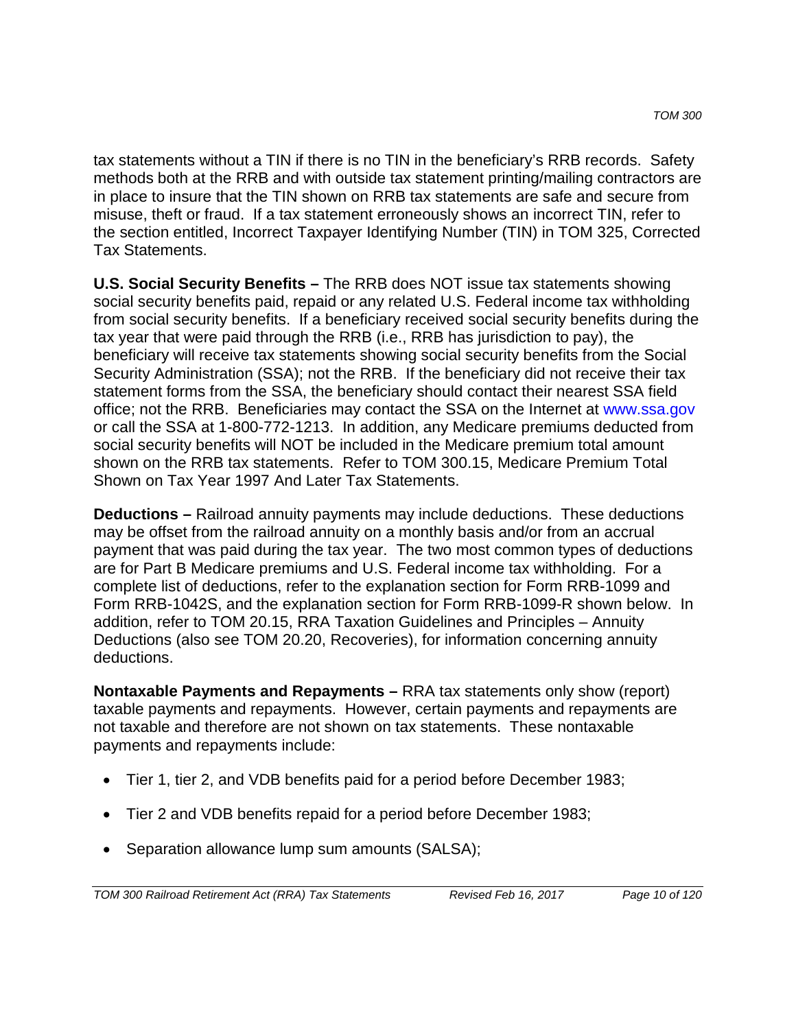tax statements without a TIN if there is no TIN in the beneficiary's RRB records. Safety methods both at the RRB and with outside tax statement printing/mailing contractors are in place to insure that the TIN shown on RRB tax statements are safe and secure from misuse, theft or fraud. If a tax statement erroneously shows an incorrect TIN, refer to the section entitled, Incorrect Taxpayer Identifying Number (TIN) in TOM 325, Corrected Tax Statements.

**U.S. Social Security Benefits –** The RRB does NOT issue tax statements showing social security benefits paid, repaid or any related U.S. Federal income tax withholding from social security benefits. If a beneficiary received social security benefits during the tax year that were paid through the RRB (i.e., RRB has jurisdiction to pay), the beneficiary will receive tax statements showing social security benefits from the Social Security Administration (SSA); not the RRB. If the beneficiary did not receive their tax statement forms from the SSA, the beneficiary should contact their nearest SSA field office; not the RRB. Beneficiaries may contact the SSA on the Internet at www.ssa.gov or call the SSA at 1-800-772-1213. In addition, any Medicare premiums deducted from social security benefits will NOT be included in the Medicare premium total amount shown on the RRB tax statements. Refer to TOM 300.15, Medicare Premium Total Shown on Tax Year 1997 And Later Tax Statements.

**Deductions –** Railroad annuity payments may include deductions. These deductions may be offset from the railroad annuity on a monthly basis and/or from an accrual payment that was paid during the tax year. The two most common types of deductions are for Part B Medicare premiums and U.S. Federal income tax withholding. For a complete list of deductions, refer to the explanation section for Form RRB-1099 and Form RRB-1042S, and the explanation section for Form RRB-1099-R shown below. In addition, refer to TOM 20.15, RRA Taxation Guidelines and Principles – Annuity Deductions (also see TOM 20.20, Recoveries), for information concerning annuity deductions.

**Nontaxable Payments and Repayments –** RRA tax statements only show (report) taxable payments and repayments. However, certain payments and repayments are not taxable and therefore are not shown on tax statements. These nontaxable payments and repayments include:

- Tier 1, tier 2, and VDB benefits paid for a period before December 1983;
- Tier 2 and VDB benefits repaid for a period before December 1983;
- Separation allowance lump sum amounts (SALSA);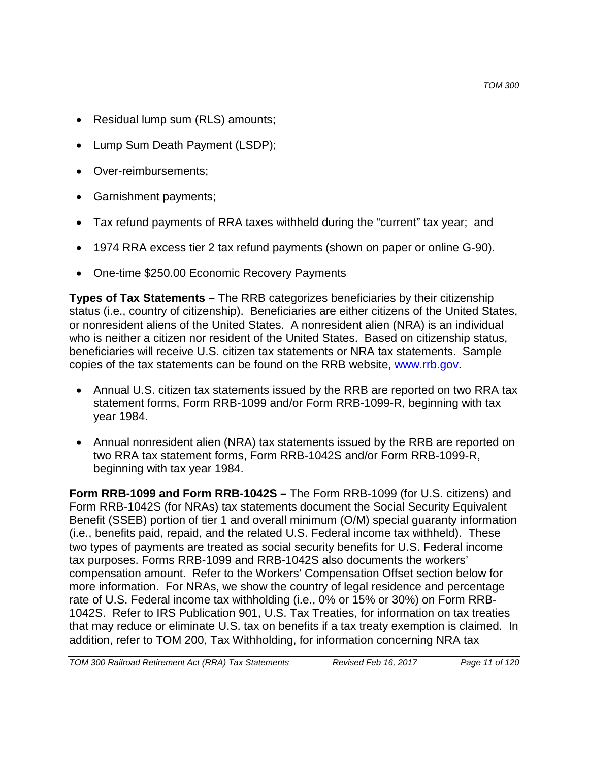- Residual lump sum (RLS) amounts;
- Lump Sum Death Payment (LSDP);
- Over-reimbursements;
- Garnishment payments;
- Tax refund payments of RRA taxes withheld during the "current" tax year; and
- 1974 RRA excess tier 2 tax refund payments (shown on paper or online G-90).
- One-time $250.00 Economic Recovery Payments

**Types of Tax Statements –** The RRB categorizes beneficiaries by their citizenship status (i.e., country of citizenship). Beneficiaries are either citizens of the United States, or nonresident aliens of the United States. A nonresident alien (NRA) is an individual who is neither a citizen nor resident of the United States. Based on citizenship status, beneficiaries will receive U.S. citizen tax statements or NRA tax statements. Sample copies of the tax statements can be found on the RRB website, www.rrb.gov.

- Annual U.S. citizen tax statements issued by the RRB are reported on two RRA tax statement forms, Form RRB-1099 and/or Form RRB-1099-R, beginning with tax year 1984.
- Annual nonresident alien (NRA) tax statements issued by the RRB are reported on two RRA tax statement forms, Form RRB-1042S and/or Form RRB-1099-R, beginning with tax year 1984.

**Form RRB-1099 and Form RRB-1042S –** The Form RRB-1099 (for U.S. citizens) and Form RRB-1042S (for NRAs) tax statements document the Social Security Equivalent Benefit (SSEB) portion of tier 1 and overall minimum (O/M) special guaranty information (i.e., benefits paid, repaid, and the related U.S. Federal income tax withheld). These two types of payments are treated as social security benefits for U.S. Federal income tax purposes. Forms RRB-1099 and RRB-1042S also documents the workers' compensation amount. Refer to the Workers' Compensation Offset section below for more information. For NRAs, we show the country of legal residence and percentage rate of U.S. Federal income tax withholding (i.e., 0% or 15% or 30%) on Form RRB-1042S. Refer to IRS Publication 901, U.S. Tax Treaties, for information on tax treaties that may reduce or eliminate U.S. tax on benefits if a tax treaty exemption is claimed. In addition, refer to TOM 200, Tax Withholding, for information concerning NRA tax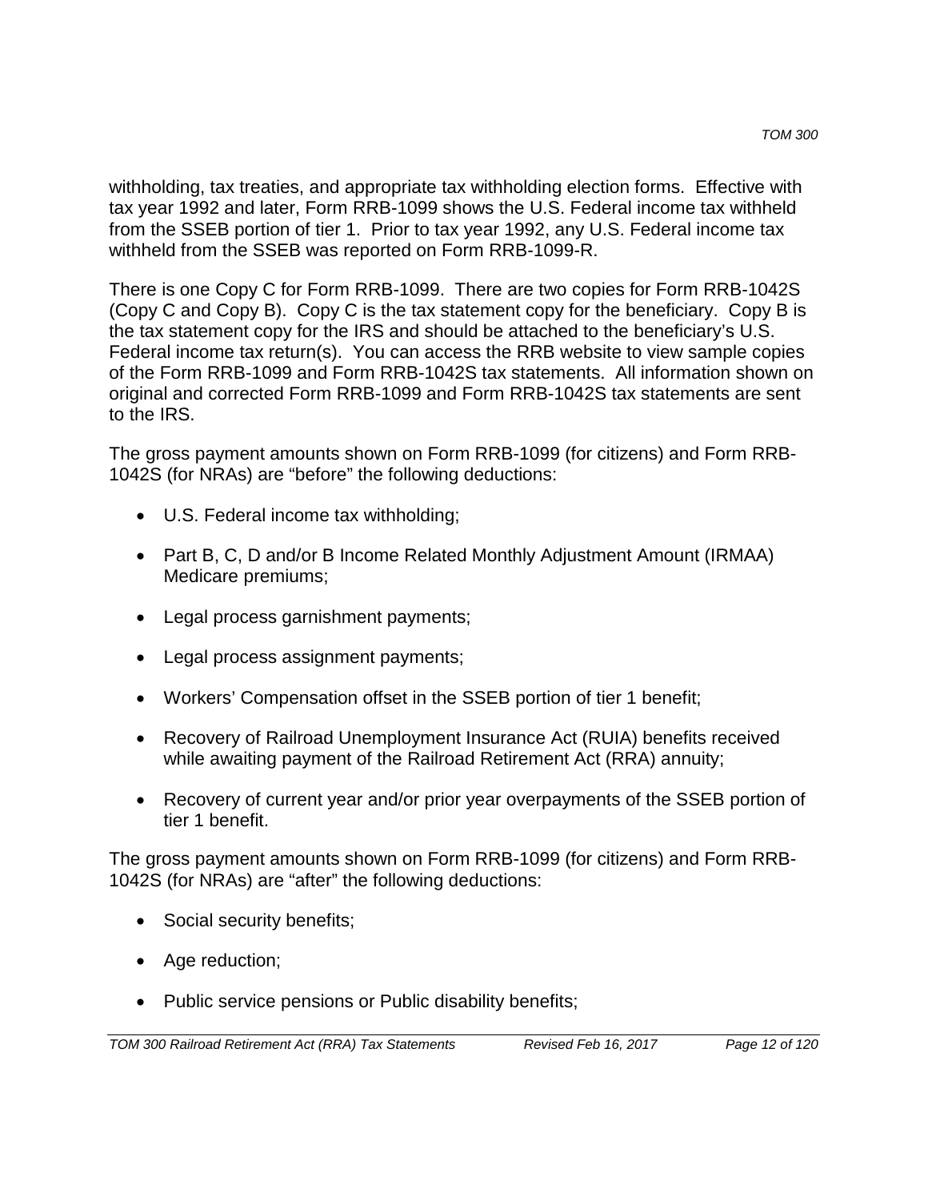withholding, tax treaties, and appropriate tax withholding election forms. Effective with tax year 1992 and later, Form RRB-1099 shows the U.S. Federal income tax withheld from the SSEB portion of tier 1. Prior to tax year 1992, any U.S. Federal income tax withheld from the SSEB was reported on Form RRB-1099-R.

There is one Copy C for Form RRB-1099. There are two copies for Form RRB-1042S (Copy C and Copy B). Copy C is the tax statement copy for the beneficiary. Copy B is the tax statement copy for the IRS and should be attached to the beneficiary's U.S. Federal income tax return(s). You can access the RRB website to view sample copies of the Form RRB-1099 and Form RRB-1042S tax statements. All information shown on original and corrected Form RRB-1099 and Form RRB-1042S tax statements are sent to the IRS.

The gross payment amounts shown on Form RRB-1099 (for citizens) and Form RRB-1042S (for NRAs) are "before" the following deductions:

- U.S. Federal income tax withholding;
- Part B, C, D and/or B Income Related Monthly Adjustment Amount (IRMAA) Medicare premiums;
- Legal process garnishment payments;
- Legal process assignment payments;
- Workers' Compensation offset in the SSEB portion of tier 1 benefit;
- Recovery of Railroad Unemployment Insurance Act (RUIA) benefits received while awaiting payment of the Railroad Retirement Act (RRA) annuity;
- Recovery of current year and/or prior year overpayments of the SSEB portion of tier 1 benefit.

The gross payment amounts shown on Form RRB-1099 (for citizens) and Form RRB-1042S (for NRAs) are "after" the following deductions:

- Social security benefits;
- Age reduction;
- Public service pensions or Public disability benefits;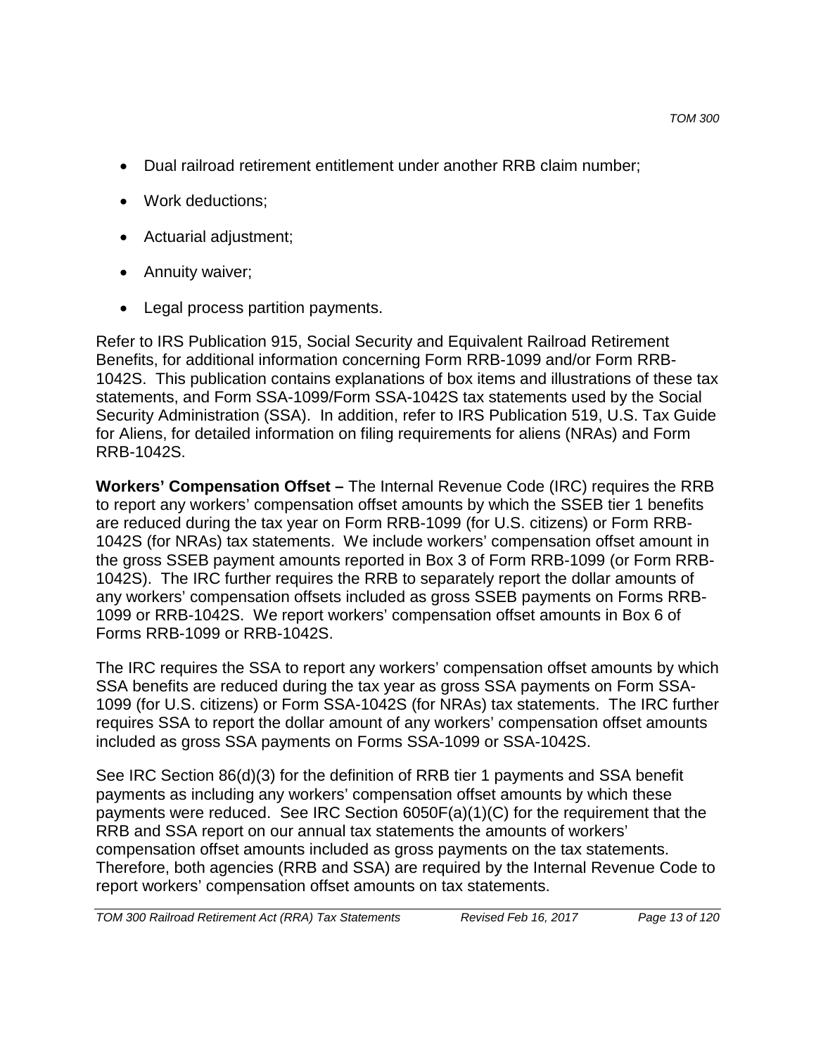- Dual railroad retirement entitlement under another RRB claim number;
- Work deductions;
- Actuarial adjustment;
- Annuity waiver;
- Legal process partition payments.

Refer to IRS Publication 915, Social Security and Equivalent Railroad Retirement Benefits, for additional information concerning Form RRB-1099 and/or Form RRB-1042S. This publication contains explanations of box items and illustrations of these tax statements, and Form SSA-1099/Form SSA-1042S tax statements used by the Social Security Administration (SSA). In addition, refer to IRS Publication 519, U.S. Tax Guide for Aliens, for detailed information on filing requirements for aliens (NRAs) and Form RRB-1042S.

**Workers' Compensation Offset –** The Internal Revenue Code (IRC) requires the RRB to report any workers' compensation offset amounts by which the SSEB tier 1 benefits are reduced during the tax year on Form RRB-1099 (for U.S. citizens) or Form RRB-1042S (for NRAs) tax statements. We include workers' compensation offset amount in the gross SSEB payment amounts reported in Box 3 of Form RRB-1099 (or Form RRB-1042S). The IRC further requires the RRB to separately report the dollar amounts of any workers' compensation offsets included as gross SSEB payments on Forms RRB-1099 or RRB-1042S. We report workers' compensation offset amounts in Box 6 of Forms RRB-1099 or RRB-1042S.

The IRC requires the SSA to report any workers' compensation offset amounts by which SSA benefits are reduced during the tax year as gross SSA payments on Form SSA-1099 (for U.S. citizens) or Form SSA-1042S (for NRAs) tax statements. The IRC further requires SSA to report the dollar amount of any workers' compensation offset amounts included as gross SSA payments on Forms SSA-1099 or SSA-1042S.

See IRC Section 86(d)(3) for the definition of RRB tier 1 payments and SSA benefit payments as including any workers' compensation offset amounts by which these payments were reduced. See IRC Section 6050F(a)(1)(C) for the requirement that the RRB and SSA report on our annual tax statements the amounts of workers' compensation offset amounts included as gross payments on the tax statements. Therefore, both agencies (RRB and SSA) are required by the Internal Revenue Code to report workers' compensation offset amounts on tax statements.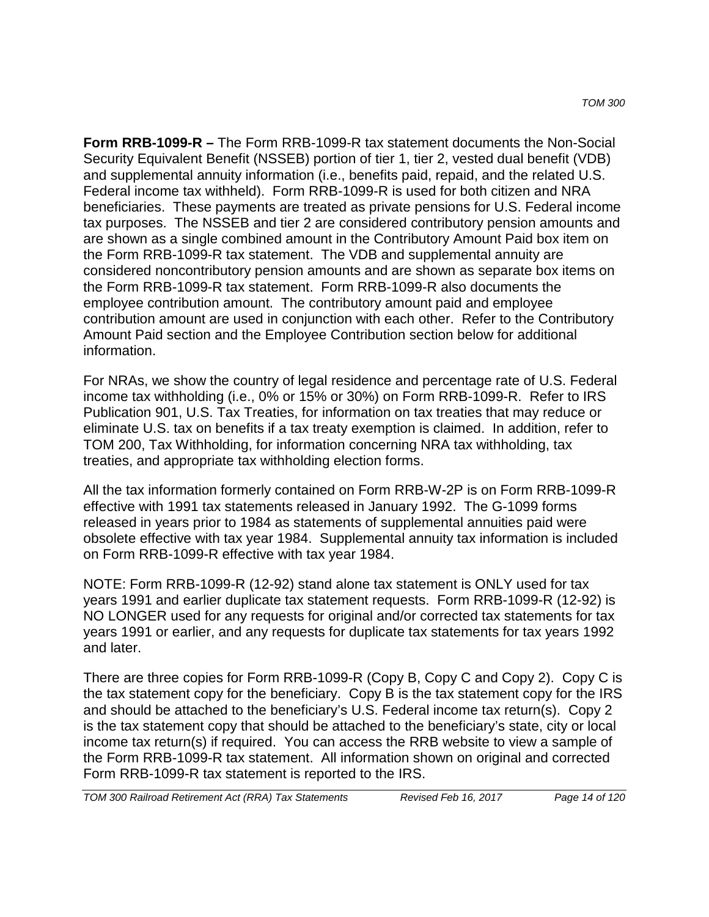**Form RRB-1099-R –** The Form RRB-1099-R tax statement documents the Non-Social Security Equivalent Benefit (NSSEB) portion of tier 1, tier 2, vested dual benefit (VDB) and supplemental annuity information (i.e., benefits paid, repaid, and the related U.S. Federal income tax withheld). Form RRB-1099-R is used for both citizen and NRA beneficiaries. These payments are treated as private pensions for U.S. Federal income tax purposes. The NSSEB and tier 2 are considered contributory pension amounts and are shown as a single combined amount in the Contributory Amount Paid box item on the Form RRB-1099-R tax statement. The VDB and supplemental annuity are considered noncontributory pension amounts and are shown as separate box items on the Form RRB-1099-R tax statement. Form RRB-1099-R also documents the employee contribution amount. The contributory amount paid and employee contribution amount are used in conjunction with each other. Refer to the Contributory Amount Paid section and the Employee Contribution section below for additional information.

For NRAs, we show the country of legal residence and percentage rate of U.S. Federal income tax withholding (i.e., 0% or 15% or 30%) on Form RRB-1099-R. Refer to IRS Publication 901, U.S. Tax Treaties, for information on tax treaties that may reduce or eliminate U.S. tax on benefits if a tax treaty exemption is claimed. In addition, refer to TOM 200, Tax Withholding, for information concerning NRA tax withholding, tax treaties, and appropriate tax withholding election forms.

All the tax information formerly contained on Form RRB-W-2P is on Form RRB-1099-R effective with 1991 tax statements released in January 1992. The G-1099 forms released in years prior to 1984 as statements of supplemental annuities paid were obsolete effective with tax year 1984. Supplemental annuity tax information is included on Form RRB-1099-R effective with tax year 1984.

NOTE: Form RRB-1099-R (12-92) stand alone tax statement is ONLY used for tax years 1991 and earlier duplicate tax statement requests. Form RRB-1099-R (12-92) is NO LONGER used for any requests for original and/or corrected tax statements for tax years 1991 or earlier, and any requests for duplicate tax statements for tax years 1992 and later.

There are three copies for Form RRB-1099-R (Copy B, Copy C and Copy 2). Copy C is the tax statement copy for the beneficiary. Copy B is the tax statement copy for the IRS and should be attached to the beneficiary's U.S. Federal income tax return(s). Copy 2 is the tax statement copy that should be attached to the beneficiary's state, city or local income tax return(s) if required. You can access the RRB website to view a sample of the Form RRB-1099-R tax statement. All information shown on original and corrected Form RRB-1099-R tax statement is reported to the IRS.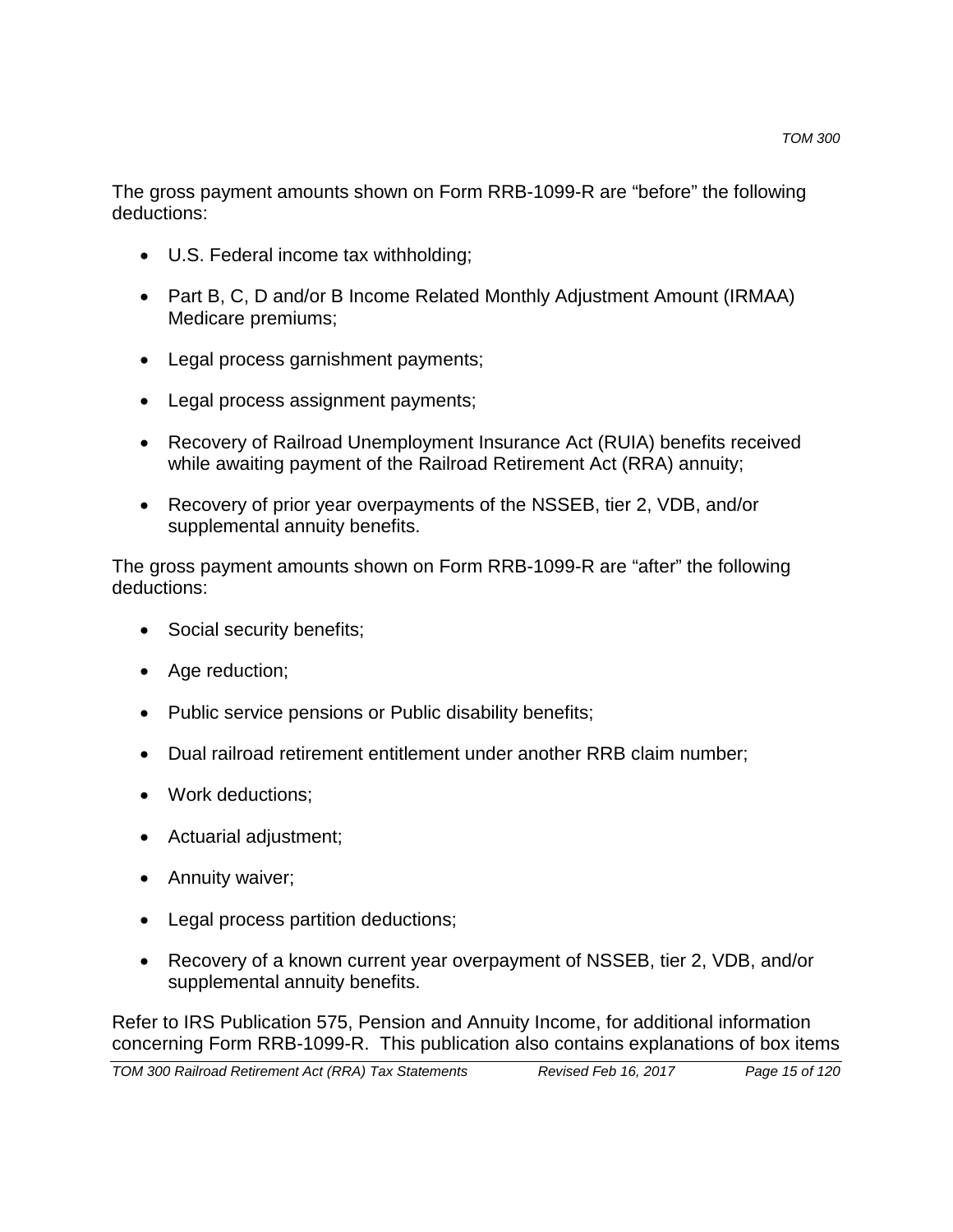The gross payment amounts shown on Form RRB-1099-R are "before" the following deductions:

- U.S. Federal income tax withholding;
- Part B, C, D and/or B Income Related Monthly Adjustment Amount (IRMAA) Medicare premiums;
- Legal process garnishment payments;
- Legal process assignment payments;
- Recovery of Railroad Unemployment Insurance Act (RUIA) benefits received while awaiting payment of the Railroad Retirement Act (RRA) annuity;
- Recovery of prior year overpayments of the NSSEB, tier 2, VDB, and/or supplemental annuity benefits.

The gross payment amounts shown on Form RRB-1099-R are "after" the following deductions:

- Social security benefits;
- Age reduction;
- Public service pensions or Public disability benefits;
- Dual railroad retirement entitlement under another RRB claim number;
- Work deductions;
- Actuarial adjustment;
- Annuity waiver;
- Legal process partition deductions;
- Recovery of a known current year overpayment of NSSEB, tier 2, VDB, and/or supplemental annuity benefits.

Refer to IRS Publication 575, Pension and Annuity Income, for additional information concerning Form RRB-1099-R. This publication also contains explanations of box items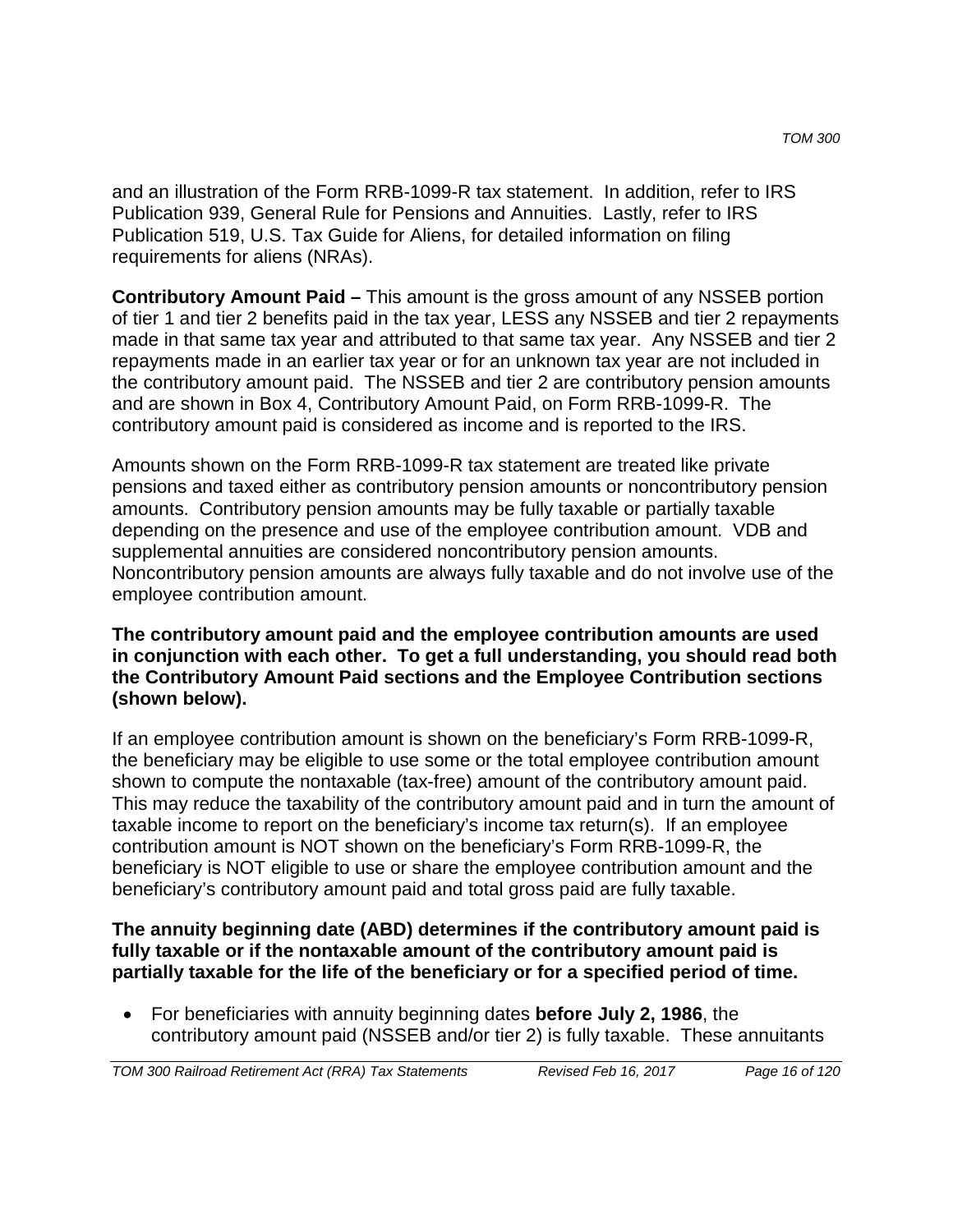and an illustration of the Form RRB-1099-R tax statement. In addition, refer to IRS Publication 939, General Rule for Pensions and Annuities. Lastly, refer to IRS Publication 519, U.S. Tax Guide for Aliens, for detailed information on filing requirements for aliens (NRAs).

**Contributory Amount Paid –** This amount is the gross amount of any NSSEB portion of tier 1 and tier 2 benefits paid in the tax year, LESS any NSSEB and tier 2 repayments made in that same tax year and attributed to that same tax year. Any NSSEB and tier 2 repayments made in an earlier tax year or for an unknown tax year are not included in the contributory amount paid. The NSSEB and tier 2 are contributory pension amounts and are shown in Box 4, Contributory Amount Paid, on Form RRB-1099-R. The contributory amount paid is considered as income and is reported to the IRS.

Amounts shown on the Form RRB-1099-R tax statement are treated like private pensions and taxed either as contributory pension amounts or noncontributory pension amounts. Contributory pension amounts may be fully taxable or partially taxable depending on the presence and use of the employee contribution amount. VDB and supplemental annuities are considered noncontributory pension amounts. Noncontributory pension amounts are always fully taxable and do not involve use of the employee contribution amount.

**The contributory amount paid and the employee contribution amounts are used in conjunction with each other. To get a full understanding, you should read both the Contributory Amount Paid sections and the Employee Contribution sections (shown below).**

If an employee contribution amount is shown on the beneficiary's Form RRB-1099-R, the beneficiary may be eligible to use some or the total employee contribution amount shown to compute the nontaxable (tax-free) amount of the contributory amount paid. This may reduce the taxability of the contributory amount paid and in turn the amount of taxable income to report on the beneficiary's income tax return(s). If an employee contribution amount is NOT shown on the beneficiary's Form RRB-1099-R, the beneficiary is NOT eligible to use or share the employee contribution amount and the beneficiary's contributory amount paid and total gross paid are fully taxable.

**The annuity beginning date (ABD) determines if the contributory amount paid is fully taxable or if the nontaxable amount of the contributory amount paid is partially taxable for the life of the beneficiary or for a specified period of time.**

- For beneficiaries with annuity beginning dates **before July 2, 1986**, the contributory amount paid (NSSEB and/or tier 2) is fully taxable. These annuitants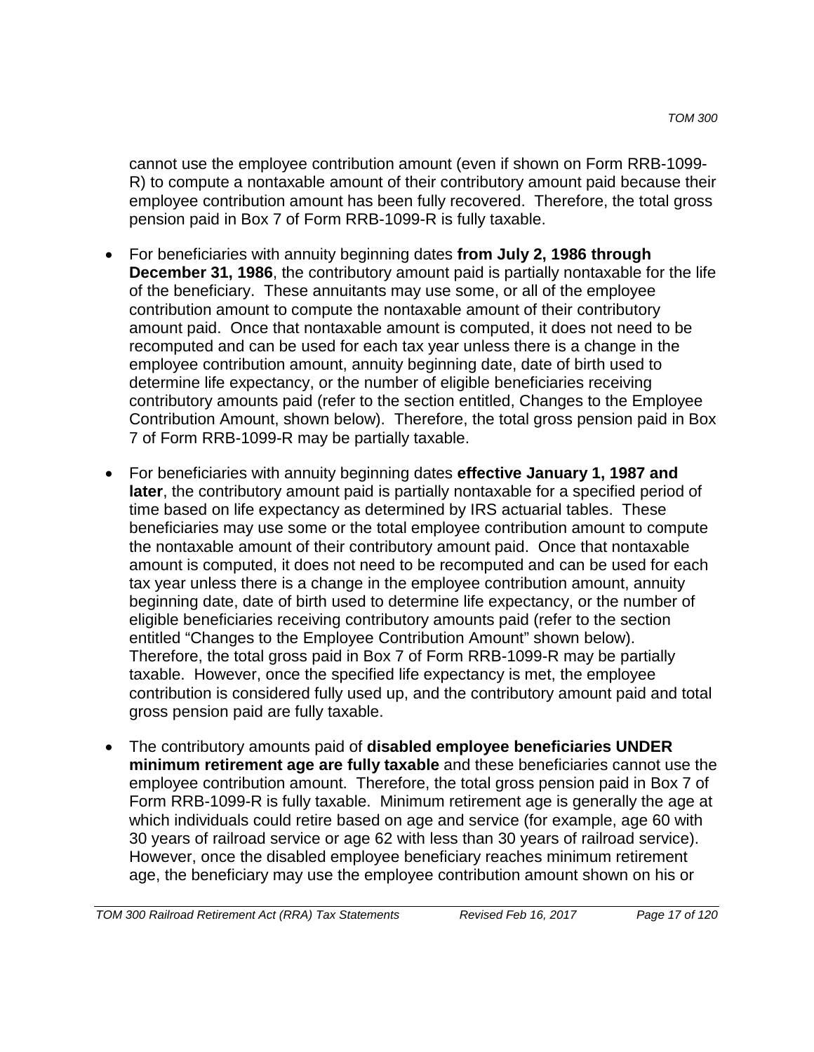cannot use the employee contribution amount (even if shown on Form RRB-1099-R) to compute a nontaxable amount of their contributory amount paid because their employee contribution amount has been fully recovered. Therefore, the total gross pension paid in Box 7 of Form RRB-1099-R is fully taxable.

- For beneficiaries with annuity beginning dates **from July 2, 1986 through December 31, 1986**, the contributory amount paid is partially nontaxable for the life of the beneficiary. These annuitants may use some, or all of the employee contribution amount to compute the nontaxable amount of their contributory amount paid. Once that nontaxable amount is computed, it does not need to be recomputed and can be used for each tax year unless there is a change in the employee contribution amount, annuity beginning date, date of birth used to determine life expectancy, or the number of eligible beneficiaries receiving contributory amounts paid (refer to the section entitled, Changes to the Employee Contribution Amount, shown below). Therefore, the total gross pension paid in Box 7 of Form RRB-1099-R may be partially taxable.

- For beneficiaries with annuity beginning dates **effective January 1, 1987 and later**, the contributory amount paid is partially nontaxable for a specified period of time based on life expectancy as determined by IRS actuarial tables. These beneficiaries may use some or the total employee contribution amount to compute the nontaxable amount of their contributory amount paid. Once that nontaxable amount is computed, it does not need to be recomputed and can be used for each tax year unless there is a change in the employee contribution amount, annuity beginning date, date of birth used to determine life expectancy, or the number of eligible beneficiaries receiving contributory amounts paid (refer to the section entitled "Changes to the Employee Contribution Amount" shown below). Therefore, the total gross paid in Box 7 of Form RRB-1099-R may be partially taxable. However, once the specified life expectancy is met, the employee contribution is considered fully used up, and the contributory amount paid and total gross pension paid are fully taxable.

- The contributory amounts paid of **disabled employee beneficiaries UNDER minimum retirement age are fully taxable** and these beneficiaries cannot use the employee contribution amount. Therefore, the total gross pension paid in Box 7 of Form RRB-1099-R is fully taxable. Minimum retirement age is generally the age at which individuals could retire based on age and service (for example, age 60 with 30 years of railroad service or age 62 with less than 30 years of railroad service). However, once the disabled employee beneficiary reaches minimum retirement age, the beneficiary may use the employee contribution amount shown on his or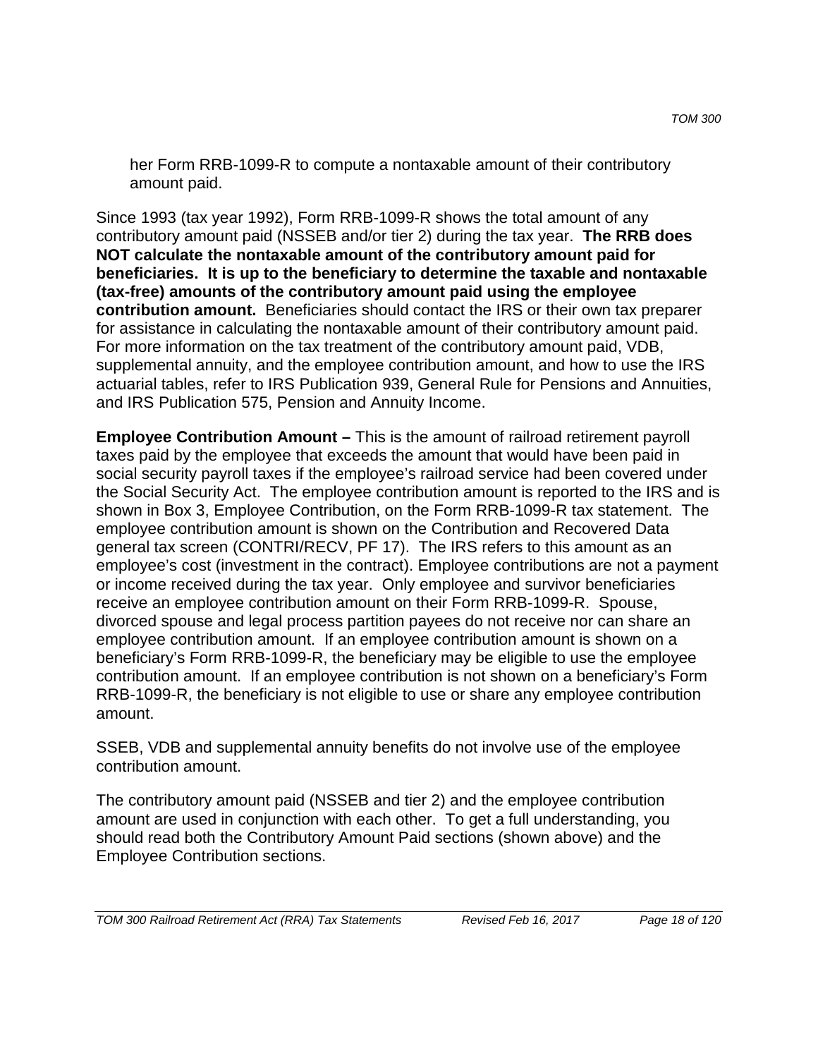her Form RRB-1099-R to compute a nontaxable amount of their contributory amount paid.

Since 1993 (tax year 1992), Form RRB-1099-R shows the total amount of any contributory amount paid (NSSEB and/or tier 2) during the tax year. **The RRB does NOT calculate the nontaxable amount of the contributory amount paid for beneficiaries. It is up to the beneficiary to determine the taxable and nontaxable (tax-free) amounts of the contributory amount paid using the employee contribution amount.** Beneficiaries should contact the IRS or their own tax preparer for assistance in calculating the nontaxable amount of their contributory amount paid. For more information on the tax treatment of the contributory amount paid, VDB, supplemental annuity, and the employee contribution amount, and how to use the IRS actuarial tables, refer to IRS Publication 939, General Rule for Pensions and Annuities, and IRS Publication 575, Pension and Annuity Income.

**Employee Contribution Amount –** This is the amount of railroad retirement payroll taxes paid by the employee that exceeds the amount that would have been paid in social security payroll taxes if the employee's railroad service had been covered under the Social Security Act. The employee contribution amount is reported to the IRS and is shown in Box 3, Employee Contribution, on the Form RRB-1099-R tax statement. The employee contribution amount is shown on the Contribution and Recovered Data general tax screen (CONTRI/RECV, PF 17). The IRS refers to this amount as an employee's cost (investment in the contract). Employee contributions are not a payment or income received during the tax year. Only employee and survivor beneficiaries receive an employee contribution amount on their Form RRB-1099-R. Spouse, divorced spouse and legal process partition payees do not receive nor can share an employee contribution amount. If an employee contribution amount is shown on a beneficiary's Form RRB-1099-R, the beneficiary may be eligible to use the employee contribution amount. If an employee contribution is not shown on a beneficiary's Form RRB-1099-R, the beneficiary is not eligible to use or share any employee contribution amount.

SSEB, VDB and supplemental annuity benefits do not involve use of the employee contribution amount.

The contributory amount paid (NSSEB and tier 2) and the employee contribution amount are used in conjunction with each other. To get a full understanding, you should read both the Contributory Amount Paid sections (shown above) and the Employee Contribution sections.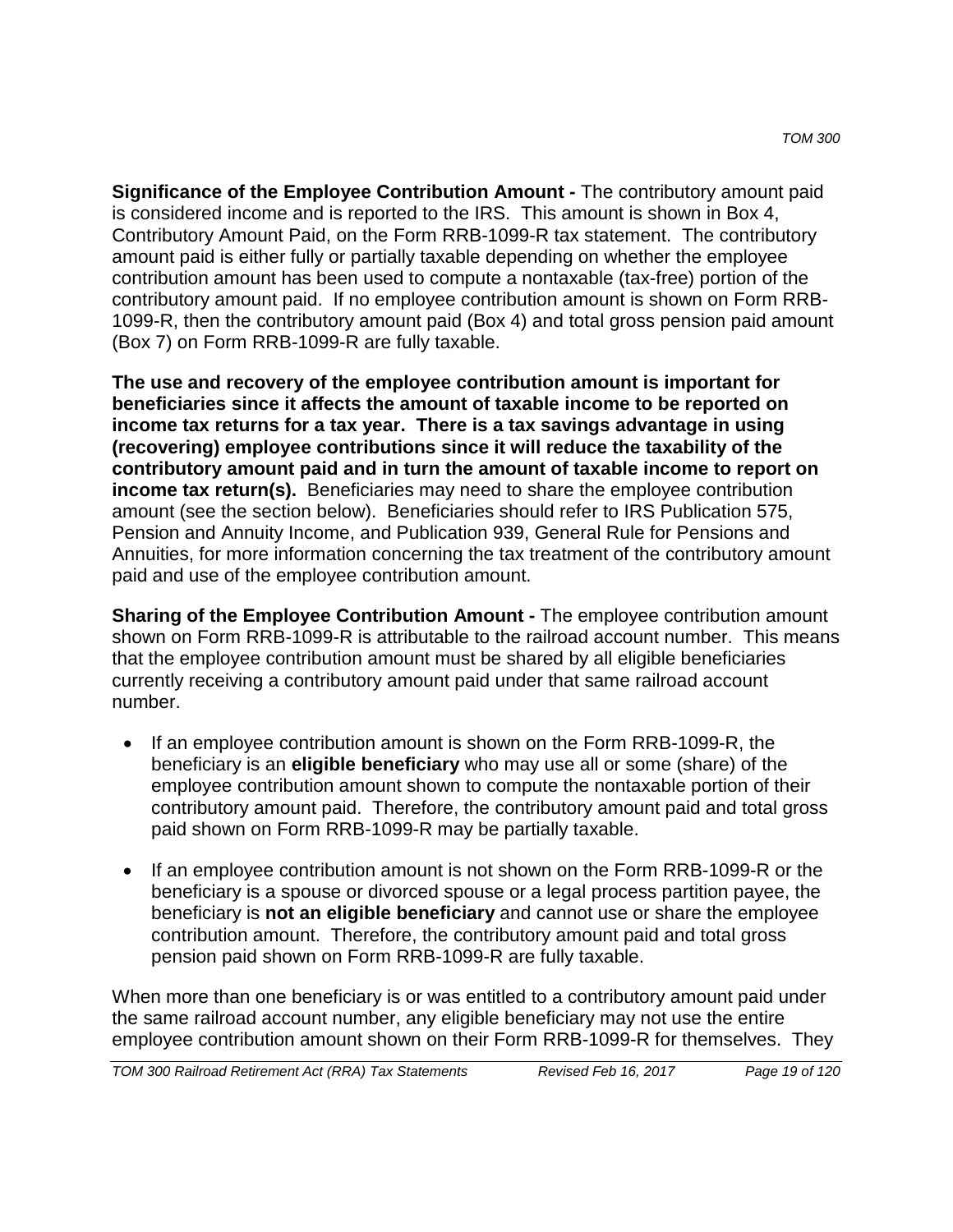**Significance of the Employee Contribution Amount -** The contributory amount paid is considered income and is reported to the IRS. This amount is shown in Box 4, Contributory Amount Paid, on the Form RRB-1099-R tax statement. The contributory amount paid is either fully or partially taxable depending on whether the employee contribution amount has been used to compute a nontaxable (tax-free) portion of the contributory amount paid. If no employee contribution amount is shown on Form RRB-1099-R, then the contributory amount paid (Box 4) and total gross pension paid amount (Box 7) on Form RRB-1099-R are fully taxable.

**The use and recovery of the employee contribution amount is important for beneficiaries since it affects the amount of taxable income to be reported on income tax returns for a tax year. There is a tax savings advantage in using (recovering) employee contributions since it will reduce the taxability of the contributory amount paid and in turn the amount of taxable income to report on income tax return(s).** Beneficiaries may need to share the employee contribution amount (see the section below). Beneficiaries should refer to IRS Publication 575, Pension and Annuity Income, and Publication 939, General Rule for Pensions and Annuities, for more information concerning the tax treatment of the contributory amount paid and use of the employee contribution amount.

**Sharing of the Employee Contribution Amount -** The employee contribution amount shown on Form RRB-1099-R is attributable to the railroad account number. This means that the employee contribution amount must be shared by all eligible beneficiaries currently receiving a contributory amount paid under that same railroad account number.

- If an employee contribution amount is shown on the Form RRB-1099-R, the beneficiary is an **eligible beneficiary** who may use all or some (share) of the employee contribution amount shown to compute the nontaxable portion of their contributory amount paid. Therefore, the contributory amount paid and total gross paid shown on Form RRB-1099-R may be partially taxable.

- If an employee contribution amount is not shown on the Form RRB-1099-R or the beneficiary is a spouse or divorced spouse or a legal process partition payee, the beneficiary is **not an eligible beneficiary** and cannot use or share the employee contribution amount. Therefore, the contributory amount paid and total gross pension paid shown on Form RRB-1099-R are fully taxable.

When more than one beneficiary is or was entitled to a contributory amount paid under the same railroad account number, any eligible beneficiary may not use the entire employee contribution amount shown on their Form RRB-1099-R for themselves. They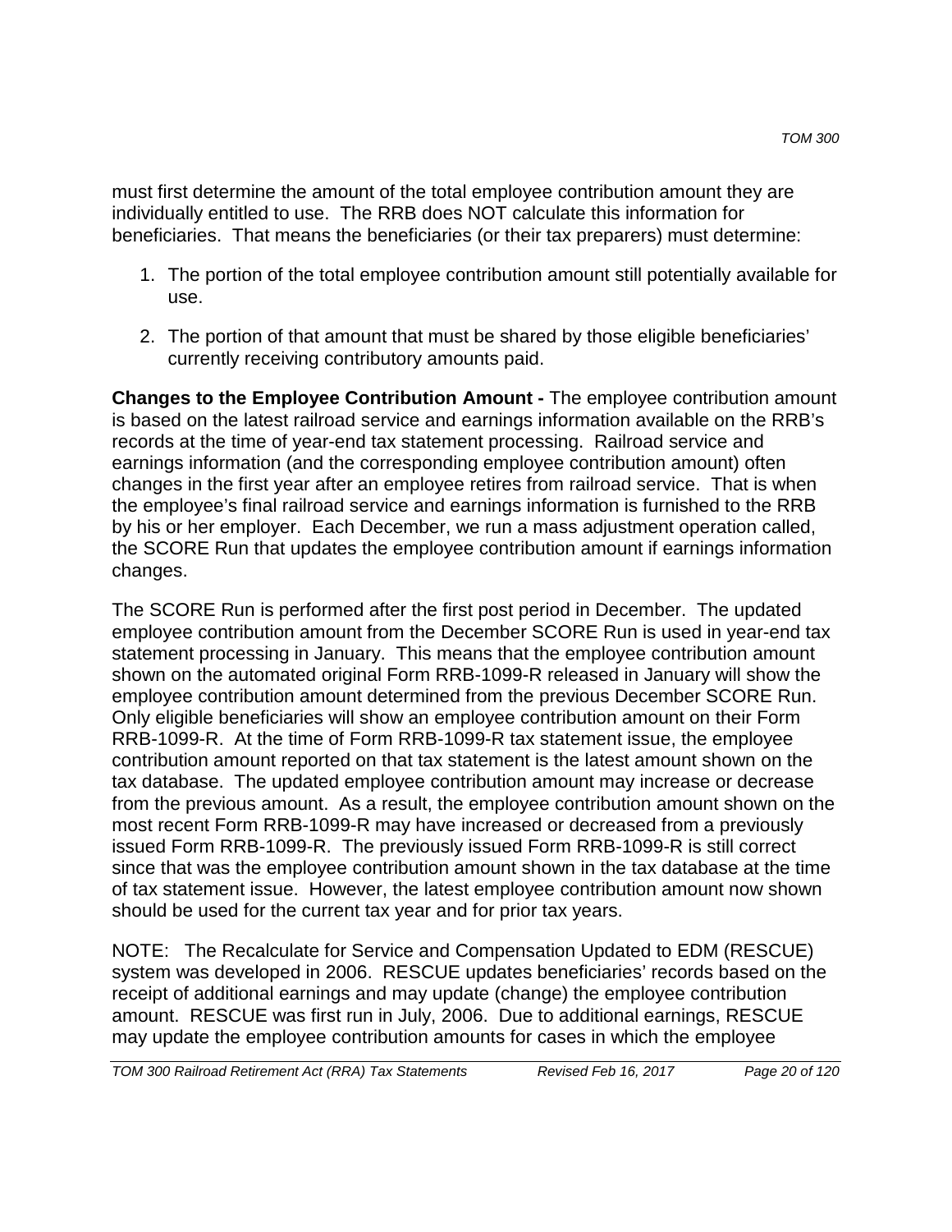must first determine the amount of the total employee contribution amount they are individually entitled to use. The RRB does NOT calculate this information for beneficiaries. That means the beneficiaries (or their tax preparers) must determine:

1. The portion of the total employee contribution amount still potentially available for use.

2. The portion of that amount that must be shared by those eligible beneficiaries' currently receiving contributory amounts paid.

**Changes to the Employee Contribution Amount -** The employee contribution amount is based on the latest railroad service and earnings information available on the RRB's records at the time of year-end tax statement processing. Railroad service and earnings information (and the corresponding employee contribution amount) often changes in the first year after an employee retires from railroad service. That is when the employee's final railroad service and earnings information is furnished to the RRB by his or her employer. Each December, we run a mass adjustment operation called, the SCORE Run that updates the employee contribution amount if earnings information changes.

The SCORE Run is performed after the first post period in December. The updated employee contribution amount from the December SCORE Run is used in year-end tax statement processing in January. This means that the employee contribution amount shown on the automated original Form RRB-1099-R released in January will show the employee contribution amount determined from the previous December SCORE Run. Only eligible beneficiaries will show an employee contribution amount on their Form RRB-1099-R. At the time of Form RRB-1099-R tax statement issue, the employee contribution amount reported on that tax statement is the latest amount shown on the tax database. The updated employee contribution amount may increase or decrease from the previous amount. As a result, the employee contribution amount shown on the most recent Form RRB-1099-R may have increased or decreased from a previously issued Form RRB-1099-R. The previously issued Form RRB-1099-R is still correct since that was the employee contribution amount shown in the tax database at the time of tax statement issue. However, the latest employee contribution amount now shown should be used for the current tax year and for prior tax years.

NOTE: The Recalculate for Service and Compensation Updated to EDM (RESCUE) system was developed in 2006. RESCUE updates beneficiaries' records based on the receipt of additional earnings and may update (change) the employee contribution amount. RESCUE was first run in July, 2006. Due to additional earnings, RESCUE may update the employee contribution amounts for cases in which the employee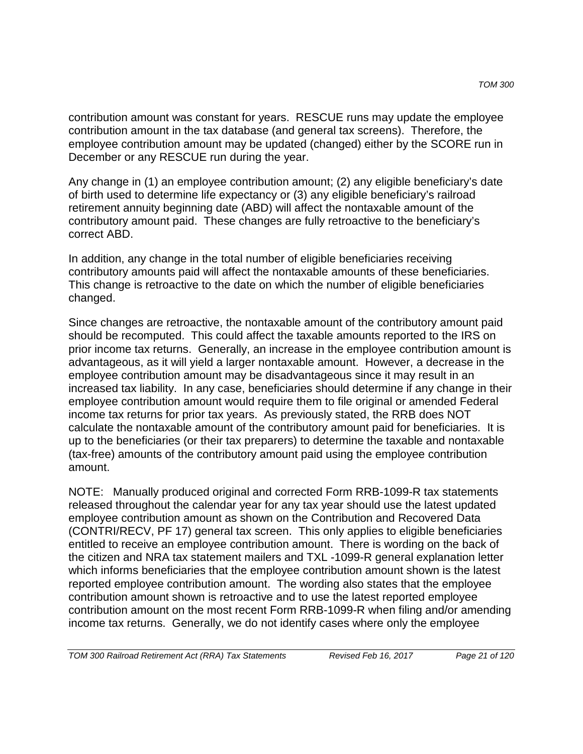contribution amount was constant for years. RESCUE runs may update the employee contribution amount in the tax database (and general tax screens). Therefore, the employee contribution amount may be updated (changed) either by the SCORE run in December or any RESCUE run during the year.

Any change in (1) an employee contribution amount; (2) any eligible beneficiary's date of birth used to determine life expectancy or (3) any eligible beneficiary's railroad retirement annuity beginning date (ABD) will affect the nontaxable amount of the contributory amount paid. These changes are fully retroactive to the beneficiary's correct ABD.

In addition, any change in the total number of eligible beneficiaries receiving contributory amounts paid will affect the nontaxable amounts of these beneficiaries. This change is retroactive to the date on which the number of eligible beneficiaries changed.

Since changes are retroactive, the nontaxable amount of the contributory amount paid should be recomputed. This could affect the taxable amounts reported to the IRS on prior income tax returns. Generally, an increase in the employee contribution amount is advantageous, as it will yield a larger nontaxable amount. However, a decrease in the employee contribution amount may be disadvantageous since it may result in an increased tax liability. In any case, beneficiaries should determine if any change in their employee contribution amount would require them to file original or amended Federal income tax returns for prior tax years. As previously stated, the RRB does NOT calculate the nontaxable amount of the contributory amount paid for beneficiaries. It is up to the beneficiaries (or their tax preparers) to determine the taxable and nontaxable (tax-free) amounts of the contributory amount paid using the employee contribution amount.

NOTE: Manually produced original and corrected Form RRB-1099-R tax statements released throughout the calendar year for any tax year should use the latest updated employee contribution amount as shown on the Contribution and Recovered Data (CONTRI/RECV, PF 17) general tax screen. This only applies to eligible beneficiaries entitled to receive an employee contribution amount. There is wording on the back of the citizen and NRA tax statement mailers and TXL -1099-R general explanation letter which informs beneficiaries that the employee contribution amount shown is the latest reported employee contribution amount. The wording also states that the employee contribution amount shown is retroactive and to use the latest reported employee contribution amount on the most recent Form RRB-1099-R when filing and/or amending income tax returns. Generally, we do not identify cases where only the employee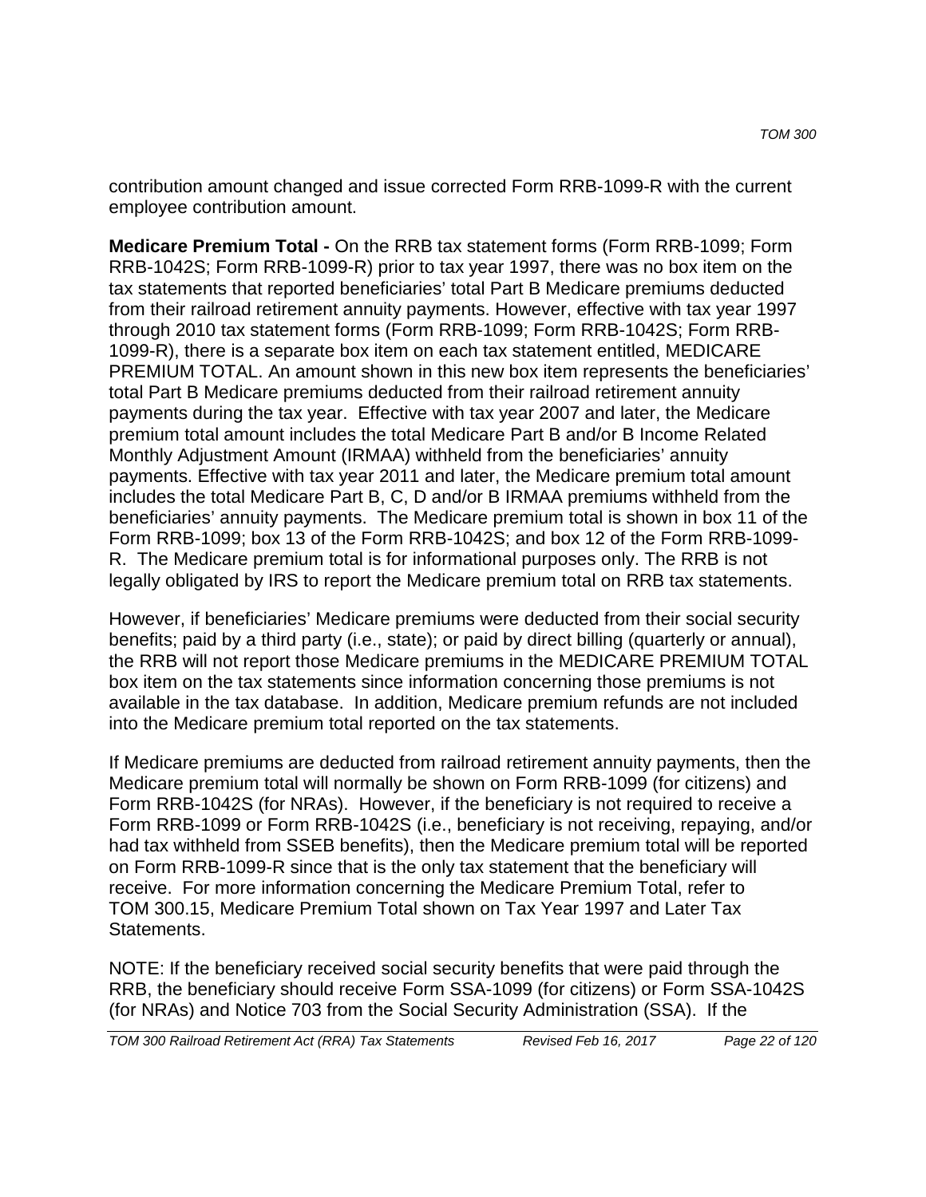contribution amount changed and issue corrected Form RRB-1099-R with the current employee contribution amount.

**Medicare Premium Total -** On the RRB tax statement forms (Form RRB-1099; Form RRB-1042S; Form RRB-1099-R) prior to tax year 1997, there was no box item on the tax statements that reported beneficiaries' total Part B Medicare premiums deducted from their railroad retirement annuity payments. However, effective with tax year 1997 through 2010 tax statement forms (Form RRB-1099; Form RRB-1042S; Form RRB-1099-R), there is a separate box item on each tax statement entitled, MEDICARE PREMIUM TOTAL. An amount shown in this new box item represents the beneficiaries' total Part B Medicare premiums deducted from their railroad retirement annuity payments during the tax year. Effective with tax year 2007 and later, the Medicare premium total amount includes the total Medicare Part B and/or B Income Related Monthly Adjustment Amount (IRMAA) withheld from the beneficiaries' annuity payments. Effective with tax year 2011 and later, the Medicare premium total amount includes the total Medicare Part B, C, D and/or B IRMAA premiums withheld from the beneficiaries' annuity payments. The Medicare premium total is shown in box 11 of the Form RRB-1099; box 13 of the Form RRB-1042S; and box 12 of the Form RRB-1099-R. The Medicare premium total is for informational purposes only. The RRB is not legally obligated by IRS to report the Medicare premium total on RRB tax statements.

However, if beneficiaries' Medicare premiums were deducted from their social security benefits; paid by a third party (i.e., state); or paid by direct billing (quarterly or annual), the RRB will not report those Medicare premiums in the MEDICARE PREMIUM TOTAL box item on the tax statements since information concerning those premiums is not available in the tax database. In addition, Medicare premium refunds are not included into the Medicare premium total reported on the tax statements.

If Medicare premiums are deducted from railroad retirement annuity payments, then the Medicare premium total will normally be shown on Form RRB-1099 (for citizens) and Form RRB-1042S (for NRAs). However, if the beneficiary is not required to receive a Form RRB-1099 or Form RRB-1042S (i.e., beneficiary is not receiving, repaying, and/or had tax withheld from SSEB benefits), then the Medicare premium total will be reported on Form RRB-1099-R since that is the only tax statement that the beneficiary will receive. For more information concerning the Medicare Premium Total, refer to TOM 300.15, Medicare Premium Total shown on Tax Year 1997 and Later Tax Statements.

NOTE: If the beneficiary received social security benefits that were paid through the RRB, the beneficiary should receive Form SSA-1099 (for citizens) or Form SSA-1042S (for NRAs) and Notice 703 from the Social Security Administration (SSA). If the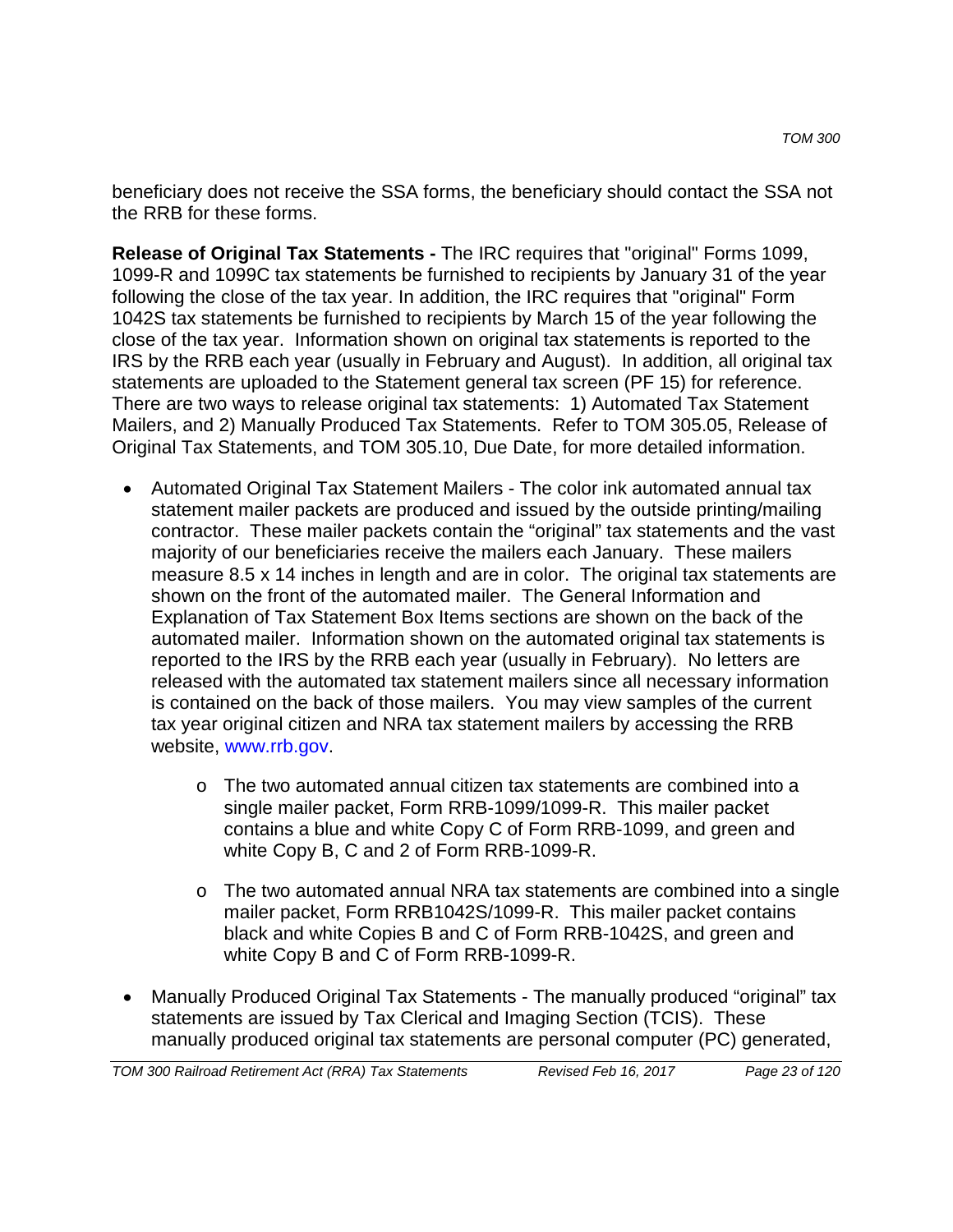beneficiary does not receive the SSA forms, the beneficiary should contact the SSA not the RRB for these forms.

**Release of Original Tax Statements -** The IRC requires that "original" Forms 1099, 1099-R and 1099C tax statements be furnished to recipients by January 31 of the year following the close of the tax year. In addition, the IRC requires that "original" Form 1042S tax statements be furnished to recipients by March 15 of the year following the close of the tax year. Information shown on original tax statements is reported to the IRS by the RRB each year (usually in February and August). In addition, all original tax statements are uploaded to the Statement general tax screen (PF 15) for reference. There are two ways to release original tax statements: 1) Automated Tax Statement Mailers, and 2) Manually Produced Tax Statements. Refer to TOM 305.05, Release of Original Tax Statements, and TOM 305.10, Due Date, for more detailed information.

- Automated Original Tax Statement Mailers - The color ink automated annual tax statement mailer packets are produced and issued by the outside printing/mailing contractor. These mailer packets contain the "original" tax statements and the vast majority of our beneficiaries receive the mailers each January. These mailers measure 8.5 x 14 inches in length and are in color. The original tax statements are shown on the front of the automated mailer. The General Information and Explanation of Tax Statement Box Items sections are shown on the back of the automated mailer. Information shown on the automated original tax statements is reported to the IRS by the RRB each year (usually in February). No letters are released with the automated tax statement mailers since all necessary information is contained on the back of those mailers. You may view samples of the current tax year original citizen and NRA tax statement mailers by accessing the RRB website, www.rrb.gov.
    - The two automated annual citizen tax statements are combined into a single mailer packet, Form RRB-1099/1099-R. This mailer packet contains a blue and white Copy C of Form RRB-1099, and green and white Copy B, C and 2 of Form RRB-1099-R.
    - The two automated annual NRA tax statements are combined into a single mailer packet, Form RRB1042S/1099-R. This mailer packet contains black and white Copies B and C of Form RRB-1042S, and green and white Copy B and C of Form RRB-1099-R.
- Manually Produced Original Tax Statements - The manually produced "original" tax statements are issued by Tax Clerical and Imaging Section (TCIS). These manually produced original tax statements are personal computer (PC) generated,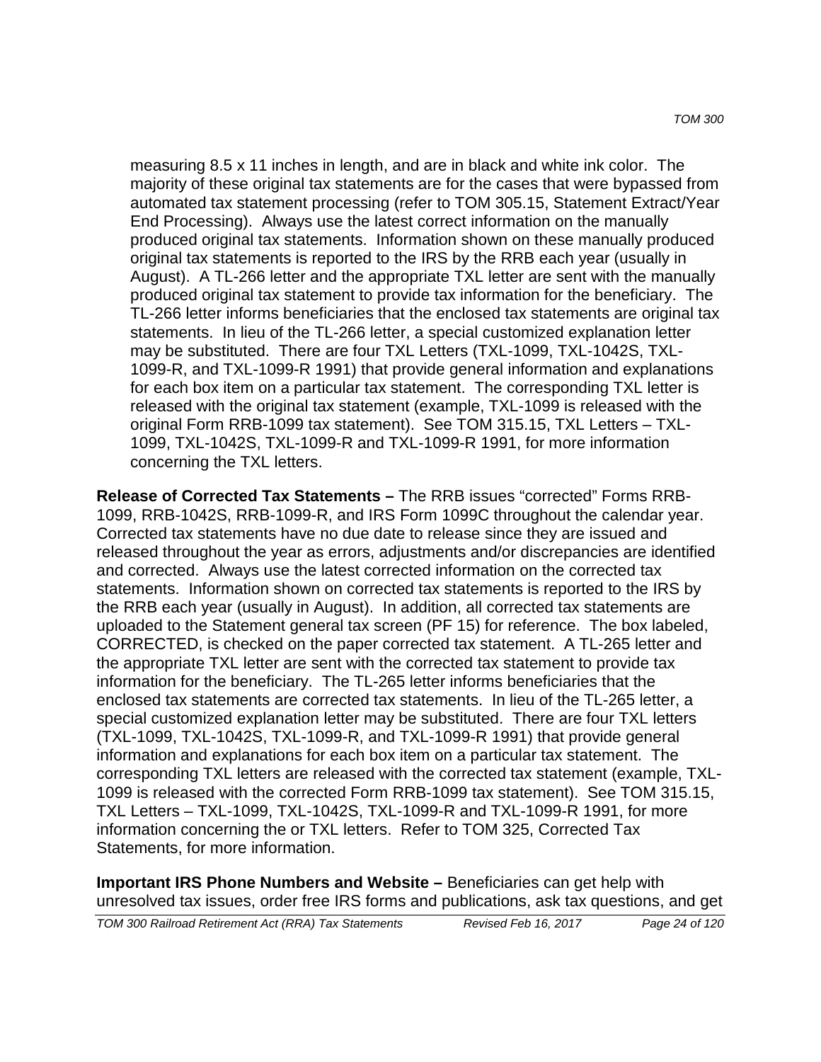measuring 8.5 x 11 inches in length, and are in black and white ink color. The majority of these original tax statements are for the cases that were bypassed from automated tax statement processing (refer to TOM 305.15, Statement Extract/Year End Processing). Always use the latest correct information on the manually produced original tax statements. Information shown on these manually produced original tax statements is reported to the IRS by the RRB each year (usually in August). A TL-266 letter and the appropriate TXL letter are sent with the manually produced original tax statement to provide tax information for the beneficiary. The TL-266 letter informs beneficiaries that the enclosed tax statements are original tax statements. In lieu of the TL-266 letter, a special customized explanation letter may be substituted. There are four TXL Letters (TXL-1099, TXL-1042S, TXL-1099-R, and TXL-1099-R 1991) that provide general information and explanations for each box item on a particular tax statement. The corresponding TXL letter is released with the original tax statement (example, TXL-1099 is released with the original Form RRB-1099 tax statement). See TOM 315.15, TXL Letters – TXL-1099, TXL-1042S, TXL-1099-R and TXL-1099-R 1991, for more information concerning the TXL letters.

**Release of Corrected Tax Statements –** The RRB issues “corrected” Forms RRB-1099, RRB-1042S, RRB-1099-R, and IRS Form 1099C throughout the calendar year. Corrected tax statements have no due date to release since they are issued and released throughout the year as errors, adjustments and/or discrepancies are identified and corrected. Always use the latest corrected information on the corrected tax statements. Information shown on corrected tax statements is reported to the IRS by the RRB each year (usually in August). In addition, all corrected tax statements are uploaded to the Statement general tax screen (PF 15) for reference. The box labeled, CORRECTED, is checked on the paper corrected tax statement. A TL-265 letter and the appropriate TXL letter are sent with the corrected tax statement to provide tax information for the beneficiary. The TL-265 letter informs beneficiaries that the enclosed tax statements are corrected tax statements. In lieu of the TL-265 letter, a special customized explanation letter may be substituted. There are four TXL letters (TXL-1099, TXL-1042S, TXL-1099-R, and TXL-1099-R 1991) that provide general information and explanations for each box item on a particular tax statement. The corresponding TXL letters are released with the corrected tax statement (example, TXL-1099 is released with the corrected Form RRB-1099 tax statement). See TOM 315.15, TXL Letters – TXL-1099, TXL-1042S, TXL-1099-R and TXL-1099-R 1991, for more information concerning the or TXL letters. Refer to TOM 325, Corrected Tax Statements, for more information.

**Important IRS Phone Numbers and Website –** Beneficiaries can get help with unresolved tax issues, order free IRS forms and publications, ask tax questions, and get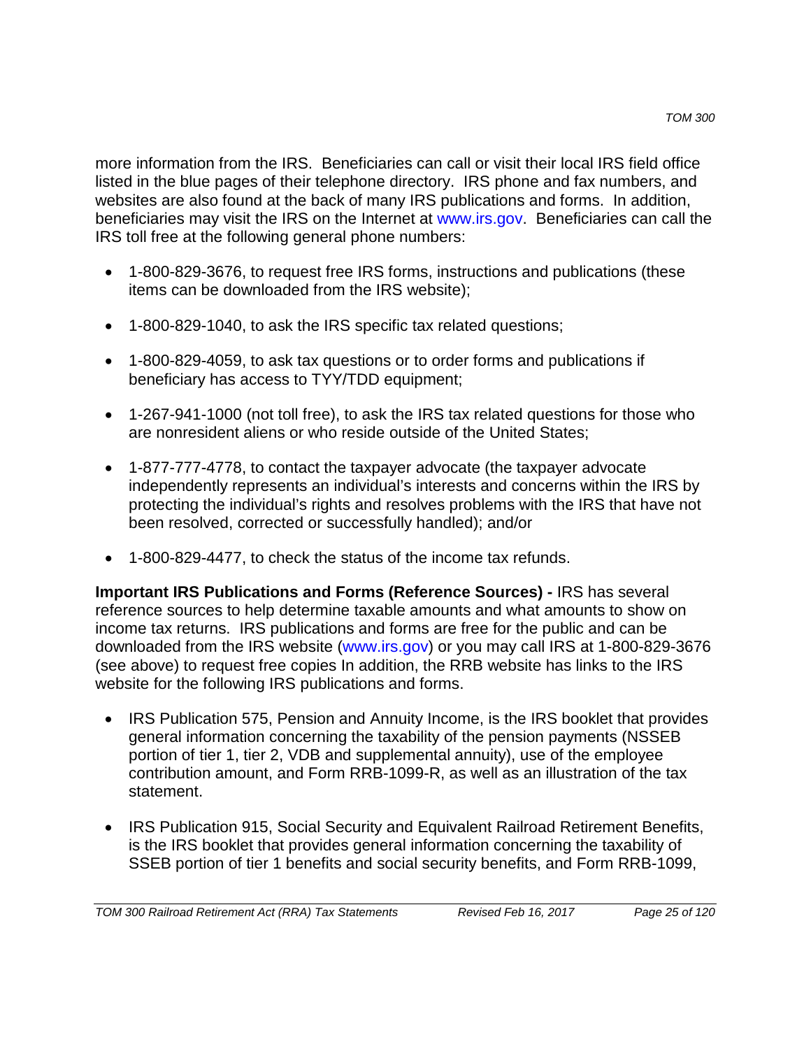more information from the IRS. Beneficiaries can call or visit their local IRS field office listed in the blue pages of their telephone directory. IRS phone and fax numbers, and websites are also found at the back of many IRS publications and forms. In addition, beneficiaries may visit the IRS on the Internet at www.irs.gov. Beneficiaries can call the IRS toll free at the following general phone numbers:

- 1-800-829-3676, to request free IRS forms, instructions and publications (these items can be downloaded from the IRS website);
- 1-800-829-1040, to ask the IRS specific tax related questions;
- 1-800-829-4059, to ask tax questions or to order forms and publications if beneficiary has access to TYY/TDD equipment;
- 1-267-941-1000 (not toll free), to ask the IRS tax related questions for those who are nonresident aliens or who reside outside of the United States;
- 1-877-777-4778, to contact the taxpayer advocate (the taxpayer advocate independently represents an individual's interests and concerns within the IRS by protecting the individual's rights and resolves problems with the IRS that have not been resolved, corrected or successfully handled); and/or
- 1-800-829-4477, to check the status of the income tax refunds.

**Important IRS Publications and Forms (Reference Sources) -** IRS has several reference sources to help determine taxable amounts and what amounts to show on income tax returns. IRS publications and forms are free for the public and can be downloaded from the IRS website (www.irs.gov) or you may call IRS at 1-800-829-3676 (see above) to request free copies In addition, the RRB website has links to the IRS website for the following IRS publications and forms.

- IRS Publication 575, Pension and Annuity Income, is the IRS booklet that provides general information concerning the taxability of the pension payments (NSSEB portion of tier 1, tier 2, VDB and supplemental annuity), use of the employee contribution amount, and Form RRB-1099-R, as well as an illustration of the tax statement.
- IRS Publication 915, Social Security and Equivalent Railroad Retirement Benefits, is the IRS booklet that provides general information concerning the taxability of SSEB portion of tier 1 benefits and social security benefits, and Form RRB-1099,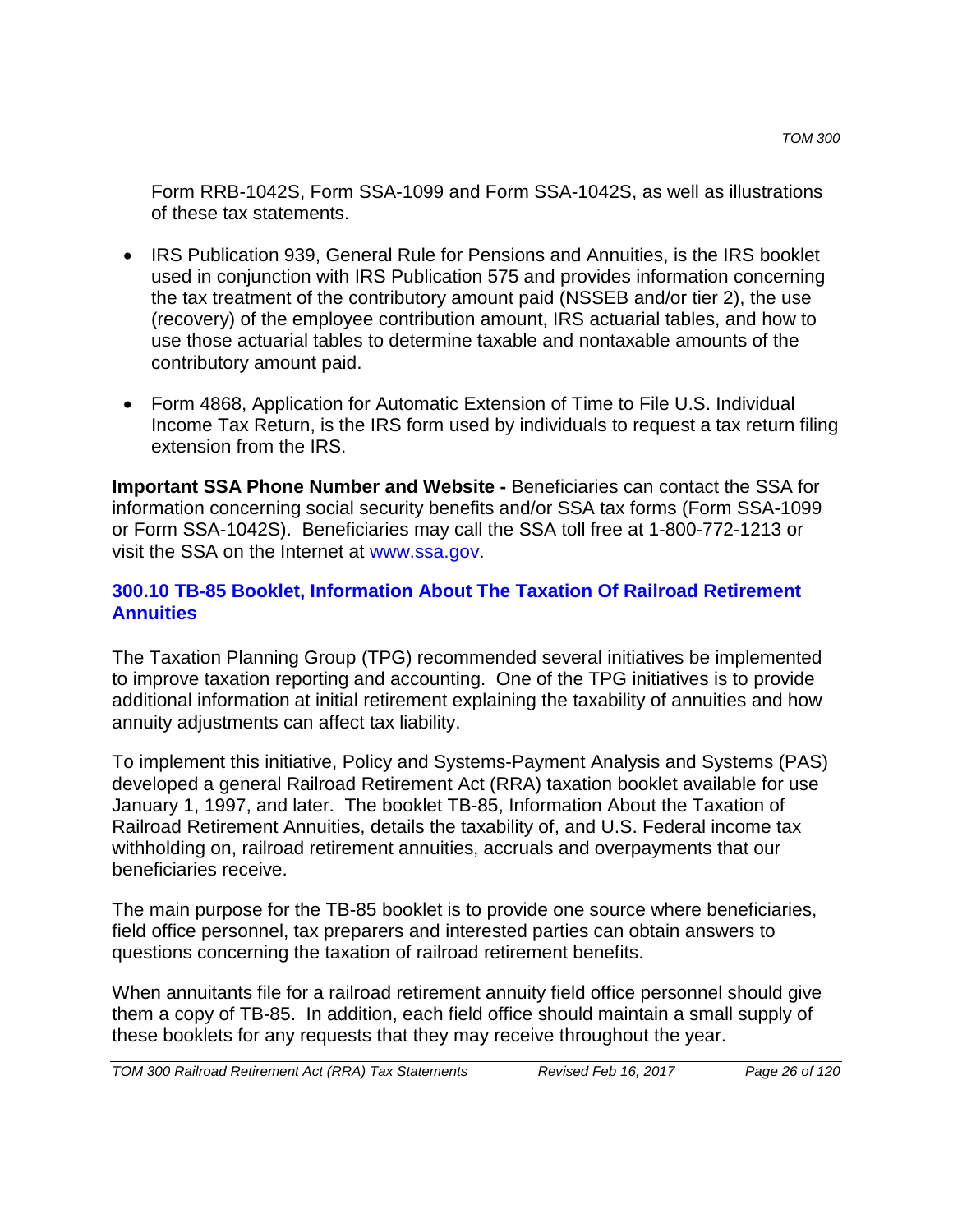Form RRB-1042S, Form SSA-1099 and Form SSA-1042S, as well as illustrations of these tax statements.

- IRS Publication 939, General Rule for Pensions and Annuities, is the IRS booklet used in conjunction with IRS Publication 575 and provides information concerning the tax treatment of the contributory amount paid (NSSEB and/or tier 2), the use (recovery) of the employee contribution amount, IRS actuarial tables, and how to use those actuarial tables to determine taxable and nontaxable amounts of the contributory amount paid.

- Form 4868, Application for Automatic Extension of Time to File U.S. Individual Income Tax Return, is the IRS form used by individuals to request a tax return filing extension from the IRS.

**Important SSA Phone Number and Website -** Beneficiaries can contact the SSA for information concerning social security benefits and/or SSA tax forms (Form SSA-1099 or Form SSA-1042S). Beneficiaries may call the SSA toll free at 1-800-772-1213 or visit the SSA on the Internet at www.ssa.gov.

## 300.10 TB-85 Booklet, Information About The Taxation Of Railroad Retirement Annuities

The Taxation Planning Group (TPG) recommended several initiatives be implemented to improve taxation reporting and accounting. One of the TPG initiatives is to provide additional information at initial retirement explaining the taxability of annuities and how annuity adjustments can affect tax liability.

To implement this initiative, Policy and Systems-Payment Analysis and Systems (PAS) developed a general Railroad Retirement Act (RRA) taxation booklet available for use January 1, 1997, and later. The booklet TB-85, Information About the Taxation of Railroad Retirement Annuities, details the taxability of, and U.S. Federal income tax withholding on, railroad retirement annuities, accruals and overpayments that our beneficiaries receive.

The main purpose for the TB-85 booklet is to provide one source where beneficiaries, field office personnel, tax preparers and interested parties can obtain answers to questions concerning the taxation of railroad retirement benefits.

When annuitants file for a railroad retirement annuity field office personnel should give them a copy of TB-85. In addition, each field office should maintain a small supply of these booklets for any requests that they may receive throughout the year.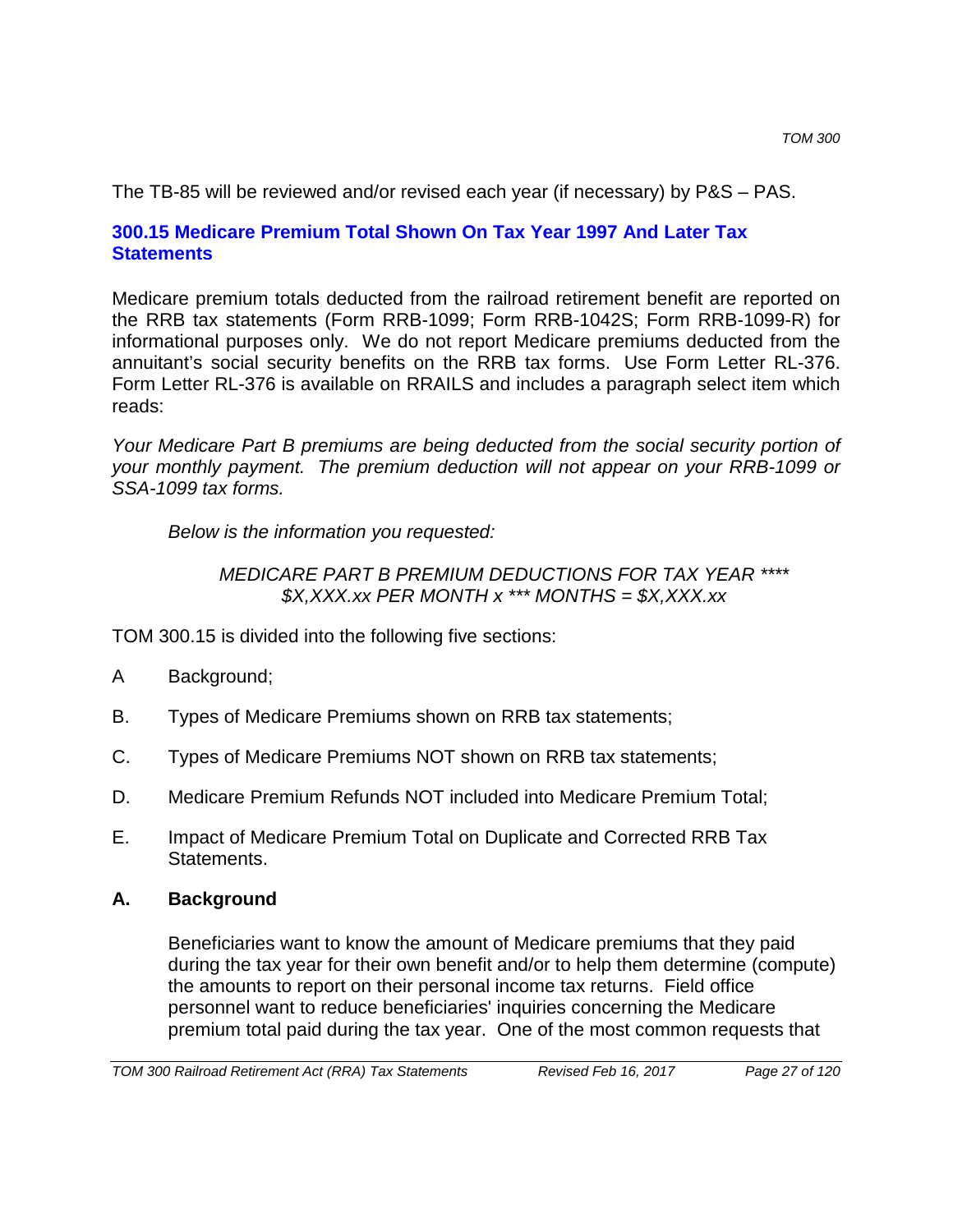The TB-85 will be reviewed and/or revised each year (if necessary) by P&S – PAS.

## 300.15 Medicare Premium Total Shown On Tax Year 1997 And Later Tax Statements

Medicare premium totals deducted from the railroad retirement benefit are reported on the RRB tax statements (Form RRB-1099; Form RRB-1042S; Form RRB-1099-R) for informational purposes only. We do not report Medicare premiums deducted from the annuitant's social security benefits on the RRB tax forms. Use Form Letter RL-376. Form Letter RL-376 is available on RRAILS and includes a paragraph select item which reads:

*Your Medicare Part B premiums are being deducted from the social security portion of your monthly payment. The premium deduction will not appear on your RRB-1099 or SSA-1099 tax forms.*

> *Below is the information you requested:*
>
> *MEDICARE PART B PREMIUM DEDUCTIONS FOR TAX YEAR ****
> *$X,XXX.xx PER MONTH x *** MONTHS = $X,XXX.xx*

TOM 300.15 is divided into the following five sections:

A Background;

B. Types of Medicare Premiums shown on RRB tax statements;

C. Types of Medicare Premiums NOT shown on RRB tax statements;

D. Medicare Premium Refunds NOT included into Medicare Premium Total;

E. Impact of Medicare Premium Total on Duplicate and Corrected RRB Tax Statements.

### A. Background

Beneficiaries want to know the amount of Medicare premiums that they paid during the tax year for their own benefit and/or to help them determine (compute) the amounts to report on their personal income tax returns. Field office personnel want to reduce beneficiaries' inquiries concerning the Medicare premium total paid during the tax year. One of the most common requests that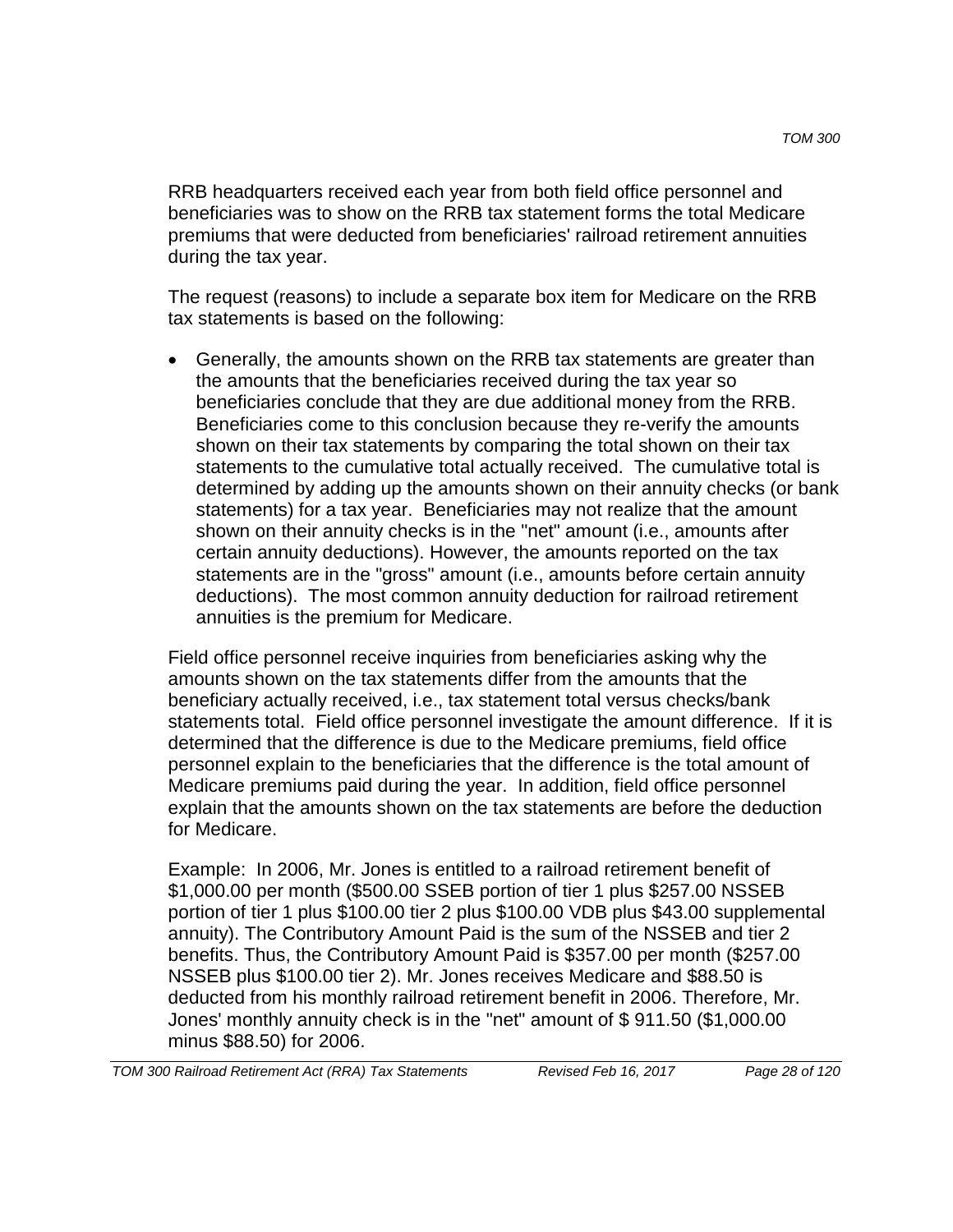RRB headquarters received each year from both field office personnel and beneficiaries was to show on the RRB tax statement forms the total Medicare premiums that were deducted from beneficiaries' railroad retirement annuities during the tax year.

The request (reasons) to include a separate box item for Medicare on the RRB tax statements is based on the following:

- Generally, the amounts shown on the RRB tax statements are greater than the amounts that the beneficiaries received during the tax year so beneficiaries conclude that they are due additional money from the RRB. Beneficiaries come to this conclusion because they re-verify the amounts shown on their tax statements by comparing the total shown on their tax statements to the cumulative total actually received. The cumulative total is determined by adding up the amounts shown on their annuity checks (or bank statements) for a tax year. Beneficiaries may not realize that the amount shown on their annuity checks is in the "net" amount (i.e., amounts after certain annuity deductions). However, the amounts reported on the tax statements are in the "gross" amount (i.e., amounts before certain annuity deductions). The most common annuity deduction for railroad retirement annuities is the premium for Medicare.

Field office personnel receive inquiries from beneficiaries asking why the amounts shown on the tax statements differ from the amounts that the beneficiary actually received, i.e., tax statement total versus checks/bank statements total. Field office personnel investigate the amount difference. If it is determined that the difference is due to the Medicare premiums, field office personnel explain to the beneficiaries that the difference is the total amount of Medicare premiums paid during the year. In addition, field office personnel explain that the amounts shown on the tax statements are before the deduction for Medicare.

Example: In 2006, Mr. Jones is entitled to a railroad retirement benefit of $1,000.00 per month ($500.00 SSEB portion of tier 1 plus $257.00 NSSEB portion of tier 1 plus $100.00 tier 2 plus $100.00 VDB plus $43.00 supplemental annuity). The Contributory Amount Paid is the sum of the NSSEB and tier 2 benefits. Thus, the Contributory Amount Paid is $357.00 per month ($257.00 NSSEB plus $100.00 tier 2). Mr. Jones receives Medicare and $88.50 is deducted from his monthly railroad retirement benefit in 2006. Therefore, Mr. Jones' monthly annuity check is in the "net" amount of $ 911.50 ($1,000.00 minus $88.50) for 2006.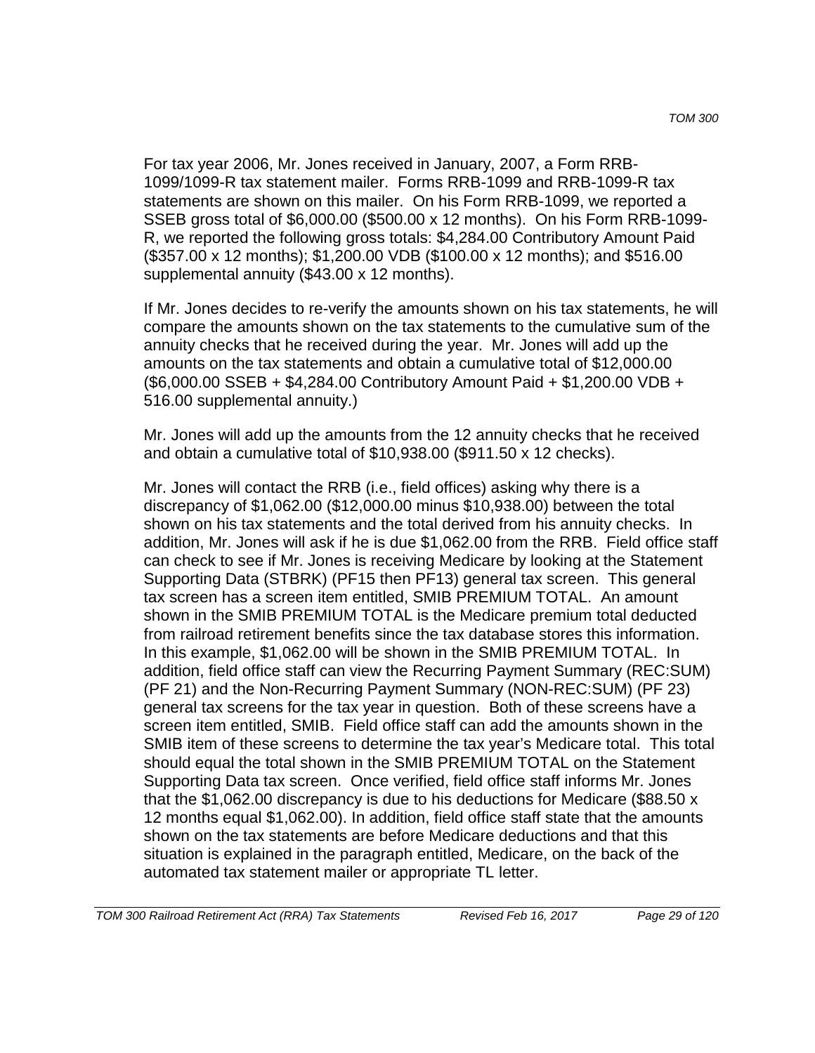For tax year 2006, Mr. Jones received in January, 2007, a Form RRB-1099/1099-R tax statement mailer. Forms RRB-1099 and RRB-1099-R tax statements are shown on this mailer. On his Form RRB-1099, we reported a SSEB gross total of $6,000.00 ($500.00 x 12 months). On his Form RRB-1099-R, we reported the following gross totals: $4,284.00 Contributory Amount Paid ($357.00 x 12 months); $1,200.00 VDB ($100.00 x 12 months); and $516.00 supplemental annuity ($43.00 x 12 months).

If Mr. Jones decides to re-verify the amounts shown on his tax statements, he will compare the amounts shown on the tax statements to the cumulative sum of the annuity checks that he received during the year. Mr. Jones will add up the amounts on the tax statements and obtain a cumulative total of $12,000.00 ($6,000.00 SSEB + $4,284.00 Contributory Amount Paid + $1,200.00 VDB + 516.00 supplemental annuity.)

Mr. Jones will add up the amounts from the 12 annuity checks that he received and obtain a cumulative total of $10,938.00 ($911.50 x 12 checks).

Mr. Jones will contact the RRB (i.e., field offices) asking why there is a discrepancy of $1,062.00 ($12,000.00 minus $10,938.00) between the total shown on his tax statements and the total derived from his annuity checks. In addition, Mr. Jones will ask if he is due $1,062.00 from the RRB. Field office staff can check to see if Mr. Jones is receiving Medicare by looking at the Statement Supporting Data (STBRK) (PF15 then PF13) general tax screen. This general tax screen has a screen item entitled, SMIB PREMIUM TOTAL. An amount shown in the SMIB PREMIUM TOTAL is the Medicare premium total deducted from railroad retirement benefits since the tax database stores this information. In this example, $1,062.00 will be shown in the SMIB PREMIUM TOTAL. In addition, field office staff can view the Recurring Payment Summary (REC:SUM) (PF 21) and the Non-Recurring Payment Summary (NON-REC:SUM) (PF 23) general tax screens for the tax year in question. Both of these screens have a screen item entitled, SMIB. Field office staff can add the amounts shown in the SMIB item of these screens to determine the tax year's Medicare total. This total should equal the total shown in the SMIB PREMIUM TOTAL on the Statement Supporting Data tax screen. Once verified, field office staff informs Mr. Jones that the $1,062.00 discrepancy is due to his deductions for Medicare ($88.50 x 12 months equal $1,062.00). In addition, field office staff state that the amounts shown on the tax statements are before Medicare deductions and that this situation is explained in the paragraph entitled, Medicare, on the back of the automated tax statement mailer or appropriate TL letter.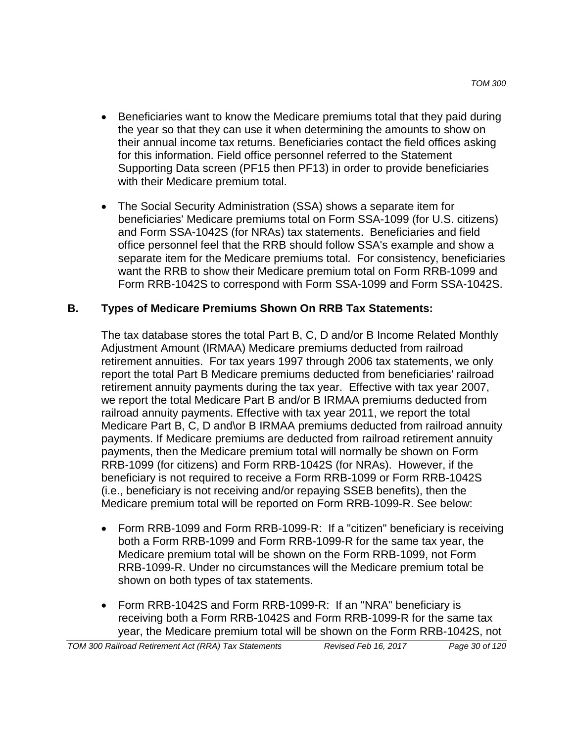- Beneficiaries want to know the Medicare premiums total that they paid during the year so that they can use it when determining the amounts to show on their annual income tax returns. Beneficiaries contact the field offices asking for this information. Field office personnel referred to the Statement Supporting Data screen (PF15 then PF13) in order to provide beneficiaries with their Medicare premium total.

- The Social Security Administration (SSA) shows a separate item for beneficiaries' Medicare premiums total on Form SSA-1099 (for U.S. citizens) and Form SSA-1042S (for NRAs) tax statements. Beneficiaries and field office personnel feel that the RRB should follow SSA's example and show a separate item for the Medicare premiums total. For consistency, beneficiaries want the RRB to show their Medicare premium total on Form RRB-1099 and Form RRB-1042S to correspond with Form SSA-1099 and Form SSA-1042S.

**B. Types of Medicare Premiums Shown On RRB Tax Statements:**

The tax database stores the total Part B, C, D and/or B Income Related Monthly Adjustment Amount (IRMAA) Medicare premiums deducted from railroad retirement annuities. For tax years 1997 through 2006 tax statements, we only report the total Part B Medicare premiums deducted from beneficiaries' railroad retirement annuity payments during the tax year. Effective with tax year 2007, we report the total Medicare Part B and/or B IRMAA premiums deducted from railroad annuity payments. Effective with tax year 2011, we report the total Medicare Part B, C, D and\or B IRMAA premiums deducted from railroad annuity payments. If Medicare premiums are deducted from railroad retirement annuity payments, then the Medicare premium total will normally be shown on Form RRB-1099 (for citizens) and Form RRB-1042S (for NRAs). However, if the beneficiary is not required to receive a Form RRB-1099 or Form RRB-1042S (i.e., beneficiary is not receiving and/or repaying SSEB benefits), then the Medicare premium total will be reported on Form RRB-1099-R. See below:

- Form RRB-1099 and Form RRB-1099-R: If a "citizen" beneficiary is receiving both a Form RRB-1099 and Form RRB-1099-R for the same tax year, the Medicare premium total will be shown on the Form RRB-1099, not Form RRB-1099-R. Under no circumstances will the Medicare premium total be shown on both types of tax statements.

- Form RRB-1042S and Form RRB-1099-R: If an "NRA" beneficiary is receiving both a Form RRB-1042S and Form RRB-1099-R for the same tax year, the Medicare premium total will be shown on the Form RRB-1042S, not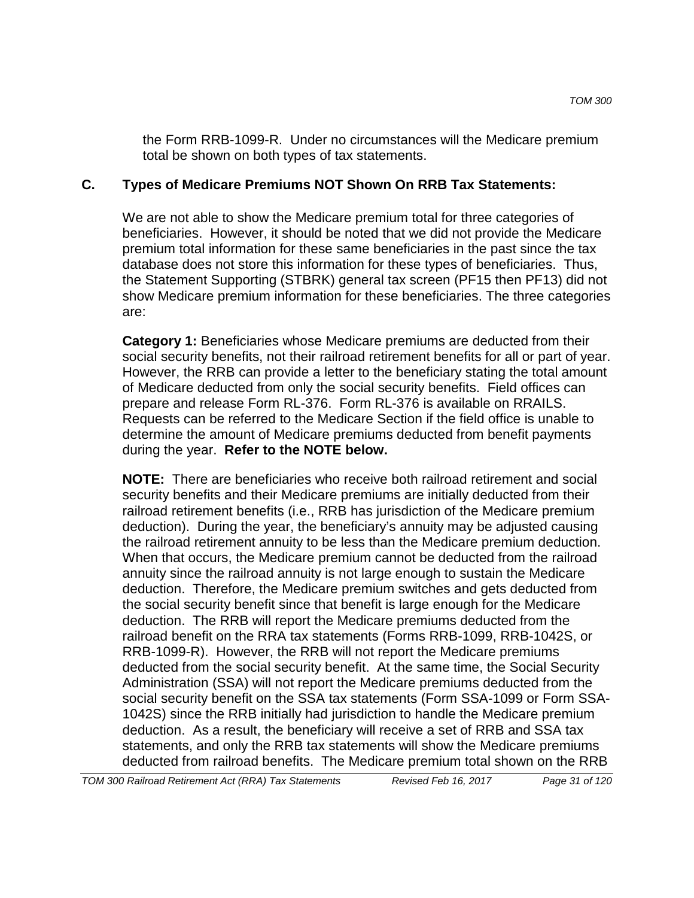the Form RRB-1099-R. Under no circumstances will the Medicare premium total be shown on both types of tax statements.

## C. Types of Medicare Premiums NOT Shown On RRB Tax Statements:

We are not able to show the Medicare premium total for three categories of beneficiaries. However, it should be noted that we did not provide the Medicare premium total information for these same beneficiaries in the past since the tax database does not store this information for these types of beneficiaries. Thus, the Statement Supporting (STBRK) general tax screen (PF15 then PF13) did not show Medicare premium information for these beneficiaries. The three categories are:

**Category 1:** Beneficiaries whose Medicare premiums are deducted from their social security benefits, not their railroad retirement benefits for all or part of year. However, the RRB can provide a letter to the beneficiary stating the total amount of Medicare deducted from only the social security benefits. Field offices can prepare and release Form RL-376. Form RL-376 is available on RRAILS. Requests can be referred to the Medicare Section if the field office is unable to determine the amount of Medicare premiums deducted from benefit payments during the year. **Refer to the NOTE below.**

**NOTE:** There are beneficiaries who receive both railroad retirement and social security benefits and their Medicare premiums are initially deducted from their railroad retirement benefits (i.e., RRB has jurisdiction of the Medicare premium deduction). During the year, the beneficiary's annuity may be adjusted causing the railroad retirement annuity to be less than the Medicare premium deduction. When that occurs, the Medicare premium cannot be deducted from the railroad annuity since the railroad annuity is not large enough to sustain the Medicare deduction. Therefore, the Medicare premium switches and gets deducted from the social security benefit since that benefit is large enough for the Medicare deduction. The RRB will report the Medicare premiums deducted from the railroad benefit on the RRA tax statements (Forms RRB-1099, RRB-1042S, or RRB-1099-R). However, the RRB will not report the Medicare premiums deducted from the social security benefit. At the same time, the Social Security Administration (SSA) will not report the Medicare premiums deducted from the social security benefit on the SSA tax statements (Form SSA-1099 or Form SSA-1042S) since the RRB initially had jurisdiction to handle the Medicare premium deduction. As a result, the beneficiary will receive a set of RRB and SSA tax statements, and only the RRB tax statements will show the Medicare premiums deducted from railroad benefits. The Medicare premium total shown on the RRB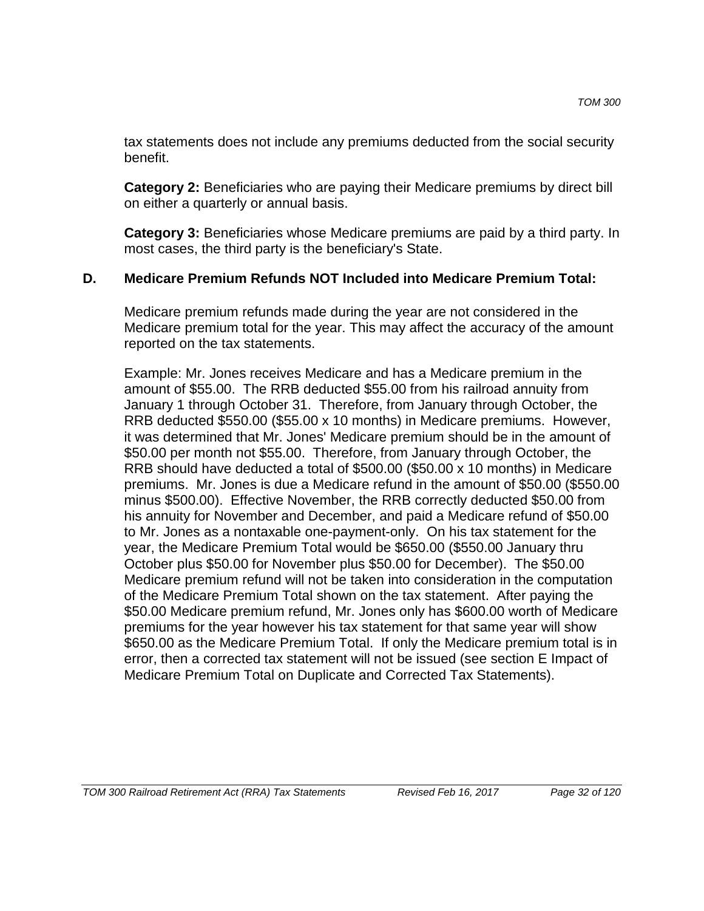tax statements does not include any premiums deducted from the social security benefit.

**Category 2:** Beneficiaries who are paying their Medicare premiums by direct bill on either a quarterly or annual basis.

**Category 3:** Beneficiaries whose Medicare premiums are paid by a third party. In most cases, the third party is the beneficiary's State.

### D. Medicare Premium Refunds NOT Included into Medicare Premium Total:

Medicare premium refunds made during the year are not considered in the Medicare premium total for the year. This may affect the accuracy of the amount reported on the tax statements.

Example: Mr. Jones receives Medicare and has a Medicare premium in the amount of $55.00. The RRB deducted $55.00 from his railroad annuity from January 1 through October 31. Therefore, from January through October, the RRB deducted $550.00 ($55.00 x 10 months) in Medicare premiums. However, it was determined that Mr. Jones' Medicare premium should be in the amount of $50.00 per month not $55.00. Therefore, from January through October, the RRB should have deducted a total of $500.00 ($50.00 x 10 months) in Medicare premiums. Mr. Jones is due a Medicare refund in the amount of $50.00 ($550.00 minus $500.00). Effective November, the RRB correctly deducted $50.00 from his annuity for November and December, and paid a Medicare refund of $50.00 to Mr. Jones as a nontaxable one-payment-only. On his tax statement for the year, the Medicare Premium Total would be $650.00 ($550.00 January thru October plus $50.00 for November plus $50.00 for December). The $50.00 Medicare premium refund will not be taken into consideration in the computation of the Medicare Premium Total shown on the tax statement. After paying the $50.00 Medicare premium refund, Mr. Jones only has $600.00 worth of Medicare premiums for the year however his tax statement for that same year will show $650.00 as the Medicare Premium Total. If only the Medicare premium total is in error, then a corrected tax statement will not be issued (see section E Impact of Medicare Premium Total on Duplicate and Corrected Tax Statements).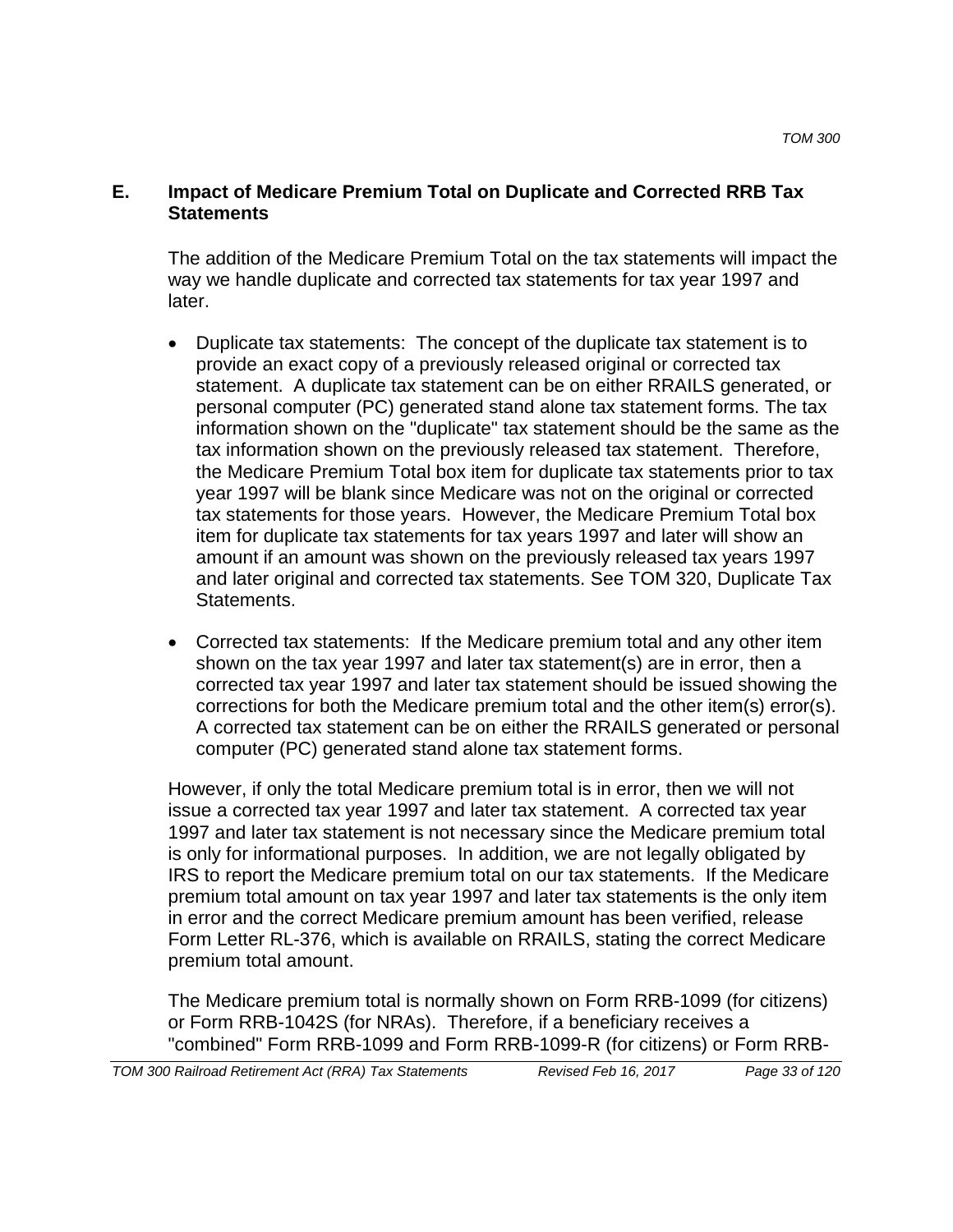## E. Impact of Medicare Premium Total on Duplicate and Corrected RRB Tax Statements

The addition of the Medicare Premium Total on the tax statements will impact the way we handle duplicate and corrected tax statements for tax year 1997 and later.

- Duplicate tax statements: The concept of the duplicate tax statement is to provide an exact copy of a previously released original or corrected tax statement. A duplicate tax statement can be on either RRAILS generated, or personal computer (PC) generated stand alone tax statement forms. The tax information shown on the "duplicate" tax statement should be the same as the tax information shown on the previously released tax statement. Therefore, the Medicare Premium Total box item for duplicate tax statements prior to tax year 1997 will be blank since Medicare was not on the original or corrected tax statements for those years. However, the Medicare Premium Total box item for duplicate tax statements for tax years 1997 and later will show an amount if an amount was shown on the previously released tax years 1997 and later original and corrected tax statements. See TOM 320, Duplicate Tax Statements.
- Corrected tax statements: If the Medicare premium total and any other item shown on the tax year 1997 and later tax statement(s) are in error, then a corrected tax year 1997 and later tax statement should be issued showing the corrections for both the Medicare premium total and the other item(s) error(s). A corrected tax statement can be on either the RRAILS generated or personal computer (PC) generated stand alone tax statement forms.

However, if only the total Medicare premium total is in error, then we will not issue a corrected tax year 1997 and later tax statement. A corrected tax year 1997 and later tax statement is not necessary since the Medicare premium total is only for informational purposes. In addition, we are not legally obligated by IRS to report the Medicare premium total on our tax statements. If the Medicare premium total amount on tax year 1997 and later tax statements is the only item in error and the correct Medicare premium amount has been verified, release Form Letter RL-376, which is available on RRAILS, stating the correct Medicare premium total amount.

The Medicare premium total is normally shown on Form RRB-1099 (for citizens) or Form RRB-1042S (for NRAs). Therefore, if a beneficiary receives a "combined" Form RRB-1099 and Form RRB-1099-R (for citizens) or Form RRB-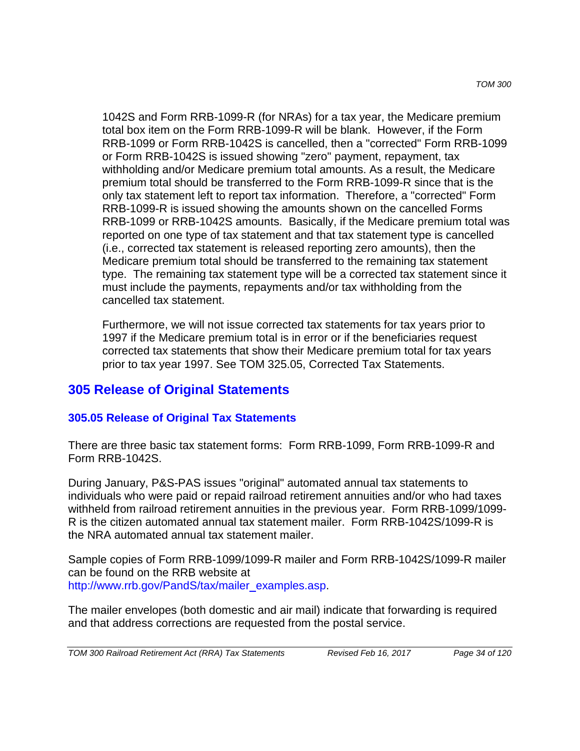1042S and Form RRB-1099-R (for NRAs) for a tax year, the Medicare premium total box item on the Form RRB-1099-R will be blank. However, if the Form RRB-1099 or Form RRB-1042S is cancelled, then a "corrected" Form RRB-1099 or Form RRB-1042S is issued showing "zero" payment, repayment, tax withholding and/or Medicare premium total amounts. As a result, the Medicare premium total should be transferred to the Form RRB-1099-R since that is the only tax statement left to report tax information. Therefore, a "corrected" Form RRB-1099-R is issued showing the amounts shown on the cancelled Forms RRB-1099 or RRB-1042S amounts. Basically, if the Medicare premium total was reported on one type of tax statement and that tax statement type is cancelled (i.e., corrected tax statement is released reporting zero amounts), then the Medicare premium total should be transferred to the remaining tax statement type. The remaining tax statement type will be a corrected tax statement since it must include the payments, repayments and/or tax withholding from the cancelled tax statement.

Furthermore, we will not issue corrected tax statements for tax years prior to 1997 if the Medicare premium total is in error or if the beneficiaries request corrected tax statements that show their Medicare premium total for tax years prior to tax year 1997. See TOM 325.05, Corrected Tax Statements.

## 305 Release of Original Statements

### 305.05 Release of Original Tax Statements

There are three basic tax statement forms: Form RRB-1099, Form RRB-1099-R and Form RRB-1042S.

During January, P&S-PAS issues "original" automated annual tax statements to individuals who were paid or repaid railroad retirement annuities and/or who had taxes withheld from railroad retirement annuities in the previous year. Form RRB-1099/1099-R is the citizen automated annual tax statement mailer. Form RRB-1042S/1099-R is the NRA automated annual tax statement mailer.

Sample copies of Form RRB-1099/1099-R mailer and Form RRB-1042S/1099-R mailer can be found on the RRB website at http://www.rrb.gov/PandS/tax/mailer_examples.asp.

The mailer envelopes (both domestic and air mail) indicate that forwarding is required and that address corrections are requested from the postal service.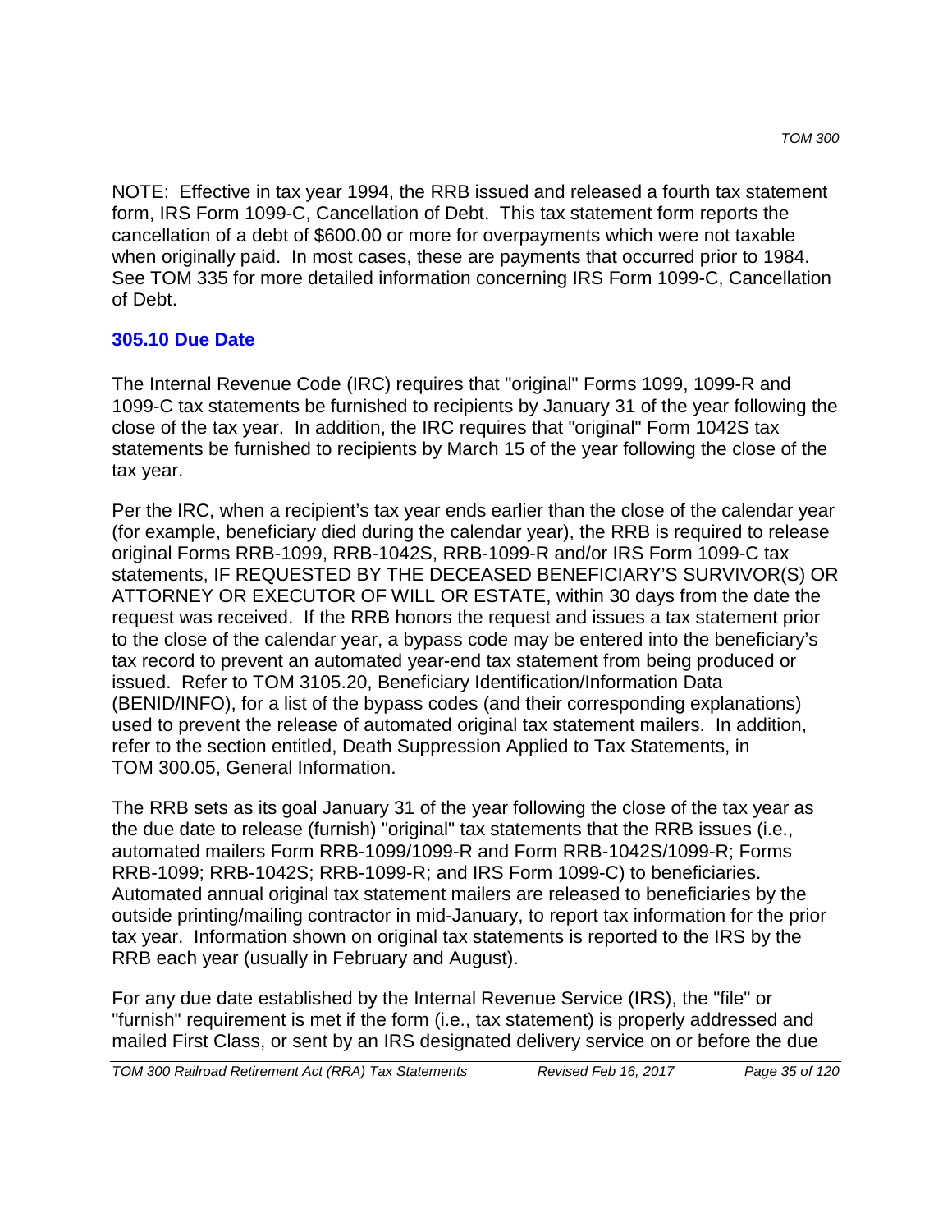NOTE: Effective in tax year 1994, the RRB issued and released a fourth tax statement form, IRS Form 1099-C, Cancellation of Debt. This tax statement form reports the cancellation of a debt of $600.00 or more for overpayments which were not taxable when originally paid. In most cases, these are payments that occurred prior to 1984. See TOM 335 for more detailed information concerning IRS Form 1099-C, Cancellation of Debt.

## 305.10 Due Date

The Internal Revenue Code (IRC) requires that "original" Forms 1099, 1099-R and 1099-C tax statements be furnished to recipients by January 31 of the year following the close of the tax year. In addition, the IRC requires that "original" Form 1042S tax statements be furnished to recipients by March 15 of the year following the close of the tax year.

Per the IRC, when a recipient's tax year ends earlier than the close of the calendar year (for example, beneficiary died during the calendar year), the RRB is required to release original Forms RRB-1099, RRB-1042S, RRB-1099-R and/or IRS Form 1099-C tax statements, IF REQUESTED BY THE DECEASED BENEFICIARY'S SURVIVOR(S) OR ATTORNEY OR EXECUTOR OF WILL OR ESTATE, within 30 days from the date the request was received. If the RRB honors the request and issues a tax statement prior to the close of the calendar year, a bypass code may be entered into the beneficiary's tax record to prevent an automated year-end tax statement from being produced or issued. Refer to TOM 3105.20, Beneficiary Identification/Information Data (BENID/INFO), for a list of the bypass codes (and their corresponding explanations) used to prevent the release of automated original tax statement mailers. In addition, refer to the section entitled, Death Suppression Applied to Tax Statements, in TOM 300.05, General Information.

The RRB sets as its goal January 31 of the year following the close of the tax year as the due date to release (furnish) "original" tax statements that the RRB issues (i.e., automated mailers Form RRB-1099/1099-R and Form RRB-1042S/1099-R; Forms RRB-1099; RRB-1042S; RRB-1099-R; and IRS Form 1099-C) to beneficiaries. Automated annual original tax statement mailers are released to beneficiaries by the outside printing/mailing contractor in mid-January, to report tax information for the prior tax year. Information shown on original tax statements is reported to the IRS by the RRB each year (usually in February and August).

For any due date established by the Internal Revenue Service (IRS), the "file" or "furnish" requirement is met if the form (i.e., tax statement) is properly addressed and mailed First Class, or sent by an IRS designated delivery service on or before the due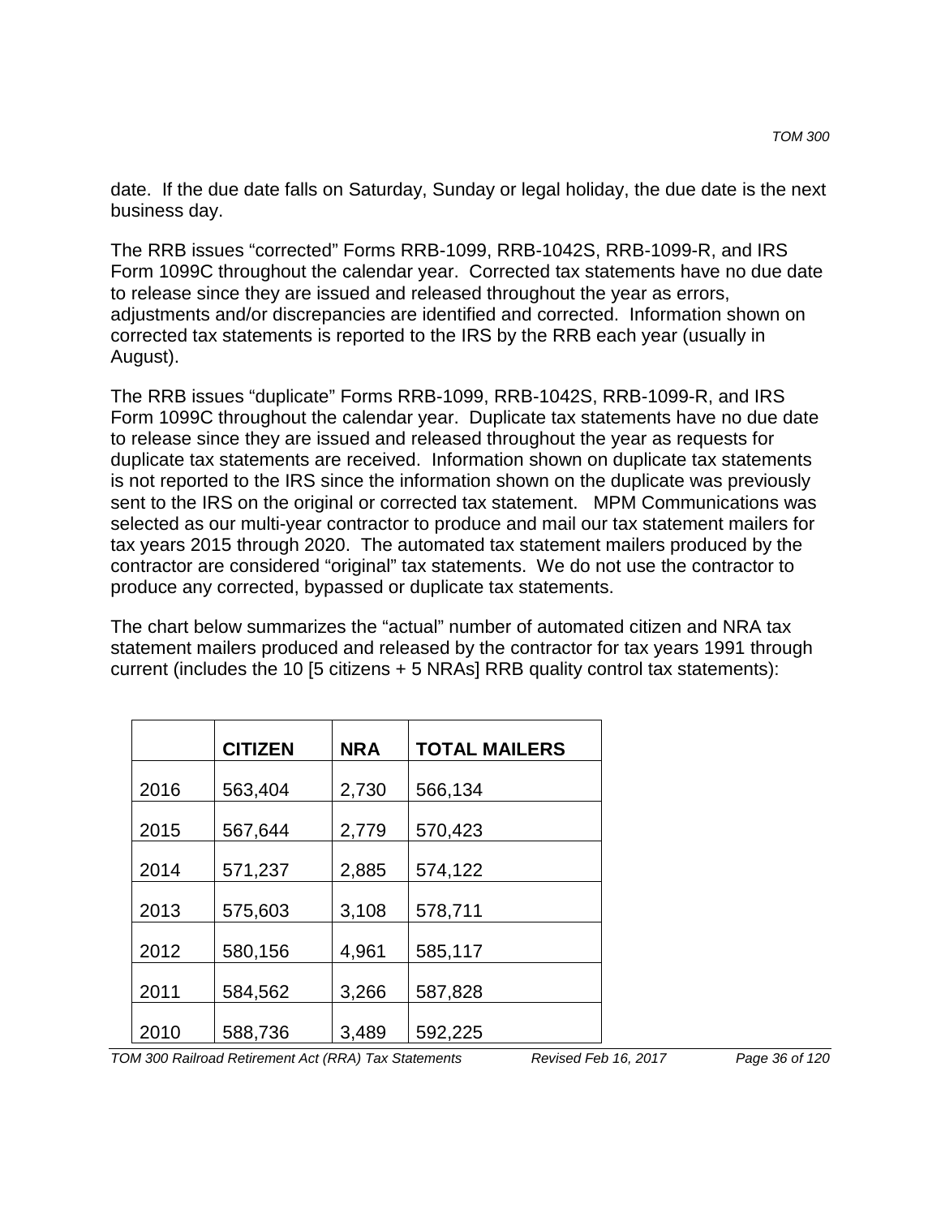date. If the due date falls on Saturday, Sunday or legal holiday, the due date is the next business day.

The RRB issues "corrected" Forms RRB-1099, RRB-1042S, RRB-1099-R, and IRS Form 1099C throughout the calendar year. Corrected tax statements have no due date to release since they are issued and released throughout the year as errors, adjustments and/or discrepancies are identified and corrected. Information shown on corrected tax statements is reported to the IRS by the RRB each year (usually in August).

The RRB issues "duplicate" Forms RRB-1099, RRB-1042S, RRB-1099-R, and IRS Form 1099C throughout the calendar year. Duplicate tax statements have no due date to release since they are issued and released throughout the year as requests for duplicate tax statements are received. Information shown on duplicate tax statements is not reported to the IRS since the information shown on the duplicate was previously sent to the IRS on the original or corrected tax statement. MPM Communications was selected as our multi-year contractor to produce and mail our tax statement mailers for tax years 2015 through 2020. The automated tax statement mailers produced by the contractor are considered "original" tax statements. We do not use the contractor to produce any corrected, bypassed or duplicate tax statements.

The chart below summarizes the "actual" number of automated citizen and NRA tax statement mailers produced and released by the contractor for tax years 1991 through current (includes the 10 [5 citizens + 5 NRAs] RRB quality control tax statements):

| | **CITIZEN** | **NRA** | **TOTAL MAILERS** |
|---|---|---|---|
| 2016 | 563,404 | 2,730 | 566,134 |
| 2015 | 567,644 | 2,779 | 570,423 |
| 2014 | 571,237 | 2,885 | 574,122 |
| 2013 | 575,603 | 3,108 | 578,711 |
| 2012 | 580,156 | 4,961 | 585,117 |
| 2011 | 584,562 | 3,266 | 587,828 |
| 2010 | 588,736 | 3,489 | 592,225 |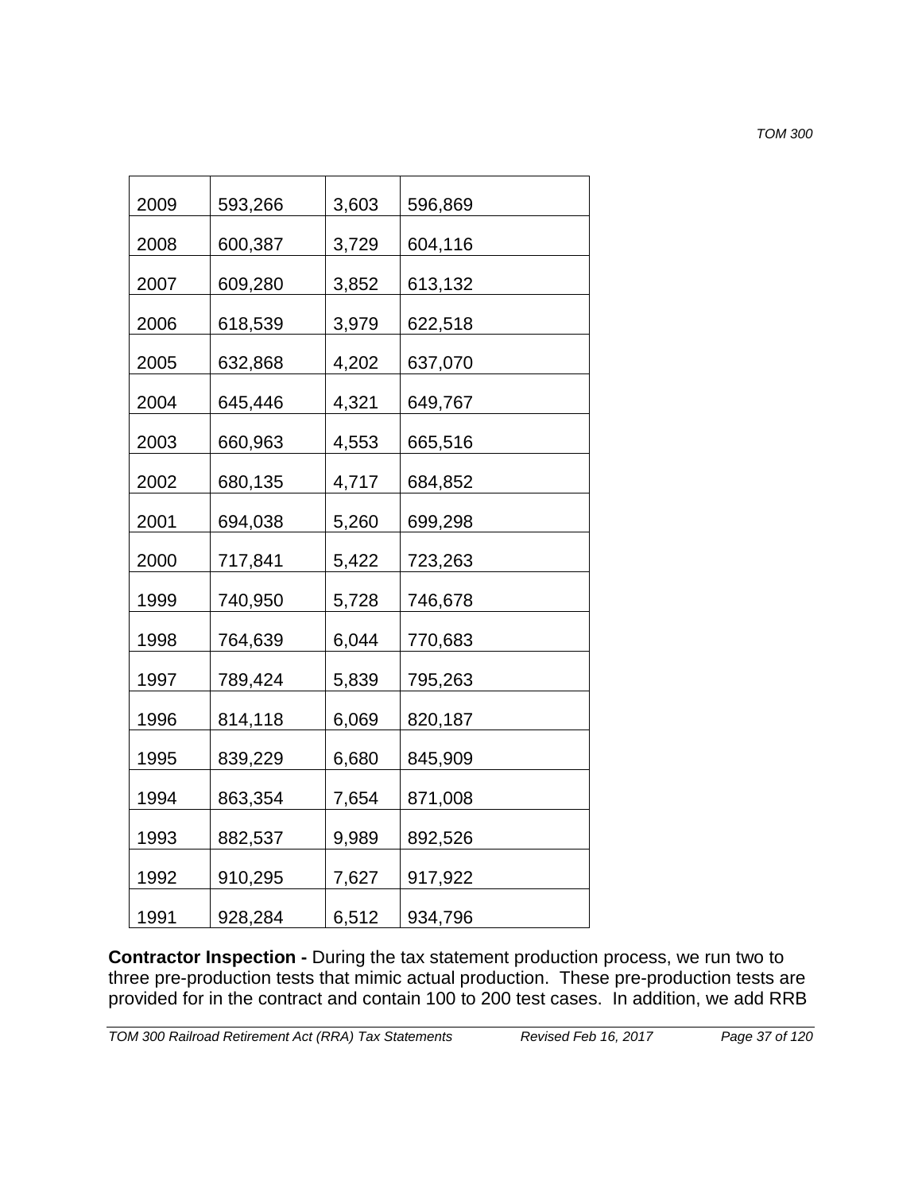| | | | |
|---|---|---|---|
| 2009 | 593,266 | 3,603 | 596,869 |
| 2008 | 600,387 | 3,729 | 604,116 |
| 2007 | 609,280 | 3,852 | 613,132 |
| 2006 | 618,539 | 3,979 | 622,518 |
| 2005 | 632,868 | 4,202 | 637,070 |
| 2004 | 645,446 | 4,321 | 649,767 |
| 2003 | 660,963 | 4,553 | 665,516 |
| 2002 | 680,135 | 4,717 | 684,852 |
| 2001 | 694,038 | 5,260 | 699,298 |
| 2000 | 717,841 | 5,422 | 723,263 |
| 1999 | 740,950 | 5,728 | 746,678 |
| 1998 | 764,639 | 6,044 | 770,683 |
| 1997 | 789,424 | 5,839 | 795,263 |
| 1996 | 814,118 | 6,069 | 820,187 |
| 1995 | 839,229 | 6,680 | 845,909 |
| 1994 | 863,354 | 7,654 | 871,008 |
| 1993 | 882,537 | 9,989 | 892,526 |
| 1992 | 910,295 | 7,627 | 917,922 |
| 1991 | 928,284 | 6,512 | 934,796 |

**Contractor Inspection -** During the tax statement production process, we run two to three pre-production tests that mimic actual production. These pre-production tests are provided for in the contract and contain 100 to 200 test cases. In addition, we add RRB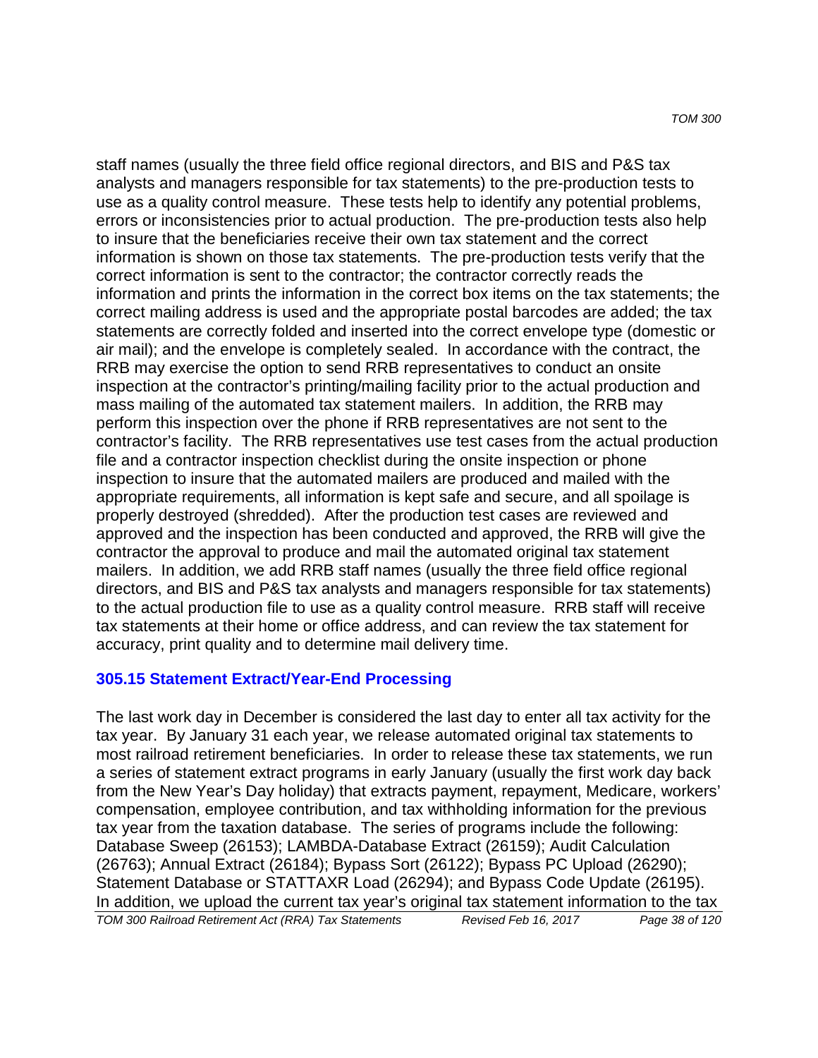staff names (usually the three field office regional directors, and BIS and P&S tax analysts and managers responsible for tax statements) to the pre-production tests to use as a quality control measure. These tests help to identify any potential problems, errors or inconsistencies prior to actual production. The pre-production tests also help to insure that the beneficiaries receive their own tax statement and the correct information is shown on those tax statements. The pre-production tests verify that the correct information is sent to the contractor; the contractor correctly reads the information and prints the information in the correct box items on the tax statements; the correct mailing address is used and the appropriate postal barcodes are added; the tax statements are correctly folded and inserted into the correct envelope type (domestic or air mail); and the envelope is completely sealed. In accordance with the contract, the RRB may exercise the option to send RRB representatives to conduct an onsite inspection at the contractor's printing/mailing facility prior to the actual production and mass mailing of the automated tax statement mailers. In addition, the RRB may perform this inspection over the phone if RRB representatives are not sent to the contractor's facility. The RRB representatives use test cases from the actual production file and a contractor inspection checklist during the onsite inspection or phone inspection to insure that the automated mailers are produced and mailed with the appropriate requirements, all information is kept safe and secure, and all spoilage is properly destroyed (shredded). After the production test cases are reviewed and approved and the inspection has been conducted and approved, the RRB will give the contractor the approval to produce and mail the automated original tax statement mailers. In addition, we add RRB staff names (usually the three field office regional directors, and BIS and P&S tax analysts and managers responsible for tax statements) to the actual production file to use as a quality control measure. RRB staff will receive tax statements at their home or office address, and can review the tax statement for accuracy, print quality and to determine mail delivery time.

## 305.15 Statement Extract/Year-End Processing

The last work day in December is considered the last day to enter all tax activity for the tax year. By January 31 each year, we release automated original tax statements to most railroad retirement beneficiaries. In order to release these tax statements, we run a series of statement extract programs in early January (usually the first work day back from the New Year's Day holiday) that extracts payment, repayment, Medicare, workers' compensation, employee contribution, and tax withholding information for the previous tax year from the taxation database. The series of programs include the following: Database Sweep (26153); LAMBDA-Database Extract (26159); Audit Calculation (26763); Annual Extract (26184); Bypass Sort (26122); Bypass PC Upload (26290); Statement Database or STATTAXR Load (26294); and Bypass Code Update (26195). In addition, we upload the current tax year's original tax statement information to the tax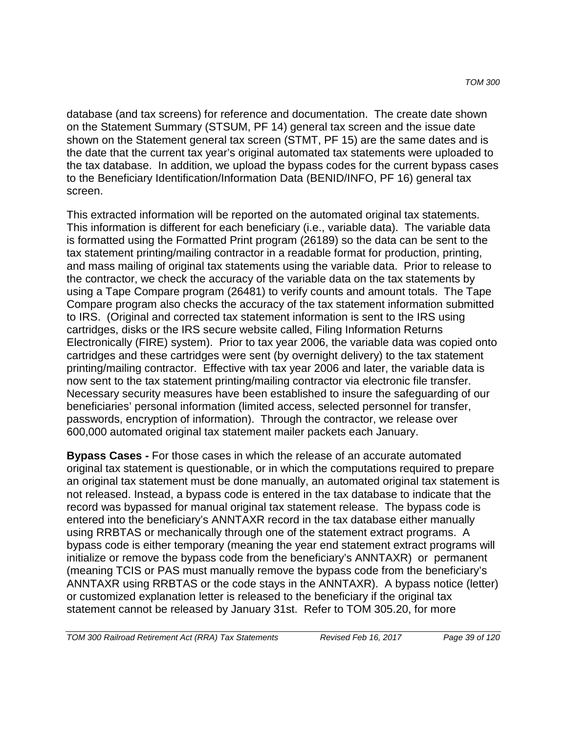database (and tax screens) for reference and documentation. The create date shown on the Statement Summary (STSUM, PF 14) general tax screen and the issue date shown on the Statement general tax screen (STMT, PF 15) are the same dates and is the date that the current tax year's original automated tax statements were uploaded to the tax database. In addition, we upload the bypass codes for the current bypass cases to the Beneficiary Identification/Information Data (BENID/INFO, PF 16) general tax screen.

This extracted information will be reported on the automated original tax statements. This information is different for each beneficiary (i.e., variable data). The variable data is formatted using the Formatted Print program (26189) so the data can be sent to the tax statement printing/mailing contractor in a readable format for production, printing, and mass mailing of original tax statements using the variable data. Prior to release to the contractor, we check the accuracy of the variable data on the tax statements by using a Tape Compare program (26481) to verify counts and amount totals. The Tape Compare program also checks the accuracy of the tax statement information submitted to IRS. (Original and corrected tax statement information is sent to the IRS using cartridges, disks or the IRS secure website called, Filing Information Returns Electronically (FIRE) system). Prior to tax year 2006, the variable data was copied onto cartridges and these cartridges were sent (by overnight delivery) to the tax statement printing/mailing contractor. Effective with tax year 2006 and later, the variable data is now sent to the tax statement printing/mailing contractor via electronic file transfer. Necessary security measures have been established to insure the safeguarding of our beneficiaries' personal information (limited access, selected personnel for transfer, passwords, encryption of information). Through the contractor, we release over 600,000 automated original tax statement mailer packets each January.

**Bypass Cases -** For those cases in which the release of an accurate automated original tax statement is questionable, or in which the computations required to prepare an original tax statement must be done manually, an automated original tax statement is not released. Instead, a bypass code is entered in the tax database to indicate that the record was bypassed for manual original tax statement release. The bypass code is entered into the beneficiary's ANNTAXR record in the tax database either manually using RRBTAS or mechanically through one of the statement extract programs. A bypass code is either temporary (meaning the year end statement extract programs will initialize or remove the bypass code from the beneficiary's ANNTAXR) or permanent (meaning TCIS or PAS must manually remove the bypass code from the beneficiary's ANNTAXR using RRBTAS or the code stays in the ANNTAXR). A bypass notice (letter) or customized explanation letter is released to the beneficiary if the original tax statement cannot be released by January 31st. Refer to TOM 305.20, for more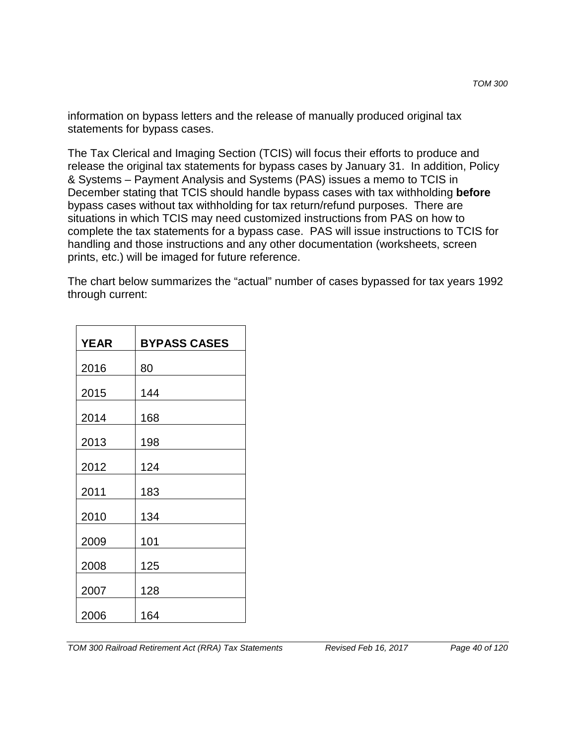information on bypass letters and the release of manually produced original tax statements for bypass cases.

The Tax Clerical and Imaging Section (TCIS) will focus their efforts to produce and release the original tax statements for bypass cases by January 31. In addition, Policy & Systems – Payment Analysis and Systems (PAS) issues a memo to TCIS in December stating that TCIS should handle bypass cases with tax withholding **before** bypass cases without tax withholding for tax return/refund purposes. There are situations in which TCIS may need customized instructions from PAS on how to complete the tax statements for a bypass case. PAS will issue instructions to TCIS for handling and those instructions and any other documentation (worksheets, screen prints, etc.) will be imaged for future reference.

The chart below summarizes the "actual" number of cases bypassed for tax years 1992 through current:

| YEAR | BYPASS CASES |
|---|---|
| 2016 | 80 |
| 2015 | 144 |
| 2014 | 168 |
| 2013 | 198 |
| 2012 | 124 |
| 2011 | 183 |
| 2010 | 134 |
| 2009 | 101 |
| 2008 | 125 |
| 2007 | 128 |
| 2006 | 164 |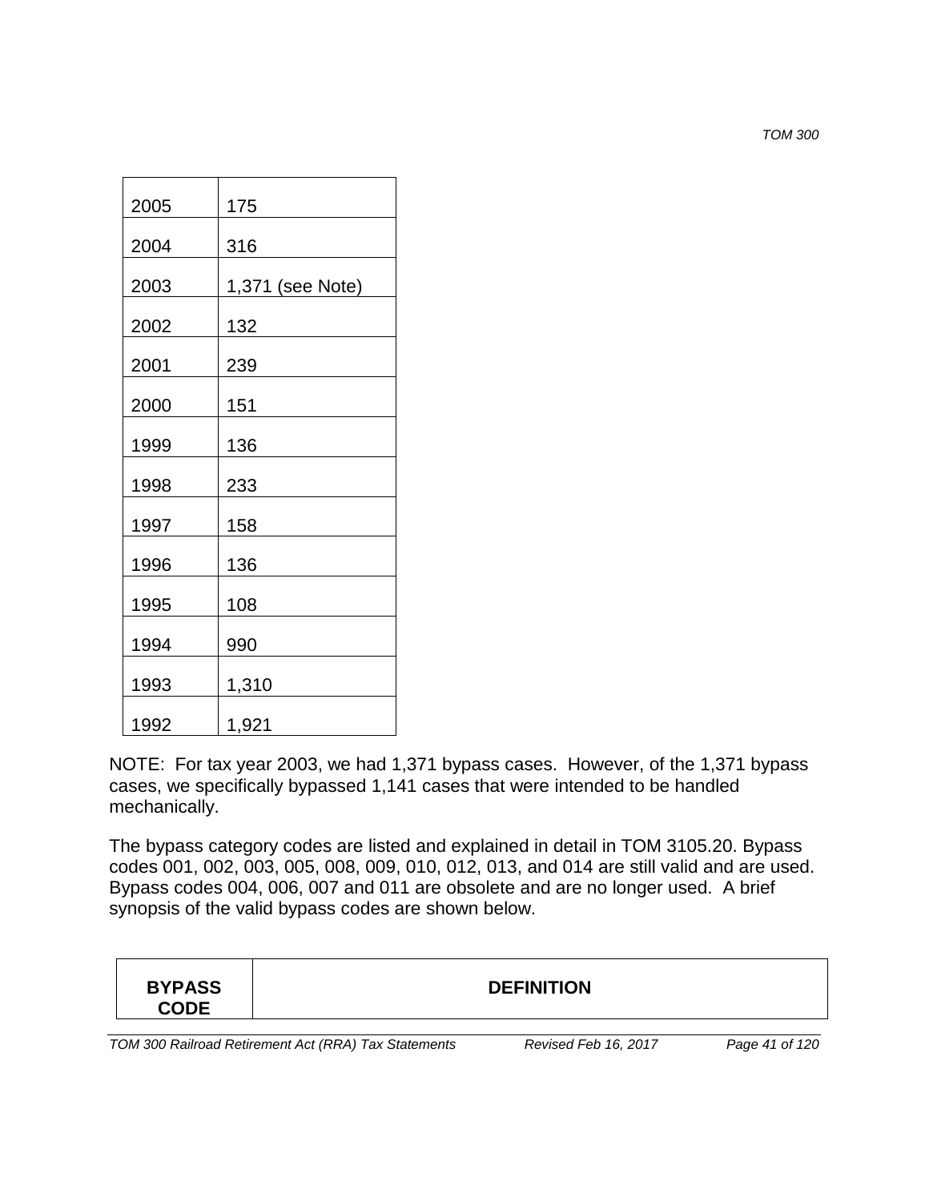| | |
|---|---|
| 2005 | 175 |
| 2004 | 316 |
| 2003 | 1,371 (see Note) |
| 2002 | 132 |
| 2001 | 239 |
| 2000 | 151 |
| 1999 | 136 |
| 1998 | 233 |
| 1997 | 158 |
| 1996 | 136 |
| 1995 | 108 |
| 1994 | 990 |
| 1993 | 1,310 |
| 1992 | 1,921 |

NOTE: For tax year 2003, we had 1,371 bypass cases. However, of the 1,371 bypass cases, we specifically bypassed 1,141 cases that were intended to be handled mechanically.

The bypass category codes are listed and explained in detail in TOM 3105.20. Bypass codes 001, 002, 003, 005, 008, 009, 010, 012, 013, and 014 are still valid and are used. Bypass codes 004, 006, 007 and 011 are obsolete and are no longer used. A brief synopsis of the valid bypass codes are shown below.

| BYPASS CODE | DEFINITION |
|---|---|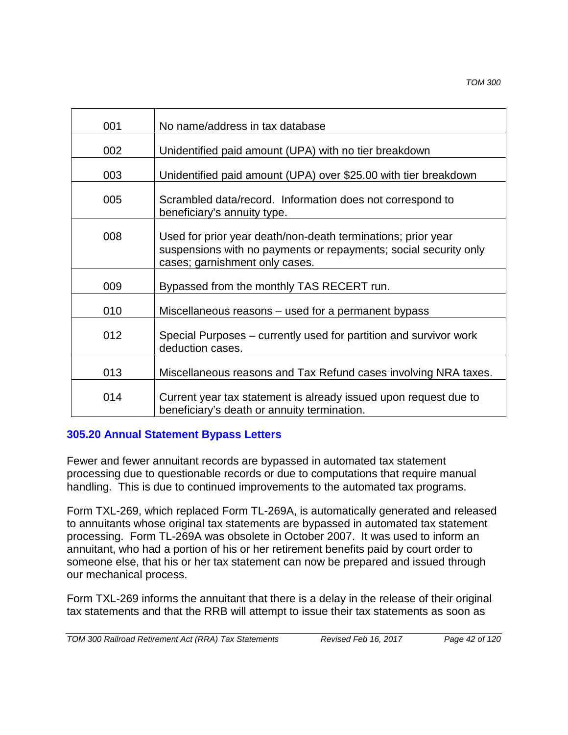| 001 | No name/address in tax database |
|---|---|
| 002 | Unidentified paid amount (UPA) with no tier breakdown |
| 003 | Unidentified paid amount (UPA) over $25.00 with tier breakdown |
| 005 | Scrambled data/record. Information does not correspond to beneficiary's annuity type. |
| 008 | Used for prior year death/non-death terminations; prior year suspensions with no payments or repayments; social security only cases; garnishment only cases. |
| 009 | Bypassed from the monthly TAS RECERT run. |
| 010 | Miscellaneous reasons – used for a permanent bypass |
| 012 | Special Purposes – currently used for partition and survivor work deduction cases. |
| 013 | Miscellaneous reasons and Tax Refund cases involving NRA taxes. |
| 014 | Current year tax statement is already issued upon request due to beneficiary's death or annuity termination. |

### 305.20 Annual Statement Bypass Letters

Fewer and fewer annuitant records are bypassed in automated tax statement processing due to questionable records or due to computations that require manual handling. This is due to continued improvements to the automated tax programs.

Form TXL-269, which replaced Form TL-269A, is automatically generated and released to annuitants whose original tax statements are bypassed in automated tax statement processing. Form TL-269A was obsolete in October 2007. It was used to inform an annuitant, who had a portion of his or her retirement benefits paid by court order to someone else, that his or her tax statement can now be prepared and issued through our mechanical process.

Form TXL-269 informs the annuitant that there is a delay in the release of their original tax statements and that the RRB will attempt to issue their tax statements as soon as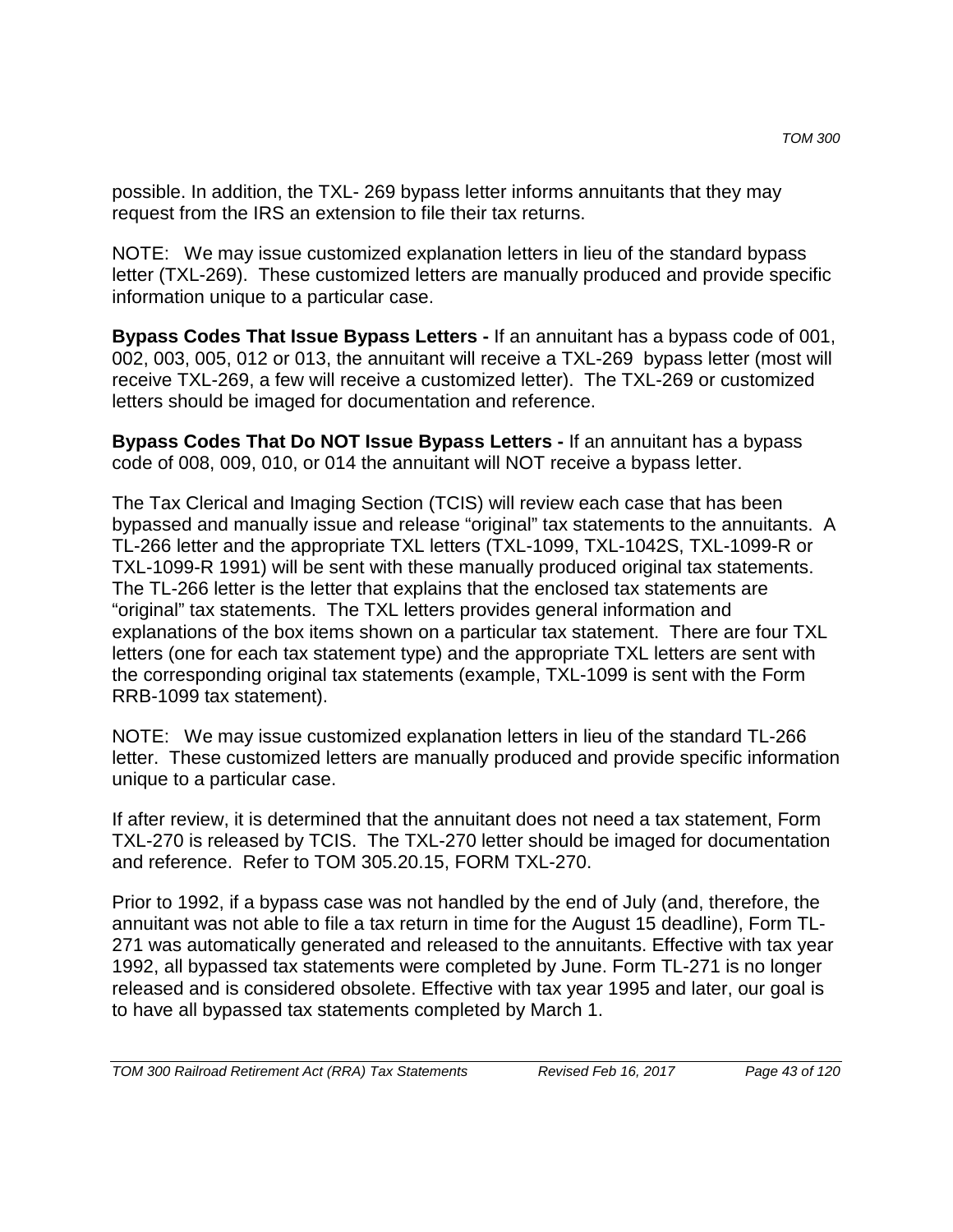possible. In addition, the TXL- 269 bypass letter informs annuitants that they may request from the IRS an extension to file their tax returns.

NOTE: We may issue customized explanation letters in lieu of the standard bypass letter (TXL-269). These customized letters are manually produced and provide specific information unique to a particular case.

**Bypass Codes That Issue Bypass Letters -** If an annuitant has a bypass code of 001, 002, 003, 005, 012 or 013, the annuitant will receive a TXL-269 bypass letter (most will receive TXL-269, a few will receive a customized letter). The TXL-269 or customized letters should be imaged for documentation and reference.

**Bypass Codes That Do NOT Issue Bypass Letters -** If an annuitant has a bypass code of 008, 009, 010, or 014 the annuitant will NOT receive a bypass letter.

The Tax Clerical and Imaging Section (TCIS) will review each case that has been bypassed and manually issue and release "original" tax statements to the annuitants. A TL-266 letter and the appropriate TXL letters (TXL-1099, TXL-1042S, TXL-1099-R or TXL-1099-R 1991) will be sent with these manually produced original tax statements. The TL-266 letter is the letter that explains that the enclosed tax statements are "original" tax statements. The TXL letters provides general information and explanations of the box items shown on a particular tax statement. There are four TXL letters (one for each tax statement type) and the appropriate TXL letters are sent with the corresponding original tax statements (example, TXL-1099 is sent with the Form RRB-1099 tax statement).

NOTE: We may issue customized explanation letters in lieu of the standard TL-266 letter. These customized letters are manually produced and provide specific information unique to a particular case.

If after review, it is determined that the annuitant does not need a tax statement, Form TXL-270 is released by TCIS. The TXL-270 letter should be imaged for documentation and reference. Refer to TOM 305.20.15, FORM TXL-270.

Prior to 1992, if a bypass case was not handled by the end of July (and, therefore, the annuitant was not able to file a tax return in time for the August 15 deadline), Form TL-271 was automatically generated and released to the annuitants. Effective with tax year 1992, all bypassed tax statements were completed by June. Form TL-271 is no longer released and is considered obsolete. Effective with tax year 1995 and later, our goal is to have all bypassed tax statements completed by March 1.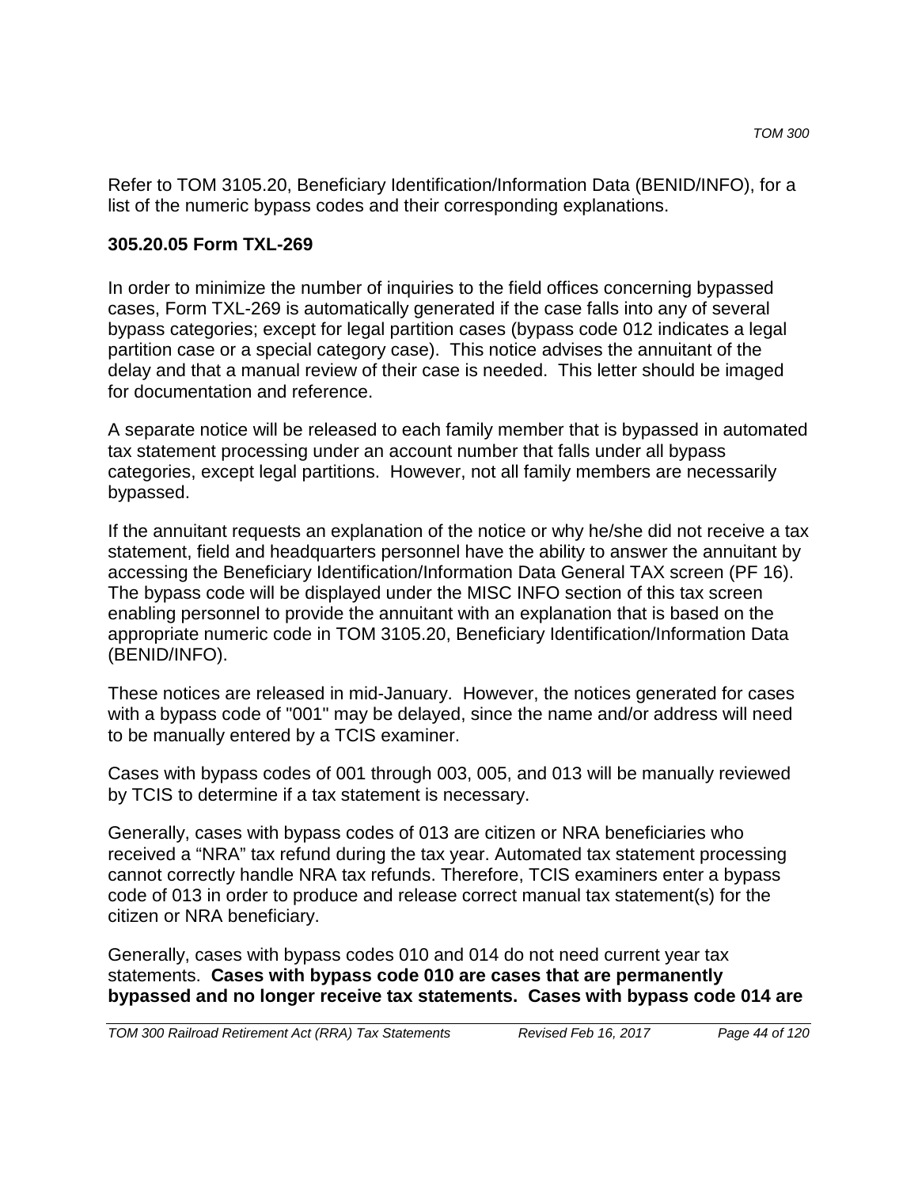Refer to TOM 3105.20, Beneficiary Identification/Information Data (BENID/INFO), for a list of the numeric bypass codes and their corresponding explanations.

### 305.20.05 Form TXL-269

In order to minimize the number of inquiries to the field offices concerning bypassed cases, Form TXL-269 is automatically generated if the case falls into any of several bypass categories; except for legal partition cases (bypass code 012 indicates a legal partition case or a special category case). This notice advises the annuitant of the delay and that a manual review of their case is needed. This letter should be imaged for documentation and reference.

A separate notice will be released to each family member that is bypassed in automated tax statement processing under an account number that falls under all bypass categories, except legal partitions. However, not all family members are necessarily bypassed.

If the annuitant requests an explanation of the notice or why he/she did not receive a tax statement, field and headquarters personnel have the ability to answer the annuitant by accessing the Beneficiary Identification/Information Data General TAX screen (PF 16). The bypass code will be displayed under the MISC INFO section of this tax screen enabling personnel to provide the annuitant with an explanation that is based on the appropriate numeric code in TOM 3105.20, Beneficiary Identification/Information Data (BENID/INFO).

These notices are released in mid-January. However, the notices generated for cases with a bypass code of "001" may be delayed, since the name and/or address will need to be manually entered by a TCIS examiner.

Cases with bypass codes of 001 through 003, 005, and 013 will be manually reviewed by TCIS to determine if a tax statement is necessary.

Generally, cases with bypass codes of 013 are citizen or NRA beneficiaries who received a “NRA” tax refund during the tax year. Automated tax statement processing cannot correctly handle NRA tax refunds. Therefore, TCIS examiners enter a bypass code of 013 in order to produce and release correct manual tax statement(s) for the citizen or NRA beneficiary.

Generally, cases with bypass codes 010 and 014 do not need current year tax statements. **Cases with bypass code 010 are cases that are permanently bypassed and no longer receive tax statements. Cases with bypass code 014 are**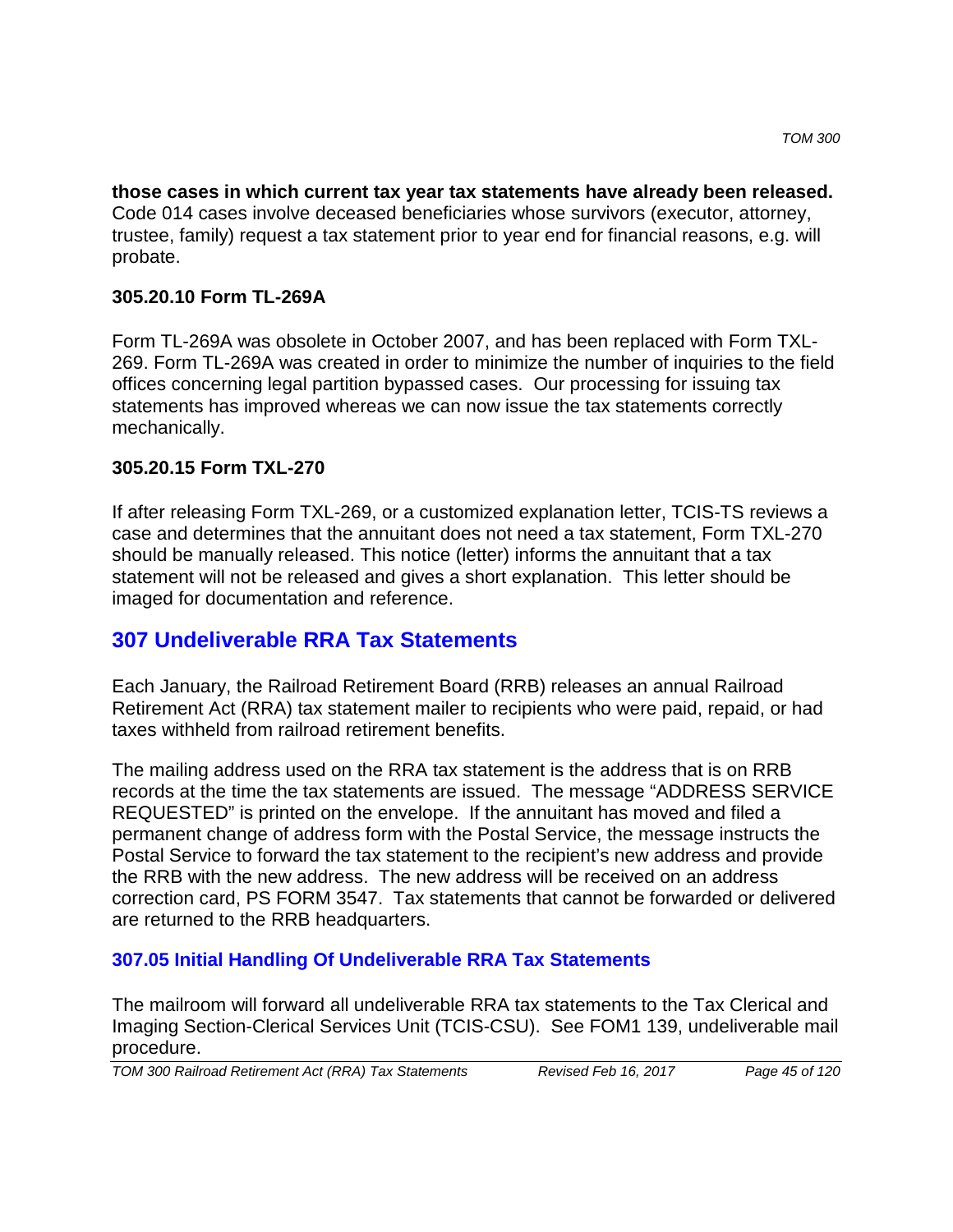**those cases in which current tax year tax statements have already been released.** Code 014 cases involve deceased beneficiaries whose survivors (executor, attorney, trustee, family) request a tax statement prior to year end for financial reasons, e.g. will probate.

### 305.20.10 Form TL-269A

Form TL-269A was obsolete in October 2007, and has been replaced with Form TXL-269. Form TL-269A was created in order to minimize the number of inquiries to the field offices concerning legal partition bypassed cases. Our processing for issuing tax statements has improved whereas we can now issue the tax statements correctly mechanically.

### 305.20.15 Form TXL-270

If after releasing Form TXL-269, or a customized explanation letter, TCIS-TS reviews a case and determines that the annuitant does not need a tax statement, Form TXL-270 should be manually released. This notice (letter) informs the annuitant that a tax statement will not be released and gives a short explanation. This letter should be imaged for documentation and reference.

## 307 Undeliverable RRA Tax Statements

Each January, the Railroad Retirement Board (RRB) releases an annual Railroad Retirement Act (RRA) tax statement mailer to recipients who were paid, repaid, or had taxes withheld from railroad retirement benefits.

The mailing address used on the RRA tax statement is the address that is on RRB records at the time the tax statements are issued. The message "ADDRESS SERVICE REQUESTED" is printed on the envelope. If the annuitant has moved and filed a permanent change of address form with the Postal Service, the message instructs the Postal Service to forward the tax statement to the recipient's new address and provide the RRB with the new address. The new address will be received on an address correction card, PS FORM 3547. Tax statements that cannot be forwarded or delivered are returned to the RRB headquarters.

### 307.05 Initial Handling Of Undeliverable RRA Tax Statements

The mailroom will forward all undeliverable RRA tax statements to the Tax Clerical and Imaging Section-Clerical Services Unit (TCIS-CSU). See FOM1 139, undeliverable mail procedure.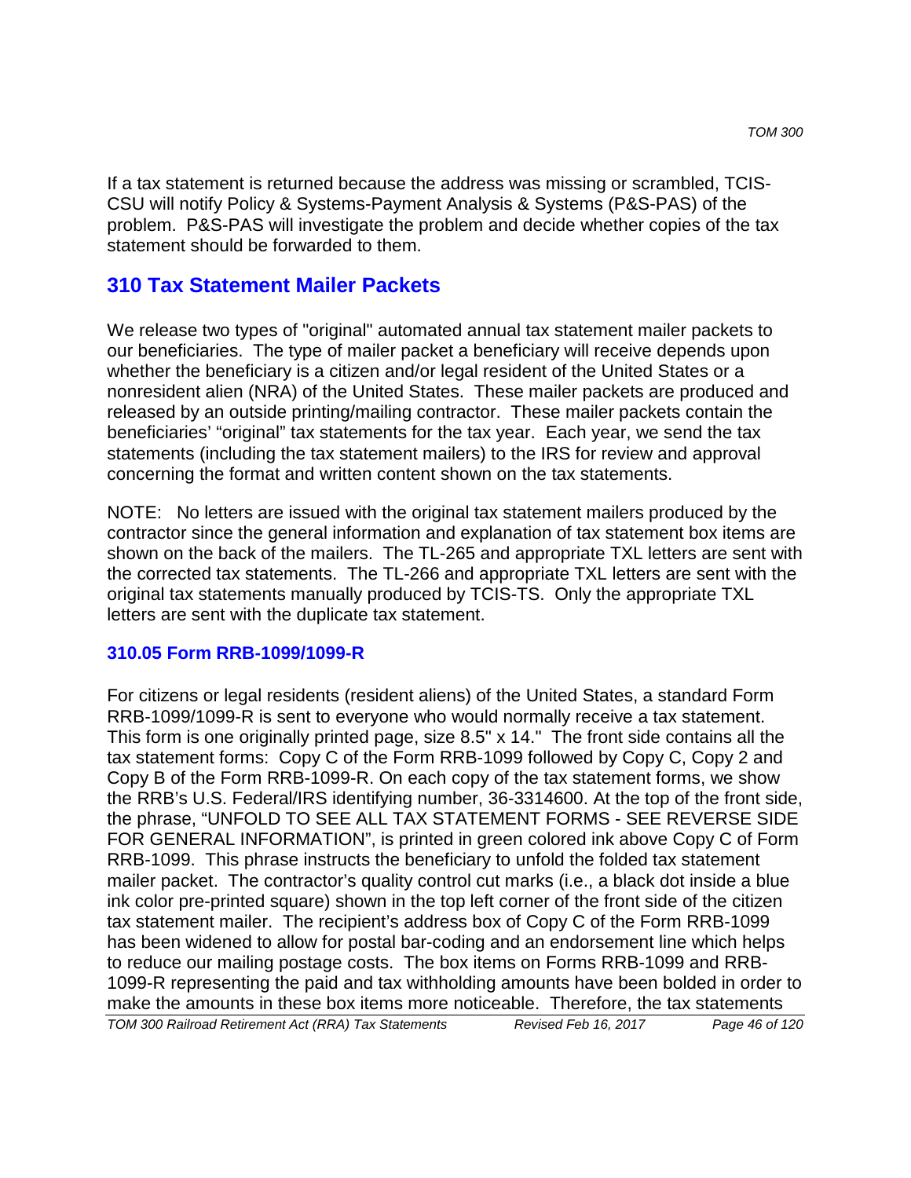If a tax statement is returned because the address was missing or scrambled, TCIS-CSU will notify Policy & Systems-Payment Analysis & Systems (P&S-PAS) of the problem. P&S-PAS will investigate the problem and decide whether copies of the tax statement should be forwarded to them.

## 310 Tax Statement Mailer Packets

We release two types of "original" automated annual tax statement mailer packets to our beneficiaries. The type of mailer packet a beneficiary will receive depends upon whether the beneficiary is a citizen and/or legal resident of the United States or a nonresident alien (NRA) of the United States. These mailer packets are produced and released by an outside printing/mailing contractor. These mailer packets contain the beneficiaries' "original" tax statements for the tax year. Each year, we send the tax statements (including the tax statement mailers) to the IRS for review and approval concerning the format and written content shown on the tax statements.

NOTE: No letters are issued with the original tax statement mailers produced by the contractor since the general information and explanation of tax statement box items are shown on the back of the mailers. The TL-265 and appropriate TXL letters are sent with the corrected tax statements. The TL-266 and appropriate TXL letters are sent with the original tax statements manually produced by TCIS-TS. Only the appropriate TXL letters are sent with the duplicate tax statement.

### 310.05 Form RRB-1099/1099-R

For citizens or legal residents (resident aliens) of the United States, a standard Form RRB-1099/1099-R is sent to everyone who would normally receive a tax statement. This form is one originally printed page, size 8.5" x 14." The front side contains all the tax statement forms: Copy C of the Form RRB-1099 followed by Copy C, Copy 2 and Copy B of the Form RRB-1099-R. On each copy of the tax statement forms, we show the RRB's U.S. Federal/IRS identifying number, 36-3314600. At the top of the front side, the phrase, "UNFOLD TO SEE ALL TAX STATEMENT FORMS - SEE REVERSE SIDE FOR GENERAL INFORMATION", is printed in green colored ink above Copy C of Form RRB-1099. This phrase instructs the beneficiary to unfold the folded tax statement mailer packet. The contractor's quality control cut marks (i.e., a black dot inside a blue ink color pre-printed square) shown in the top left corner of the front side of the citizen tax statement mailer. The recipient's address box of Copy C of the Form RRB-1099 has been widened to allow for postal bar-coding and an endorsement line which helps to reduce our mailing postage costs. The box items on Forms RRB-1099 and RRB-1099-R representing the paid and tax withholding amounts have been bolded in order to make the amounts in these box items more noticeable. Therefore, the tax statements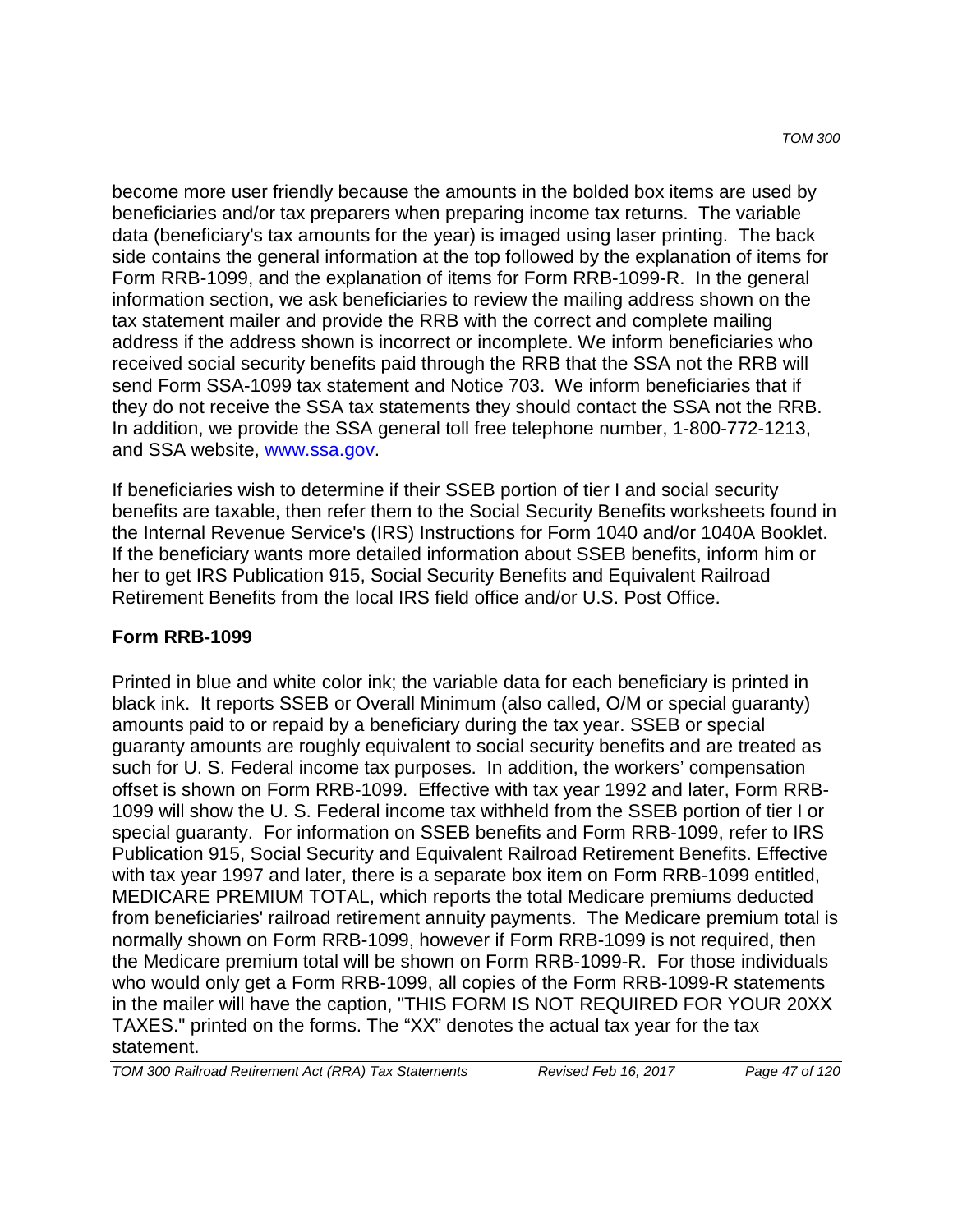become more user friendly because the amounts in the bolded box items are used by beneficiaries and/or tax preparers when preparing income tax returns. The variable data (beneficiary's tax amounts for the year) is imaged using laser printing. The back side contains the general information at the top followed by the explanation of items for Form RRB-1099, and the explanation of items for Form RRB-1099-R. In the general information section, we ask beneficiaries to review the mailing address shown on the tax statement mailer and provide the RRB with the correct and complete mailing address if the address shown is incorrect or incomplete. We inform beneficiaries who received social security benefits paid through the RRB that the SSA not the RRB will send Form SSA-1099 tax statement and Notice 703. We inform beneficiaries that if they do not receive the SSA tax statements they should contact the SSA not the RRB. In addition, we provide the SSA general toll free telephone number, 1-800-772-1213, and SSA website, www.ssa.gov.

If beneficiaries wish to determine if their SSEB portion of tier I and social security benefits are taxable, then refer them to the Social Security Benefits worksheets found in the Internal Revenue Service's (IRS) Instructions for Form 1040 and/or 1040A Booklet. If the beneficiary wants more detailed information about SSEB benefits, inform him or her to get IRS Publication 915, Social Security Benefits and Equivalent Railroad Retirement Benefits from the local IRS field office and/or U.S. Post Office.

**Form RRB-1099**

Printed in blue and white color ink; the variable data for each beneficiary is printed in black ink. It reports SSEB or Overall Minimum (also called, O/M or special guaranty) amounts paid to or repaid by a beneficiary during the tax year. SSEB or special guaranty amounts are roughly equivalent to social security benefits and are treated as such for U. S. Federal income tax purposes. In addition, the workers' compensation offset is shown on Form RRB-1099. Effective with tax year 1992 and later, Form RRB-1099 will show the U. S. Federal income tax withheld from the SSEB portion of tier I or special guaranty. For information on SSEB benefits and Form RRB-1099, refer to IRS Publication 915, Social Security and Equivalent Railroad Retirement Benefits. Effective with tax year 1997 and later, there is a separate box item on Form RRB-1099 entitled, MEDICARE PREMIUM TOTAL, which reports the total Medicare premiums deducted from beneficiaries' railroad retirement annuity payments. The Medicare premium total is normally shown on Form RRB-1099, however if Form RRB-1099 is not required, then the Medicare premium total will be shown on Form RRB-1099-R. For those individuals who would only get a Form RRB-1099, all copies of the Form RRB-1099-R statements in the mailer will have the caption, "THIS FORM IS NOT REQUIRED FOR YOUR 20XX TAXES." printed on the forms. The "XX" denotes the actual tax year for the tax statement.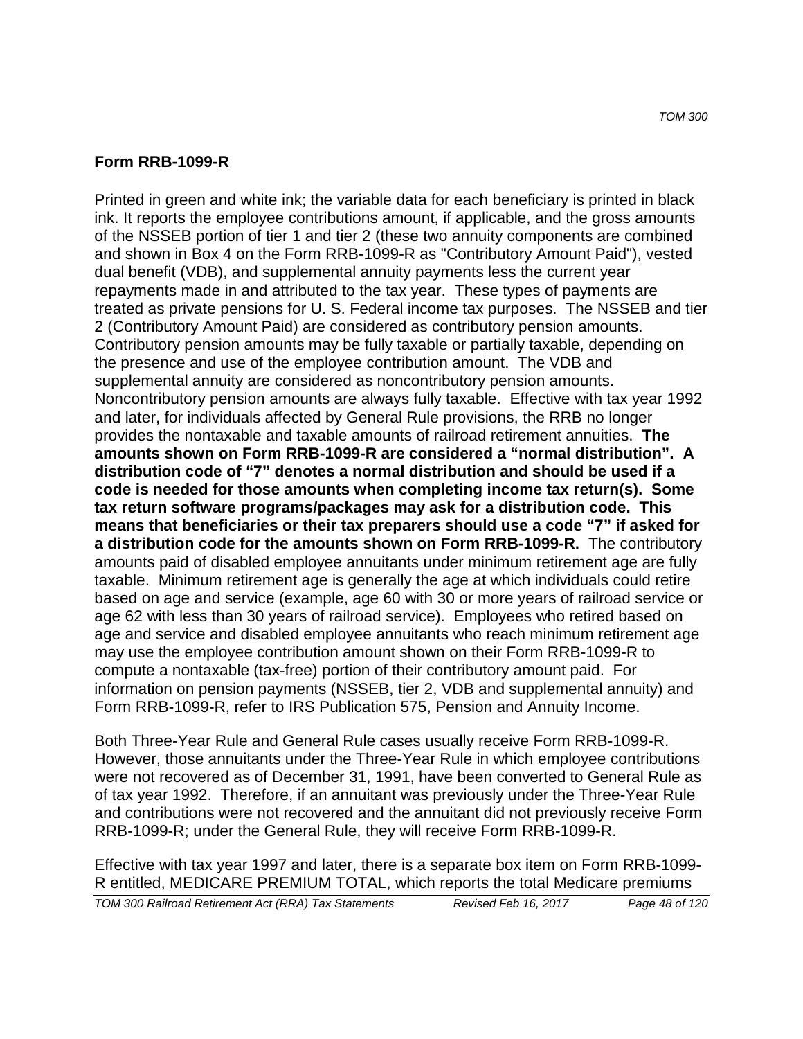## Form RRB-1099-R

Printed in green and white ink; the variable data for each beneficiary is printed in black ink. It reports the employee contributions amount, if applicable, and the gross amounts of the NSSEB portion of tier 1 and tier 2 (these two annuity components are combined and shown in Box 4 on the Form RRB-1099-R as "Contributory Amount Paid"), vested dual benefit (VDB), and supplemental annuity payments less the current year repayments made in and attributed to the tax year. These types of payments are treated as private pensions for U. S. Federal income tax purposes. The NSSEB and tier 2 (Contributory Amount Paid) are considered as contributory pension amounts. Contributory pension amounts may be fully taxable or partially taxable, depending on the presence and use of the employee contribution amount. The VDB and supplemental annuity are considered as noncontributory pension amounts. Noncontributory pension amounts are always fully taxable. Effective with tax year 1992 and later, for individuals affected by General Rule provisions, the RRB no longer provides the nontaxable and taxable amounts of railroad retirement annuities. **The amounts shown on Form RRB-1099-R are considered a "normal distribution". A distribution code of "7" denotes a normal distribution and should be used if a code is needed for those amounts when completing income tax return(s). Some tax return software programs/packages may ask for a distribution code. This means that beneficiaries or their tax preparers should use a code "7" if asked for a distribution code for the amounts shown on Form RRB-1099-R.** The contributory amounts paid of disabled employee annuitants under minimum retirement age are fully taxable. Minimum retirement age is generally the age at which individuals could retire based on age and service (example, age 60 with 30 or more years of railroad service or age 62 with less than 30 years of railroad service). Employees who retired based on age and service and disabled employee annuitants who reach minimum retirement age may use the employee contribution amount shown on their Form RRB-1099-R to compute a nontaxable (tax-free) portion of their contributory amount paid. For information on pension payments (NSSEB, tier 2, VDB and supplemental annuity) and Form RRB-1099-R, refer to IRS Publication 575, Pension and Annuity Income.

Both Three-Year Rule and General Rule cases usually receive Form RRB-1099-R. However, those annuitants under the Three-Year Rule in which employee contributions were not recovered as of December 31, 1991, have been converted to General Rule as of tax year 1992. Therefore, if an annuitant was previously under the Three-Year Rule and contributions were not recovered and the annuitant did not previously receive Form RRB-1099-R; under the General Rule, they will receive Form RRB-1099-R.

Effective with tax year 1997 and later, there is a separate box item on Form RRB-1099-R entitled, MEDICARE PREMIUM TOTAL, which reports the total Medicare premiums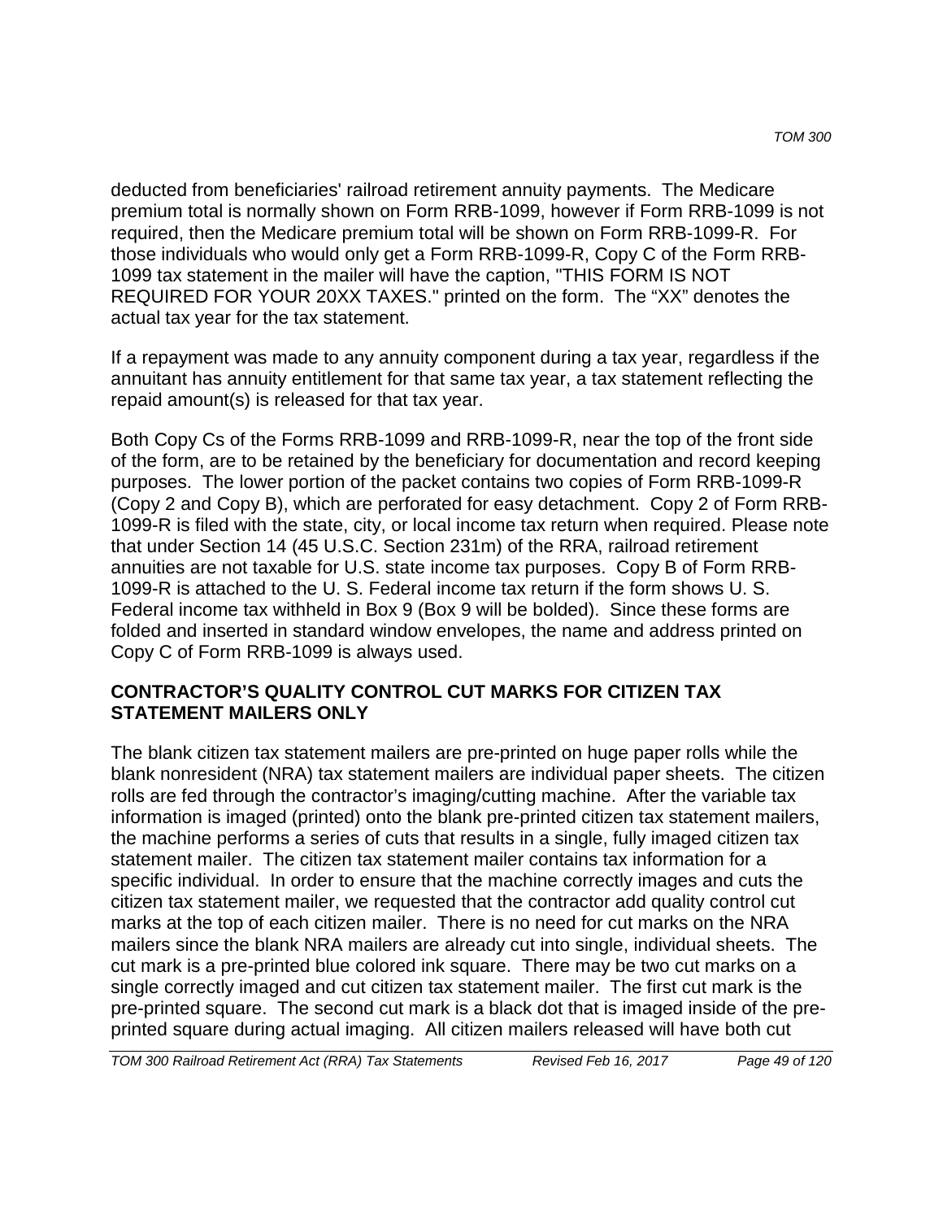deducted from beneficiaries' railroad retirement annuity payments. The Medicare premium total is normally shown on Form RRB-1099, however if Form RRB-1099 is not required, then the Medicare premium total will be shown on Form RRB-1099-R. For those individuals who would only get a Form RRB-1099-R, Copy C of the Form RRB-1099 tax statement in the mailer will have the caption, "THIS FORM IS NOT REQUIRED FOR YOUR 20XX TAXES." printed on the form. The "XX" denotes the actual tax year for the tax statement.

If a repayment was made to any annuity component during a tax year, regardless if the annuitant has annuity entitlement for that same tax year, a tax statement reflecting the repaid amount(s) is released for that tax year.

Both Copy Cs of the Forms RRB-1099 and RRB-1099-R, near the top of the front side of the form, are to be retained by the beneficiary for documentation and record keeping purposes. The lower portion of the packet contains two copies of Form RRB-1099-R (Copy 2 and Copy B), which are perforated for easy detachment. Copy 2 of Form RRB-1099-R is filed with the state, city, or local income tax return when required. Please note that under Section 14 (45 U.S.C. Section 231m) of the RRA, railroad retirement annuities are not taxable for U.S. state income tax purposes. Copy B of Form RRB-1099-R is attached to the U. S. Federal income tax return if the form shows U. S. Federal income tax withheld in Box 9 (Box 9 will be bolded). Since these forms are folded and inserted in standard window envelopes, the name and address printed on Copy C of Form RRB-1099 is always used.

## CONTRACTOR'S QUALITY CONTROL CUT MARKS FOR CITIZEN TAX STATEMENT MAILERS ONLY

The blank citizen tax statement mailers are pre-printed on huge paper rolls while the blank nonresident (NRA) tax statement mailers are individual paper sheets. The citizen rolls are fed through the contractor's imaging/cutting machine. After the variable tax information is imaged (printed) onto the blank pre-printed citizen tax statement mailers, the machine performs a series of cuts that results in a single, fully imaged citizen tax statement mailer. The citizen tax statement mailer contains tax information for a specific individual. In order to ensure that the machine correctly images and cuts the citizen tax statement mailer, we requested that the contractor add quality control cut marks at the top of each citizen mailer. There is no need for cut marks on the NRA mailers since the blank NRA mailers are already cut into single, individual sheets. The cut mark is a pre-printed blue colored ink square. There may be two cut marks on a single correctly imaged and cut citizen tax statement mailer. The first cut mark is the pre-printed square. The second cut mark is a black dot that is imaged inside of the pre-printed square during actual imaging. All citizen mailers released will have both cut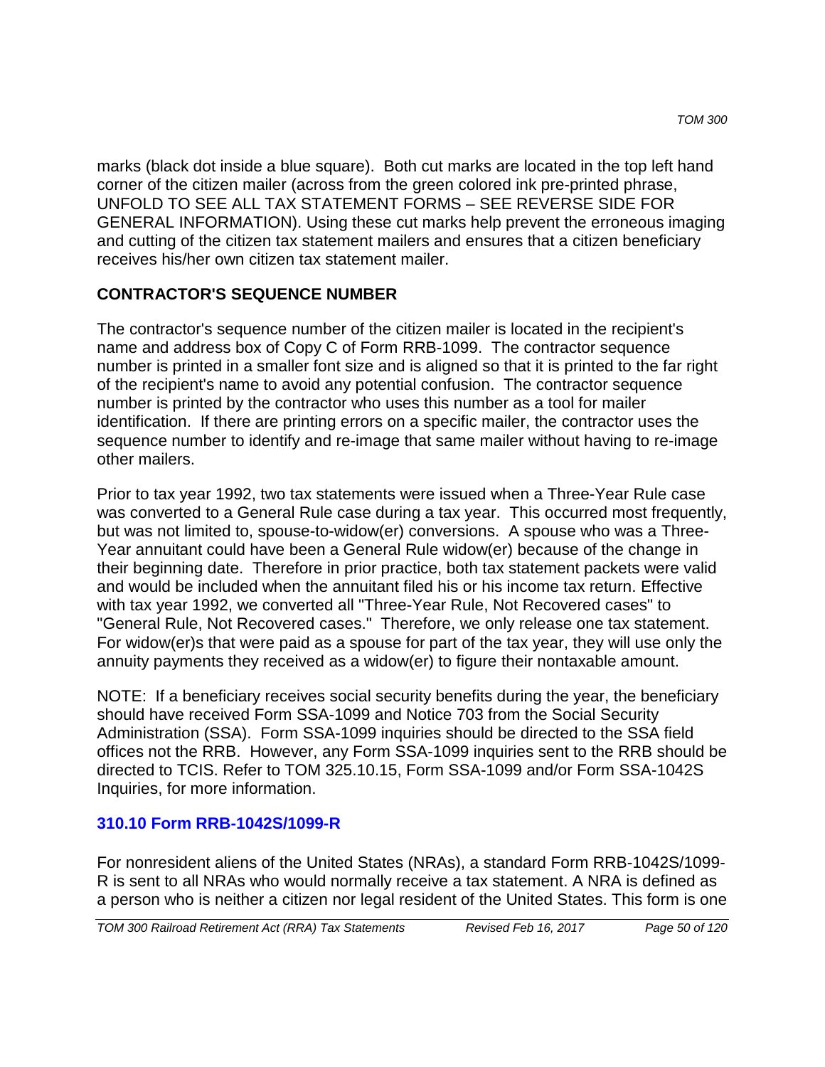marks (black dot inside a blue square). Both cut marks are located in the top left hand corner of the citizen mailer (across from the green colored ink pre-printed phrase, UNFOLD TO SEE ALL TAX STATEMENT FORMS – SEE REVERSE SIDE FOR GENERAL INFORMATION). Using these cut marks help prevent the erroneous imaging and cutting of the citizen tax statement mailers and ensures that a citizen beneficiary receives his/her own citizen tax statement mailer.

### CONTRACTOR'S SEQUENCE NUMBER

The contractor's sequence number of the citizen mailer is located in the recipient's name and address box of Copy C of Form RRB-1099. The contractor sequence number is printed in a smaller font size and is aligned so that it is printed to the far right of the recipient's name to avoid any potential confusion. The contractor sequence number is printed by the contractor who uses this number as a tool for mailer identification. If there are printing errors on a specific mailer, the contractor uses the sequence number to identify and re-image that same mailer without having to re-image other mailers.

Prior to tax year 1992, two tax statements were issued when a Three-Year Rule case was converted to a General Rule case during a tax year. This occurred most frequently, but was not limited to, spouse-to-widow(er) conversions. A spouse who was a Three-Year annuitant could have been a General Rule widow(er) because of the change in their beginning date. Therefore in prior practice, both tax statement packets were valid and would be included when the annuitant filed his or his income tax return. Effective with tax year 1992, we converted all "Three-Year Rule, Not Recovered cases" to "General Rule, Not Recovered cases." Therefore, we only release one tax statement. For widow(er)s that were paid as a spouse for part of the tax year, they will use only the annuity payments they received as a widow(er) to figure their nontaxable amount.

NOTE: If a beneficiary receives social security benefits during the year, the beneficiary should have received Form SSA-1099 and Notice 703 from the Social Security Administration (SSA). Form SSA-1099 inquiries should be directed to the SSA field offices not the RRB. However, any Form SSA-1099 inquiries sent to the RRB should be directed to TCIS. Refer to TOM 325.10.15, Form SSA-1099 and/or Form SSA-1042S Inquiries, for more information.

## 310.10 Form RRB-1042S/1099-R

For nonresident aliens of the United States (NRAs), a standard Form RRB-1042S/1099-R is sent to all NRAs who would normally receive a tax statement. A NRA is defined as a person who is neither a citizen nor legal resident of the United States. This form is one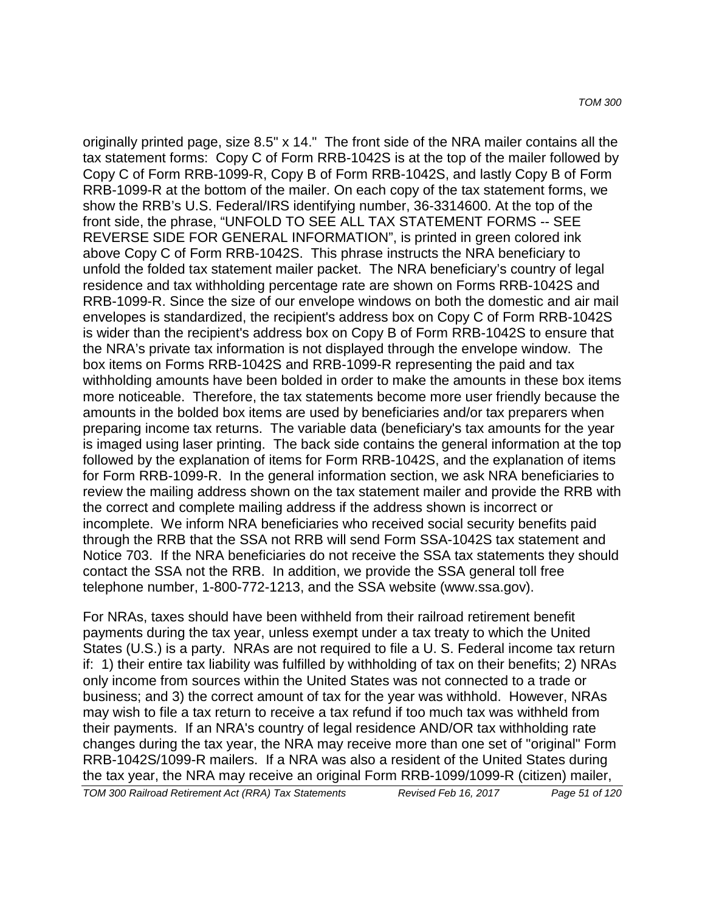originally printed page, size 8.5" x 14." The front side of the NRA mailer contains all the tax statement forms: Copy C of Form RRB-1042S is at the top of the mailer followed by Copy C of Form RRB-1099-R, Copy B of Form RRB-1042S, and lastly Copy B of Form RRB-1099-R at the bottom of the mailer. On each copy of the tax statement forms, we show the RRB's U.S. Federal/IRS identifying number, 36-3314600. At the top of the front side, the phrase, "UNFOLD TO SEE ALL TAX STATEMENT FORMS -- SEE REVERSE SIDE FOR GENERAL INFORMATION", is printed in green colored ink above Copy C of Form RRB-1042S. This phrase instructs the NRA beneficiary to unfold the folded tax statement mailer packet. The NRA beneficiary's country of legal residence and tax withholding percentage rate are shown on Forms RRB-1042S and RRB-1099-R. Since the size of our envelope windows on both the domestic and air mail envelopes is standardized, the recipient's address box on Copy C of Form RRB-1042S is wider than the recipient's address box on Copy B of Form RRB-1042S to ensure that the NRA's private tax information is not displayed through the envelope window. The box items on Forms RRB-1042S and RRB-1099-R representing the paid and tax withholding amounts have been bolded in order to make the amounts in these box items more noticeable. Therefore, the tax statements become more user friendly because the amounts in the bolded box items are used by beneficiaries and/or tax preparers when preparing income tax returns. The variable data (beneficiary's tax amounts for the year is imaged using laser printing. The back side contains the general information at the top followed by the explanation of items for Form RRB-1042S, and the explanation of items for Form RRB-1099-R. In the general information section, we ask NRA beneficiaries to review the mailing address shown on the tax statement mailer and provide the RRB with the correct and complete mailing address if the address shown is incorrect or incomplete. We inform NRA beneficiaries who received social security benefits paid through the RRB that the SSA not RRB will send Form SSA-1042S tax statement and Notice 703. If the NRA beneficiaries do not receive the SSA tax statements they should contact the SSA not the RRB. In addition, we provide the SSA general toll free telephone number, 1-800-772-1213, and the SSA website (www.ssa.gov).

For NRAs, taxes should have been withheld from their railroad retirement benefit payments during the tax year, unless exempt under a tax treaty to which the United States (U.S.) is a party. NRAs are not required to file a U. S. Federal income tax return if: 1) their entire tax liability was fulfilled by withholding of tax on their benefits; 2) NRAs only income from sources within the United States was not connected to a trade or business; and 3) the correct amount of tax for the year was withhold. However, NRAs may wish to file a tax return to receive a tax refund if too much tax was withheld from their payments. If an NRA's country of legal residence AND/OR tax withholding rate changes during the tax year, the NRA may receive more than one set of "original" Form RRB-1042S/1099-R mailers. If a NRA was also a resident of the United States during the tax year, the NRA may receive an original Form RRB-1099/1099-R (citizen) mailer,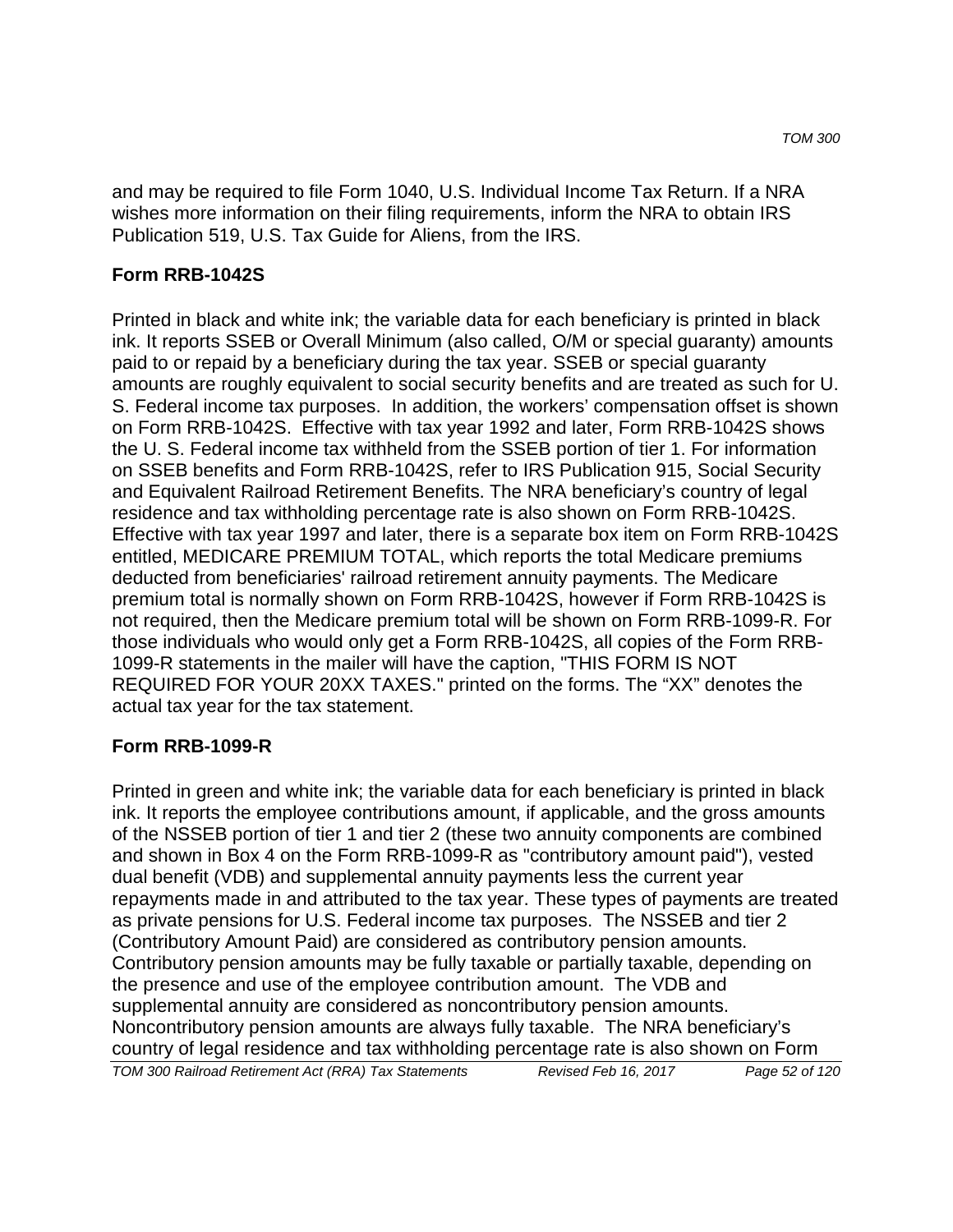and may be required to file Form 1040, U.S. Individual Income Tax Return. If a NRA wishes more information on their filing requirements, inform the NRA to obtain IRS Publication 519, U.S. Tax Guide for Aliens, from the IRS.

**Form RRB-1042S**

Printed in black and white ink; the variable data for each beneficiary is printed in black ink. It reports SSEB or Overall Minimum (also called, O/M or special guaranty) amounts paid to or repaid by a beneficiary during the tax year. SSEB or special guaranty amounts are roughly equivalent to social security benefits and are treated as such for U. S. Federal income tax purposes. In addition, the workers' compensation offset is shown on Form RRB-1042S. Effective with tax year 1992 and later, Form RRB-1042S shows the U. S. Federal income tax withheld from the SSEB portion of tier 1. For information on SSEB benefits and Form RRB-1042S, refer to IRS Publication 915, Social Security and Equivalent Railroad Retirement Benefits. The NRA beneficiary's country of legal residence and tax withholding percentage rate is also shown on Form RRB-1042S. Effective with tax year 1997 and later, there is a separate box item on Form RRB-1042S entitled, MEDICARE PREMIUM TOTAL, which reports the total Medicare premiums deducted from beneficiaries' railroad retirement annuity payments. The Medicare premium total is normally shown on Form RRB-1042S, however if Form RRB-1042S is not required, then the Medicare premium total will be shown on Form RRB-1099-R. For those individuals who would only get a Form RRB-1042S, all copies of the Form RRB-1099-R statements in the mailer will have the caption, "THIS FORM IS NOT REQUIRED FOR YOUR 20XX TAXES." printed on the forms. The "XX" denotes the actual tax year for the tax statement.

**Form RRB-1099-R**

Printed in green and white ink; the variable data for each beneficiary is printed in black ink. It reports the employee contributions amount, if applicable, and the gross amounts of the NSSEB portion of tier 1 and tier 2 (these two annuity components are combined and shown in Box 4 on the Form RRB-1099-R as "contributory amount paid"), vested dual benefit (VDB) and supplemental annuity payments less the current year repayments made in and attributed to the tax year. These types of payments are treated as private pensions for U.S. Federal income tax purposes. The NSSEB and tier 2 (Contributory Amount Paid) are considered as contributory pension amounts. Contributory pension amounts may be fully taxable or partially taxable, depending on the presence and use of the employee contribution amount. The VDB and supplemental annuity are considered as noncontributory pension amounts. Noncontributory pension amounts are always fully taxable. The NRA beneficiary's country of legal residence and tax withholding percentage rate is also shown on Form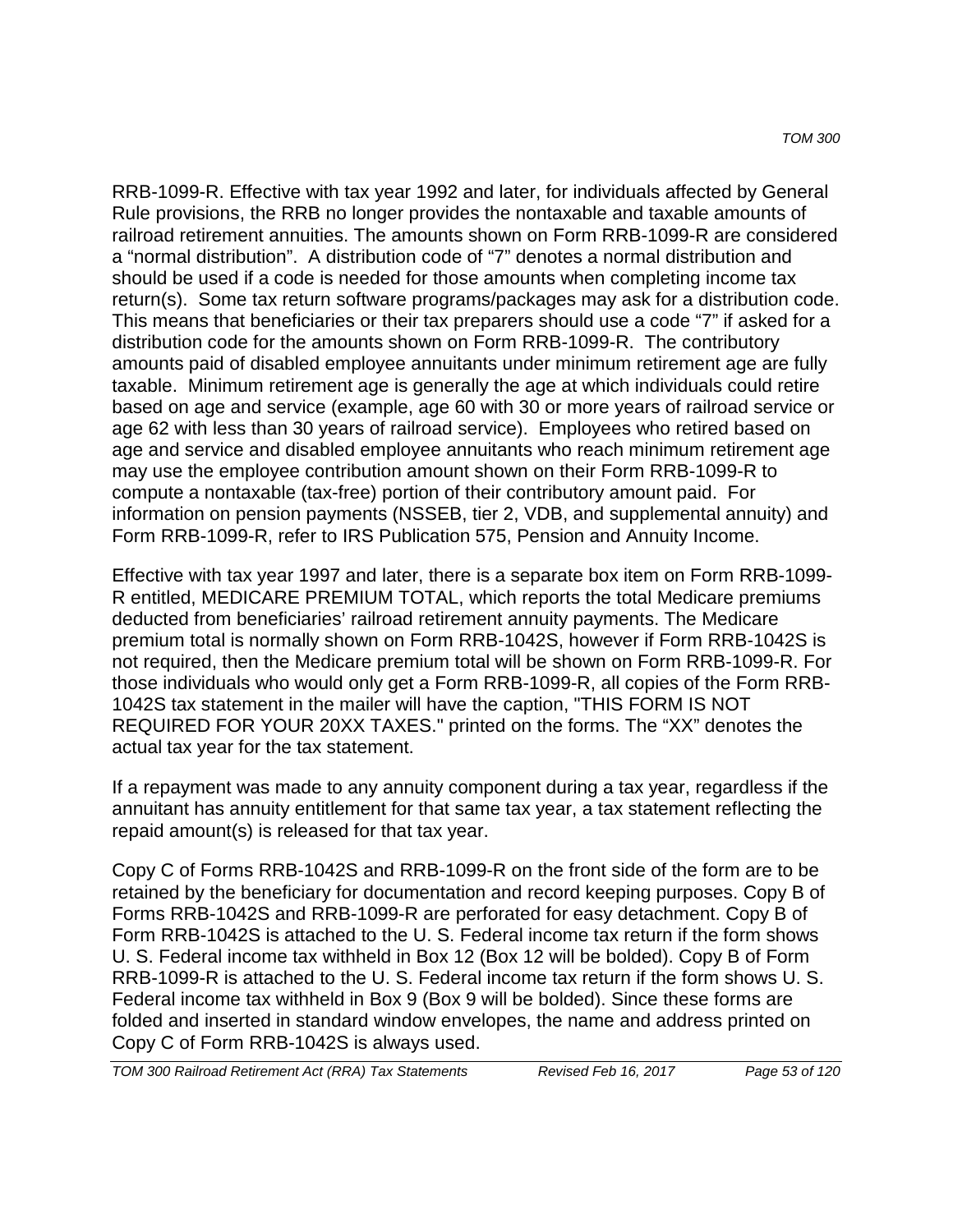RRB-1099-R. Effective with tax year 1992 and later, for individuals affected by General Rule provisions, the RRB no longer provides the nontaxable and taxable amounts of railroad retirement annuities. The amounts shown on Form RRB-1099-R are considered a "normal distribution". A distribution code of "7" denotes a normal distribution and should be used if a code is needed for those amounts when completing income tax return(s). Some tax return software programs/packages may ask for a distribution code. This means that beneficiaries or their tax preparers should use a code "7" if asked for a distribution code for the amounts shown on Form RRB-1099-R. The contributory amounts paid of disabled employee annuitants under minimum retirement age are fully taxable. Minimum retirement age is generally the age at which individuals could retire based on age and service (example, age 60 with 30 or more years of railroad service or age 62 with less than 30 years of railroad service). Employees who retired based on age and service and disabled employee annuitants who reach minimum retirement age may use the employee contribution amount shown on their Form RRB-1099-R to compute a nontaxable (tax-free) portion of their contributory amount paid. For information on pension payments (NSSEB, tier 2, VDB, and supplemental annuity) and Form RRB-1099-R, refer to IRS Publication 575, Pension and Annuity Income.

Effective with tax year 1997 and later, there is a separate box item on Form RRB-1099-R entitled, MEDICARE PREMIUM TOTAL, which reports the total Medicare premiums deducted from beneficiaries' railroad retirement annuity payments. The Medicare premium total is normally shown on Form RRB-1042S, however if Form RRB-1042S is not required, then the Medicare premium total will be shown on Form RRB-1099-R. For those individuals who would only get a Form RRB-1099-R, all copies of the Form RRB-1042S tax statement in the mailer will have the caption, "THIS FORM IS NOT REQUIRED FOR YOUR 20XX TAXES." printed on the forms. The "XX" denotes the actual tax year for the tax statement.

If a repayment was made to any annuity component during a tax year, regardless if the annuitant has annuity entitlement for that same tax year, a tax statement reflecting the repaid amount(s) is released for that tax year.

Copy C of Forms RRB-1042S and RRB-1099-R on the front side of the form are to be retained by the beneficiary for documentation and record keeping purposes. Copy B of Forms RRB-1042S and RRB-1099-R are perforated for easy detachment. Copy B of Form RRB-1042S is attached to the U. S. Federal income tax return if the form shows U. S. Federal income tax withheld in Box 12 (Box 12 will be bolded). Copy B of Form RRB-1099-R is attached to the U. S. Federal income tax return if the form shows U. S. Federal income tax withheld in Box 9 (Box 9 will be bolded). Since these forms are folded and inserted in standard window envelopes, the name and address printed on Copy C of Form RRB-1042S is always used.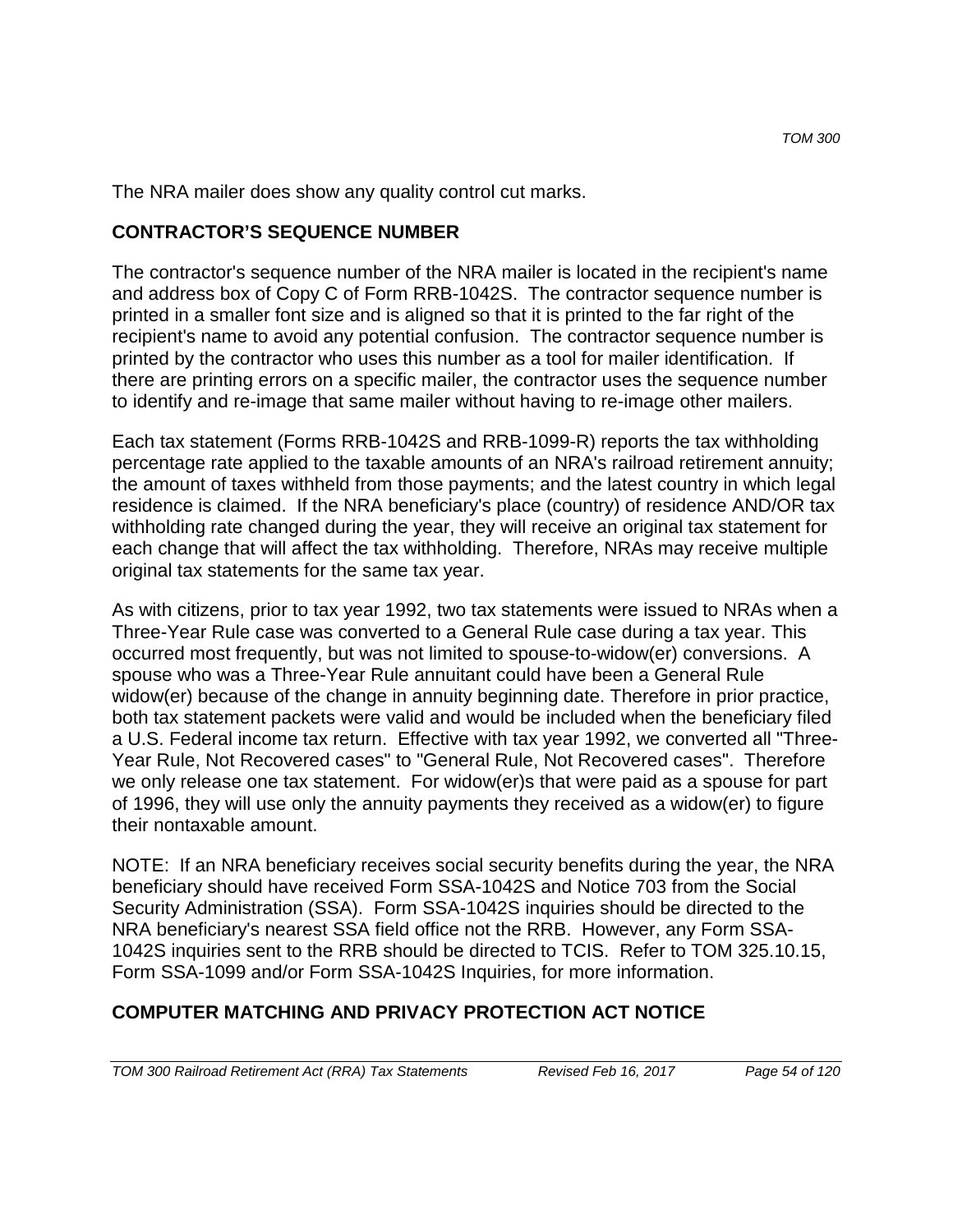The NRA mailer does show any quality control cut marks.

## CONTRACTOR'S SEQUENCE NUMBER

The contractor's sequence number of the NRA mailer is located in the recipient's name and address box of Copy C of Form RRB-1042S. The contractor sequence number is printed in a smaller font size and is aligned so that it is printed to the far right of the recipient's name to avoid any potential confusion. The contractor sequence number is printed by the contractor who uses this number as a tool for mailer identification. If there are printing errors on a specific mailer, the contractor uses the sequence number to identify and re-image that same mailer without having to re-image other mailers.

Each tax statement (Forms RRB-1042S and RRB-1099-R) reports the tax withholding percentage rate applied to the taxable amounts of an NRA's railroad retirement annuity; the amount of taxes withheld from those payments; and the latest country in which legal residence is claimed. If the NRA beneficiary's place (country) of residence AND/OR tax withholding rate changed during the year, they will receive an original tax statement for each change that will affect the tax withholding. Therefore, NRAs may receive multiple original tax statements for the same tax year.

As with citizens, prior to tax year 1992, two tax statements were issued to NRAs when a Three-Year Rule case was converted to a General Rule case during a tax year. This occurred most frequently, but was not limited to spouse-to-widow(er) conversions. A spouse who was a Three-Year Rule annuitant could have been a General Rule widow(er) because of the change in annuity beginning date. Therefore in prior practice, both tax statement packets were valid and would be included when the beneficiary filed a U.S. Federal income tax return. Effective with tax year 1992, we converted all "Three-Year Rule, Not Recovered cases" to "General Rule, Not Recovered cases". Therefore we only release one tax statement. For widow(er)s that were paid as a spouse for part of 1996, they will use only the annuity payments they received as a widow(er) to figure their nontaxable amount.

NOTE: If an NRA beneficiary receives social security benefits during the year, the NRA beneficiary should have received Form SSA-1042S and Notice 703 from the Social Security Administration (SSA). Form SSA-1042S inquiries should be directed to the NRA beneficiary's nearest SSA field office not the RRB. However, any Form SSA-1042S inquiries sent to the RRB should be directed to TCIS. Refer to TOM 325.10.15, Form SSA-1099 and/or Form SSA-1042S Inquiries, for more information.

## COMPUTER MATCHING AND PRIVACY PROTECTION ACT NOTICE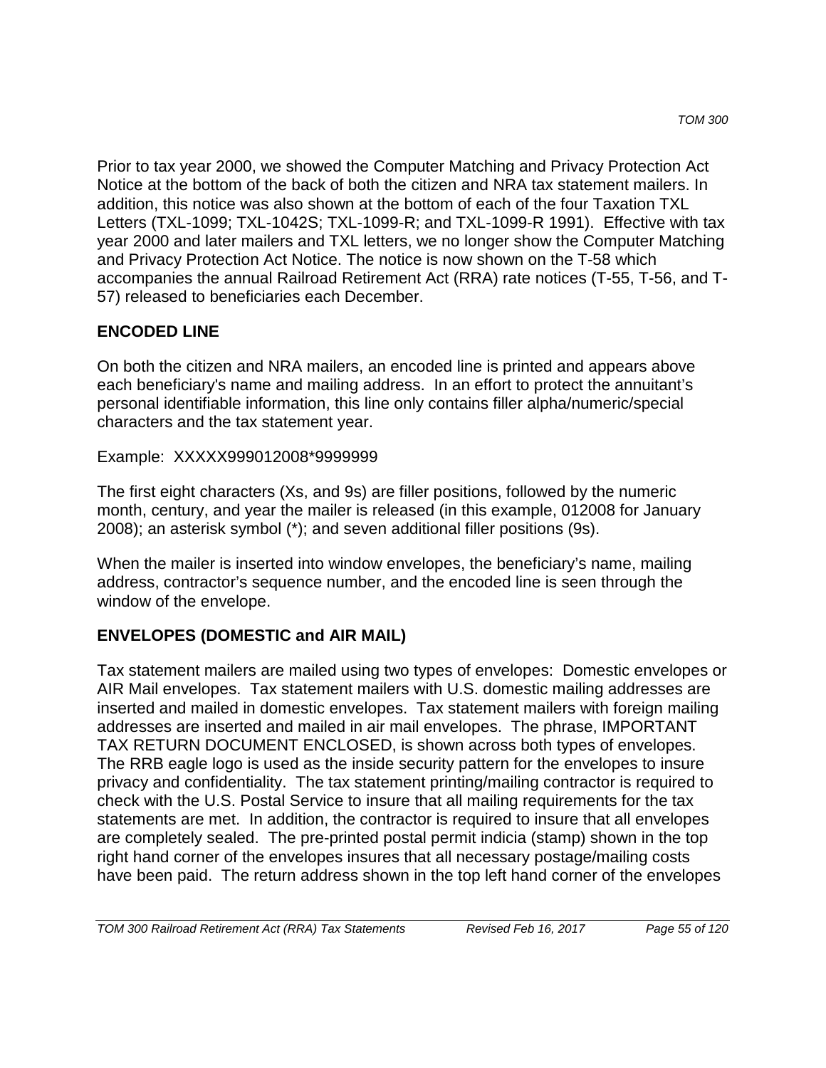Prior to tax year 2000, we showed the Computer Matching and Privacy Protection Act Notice at the bottom of the back of both the citizen and NRA tax statement mailers. In addition, this notice was also shown at the bottom of each of the four Taxation TXL Letters (TXL-1099; TXL-1042S; TXL-1099-R; and TXL-1099-R 1991). Effective with tax year 2000 and later mailers and TXL letters, we no longer show the Computer Matching and Privacy Protection Act Notice. The notice is now shown on the T-58 which accompanies the annual Railroad Retirement Act (RRA) rate notices (T-55, T-56, and T-57) released to beneficiaries each December.

## ENCODED LINE

On both the citizen and NRA mailers, an encoded line is printed and appears above each beneficiary's name and mailing address. In an effort to protect the annuitant's personal identifiable information, this line only contains filler alpha/numeric/special characters and the tax statement year.

Example: XXXXX999012008*9999999

The first eight characters (Xs, and 9s) are filler positions, followed by the numeric month, century, and year the mailer is released (in this example, 012008 for January 2008); an asterisk symbol (*); and seven additional filler positions (9s).

When the mailer is inserted into window envelopes, the beneficiary's name, mailing address, contractor's sequence number, and the encoded line is seen through the window of the envelope.

## ENVELOPES (DOMESTIC and AIR MAIL)

Tax statement mailers are mailed using two types of envelopes: Domestic envelopes or AIR Mail envelopes. Tax statement mailers with U.S. domestic mailing addresses are inserted and mailed in domestic envelopes. Tax statement mailers with foreign mailing addresses are inserted and mailed in air mail envelopes. The phrase, IMPORTANT TAX RETURN DOCUMENT ENCLOSED, is shown across both types of envelopes. The RRB eagle logo is used as the inside security pattern for the envelopes to insure privacy and confidentiality. The tax statement printing/mailing contractor is required to check with the U.S. Postal Service to insure that all mailing requirements for the tax statements are met. In addition, the contractor is required to insure that all envelopes are completely sealed. The pre-printed postal permit indicia (stamp) shown in the top right hand corner of the envelopes insures that all necessary postage/mailing costs have been paid. The return address shown in the top left hand corner of the envelopes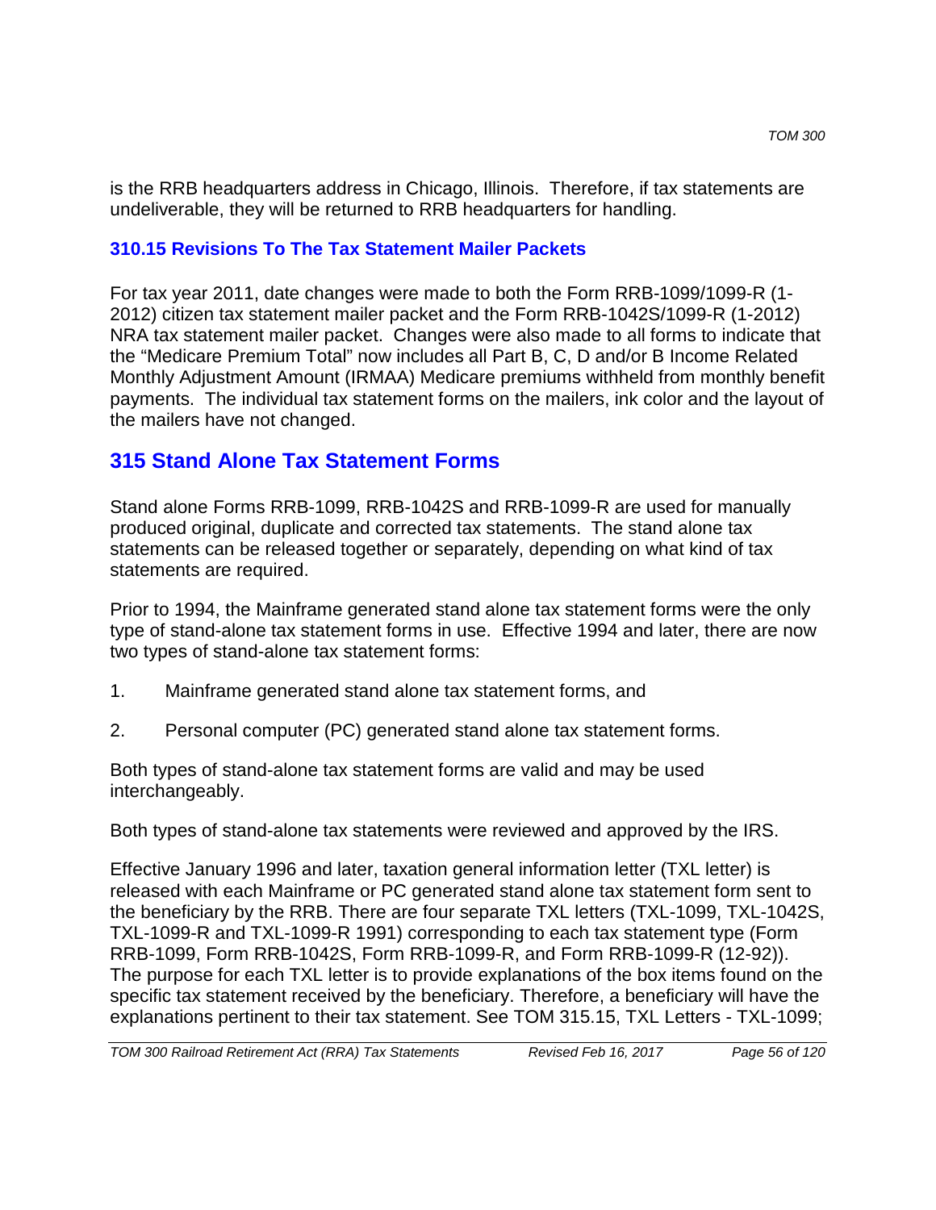is the RRB headquarters address in Chicago, Illinois. Therefore, if tax statements are undeliverable, they will be returned to RRB headquarters for handling.

### 310.15 Revisions To The Tax Statement Mailer Packets

For tax year 2011, date changes were made to both the Form RRB-1099/1099-R (1-2012) citizen tax statement mailer packet and the Form RRB-1042S/1099-R (1-2012) NRA tax statement mailer packet. Changes were also made to all forms to indicate that the "Medicare Premium Total" now includes all Part B, C, D and/or B Income Related Monthly Adjustment Amount (IRMAA) Medicare premiums withheld from monthly benefit payments. The individual tax statement forms on the mailers, ink color and the layout of the mailers have not changed.

## 315 Stand Alone Tax Statement Forms

Stand alone Forms RRB-1099, RRB-1042S and RRB-1099-R are used for manually produced original, duplicate and corrected tax statements. The stand alone tax statements can be released together or separately, depending on what kind of tax statements are required.

Prior to 1994, the Mainframe generated stand alone tax statement forms were the only type of stand-alone tax statement forms in use. Effective 1994 and later, there are now two types of stand-alone tax statement forms:

1. Mainframe generated stand alone tax statement forms, and
2. Personal computer (PC) generated stand alone tax statement forms.

Both types of stand-alone tax statement forms are valid and may be used interchangeably.

Both types of stand-alone tax statements were reviewed and approved by the IRS.

Effective January 1996 and later, taxation general information letter (TXL letter) is released with each Mainframe or PC generated stand alone tax statement form sent to the beneficiary by the RRB. There are four separate TXL letters (TXL-1099, TXL-1042S, TXL-1099-R and TXL-1099-R 1991) corresponding to each tax statement type (Form RRB-1099, Form RRB-1042S, Form RRB-1099-R, and Form RRB-1099-R (12-92)). The purpose for each TXL letter is to provide explanations of the box items found on the specific tax statement received by the beneficiary. Therefore, a beneficiary will have the explanations pertinent to their tax statement. See TOM 315.15, TXL Letters - TXL-1099;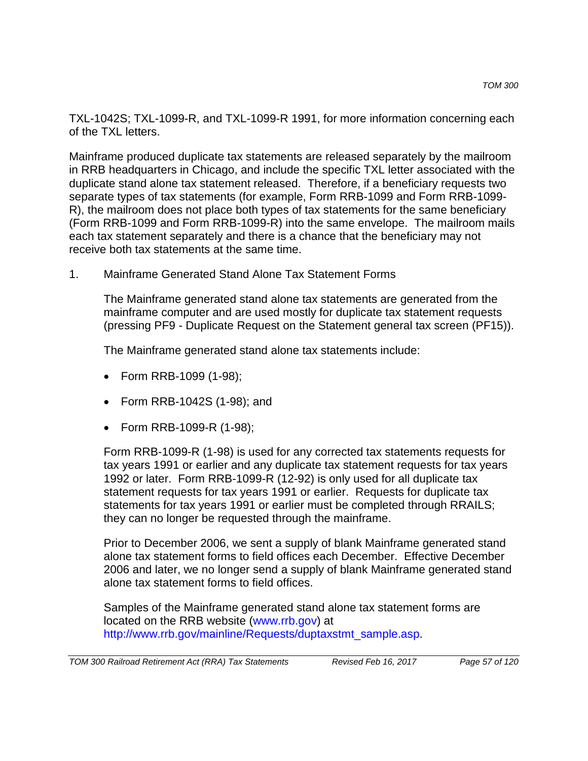TXL-1042S; TXL-1099-R, and TXL-1099-R 1991, for more information concerning each of the TXL letters.

Mainframe produced duplicate tax statements are released separately by the mailroom in RRB headquarters in Chicago, and include the specific TXL letter associated with the duplicate stand alone tax statement released. Therefore, if a beneficiary requests two separate types of tax statements (for example, Form RRB-1099 and Form RRB-1099-R), the mailroom does not place both types of tax statements for the same beneficiary (Form RRB-1099 and Form RRB-1099-R) into the same envelope. The mailroom mails each tax statement separately and there is a chance that the beneficiary may not receive both tax statements at the same time.

1. Mainframe Generated Stand Alone Tax Statement Forms

   The Mainframe generated stand alone tax statements are generated from the mainframe computer and are used mostly for duplicate tax statement requests (pressing PF9 - Duplicate Request on the Statement general tax screen (PF15)).

   The Mainframe generated stand alone tax statements include:

   - Form RRB-1099 (1-98);
   - Form RRB-1042S (1-98); and
   - Form RRB-1099-R (1-98);

   Form RRB-1099-R (1-98) is used for any corrected tax statements requests for tax years 1991 or earlier and any duplicate tax statement requests for tax years 1992 or later. Form RRB-1099-R (12-92) is only used for all duplicate tax statement requests for tax years 1991 or earlier. Requests for duplicate tax statements for tax years 1991 or earlier must be completed through RRAILS; they can no longer be requested through the mainframe.

   Prior to December 2006, we sent a supply of blank Mainframe generated stand alone tax statement forms to field offices each December. Effective December 2006 and later, we no longer send a supply of blank Mainframe generated stand alone tax statement forms to field offices.

   Samples of the Mainframe generated stand alone tax statement forms are located on the RRB website (www.rrb.gov) at http://www.rrb.gov/mainline/Requests/duptaxstmt_sample.asp.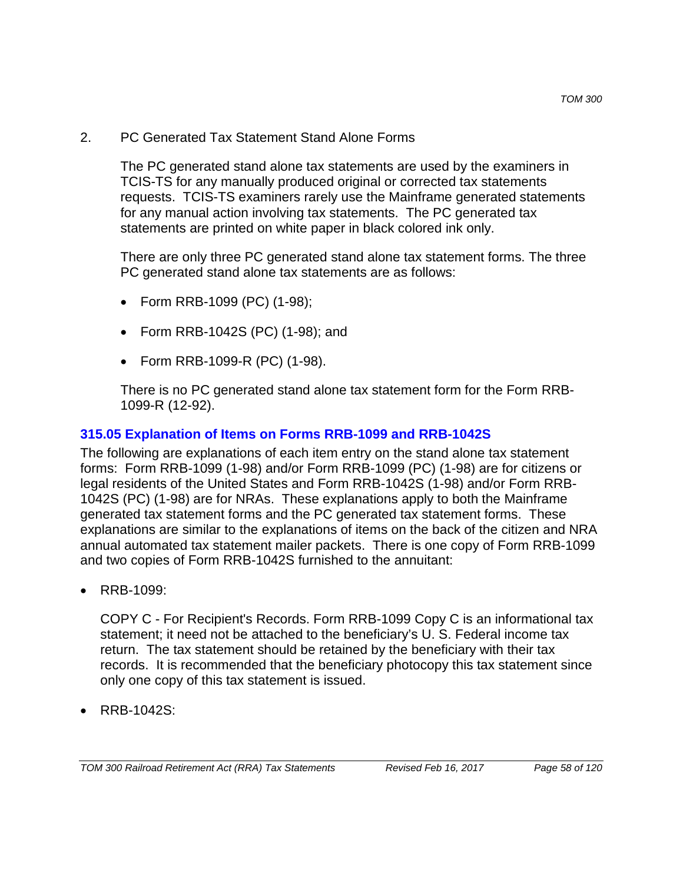2. PC Generated Tax Statement Stand Alone Forms

   The PC generated stand alone tax statements are used by the examiners in TCIS-TS for any manually produced original or corrected tax statements requests. TCIS-TS examiners rarely use the Mainframe generated statements for any manual action involving tax statements. The PC generated tax statements are printed on white paper in black colored ink only.

   There are only three PC generated stand alone tax statement forms. The three PC generated stand alone tax statements are as follows:

   - Form RRB-1099 (PC) (1-98);
   - Form RRB-1042S (PC) (1-98); and
   - Form RRB-1099-R (PC) (1-98).

   There is no PC generated stand alone tax statement form for the Form RRB-1099-R (12-92).

## 315.05 Explanation of Items on Forms RRB-1099 and RRB-1042S

The following are explanations of each item entry on the stand alone tax statement forms: Form RRB-1099 (1-98) and/or Form RRB-1099 (PC) (1-98) are for citizens or legal residents of the United States and Form RRB-1042S (1-98) and/or Form RRB-1042S (PC) (1-98) are for NRAs. These explanations apply to both the Mainframe generated tax statement forms and the PC generated tax statement forms. These explanations are similar to the explanations of items on the back of the citizen and NRA annual automated tax statement mailer packets. There is one copy of Form RRB-1099 and two copies of Form RRB-1042S furnished to the annuitant:

- RRB-1099:

  COPY C - For Recipient's Records. Form RRB-1099 Copy C is an informational tax statement; it need not be attached to the beneficiary's U. S. Federal income tax return. The tax statement should be retained by the beneficiary with their tax records. It is recommended that the beneficiary photocopy this tax statement since only one copy of this tax statement is issued.

- RRB-1042S: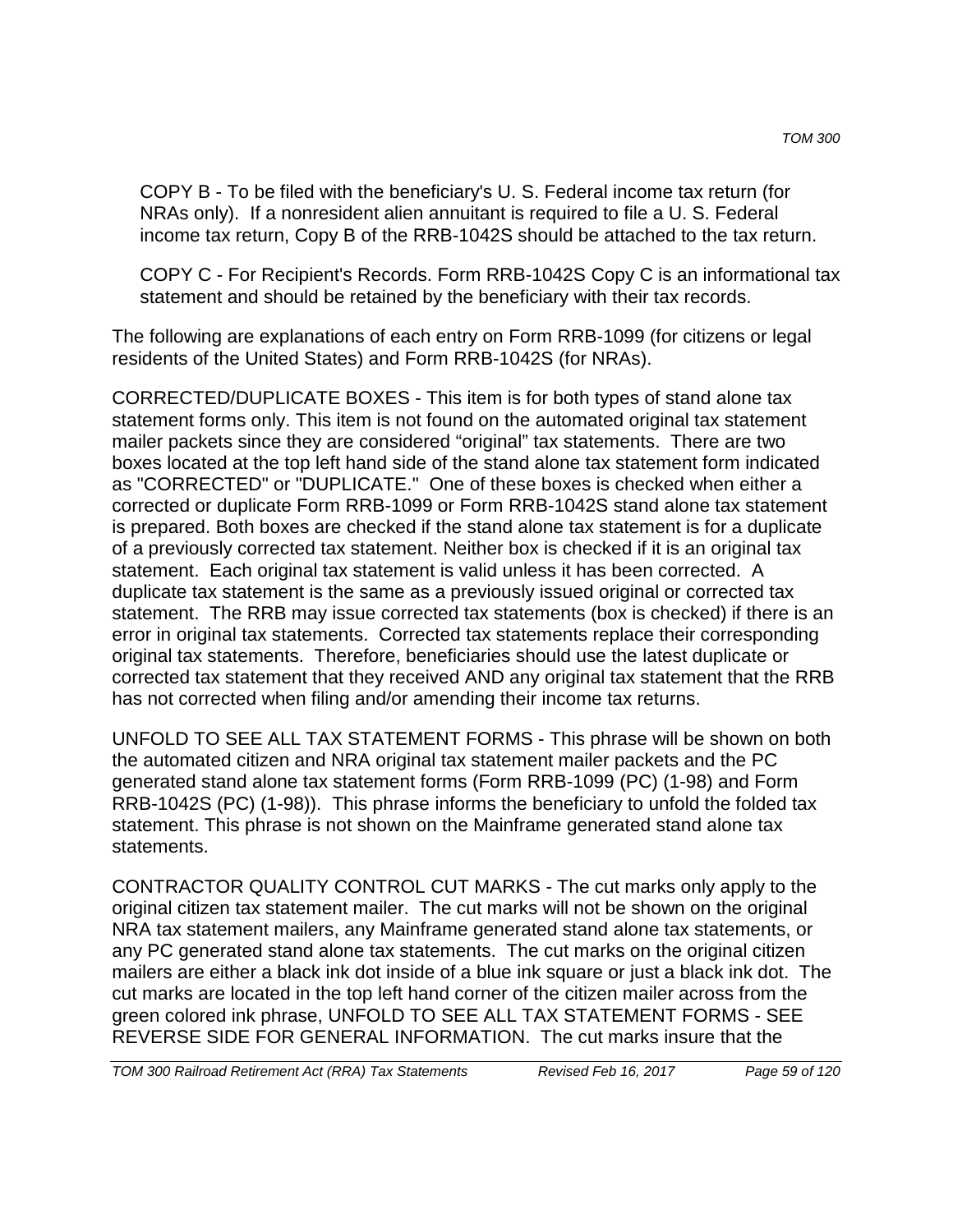COPY B - To be filed with the beneficiary's U. S. Federal income tax return (for NRAs only). If a nonresident alien annuitant is required to file a U. S. Federal income tax return, Copy B of the RRB-1042S should be attached to the tax return.

COPY C - For Recipient's Records. Form RRB-1042S Copy C is an informational tax statement and should be retained by the beneficiary with their tax records.

The following are explanations of each entry on Form RRB-1099 (for citizens or legal residents of the United States) and Form RRB-1042S (for NRAs).

CORRECTED/DUPLICATE BOXES - This item is for both types of stand alone tax statement forms only. This item is not found on the automated original tax statement mailer packets since they are considered “original” tax statements. There are two boxes located at the top left hand side of the stand alone tax statement form indicated as "CORRECTED" or "DUPLICATE." One of these boxes is checked when either a corrected or duplicate Form RRB-1099 or Form RRB-1042S stand alone tax statement is prepared. Both boxes are checked if the stand alone tax statement is for a duplicate of a previously corrected tax statement. Neither box is checked if it is an original tax statement. Each original tax statement is valid unless it has been corrected. A duplicate tax statement is the same as a previously issued original or corrected tax statement. The RRB may issue corrected tax statements (box is checked) if there is an error in original tax statements. Corrected tax statements replace their corresponding original tax statements. Therefore, beneficiaries should use the latest duplicate or corrected tax statement that they received AND any original tax statement that the RRB has not corrected when filing and/or amending their income tax returns.

UNFOLD TO SEE ALL TAX STATEMENT FORMS - This phrase will be shown on both the automated citizen and NRA original tax statement mailer packets and the PC generated stand alone tax statement forms (Form RRB-1099 (PC) (1-98) and Form RRB-1042S (PC) (1-98)). This phrase informs the beneficiary to unfold the folded tax statement. This phrase is not shown on the Mainframe generated stand alone tax statements.

CONTRACTOR QUALITY CONTROL CUT MARKS - The cut marks only apply to the original citizen tax statement mailer. The cut marks will not be shown on the original NRA tax statement mailers, any Mainframe generated stand alone tax statements, or any PC generated stand alone tax statements. The cut marks on the original citizen mailers are either a black ink dot inside of a blue ink square or just a black ink dot. The cut marks are located in the top left hand corner of the citizen mailer across from the green colored ink phrase, UNFOLD TO SEE ALL TAX STATEMENT FORMS - SEE REVERSE SIDE FOR GENERAL INFORMATION. The cut marks insure that the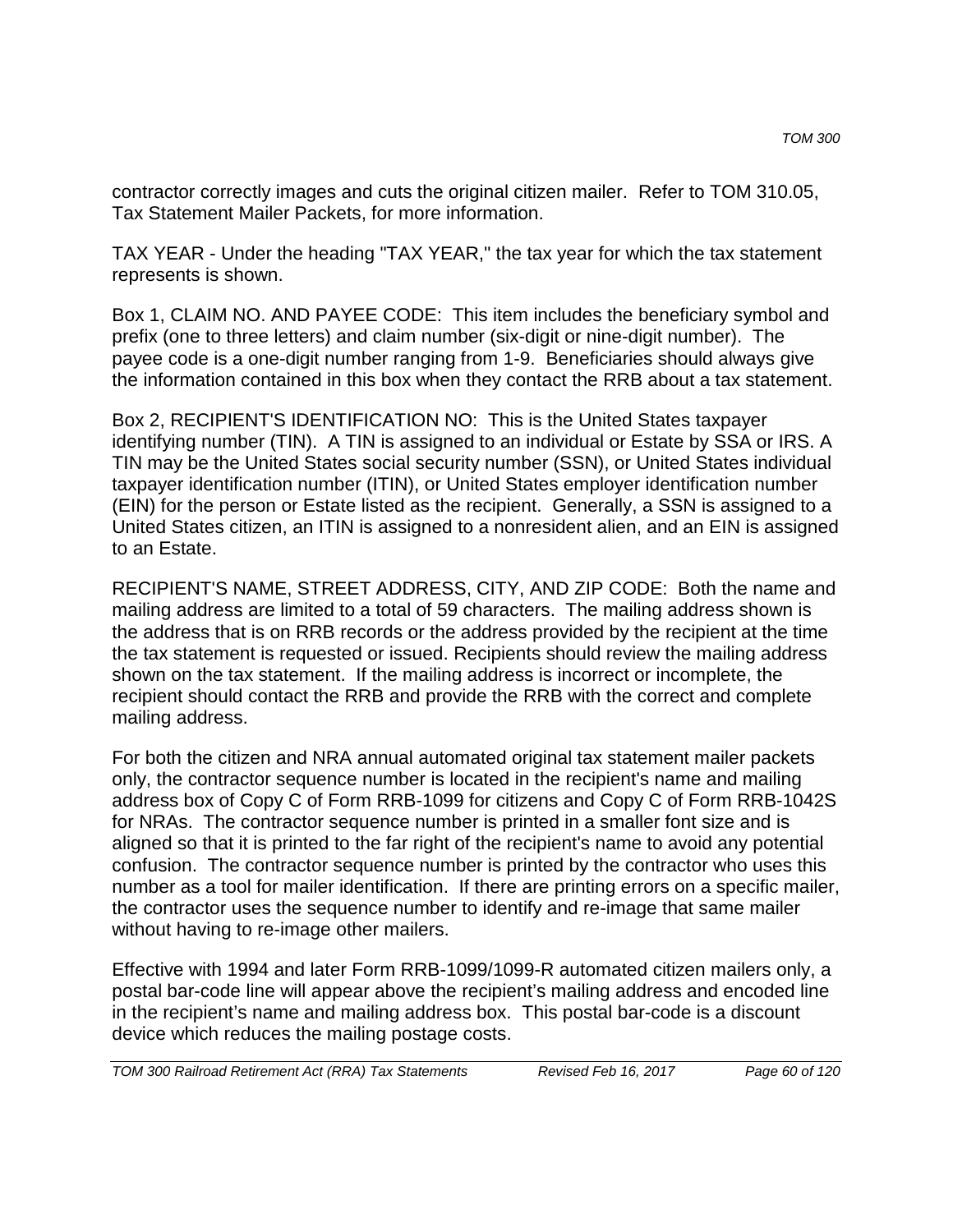contractor correctly images and cuts the original citizen mailer. Refer to TOM 310.05, Tax Statement Mailer Packets, for more information.

TAX YEAR - Under the heading "TAX YEAR," the tax year for which the tax statement represents is shown.

Box 1, CLAIM NO. AND PAYEE CODE: This item includes the beneficiary symbol and prefix (one to three letters) and claim number (six-digit or nine-digit number). The payee code is a one-digit number ranging from 1-9. Beneficiaries should always give the information contained in this box when they contact the RRB about a tax statement.

Box 2, RECIPIENT'S IDENTIFICATION NO: This is the United States taxpayer identifying number (TIN). A TIN is assigned to an individual or Estate by SSA or IRS. A TIN may be the United States social security number (SSN), or United States individual taxpayer identification number (ITIN), or United States employer identification number (EIN) for the person or Estate listed as the recipient. Generally, a SSN is assigned to a United States citizen, an ITIN is assigned to a nonresident alien, and an EIN is assigned to an Estate.

RECIPIENT'S NAME, STREET ADDRESS, CITY, AND ZIP CODE: Both the name and mailing address are limited to a total of 59 characters. The mailing address shown is the address that is on RRB records or the address provided by the recipient at the time the tax statement is requested or issued. Recipients should review the mailing address shown on the tax statement. If the mailing address is incorrect or incomplete, the recipient should contact the RRB and provide the RRB with the correct and complete mailing address.

For both the citizen and NRA annual automated original tax statement mailer packets only, the contractor sequence number is located in the recipient's name and mailing address box of Copy C of Form RRB-1099 for citizens and Copy C of Form RRB-1042S for NRAs. The contractor sequence number is printed in a smaller font size and is aligned so that it is printed to the far right of the recipient's name to avoid any potential confusion. The contractor sequence number is printed by the contractor who uses this number as a tool for mailer identification. If there are printing errors on a specific mailer, the contractor uses the sequence number to identify and re-image that same mailer without having to re-image other mailers.

Effective with 1994 and later Form RRB-1099/1099-R automated citizen mailers only, a postal bar-code line will appear above the recipient's mailing address and encoded line in the recipient's name and mailing address box. This postal bar-code is a discount device which reduces the mailing postage costs.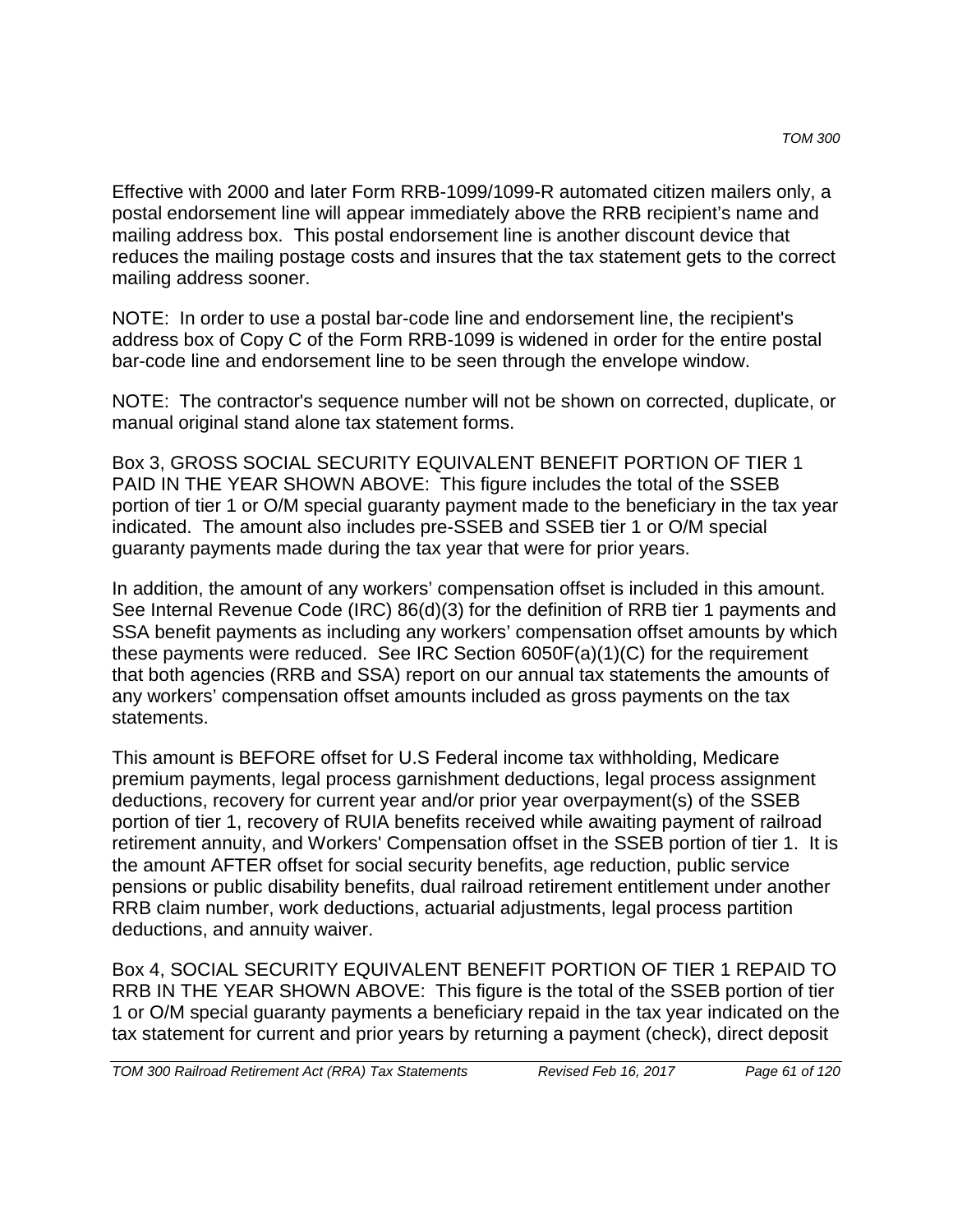Effective with 2000 and later Form RRB-1099/1099-R automated citizen mailers only, a postal endorsement line will appear immediately above the RRB recipient's name and mailing address box. This postal endorsement line is another discount device that reduces the mailing postage costs and insures that the tax statement gets to the correct mailing address sooner.

NOTE: In order to use a postal bar-code line and endorsement line, the recipient's address box of Copy C of the Form RRB-1099 is widened in order for the entire postal bar-code line and endorsement line to be seen through the envelope window.

NOTE: The contractor's sequence number will not be shown on corrected, duplicate, or manual original stand alone tax statement forms.

Box 3, GROSS SOCIAL SECURITY EQUIVALENT BENEFIT PORTION OF TIER 1 PAID IN THE YEAR SHOWN ABOVE: This figure includes the total of the SSEB portion of tier 1 or O/M special guaranty payment made to the beneficiary in the tax year indicated. The amount also includes pre-SSEB and SSEB tier 1 or O/M special guaranty payments made during the tax year that were for prior years.

In addition, the amount of any workers' compensation offset is included in this amount. See Internal Revenue Code (IRC) 86(d)(3) for the definition of RRB tier 1 payments and SSA benefit payments as including any workers' compensation offset amounts by which these payments were reduced. See IRC Section 6050F(a)(1)(C) for the requirement that both agencies (RRB and SSA) report on our annual tax statements the amounts of any workers' compensation offset amounts included as gross payments on the tax statements.

This amount is BEFORE offset for U.S Federal income tax withholding, Medicare premium payments, legal process garnishment deductions, legal process assignment deductions, recovery for current year and/or prior year overpayment(s) of the SSEB portion of tier 1, recovery of RUIA benefits received while awaiting payment of railroad retirement annuity, and Workers' Compensation offset in the SSEB portion of tier 1. It is the amount AFTER offset for social security benefits, age reduction, public service pensions or public disability benefits, dual railroad retirement entitlement under another RRB claim number, work deductions, actuarial adjustments, legal process partition deductions, and annuity waiver.

Box 4, SOCIAL SECURITY EQUIVALENT BENEFIT PORTION OF TIER 1 REPAID TO RRB IN THE YEAR SHOWN ABOVE: This figure is the total of the SSEB portion of tier 1 or O/M special guaranty payments a beneficiary repaid in the tax year indicated on the tax statement for current and prior years by returning a payment (check), direct deposit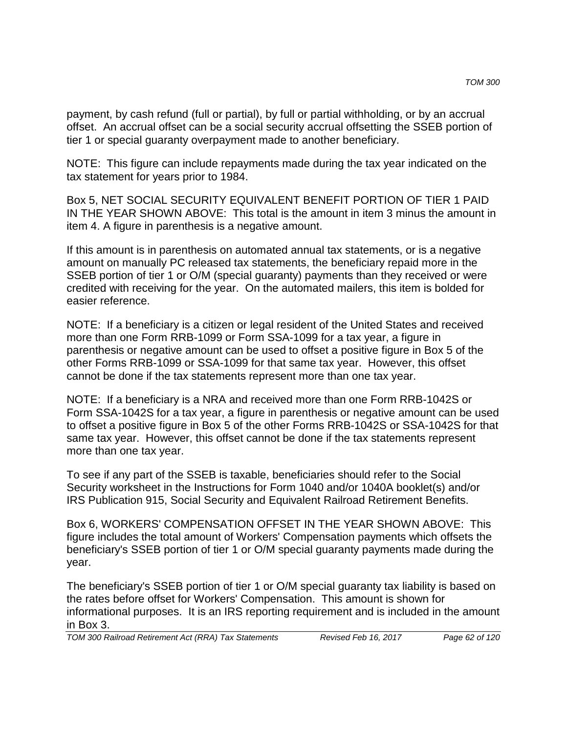payment, by cash refund (full or partial), by full or partial withholding, or by an accrual offset. An accrual offset can be a social security accrual offsetting the SSEB portion of tier 1 or special guaranty overpayment made to another beneficiary.

NOTE: This figure can include repayments made during the tax year indicated on the tax statement for years prior to 1984.

Box 5, NET SOCIAL SECURITY EQUIVALENT BENEFIT PORTION OF TIER 1 PAID IN THE YEAR SHOWN ABOVE: This total is the amount in item 3 minus the amount in item 4. A figure in parenthesis is a negative amount.

If this amount is in parenthesis on automated annual tax statements, or is a negative amount on manually PC released tax statements, the beneficiary repaid more in the SSEB portion of tier 1 or O/M (special guaranty) payments than they received or were credited with receiving for the year. On the automated mailers, this item is bolded for easier reference.

NOTE: If a beneficiary is a citizen or legal resident of the United States and received more than one Form RRB-1099 or Form SSA-1099 for a tax year, a figure in parenthesis or negative amount can be used to offset a positive figure in Box 5 of the other Forms RRB-1099 or SSA-1099 for that same tax year. However, this offset cannot be done if the tax statements represent more than one tax year.

NOTE: If a beneficiary is a NRA and received more than one Form RRB-1042S or Form SSA-1042S for a tax year, a figure in parenthesis or negative amount can be used to offset a positive figure in Box 5 of the other Forms RRB-1042S or SSA-1042S for that same tax year. However, this offset cannot be done if the tax statements represent more than one tax year.

To see if any part of the SSEB is taxable, beneficiaries should refer to the Social Security worksheet in the Instructions for Form 1040 and/or 1040A booklet(s) and/or IRS Publication 915, Social Security and Equivalent Railroad Retirement Benefits.

Box 6, WORKERS' COMPENSATION OFFSET IN THE YEAR SHOWN ABOVE: This figure includes the total amount of Workers' Compensation payments which offsets the beneficiary's SSEB portion of tier 1 or O/M special guaranty payments made during the year.

The beneficiary's SSEB portion of tier 1 or O/M special guaranty tax liability is based on the rates before offset for Workers' Compensation. This amount is shown for informational purposes. It is an IRS reporting requirement and is included in the amount in Box 3.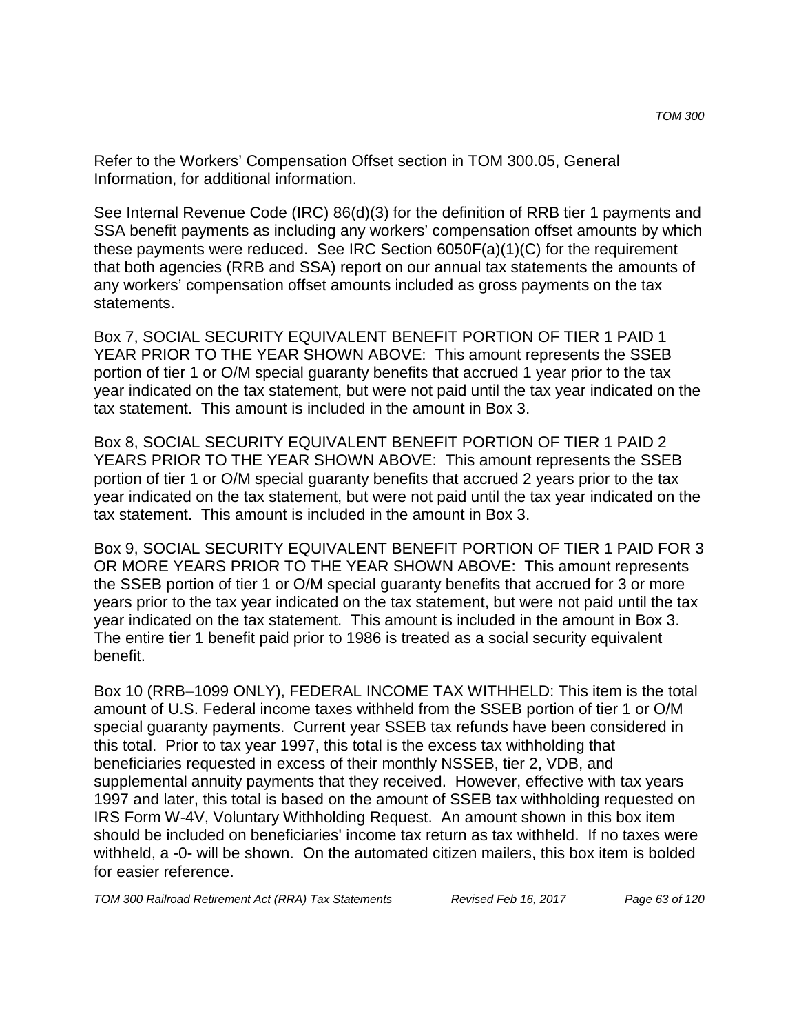Refer to the Workers' Compensation Offset section in TOM 300.05, General Information, for additional information.

See Internal Revenue Code (IRC) 86(d)(3) for the definition of RRB tier 1 payments and SSA benefit payments as including any workers' compensation offset amounts by which these payments were reduced. See IRC Section 6050F(a)(1)(C) for the requirement that both agencies (RRB and SSA) report on our annual tax statements the amounts of any workers' compensation offset amounts included as gross payments on the tax statements.

Box 7, SOCIAL SECURITY EQUIVALENT BENEFIT PORTION OF TIER 1 PAID 1 YEAR PRIOR TO THE YEAR SHOWN ABOVE: This amount represents the SSEB portion of tier 1 or O/M special guaranty benefits that accrued 1 year prior to the tax year indicated on the tax statement, but were not paid until the tax year indicated on the tax statement. This amount is included in the amount in Box 3.

Box 8, SOCIAL SECURITY EQUIVALENT BENEFIT PORTION OF TIER 1 PAID 2 YEARS PRIOR TO THE YEAR SHOWN ABOVE: This amount represents the SSEB portion of tier 1 or O/M special guaranty benefits that accrued 2 years prior to the tax year indicated on the tax statement, but were not paid until the tax year indicated on the tax statement. This amount is included in the amount in Box 3.

Box 9, SOCIAL SECURITY EQUIVALENT BENEFIT PORTION OF TIER 1 PAID FOR 3 OR MORE YEARS PRIOR TO THE YEAR SHOWN ABOVE: This amount represents the SSEB portion of tier 1 or O/M special guaranty benefits that accrued for 3 or more years prior to the tax year indicated on the tax statement, but were not paid until the tax year indicated on the tax statement. This amount is included in the amount in Box 3. The entire tier 1 benefit paid prior to 1986 is treated as a social security equivalent benefit.

Box 10 (RRB–1099 ONLY), FEDERAL INCOME TAX WITHHELD: This item is the total amount of U.S. Federal income taxes withheld from the SSEB portion of tier 1 or O/M special guaranty payments. Current year SSEB tax refunds have been considered in this total. Prior to tax year 1997, this total is the excess tax withholding that beneficiaries requested in excess of their monthly NSSEB, tier 2, VDB, and supplemental annuity payments that they received. However, effective with tax years 1997 and later, this total is based on the amount of SSEB tax withholding requested on IRS Form W-4V, Voluntary Withholding Request. An amount shown in this box item should be included on beneficiaries' income tax return as tax withheld. If no taxes were withheld, a -0- will be shown. On the automated citizen mailers, this box item is bolded for easier reference.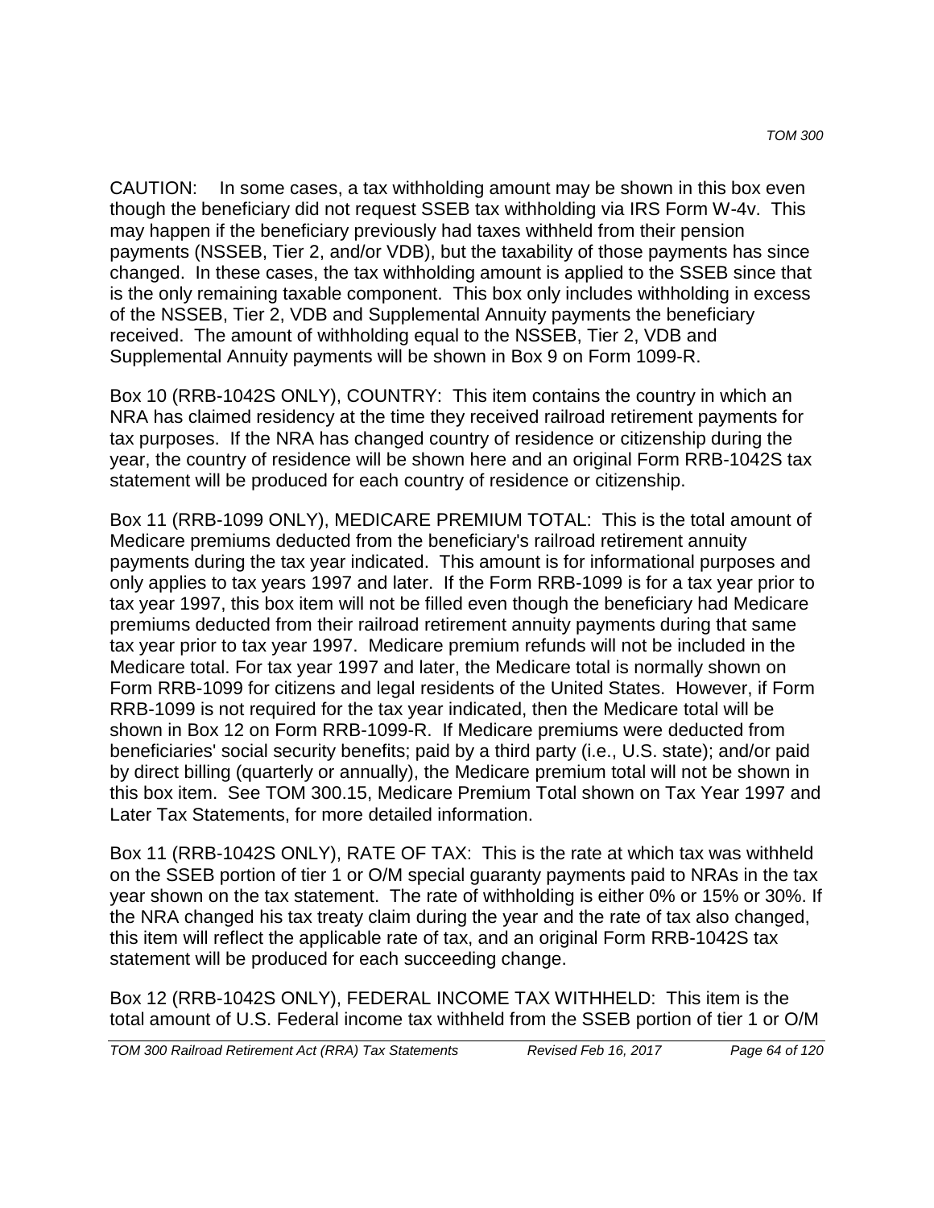CAUTION:  In some cases, a tax withholding amount may be shown in this box even though the beneficiary did not request SSEB tax withholding via IRS Form W-4v. This may happen if the beneficiary previously had taxes withheld from their pension payments (NSSEB, Tier 2, and/or VDB), but the taxability of those payments has since changed. In these cases, the tax withholding amount is applied to the SSEB since that is the only remaining taxable component. This box only includes withholding in excess of the NSSEB, Tier 2, VDB and Supplemental Annuity payments the beneficiary received. The amount of withholding equal to the NSSEB, Tier 2, VDB and Supplemental Annuity payments will be shown in Box 9 on Form 1099-R.

Box 10 (RRB-1042S ONLY), COUNTRY: This item contains the country in which an NRA has claimed residency at the time they received railroad retirement payments for tax purposes. If the NRA has changed country of residence or citizenship during the year, the country of residence will be shown here and an original Form RRB-1042S tax statement will be produced for each country of residence or citizenship.

Box 11 (RRB-1099 ONLY), MEDICARE PREMIUM TOTAL: This is the total amount of Medicare premiums deducted from the beneficiary's railroad retirement annuity payments during the tax year indicated. This amount is for informational purposes and only applies to tax years 1997 and later. If the Form RRB-1099 is for a tax year prior to tax year 1997, this box item will not be filled even though the beneficiary had Medicare premiums deducted from their railroad retirement annuity payments during that same tax year prior to tax year 1997. Medicare premium refunds will not be included in the Medicare total. For tax year 1997 and later, the Medicare total is normally shown on Form RRB-1099 for citizens and legal residents of the United States. However, if Form RRB-1099 is not required for the tax year indicated, then the Medicare total will be shown in Box 12 on Form RRB-1099-R. If Medicare premiums were deducted from beneficiaries' social security benefits; paid by a third party (i.e., U.S. state); and/or paid by direct billing (quarterly or annually), the Medicare premium total will not be shown in this box item. See TOM 300.15, Medicare Premium Total shown on Tax Year 1997 and Later Tax Statements, for more detailed information.

Box 11 (RRB-1042S ONLY), RATE OF TAX: This is the rate at which tax was withheld on the SSEB portion of tier 1 or O/M special guaranty payments paid to NRAs in the tax year shown on the tax statement. The rate of withholding is either 0% or 15% or 30%. If the NRA changed his tax treaty claim during the year and the rate of tax also changed, this item will reflect the applicable rate of tax, and an original Form RRB-1042S tax statement will be produced for each succeeding change.

Box 12 (RRB-1042S ONLY), FEDERAL INCOME TAX WITHHELD: This item is the total amount of U.S. Federal income tax withheld from the SSEB portion of tier 1 or O/M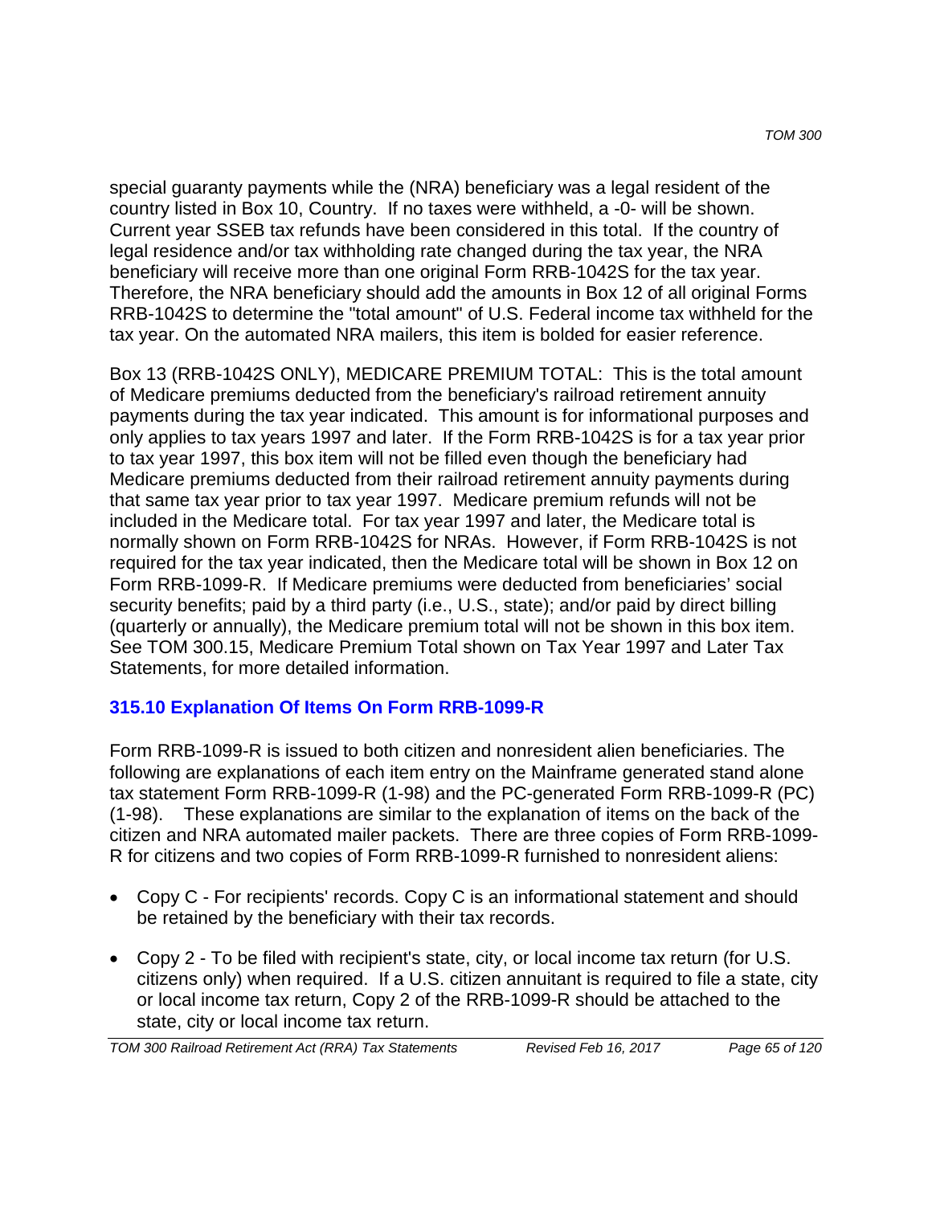special guaranty payments while the (NRA) beneficiary was a legal resident of the country listed in Box 10, Country. If no taxes were withheld, a -0- will be shown. Current year SSEB tax refunds have been considered in this total. If the country of legal residence and/or tax withholding rate changed during the tax year, the NRA beneficiary will receive more than one original Form RRB-1042S for the tax year. Therefore, the NRA beneficiary should add the amounts in Box 12 of all original Forms RRB-1042S to determine the "total amount" of U.S. Federal income tax withheld for the tax year. On the automated NRA mailers, this item is bolded for easier reference.

Box 13 (RRB-1042S ONLY), MEDICARE PREMIUM TOTAL: This is the total amount of Medicare premiums deducted from the beneficiary's railroad retirement annuity payments during the tax year indicated. This amount is for informational purposes and only applies to tax years 1997 and later. If the Form RRB-1042S is for a tax year prior to tax year 1997, this box item will not be filled even though the beneficiary had Medicare premiums deducted from their railroad retirement annuity payments during that same tax year prior to tax year 1997. Medicare premium refunds will not be included in the Medicare total. For tax year 1997 and later, the Medicare total is normally shown on Form RRB-1042S for NRAs. However, if Form RRB-1042S is not required for the tax year indicated, then the Medicare total will be shown in Box 12 on Form RRB-1099-R. If Medicare premiums were deducted from beneficiaries' social security benefits; paid by a third party (i.e., U.S., state); and/or paid by direct billing (quarterly or annually), the Medicare premium total will not be shown in this box item. See TOM 300.15, Medicare Premium Total shown on Tax Year 1997 and Later Tax Statements, for more detailed information.

## 315.10 Explanation Of Items On Form RRB-1099-R

Form RRB-1099-R is issued to both citizen and nonresident alien beneficiaries. The following are explanations of each item entry on the Mainframe generated stand alone tax statement Form RRB-1099-R (1-98) and the PC-generated Form RRB-1099-R (PC) (1-98). These explanations are similar to the explanation of items on the back of the citizen and NRA automated mailer packets. There are three copies of Form RRB-1099-R for citizens and two copies of Form RRB-1099-R furnished to nonresident aliens:

- Copy C - For recipients' records. Copy C is an informational statement and should be retained by the beneficiary with their tax records.
- Copy 2 - To be filed with recipient's state, city, or local income tax return (for U.S. citizens only) when required. If a U.S. citizen annuitant is required to file a state, city or local income tax return, Copy 2 of the RRB-1099-R should be attached to the state, city or local income tax return.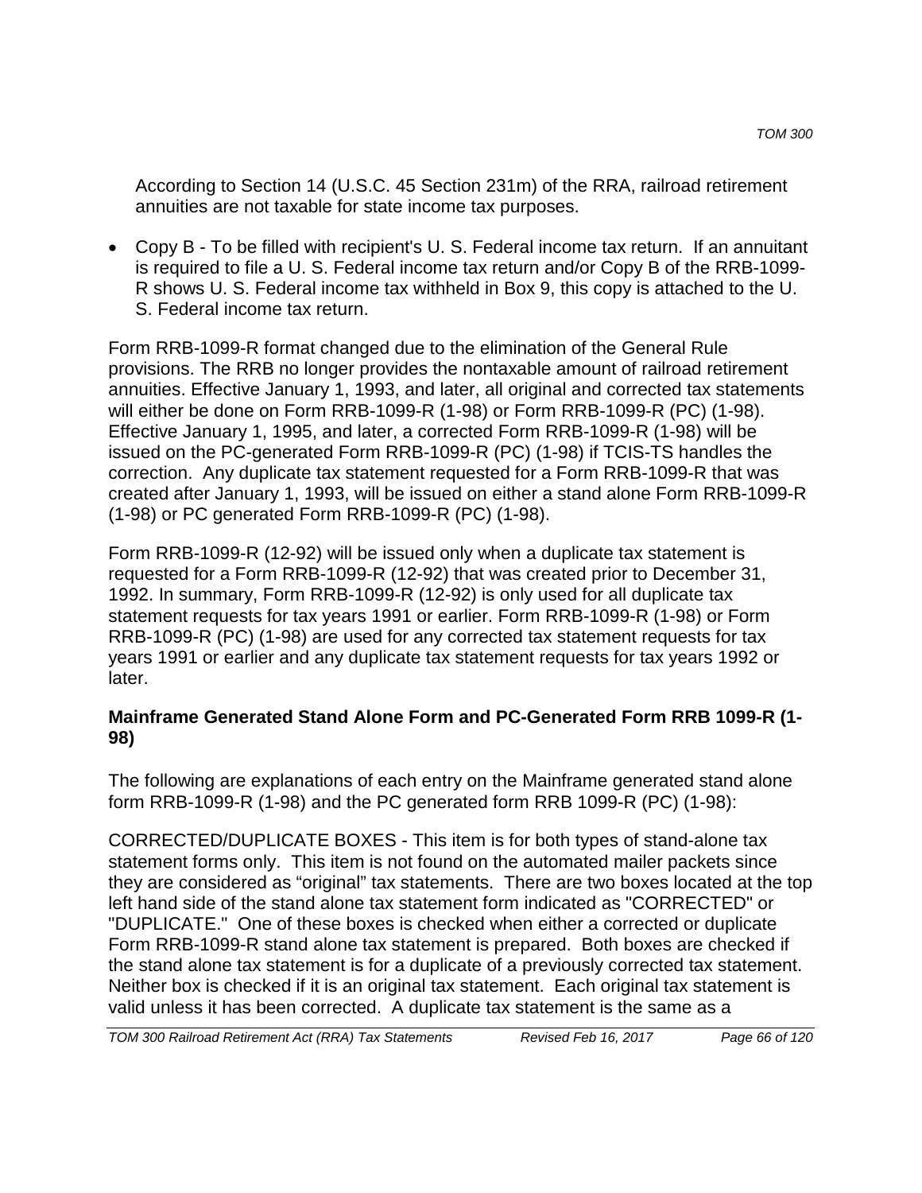According to Section 14 (U.S.C. 45 Section 231m) of the RRA, railroad retirement annuities are not taxable for state income tax purposes.

- Copy B - To be filled with recipient's U. S. Federal income tax return. If an annuitant is required to file a U. S. Federal income tax return and/or Copy B of the RRB-1099-R shows U. S. Federal income tax withheld in Box 9, this copy is attached to the U. S. Federal income tax return.

Form RRB-1099-R format changed due to the elimination of the General Rule provisions. The RRB no longer provides the nontaxable amount of railroad retirement annuities. Effective January 1, 1993, and later, all original and corrected tax statements will either be done on Form RRB-1099-R (1-98) or Form RRB-1099-R (PC) (1-98). Effective January 1, 1995, and later, a corrected Form RRB-1099-R (1-98) will be issued on the PC-generated Form RRB-1099-R (PC) (1-98) if TCIS-TS handles the correction. Any duplicate tax statement requested for a Form RRB-1099-R that was created after January 1, 1993, will be issued on either a stand alone Form RRB-1099-R (1-98) or PC generated Form RRB-1099-R (PC) (1-98).

Form RRB-1099-R (12-92) will be issued only when a duplicate tax statement is requested for a Form RRB-1099-R (12-92) that was created prior to December 31, 1992. In summary, Form RRB-1099-R (12-92) is only used for all duplicate tax statement requests for tax years 1991 or earlier. Form RRB-1099-R (1-98) or Form RRB-1099-R (PC) (1-98) are used for any corrected tax statement requests for tax years 1991 or earlier and any duplicate tax statement requests for tax years 1992 or later.

**Mainframe Generated Stand Alone Form and PC-Generated Form RRB 1099-R (1-98)**

The following are explanations of each entry on the Mainframe generated stand alone form RRB-1099-R (1-98) and the PC generated form RRB 1099-R (PC) (1-98):

CORRECTED/DUPLICATE BOXES - This item is for both types of stand-alone tax statement forms only. This item is not found on the automated mailer packets since they are considered as “original” tax statements. There are two boxes located at the top left hand side of the stand alone tax statement form indicated as "CORRECTED" or "DUPLICATE." One of these boxes is checked when either a corrected or duplicate Form RRB-1099-R stand alone tax statement is prepared. Both boxes are checked if the stand alone tax statement is for a duplicate of a previously corrected tax statement. Neither box is checked if it is an original tax statement. Each original tax statement is valid unless it has been corrected. A duplicate tax statement is the same as a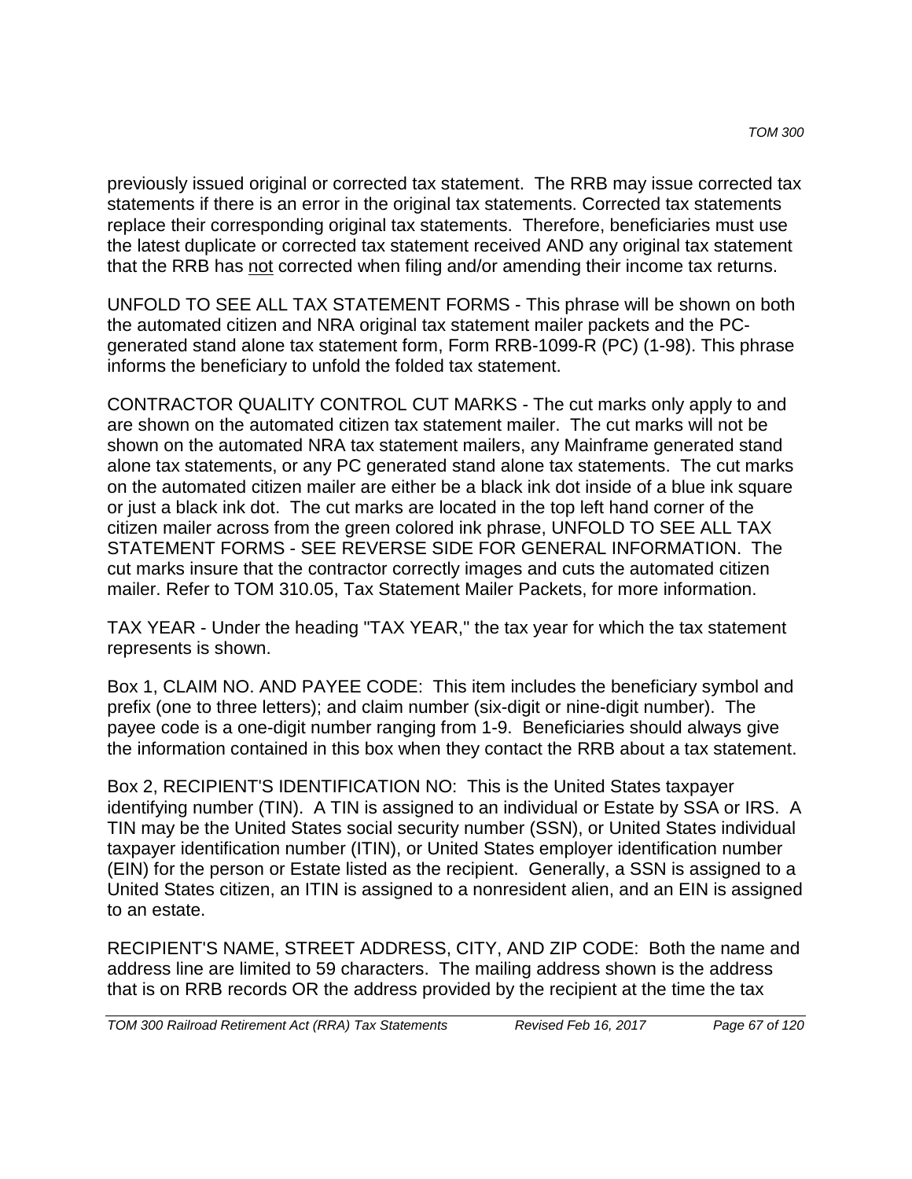previously issued original or corrected tax statement. The RRB may issue corrected tax statements if there is an error in the original tax statements. Corrected tax statements replace their corresponding original tax statements. Therefore, beneficiaries must use the latest duplicate or corrected tax statement received AND any original tax statement that the RRB has <u>not</u> corrected when filing and/or amending their income tax returns.

UNFOLD TO SEE ALL TAX STATEMENT FORMS - This phrase will be shown on both the automated citizen and NRA original tax statement mailer packets and the PC-generated stand alone tax statement form, Form RRB-1099-R (PC) (1-98). This phrase informs the beneficiary to unfold the folded tax statement.

CONTRACTOR QUALITY CONTROL CUT MARKS - The cut marks only apply to and are shown on the automated citizen tax statement mailer. The cut marks will not be shown on the automated NRA tax statement mailers, any Mainframe generated stand alone tax statements, or any PC generated stand alone tax statements. The cut marks on the automated citizen mailer are either be a black ink dot inside of a blue ink square or just a black ink dot. The cut marks are located in the top left hand corner of the citizen mailer across from the green colored ink phrase, UNFOLD TO SEE ALL TAX STATEMENT FORMS - SEE REVERSE SIDE FOR GENERAL INFORMATION. The cut marks insure that the contractor correctly images and cuts the automated citizen mailer. Refer to TOM 310.05, Tax Statement Mailer Packets, for more information.

TAX YEAR - Under the heading "TAX YEAR," the tax year for which the tax statement represents is shown.

Box 1, CLAIM NO. AND PAYEE CODE: This item includes the beneficiary symbol and prefix (one to three letters); and claim number (six-digit or nine-digit number). The payee code is a one-digit number ranging from 1-9. Beneficiaries should always give the information contained in this box when they contact the RRB about a tax statement.

Box 2, RECIPIENT'S IDENTIFICATION NO: This is the United States taxpayer identifying number (TIN). A TIN is assigned to an individual or Estate by SSA or IRS. A TIN may be the United States social security number (SSN), or United States individual taxpayer identification number (ITIN), or United States employer identification number (EIN) for the person or Estate listed as the recipient. Generally, a SSN is assigned to a United States citizen, an ITIN is assigned to a nonresident alien, and an EIN is assigned to an estate.

RECIPIENT'S NAME, STREET ADDRESS, CITY, AND ZIP CODE: Both the name and address line are limited to 59 characters. The mailing address shown is the address that is on RRB records OR the address provided by the recipient at the time the tax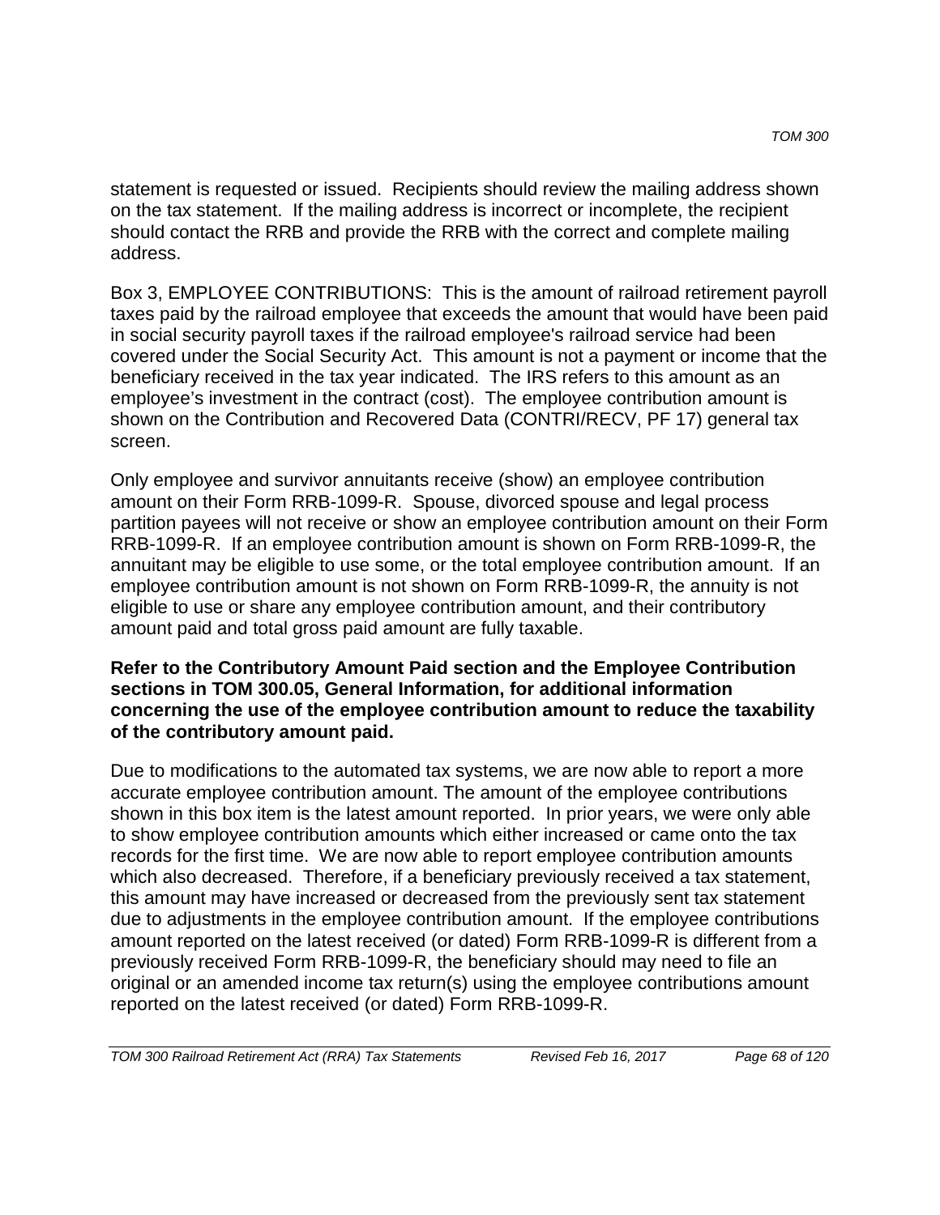statement is requested or issued. Recipients should review the mailing address shown on the tax statement. If the mailing address is incorrect or incomplete, the recipient should contact the RRB and provide the RRB with the correct and complete mailing address.

Box 3, EMPLOYEE CONTRIBUTIONS: This is the amount of railroad retirement payroll taxes paid by the railroad employee that exceeds the amount that would have been paid in social security payroll taxes if the railroad employee's railroad service had been covered under the Social Security Act. This amount is not a payment or income that the beneficiary received in the tax year indicated. The IRS refers to this amount as an employee's investment in the contract (cost). The employee contribution amount is shown on the Contribution and Recovered Data (CONTRI/RECV, PF 17) general tax screen.

Only employee and survivor annuitants receive (show) an employee contribution amount on their Form RRB-1099-R. Spouse, divorced spouse and legal process partition payees will not receive or show an employee contribution amount on their Form RRB-1099-R. If an employee contribution amount is shown on Form RRB-1099-R, the annuitant may be eligible to use some, or the total employee contribution amount. If an employee contribution amount is not shown on Form RRB-1099-R, the annuity is not eligible to use or share any employee contribution amount, and their contributory amount paid and total gross paid amount are fully taxable.

**Refer to the Contributory Amount Paid section and the Employee Contribution sections in TOM 300.05, General Information, for additional information concerning the use of the employee contribution amount to reduce the taxability of the contributory amount paid.**

Due to modifications to the automated tax systems, we are now able to report a more accurate employee contribution amount. The amount of the employee contributions shown in this box item is the latest amount reported. In prior years, we were only able to show employee contribution amounts which either increased or came onto the tax records for the first time. We are now able to report employee contribution amounts which also decreased. Therefore, if a beneficiary previously received a tax statement, this amount may have increased or decreased from the previously sent tax statement due to adjustments in the employee contribution amount. If the employee contributions amount reported on the latest received (or dated) Form RRB-1099-R is different from a previously received Form RRB-1099-R, the beneficiary should may need to file an original or an amended income tax return(s) using the employee contributions amount reported on the latest received (or dated) Form RRB-1099-R.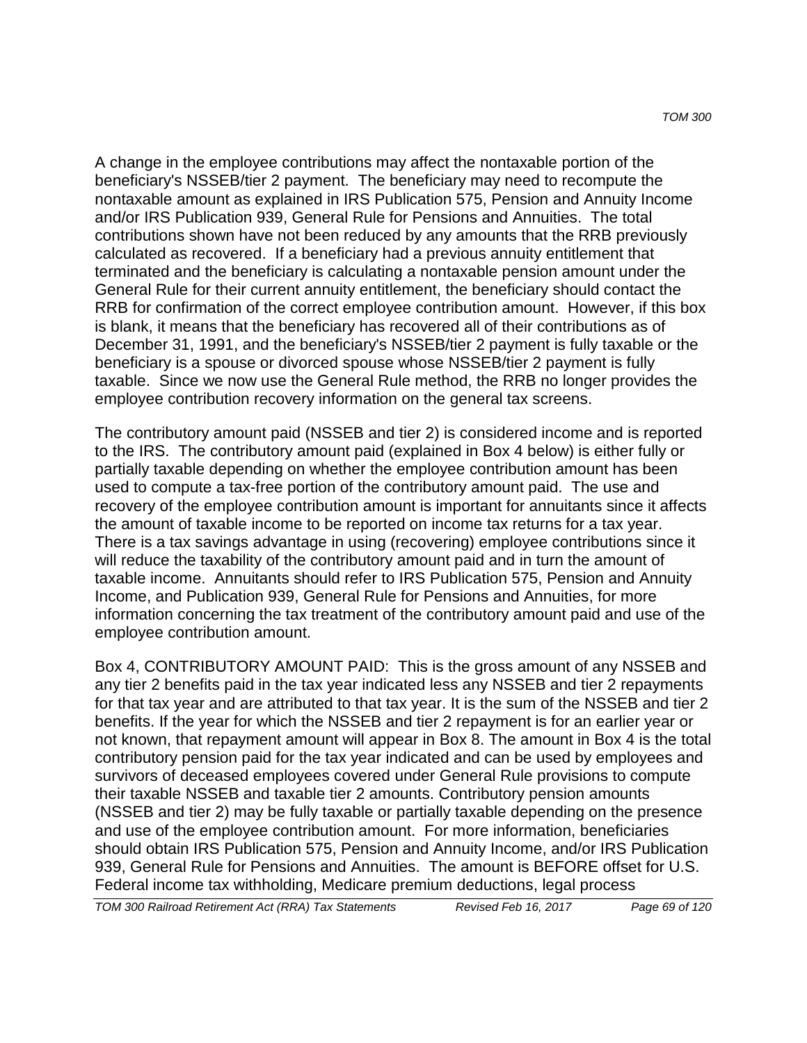A change in the employee contributions may affect the nontaxable portion of the beneficiary's NSSEB/tier 2 payment. The beneficiary may need to recompute the nontaxable amount as explained in IRS Publication 575, Pension and Annuity Income and/or IRS Publication 939, General Rule for Pensions and Annuities. The total contributions shown have not been reduced by any amounts that the RRB previously calculated as recovered. If a beneficiary had a previous annuity entitlement that terminated and the beneficiary is calculating a nontaxable pension amount under the General Rule for their current annuity entitlement, the beneficiary should contact the RRB for confirmation of the correct employee contribution amount. However, if this box is blank, it means that the beneficiary has recovered all of their contributions as of December 31, 1991, and the beneficiary's NSSEB/tier 2 payment is fully taxable or the beneficiary is a spouse or divorced spouse whose NSSEB/tier 2 payment is fully taxable. Since we now use the General Rule method, the RRB no longer provides the employee contribution recovery information on the general tax screens.

The contributory amount paid (NSSEB and tier 2) is considered income and is reported to the IRS. The contributory amount paid (explained in Box 4 below) is either fully or partially taxable depending on whether the employee contribution amount has been used to compute a tax-free portion of the contributory amount paid. The use and recovery of the employee contribution amount is important for annuitants since it affects the amount of taxable income to be reported on income tax returns for a tax year. There is a tax savings advantage in using (recovering) employee contributions since it will reduce the taxability of the contributory amount paid and in turn the amount of taxable income. Annuitants should refer to IRS Publication 575, Pension and Annuity Income, and Publication 939, General Rule for Pensions and Annuities, for more information concerning the tax treatment of the contributory amount paid and use of the employee contribution amount.

Box 4, CONTRIBUTORY AMOUNT PAID: This is the gross amount of any NSSEB and any tier 2 benefits paid in the tax year indicated less any NSSEB and tier 2 repayments for that tax year and are attributed to that tax year. It is the sum of the NSSEB and tier 2 benefits. If the year for which the NSSEB and tier 2 repayment is for an earlier year or not known, that repayment amount will appear in Box 8. The amount in Box 4 is the total contributory pension paid for the tax year indicated and can be used by employees and survivors of deceased employees covered under General Rule provisions to compute their taxable NSSEB and taxable tier 2 amounts. Contributory pension amounts (NSSEB and tier 2) may be fully taxable or partially taxable depending on the presence and use of the employee contribution amount. For more information, beneficiaries should obtain IRS Publication 575, Pension and Annuity Income, and/or IRS Publication 939, General Rule for Pensions and Annuities. The amount is BEFORE offset for U.S. Federal income tax withholding, Medicare premium deductions, legal process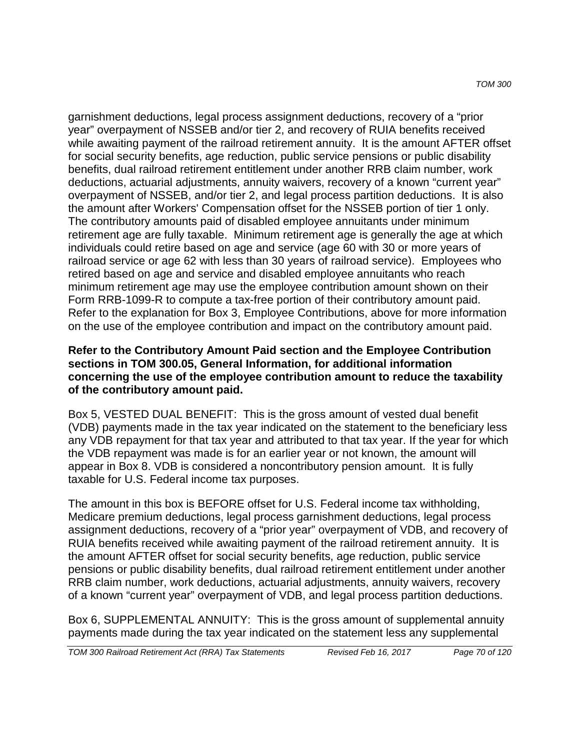garnishment deductions, legal process assignment deductions, recovery of a "prior year" overpayment of NSSEB and/or tier 2, and recovery of RUIA benefits received while awaiting payment of the railroad retirement annuity. It is the amount AFTER offset for social security benefits, age reduction, public service pensions or public disability benefits, dual railroad retirement entitlement under another RRB claim number, work deductions, actuarial adjustments, annuity waivers, recovery of a known "current year" overpayment of NSSEB, and/or tier 2, and legal process partition deductions. It is also the amount after Workers' Compensation offset for the NSSEB portion of tier 1 only. The contributory amounts paid of disabled employee annuitants under minimum retirement age are fully taxable. Minimum retirement age is generally the age at which individuals could retire based on age and service (age 60 with 30 or more years of railroad service or age 62 with less than 30 years of railroad service). Employees who retired based on age and service and disabled employee annuitants who reach minimum retirement age may use the employee contribution amount shown on their Form RRB-1099-R to compute a tax-free portion of their contributory amount paid. Refer to the explanation for Box 3, Employee Contributions, above for more information on the use of the employee contribution and impact on the contributory amount paid.

**Refer to the Contributory Amount Paid section and the Employee Contribution sections in TOM 300.05, General Information, for additional information concerning the use of the employee contribution amount to reduce the taxability of the contributory amount paid.**

Box 5, VESTED DUAL BENEFIT: This is the gross amount of vested dual benefit (VDB) payments made in the tax year indicated on the statement to the beneficiary less any VDB repayment for that tax year and attributed to that tax year. If the year for which the VDB repayment was made is for an earlier year or not known, the amount will appear in Box 8. VDB is considered a noncontributory pension amount. It is fully taxable for U.S. Federal income tax purposes.

The amount in this box is BEFORE offset for U.S. Federal income tax withholding, Medicare premium deductions, legal process garnishment deductions, legal process assignment deductions, recovery of a "prior year" overpayment of VDB, and recovery of RUIA benefits received while awaiting payment of the railroad retirement annuity. It is the amount AFTER offset for social security benefits, age reduction, public service pensions or public disability benefits, dual railroad retirement entitlement under another RRB claim number, work deductions, actuarial adjustments, annuity waivers, recovery of a known "current year" overpayment of VDB, and legal process partition deductions.

Box 6, SUPPLEMENTAL ANNUITY: This is the gross amount of supplemental annuity payments made during the tax year indicated on the statement less any supplemental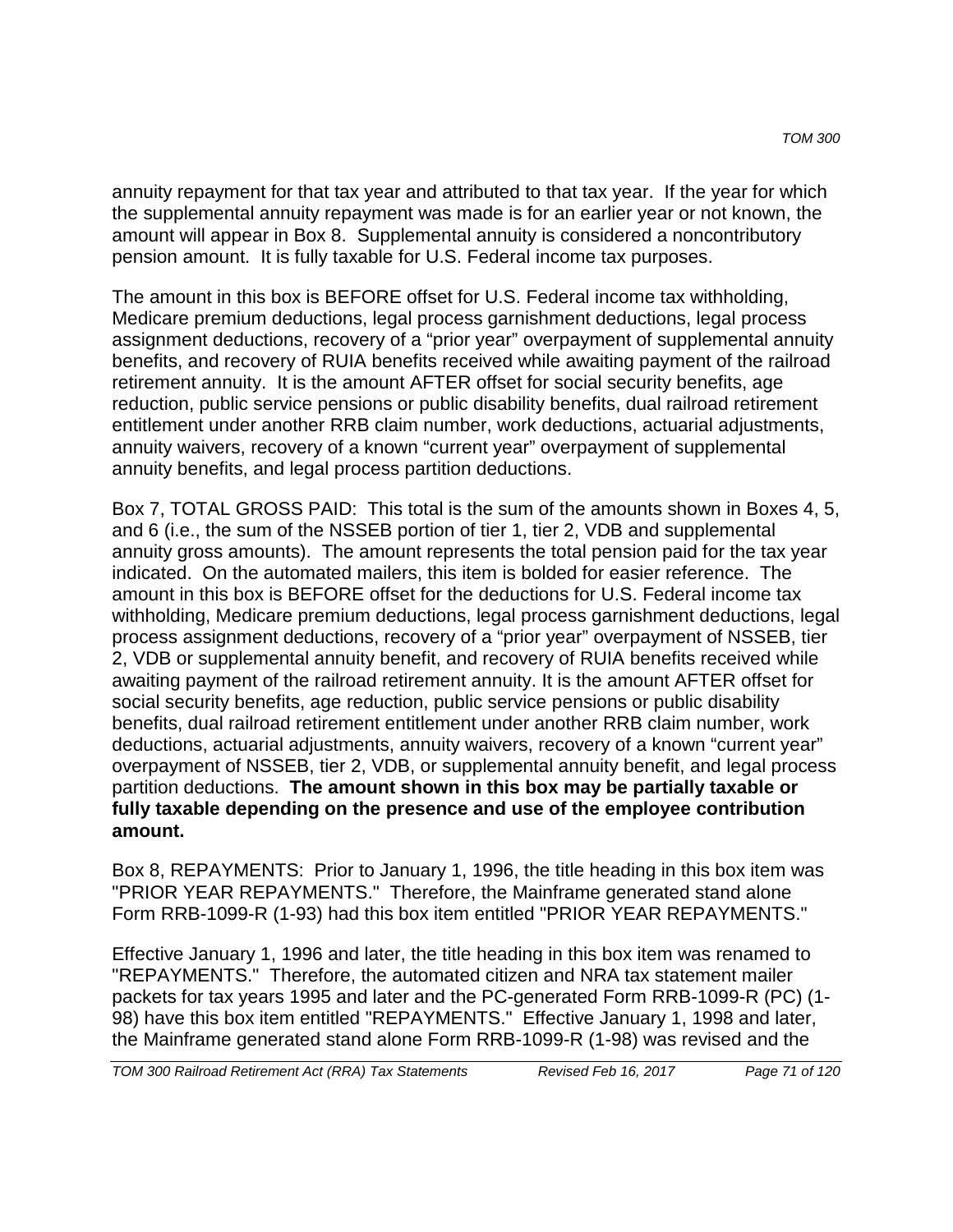annuity repayment for that tax year and attributed to that tax year. If the year for which the supplemental annuity repayment was made is for an earlier year or not known, the amount will appear in Box 8. Supplemental annuity is considered a noncontributory pension amount. It is fully taxable for U.S. Federal income tax purposes.

The amount in this box is BEFORE offset for U.S. Federal income tax withholding, Medicare premium deductions, legal process garnishment deductions, legal process assignment deductions, recovery of a "prior year" overpayment of supplemental annuity benefits, and recovery of RUIA benefits received while awaiting payment of the railroad retirement annuity. It is the amount AFTER offset for social security benefits, age reduction, public service pensions or public disability benefits, dual railroad retirement entitlement under another RRB claim number, work deductions, actuarial adjustments, annuity waivers, recovery of a known "current year" overpayment of supplemental annuity benefits, and legal process partition deductions.

Box 7, TOTAL GROSS PAID: This total is the sum of the amounts shown in Boxes 4, 5, and 6 (i.e., the sum of the NSSEB portion of tier 1, tier 2, VDB and supplemental annuity gross amounts). The amount represents the total pension paid for the tax year indicated. On the automated mailers, this item is bolded for easier reference. The amount in this box is BEFORE offset for the deductions for U.S. Federal income tax withholding, Medicare premium deductions, legal process garnishment deductions, legal process assignment deductions, recovery of a "prior year" overpayment of NSSEB, tier 2, VDB or supplemental annuity benefit, and recovery of RUIA benefits received while awaiting payment of the railroad retirement annuity. It is the amount AFTER offset for social security benefits, age reduction, public service pensions or public disability benefits, dual railroad retirement entitlement under another RRB claim number, work deductions, actuarial adjustments, annuity waivers, recovery of a known "current year" overpayment of NSSEB, tier 2, VDB, or supplemental annuity benefit, and legal process partition deductions. **The amount shown in this box may be partially taxable or fully taxable depending on the presence and use of the employee contribution amount.**

Box 8, REPAYMENTS: Prior to January 1, 1996, the title heading in this box item was "PRIOR YEAR REPAYMENTS." Therefore, the Mainframe generated stand alone Form RRB-1099-R (1-93) had this box item entitled "PRIOR YEAR REPAYMENTS."

Effective January 1, 1996 and later, the title heading in this box item was renamed to "REPAYMENTS." Therefore, the automated citizen and NRA tax statement mailer packets for tax years 1995 and later and the PC-generated Form RRB-1099-R (PC) (1-98) have this box item entitled "REPAYMENTS." Effective January 1, 1998 and later, the Mainframe generated stand alone Form RRB-1099-R (1-98) was revised and the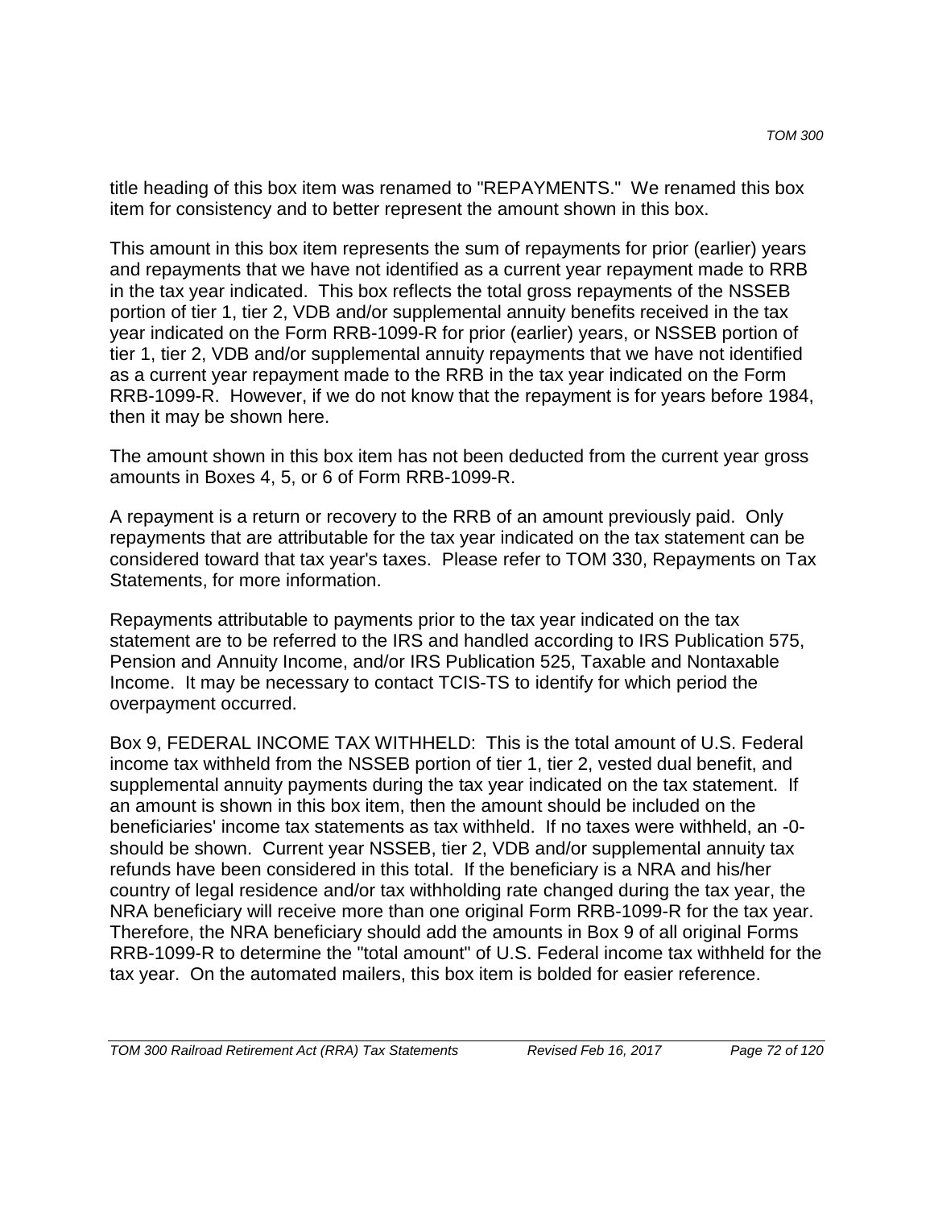title heading of this box item was renamed to "REPAYMENTS." We renamed this box item for consistency and to better represent the amount shown in this box.

This amount in this box item represents the sum of repayments for prior (earlier) years and repayments that we have not identified as a current year repayment made to RRB in the tax year indicated. This box reflects the total gross repayments of the NSSEB portion of tier 1, tier 2, VDB and/or supplemental annuity benefits received in the tax year indicated on the Form RRB-1099-R for prior (earlier) years, or NSSEB portion of tier 1, tier 2, VDB and/or supplemental annuity repayments that we have not identified as a current year repayment made to the RRB in the tax year indicated on the Form RRB-1099-R. However, if we do not know that the repayment is for years before 1984, then it may be shown here.

The amount shown in this box item has not been deducted from the current year gross amounts in Boxes 4, 5, or 6 of Form RRB-1099-R.

A repayment is a return or recovery to the RRB of an amount previously paid. Only repayments that are attributable for the tax year indicated on the tax statement can be considered toward that tax year's taxes. Please refer to TOM 330, Repayments on Tax Statements, for more information.

Repayments attributable to payments prior to the tax year indicated on the tax statement are to be referred to the IRS and handled according to IRS Publication 575, Pension and Annuity Income, and/or IRS Publication 525, Taxable and Nontaxable Income. It may be necessary to contact TCIS-TS to identify for which period the overpayment occurred.

Box 9, FEDERAL INCOME TAX WITHHELD: This is the total amount of U.S. Federal income tax withheld from the NSSEB portion of tier 1, tier 2, vested dual benefit, and supplemental annuity payments during the tax year indicated on the tax statement. If an amount is shown in this box item, then the amount should be included on the beneficiaries' income tax statements as tax withheld. If no taxes were withheld, an -0- should be shown. Current year NSSEB, tier 2, VDB and/or supplemental annuity tax refunds have been considered in this total. If the beneficiary is a NRA and his/her country of legal residence and/or tax withholding rate changed during the tax year, the NRA beneficiary will receive more than one original Form RRB-1099-R for the tax year. Therefore, the NRA beneficiary should add the amounts in Box 9 of all original Forms RRB-1099-R to determine the "total amount" of U.S. Federal income tax withheld for the tax year. On the automated mailers, this box item is bolded for easier reference.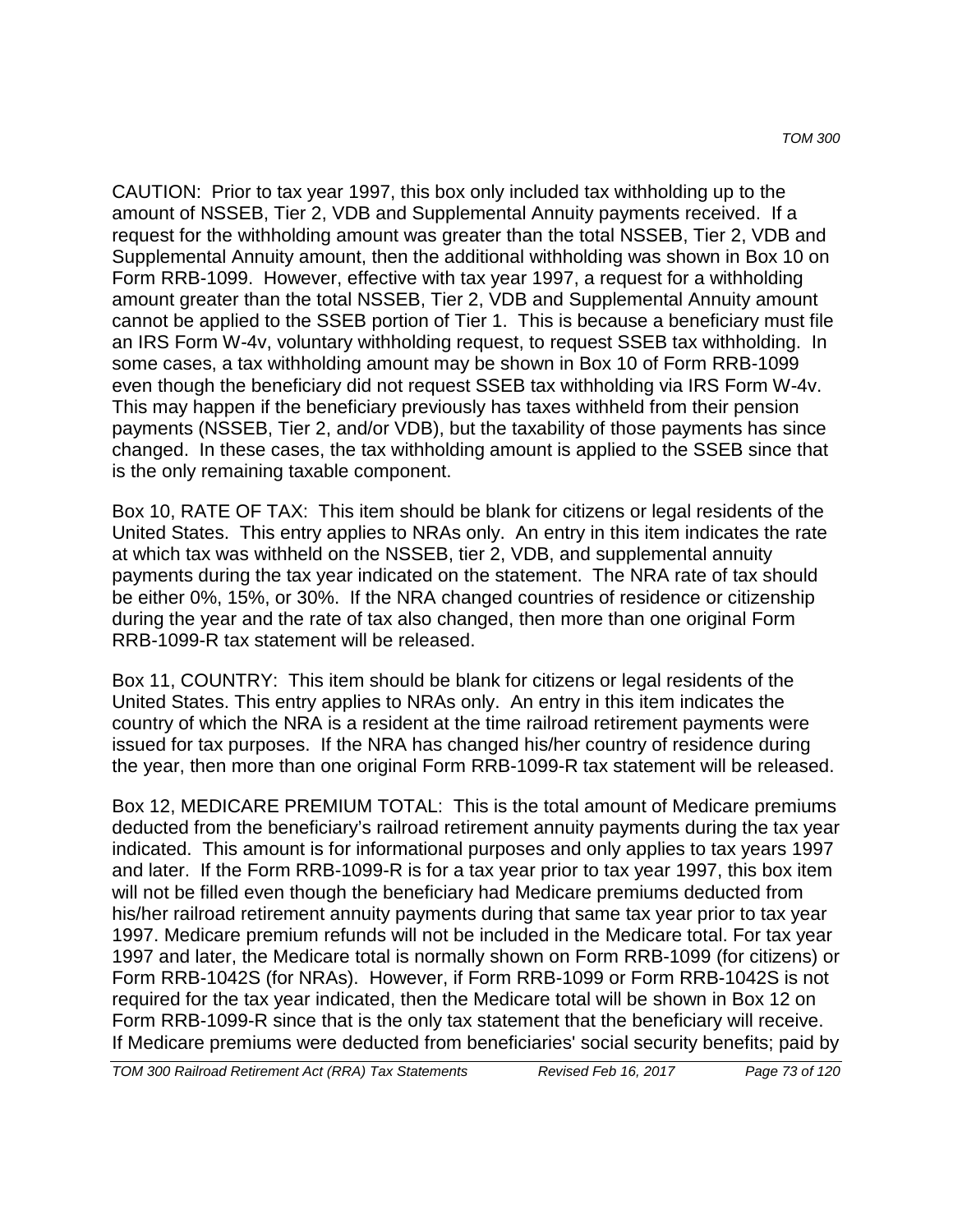CAUTION: Prior to tax year 1997, this box only included tax withholding up to the amount of NSSEB, Tier 2, VDB and Supplemental Annuity payments received. If a request for the withholding amount was greater than the total NSSEB, Tier 2, VDB and Supplemental Annuity amount, then the additional withholding was shown in Box 10 on Form RRB-1099. However, effective with tax year 1997, a request for a withholding amount greater than the total NSSEB, Tier 2, VDB and Supplemental Annuity amount cannot be applied to the SSEB portion of Tier 1. This is because a beneficiary must file an IRS Form W-4v, voluntary withholding request, to request SSEB tax withholding. In some cases, a tax withholding amount may be shown in Box 10 of Form RRB-1099 even though the beneficiary did not request SSEB tax withholding via IRS Form W-4v. This may happen if the beneficiary previously has taxes withheld from their pension payments (NSSEB, Tier 2, and/or VDB), but the taxability of those payments has since changed. In these cases, the tax withholding amount is applied to the SSEB since that is the only remaining taxable component.

Box 10, RATE OF TAX: This item should be blank for citizens or legal residents of the United States. This entry applies to NRAs only. An entry in this item indicates the rate at which tax was withheld on the NSSEB, tier 2, VDB, and supplemental annuity payments during the tax year indicated on the statement. The NRA rate of tax should be either 0%, 15%, or 30%. If the NRA changed countries of residence or citizenship during the year and the rate of tax also changed, then more than one original Form RRB-1099-R tax statement will be released.

Box 11, COUNTRY: This item should be blank for citizens or legal residents of the United States. This entry applies to NRAs only. An entry in this item indicates the country of which the NRA is a resident at the time railroad retirement payments were issued for tax purposes. If the NRA has changed his/her country of residence during the year, then more than one original Form RRB-1099-R tax statement will be released.

Box 12, MEDICARE PREMIUM TOTAL: This is the total amount of Medicare premiums deducted from the beneficiary's railroad retirement annuity payments during the tax year indicated. This amount is for informational purposes and only applies to tax years 1997 and later. If the Form RRB-1099-R is for a tax year prior to tax year 1997, this box item will not be filled even though the beneficiary had Medicare premiums deducted from his/her railroad retirement annuity payments during that same tax year prior to tax year 1997. Medicare premium refunds will not be included in the Medicare total. For tax year 1997 and later, the Medicare total is normally shown on Form RRB-1099 (for citizens) or Form RRB-1042S (for NRAs). However, if Form RRB-1099 or Form RRB-1042S is not required for the tax year indicated, then the Medicare total will be shown in Box 12 on Form RRB-1099-R since that is the only tax statement that the beneficiary will receive. If Medicare premiums were deducted from beneficiaries' social security benefits; paid by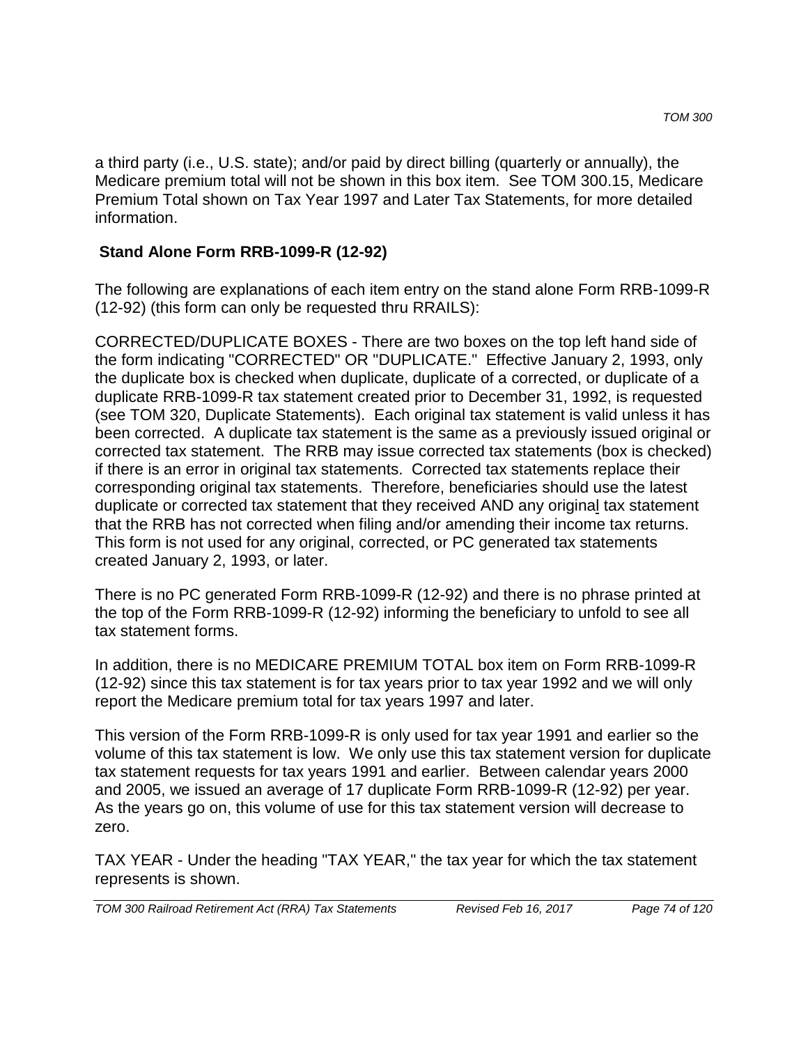a third party (i.e., U.S. state); and/or paid by direct billing (quarterly or annually), the Medicare premium total will not be shown in this box item. See TOM 300.15, Medicare Premium Total shown on Tax Year 1997 and Later Tax Statements, for more detailed information.

**Stand Alone Form RRB-1099-R (12-92)**

The following are explanations of each item entry on the stand alone Form RRB-1099-R (12-92) (this form can only be requested thru RRAILS):

CORRECTED/DUPLICATE BOXES - There are two boxes on the top left hand side of the form indicating "CORRECTED" OR "DUPLICATE." Effective January 2, 1993, only the duplicate box is checked when duplicate, duplicate of a corrected, or duplicate of a duplicate RRB-1099-R tax statement created prior to December 31, 1992, is requested (see TOM 320, Duplicate Statements). Each original tax statement is valid unless it has been corrected. A duplicate tax statement is the same as a previously issued original or corrected tax statement. The RRB may issue corrected tax statements (box is checked) if there is an error in original tax statements. Corrected tax statements replace their corresponding original tax statements. Therefore, beneficiaries should use the latest duplicate or corrected tax statement that they received AND any original tax statement that the RRB has not corrected when filing and/or amending their income tax returns. This form is not used for any original, corrected, or PC generated tax statements created January 2, 1993, or later.

There is no PC generated Form RRB-1099-R (12-92) and there is no phrase printed at the top of the Form RRB-1099-R (12-92) informing the beneficiary to unfold to see all tax statement forms.

In addition, there is no MEDICARE PREMIUM TOTAL box item on Form RRB-1099-R (12-92) since this tax statement is for tax years prior to tax year 1992 and we will only report the Medicare premium total for tax years 1997 and later.

This version of the Form RRB-1099-R is only used for tax year 1991 and earlier so the volume of this tax statement is low. We only use this tax statement version for duplicate tax statement requests for tax years 1991 and earlier. Between calendar years 2000 and 2005, we issued an average of 17 duplicate Form RRB-1099-R (12-92) per year. As the years go on, this volume of use for this tax statement version will decrease to zero.

TAX YEAR - Under the heading "TAX YEAR," the tax year for which the tax statement represents is shown.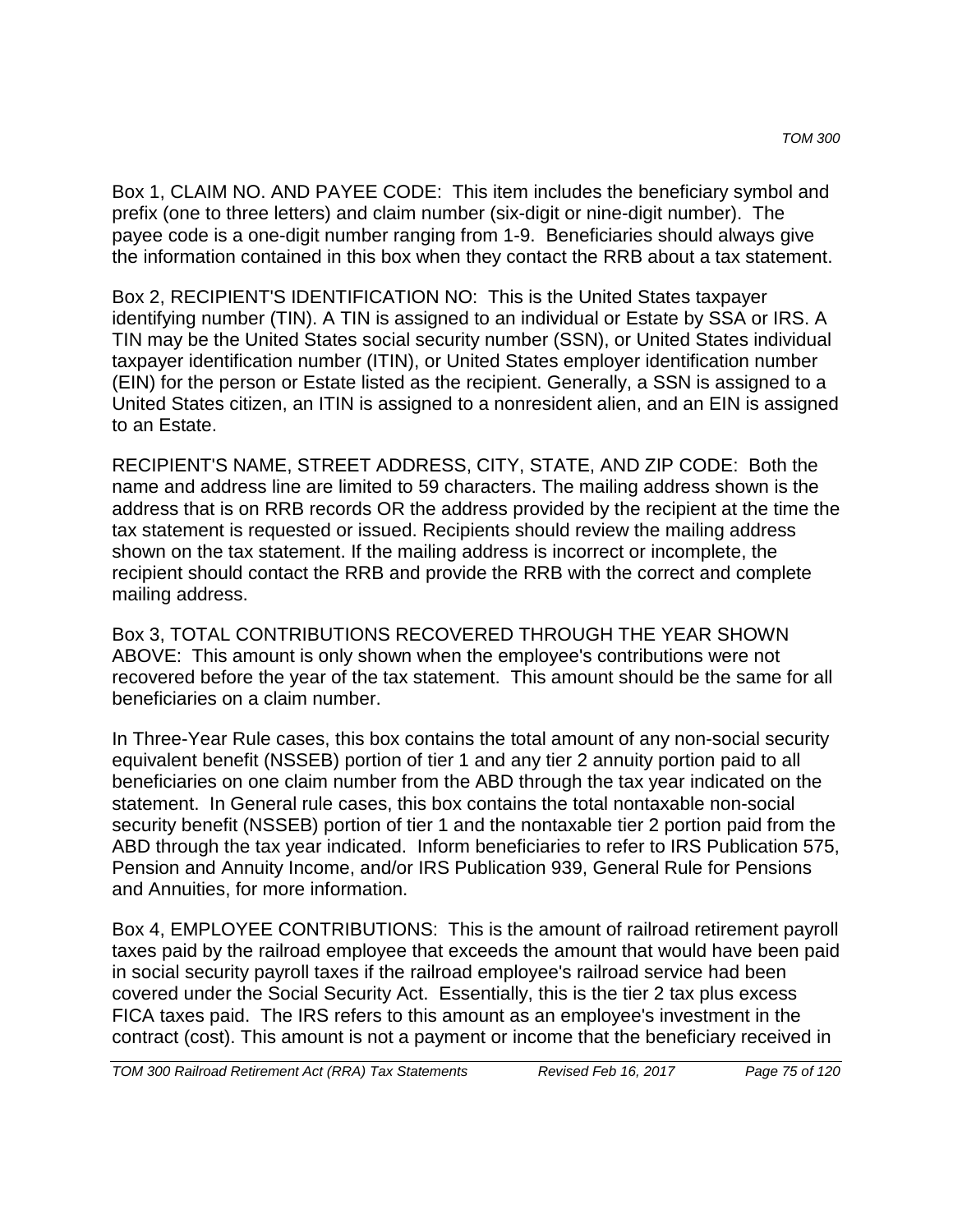Box 1, CLAIM NO. AND PAYEE CODE: This item includes the beneficiary symbol and prefix (one to three letters) and claim number (six-digit or nine-digit number). The payee code is a one-digit number ranging from 1-9. Beneficiaries should always give the information contained in this box when they contact the RRB about a tax statement.

Box 2, RECIPIENT'S IDENTIFICATION NO: This is the United States taxpayer identifying number (TIN). A TIN is assigned to an individual or Estate by SSA or IRS. A TIN may be the United States social security number (SSN), or United States individual taxpayer identification number (ITIN), or United States employer identification number (EIN) for the person or Estate listed as the recipient. Generally, a SSN is assigned to a United States citizen, an ITIN is assigned to a nonresident alien, and an EIN is assigned to an Estate.

RECIPIENT'S NAME, STREET ADDRESS, CITY, STATE, AND ZIP CODE: Both the name and address line are limited to 59 characters. The mailing address shown is the address that is on RRB records OR the address provided by the recipient at the time the tax statement is requested or issued. Recipients should review the mailing address shown on the tax statement. If the mailing address is incorrect or incomplete, the recipient should contact the RRB and provide the RRB with the correct and complete mailing address.

Box 3, TOTAL CONTRIBUTIONS RECOVERED THROUGH THE YEAR SHOWN ABOVE: This amount is only shown when the employee's contributions were not recovered before the year of the tax statement. This amount should be the same for all beneficiaries on a claim number.

In Three-Year Rule cases, this box contains the total amount of any non-social security equivalent benefit (NSSEB) portion of tier 1 and any tier 2 annuity portion paid to all beneficiaries on one claim number from the ABD through the tax year indicated on the statement. In General rule cases, this box contains the total nontaxable non-social security benefit (NSSEB) portion of tier 1 and the nontaxable tier 2 portion paid from the ABD through the tax year indicated. Inform beneficiaries to refer to IRS Publication 575, Pension and Annuity Income, and/or IRS Publication 939, General Rule for Pensions and Annuities, for more information.

Box 4, EMPLOYEE CONTRIBUTIONS: This is the amount of railroad retirement payroll taxes paid by the railroad employee that exceeds the amount that would have been paid in social security payroll taxes if the railroad employee's railroad service had been covered under the Social Security Act. Essentially, this is the tier 2 tax plus excess FICA taxes paid. The IRS refers to this amount as an employee's investment in the contract (cost). This amount is not a payment or income that the beneficiary received in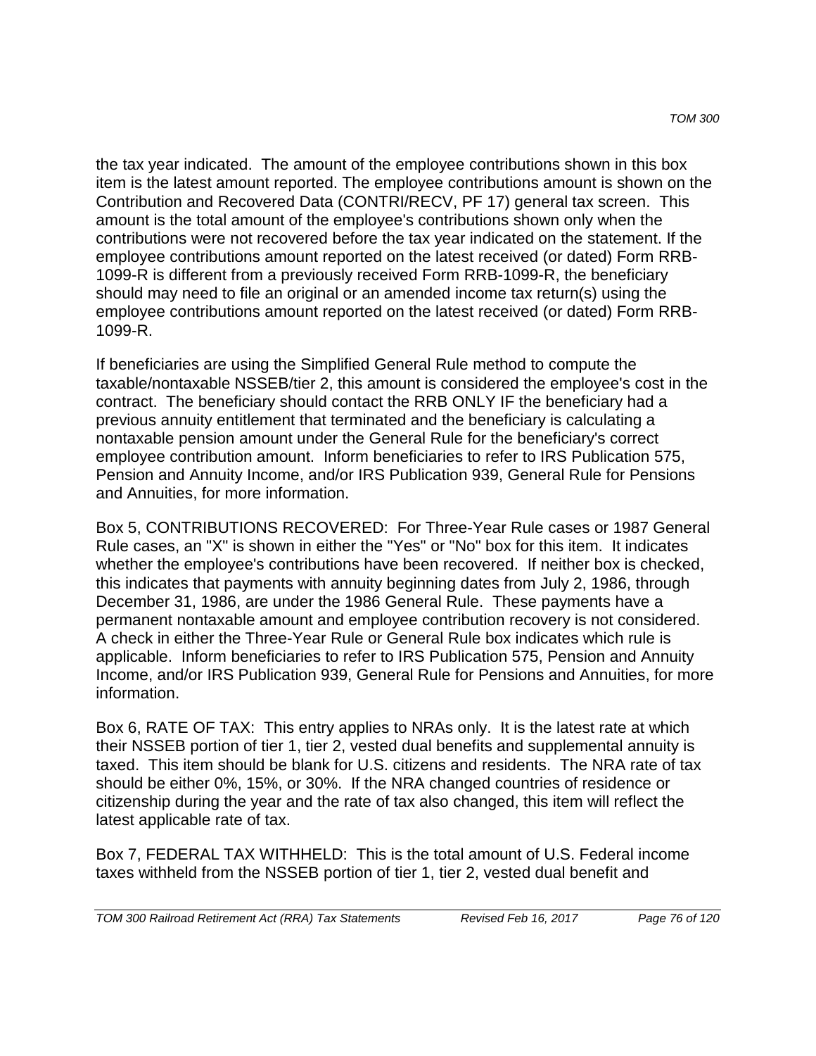the tax year indicated. The amount of the employee contributions shown in this box item is the latest amount reported. The employee contributions amount is shown on the Contribution and Recovered Data (CONTRI/RECV, PF 17) general tax screen. This amount is the total amount of the employee's contributions shown only when the contributions were not recovered before the tax year indicated on the statement. If the employee contributions amount reported on the latest received (or dated) Form RRB-1099-R is different from a previously received Form RRB-1099-R, the beneficiary should may need to file an original or an amended income tax return(s) using the employee contributions amount reported on the latest received (or dated) Form RRB-1099-R.

If beneficiaries are using the Simplified General Rule method to compute the taxable/nontaxable NSSEB/tier 2, this amount is considered the employee's cost in the contract. The beneficiary should contact the RRB ONLY IF the beneficiary had a previous annuity entitlement that terminated and the beneficiary is calculating a nontaxable pension amount under the General Rule for the beneficiary's correct employee contribution amount. Inform beneficiaries to refer to IRS Publication 575, Pension and Annuity Income, and/or IRS Publication 939, General Rule for Pensions and Annuities, for more information.

Box 5, CONTRIBUTIONS RECOVERED: For Three-Year Rule cases or 1987 General Rule cases, an "X" is shown in either the "Yes" or "No" box for this item. It indicates whether the employee's contributions have been recovered. If neither box is checked, this indicates that payments with annuity beginning dates from July 2, 1986, through December 31, 1986, are under the 1986 General Rule. These payments have a permanent nontaxable amount and employee contribution recovery is not considered. A check in either the Three-Year Rule or General Rule box indicates which rule is applicable. Inform beneficiaries to refer to IRS Publication 575, Pension and Annuity Income, and/or IRS Publication 939, General Rule for Pensions and Annuities, for more information.

Box 6, RATE OF TAX: This entry applies to NRAs only. It is the latest rate at which their NSSEB portion of tier 1, tier 2, vested dual benefits and supplemental annuity is taxed. This item should be blank for U.S. citizens and residents. The NRA rate of tax should be either 0%, 15%, or 30%. If the NRA changed countries of residence or citizenship during the year and the rate of tax also changed, this item will reflect the latest applicable rate of tax.

Box 7, FEDERAL TAX WITHHELD: This is the total amount of U.S. Federal income taxes withheld from the NSSEB portion of tier 1, tier 2, vested dual benefit and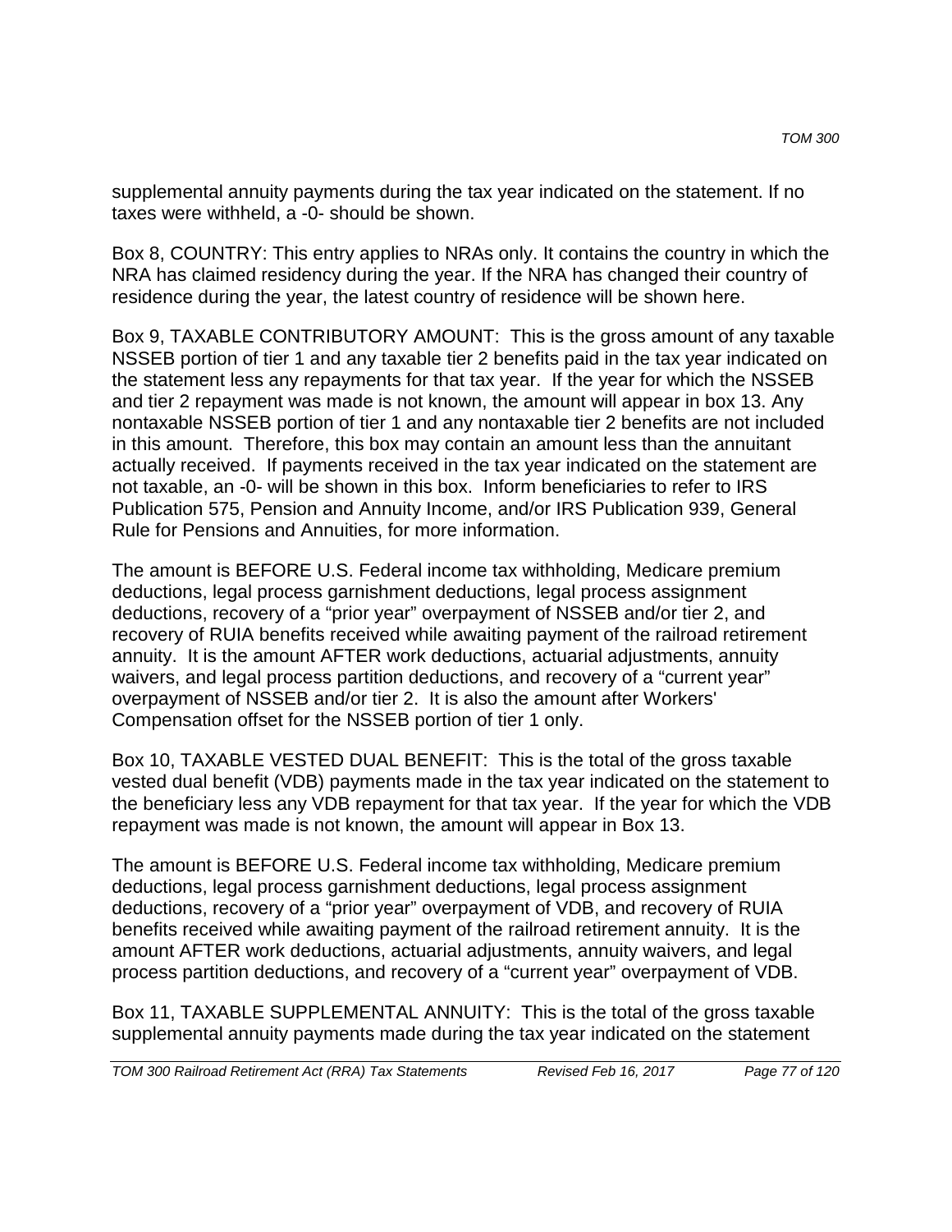supplemental annuity payments during the tax year indicated on the statement. If no taxes were withheld, a -0- should be shown.

Box 8, COUNTRY: This entry applies to NRAs only. It contains the country in which the NRA has claimed residency during the year. If the NRA has changed their country of residence during the year, the latest country of residence will be shown here.

Box 9, TAXABLE CONTRIBUTORY AMOUNT: This is the gross amount of any taxable NSSEB portion of tier 1 and any taxable tier 2 benefits paid in the tax year indicated on the statement less any repayments for that tax year. If the year for which the NSSEB and tier 2 repayment was made is not known, the amount will appear in box 13. Any nontaxable NSSEB portion of tier 1 and any nontaxable tier 2 benefits are not included in this amount. Therefore, this box may contain an amount less than the annuitant actually received. If payments received in the tax year indicated on the statement are not taxable, an -0- will be shown in this box. Inform beneficiaries to refer to IRS Publication 575, Pension and Annuity Income, and/or IRS Publication 939, General Rule for Pensions and Annuities, for more information.

The amount is BEFORE U.S. Federal income tax withholding, Medicare premium deductions, legal process garnishment deductions, legal process assignment deductions, recovery of a "prior year" overpayment of NSSEB and/or tier 2, and recovery of RUIA benefits received while awaiting payment of the railroad retirement annuity. It is the amount AFTER work deductions, actuarial adjustments, annuity waivers, and legal process partition deductions, and recovery of a "current year" overpayment of NSSEB and/or tier 2. It is also the amount after Workers' Compensation offset for the NSSEB portion of tier 1 only.

Box 10, TAXABLE VESTED DUAL BENEFIT: This is the total of the gross taxable vested dual benefit (VDB) payments made in the tax year indicated on the statement to the beneficiary less any VDB repayment for that tax year. If the year for which the VDB repayment was made is not known, the amount will appear in Box 13.

The amount is BEFORE U.S. Federal income tax withholding, Medicare premium deductions, legal process garnishment deductions, legal process assignment deductions, recovery of a "prior year" overpayment of VDB, and recovery of RUIA benefits received while awaiting payment of the railroad retirement annuity. It is the amount AFTER work deductions, actuarial adjustments, annuity waivers, and legal process partition deductions, and recovery of a "current year" overpayment of VDB.

Box 11, TAXABLE SUPPLEMENTAL ANNUITY: This is the total of the gross taxable supplemental annuity payments made during the tax year indicated on the statement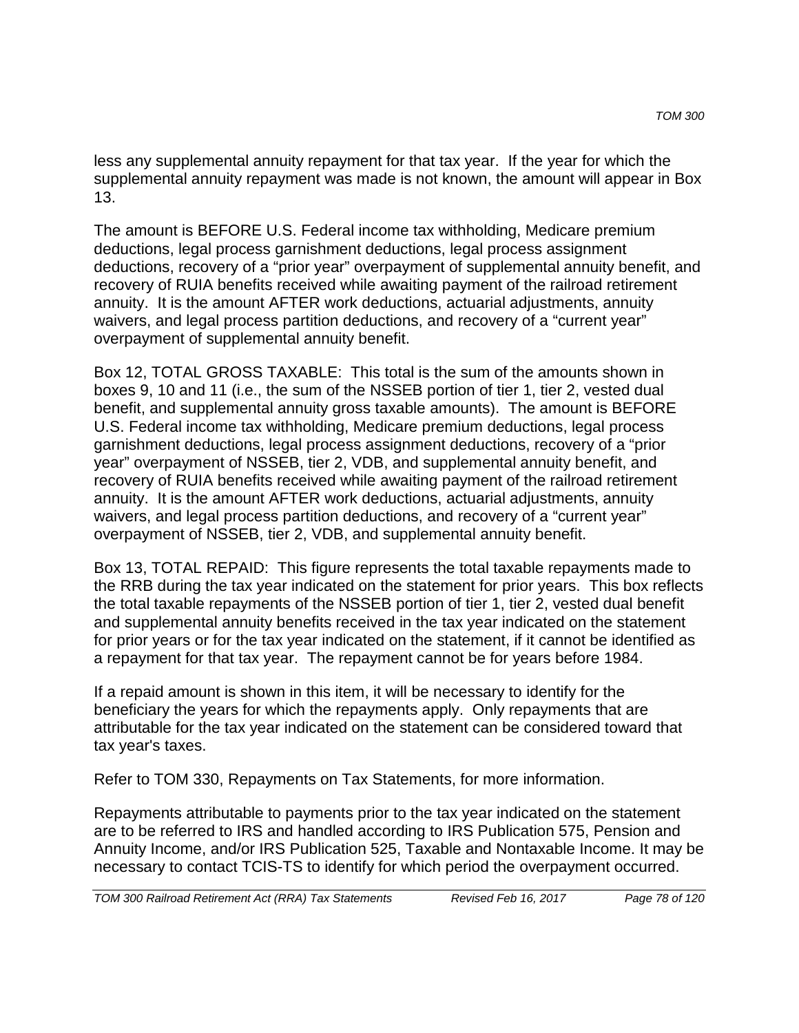less any supplemental annuity repayment for that tax year. If the year for which the supplemental annuity repayment was made is not known, the amount will appear in Box 13.

The amount is BEFORE U.S. Federal income tax withholding, Medicare premium deductions, legal process garnishment deductions, legal process assignment deductions, recovery of a "prior year" overpayment of supplemental annuity benefit, and recovery of RUIA benefits received while awaiting payment of the railroad retirement annuity. It is the amount AFTER work deductions, actuarial adjustments, annuity waivers, and legal process partition deductions, and recovery of a "current year" overpayment of supplemental annuity benefit.

Box 12, TOTAL GROSS TAXABLE: This total is the sum of the amounts shown in boxes 9, 10 and 11 (i.e., the sum of the NSSEB portion of tier 1, tier 2, vested dual benefit, and supplemental annuity gross taxable amounts). The amount is BEFORE U.S. Federal income tax withholding, Medicare premium deductions, legal process garnishment deductions, legal process assignment deductions, recovery of a "prior year" overpayment of NSSEB, tier 2, VDB, and supplemental annuity benefit, and recovery of RUIA benefits received while awaiting payment of the railroad retirement annuity. It is the amount AFTER work deductions, actuarial adjustments, annuity waivers, and legal process partition deductions, and recovery of a "current year" overpayment of NSSEB, tier 2, VDB, and supplemental annuity benefit.

Box 13, TOTAL REPAID: This figure represents the total taxable repayments made to the RRB during the tax year indicated on the statement for prior years. This box reflects the total taxable repayments of the NSSEB portion of tier 1, tier 2, vested dual benefit and supplemental annuity benefits received in the tax year indicated on the statement for prior years or for the tax year indicated on the statement, if it cannot be identified as a repayment for that tax year. The repayment cannot be for years before 1984.

If a repaid amount is shown in this item, it will be necessary to identify for the beneficiary the years for which the repayments apply. Only repayments that are attributable for the tax year indicated on the statement can be considered toward that tax year's taxes.

Refer to TOM 330, Repayments on Tax Statements, for more information.

Repayments attributable to payments prior to the tax year indicated on the statement are to be referred to IRS and handled according to IRS Publication 575, Pension and Annuity Income, and/or IRS Publication 525, Taxable and Nontaxable Income. It may be necessary to contact TCIS-TS to identify for which period the overpayment occurred.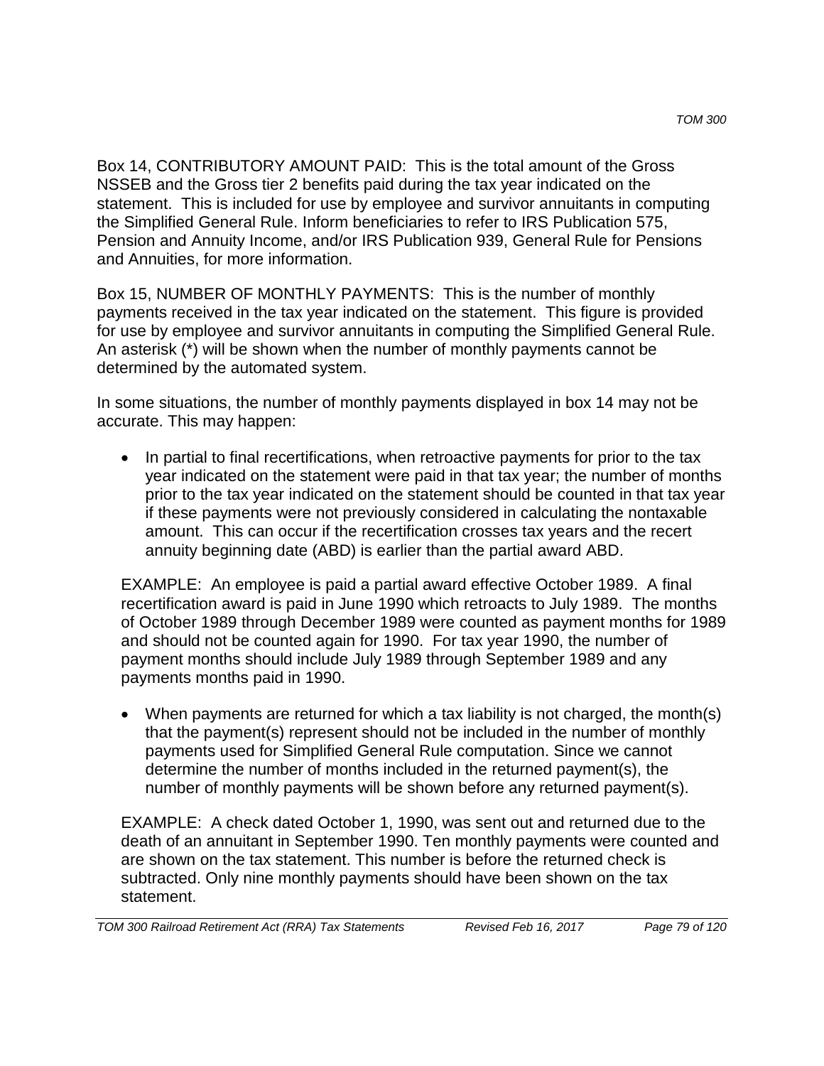Box 14, CONTRIBUTORY AMOUNT PAID: This is the total amount of the Gross NSSEB and the Gross tier 2 benefits paid during the tax year indicated on the statement. This is included for use by employee and survivor annuitants in computing the Simplified General Rule. Inform beneficiaries to refer to IRS Publication 575, Pension and Annuity Income, and/or IRS Publication 939, General Rule for Pensions and Annuities, for more information.

Box 15, NUMBER OF MONTHLY PAYMENTS: This is the number of monthly payments received in the tax year indicated on the statement. This figure is provided for use by employee and survivor annuitants in computing the Simplified General Rule. An asterisk (*) will be shown when the number of monthly payments cannot be determined by the automated system.

In some situations, the number of monthly payments displayed in box 14 may not be accurate. This may happen:

- In partial to final recertifications, when retroactive payments for prior to the tax year indicated on the statement were paid in that tax year; the number of months prior to the tax year indicated on the statement should be counted in that tax year if these payments were not previously considered in calculating the nontaxable amount. This can occur if the recertification crosses tax years and the recert annuity beginning date (ABD) is earlier than the partial award ABD.

  EXAMPLE: An employee is paid a partial award effective October 1989. A final recertification award is paid in June 1990 which retroacts to July 1989. The months of October 1989 through December 1989 were counted as payment months for 1989 and should not be counted again for 1990. For tax year 1990, the number of payment months should include July 1989 through September 1989 and any payments months paid in 1990.

- When payments are returned for which a tax liability is not charged, the month(s) that the payment(s) represent should not be included in the number of monthly payments used for Simplified General Rule computation. Since we cannot determine the number of months included in the returned payment(s), the number of monthly payments will be shown before any returned payment(s).

  EXAMPLE: A check dated October 1, 1990, was sent out and returned due to the death of an annuitant in September 1990. Ten monthly payments were counted and are shown on the tax statement. This number is before the returned check is subtracted. Only nine monthly payments should have been shown on the tax statement.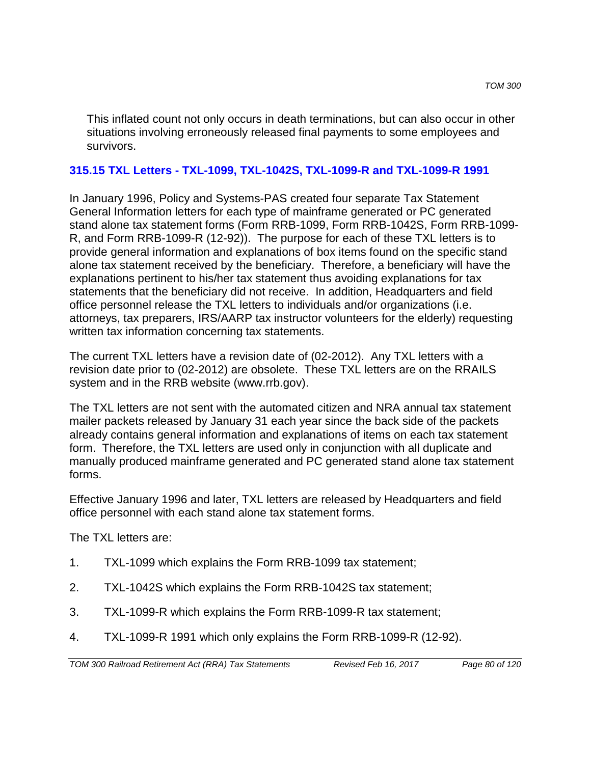This inflated count not only occurs in death terminations, but can also occur in other situations involving erroneously released final payments to some employees and survivors.

## 315.15 TXL Letters - TXL-1099, TXL-1042S, TXL-1099-R and TXL-1099-R 1991

In January 1996, Policy and Systems-PAS created four separate Tax Statement General Information letters for each type of mainframe generated or PC generated stand alone tax statement forms (Form RRB-1099, Form RRB-1042S, Form RRB-1099-R, and Form RRB-1099-R (12-92)). The purpose for each of these TXL letters is to provide general information and explanations of box items found on the specific stand alone tax statement received by the beneficiary. Therefore, a beneficiary will have the explanations pertinent to his/her tax statement thus avoiding explanations for tax statements that the beneficiary did not receive. In addition, Headquarters and field office personnel release the TXL letters to individuals and/or organizations (i.e. attorneys, tax preparers, IRS/AARP tax instructor volunteers for the elderly) requesting written tax information concerning tax statements.

The current TXL letters have a revision date of (02-2012). Any TXL letters with a revision date prior to (02-2012) are obsolete. These TXL letters are on the RRAILS system and in the RRB website (www.rrb.gov).

The TXL letters are not sent with the automated citizen and NRA annual tax statement mailer packets released by January 31 each year since the back side of the packets already contains general information and explanations of items on each tax statement form. Therefore, the TXL letters are used only in conjunction with all duplicate and manually produced mainframe generated and PC generated stand alone tax statement forms.

Effective January 1996 and later, TXL letters are released by Headquarters and field office personnel with each stand alone tax statement forms.

The TXL letters are:

1. TXL-1099 which explains the Form RRB-1099 tax statement;
2. TXL-1042S which explains the Form RRB-1042S tax statement;
3. TXL-1099-R which explains the Form RRB-1099-R tax statement;
4. TXL-1099-R 1991 which only explains the Form RRB-1099-R (12-92).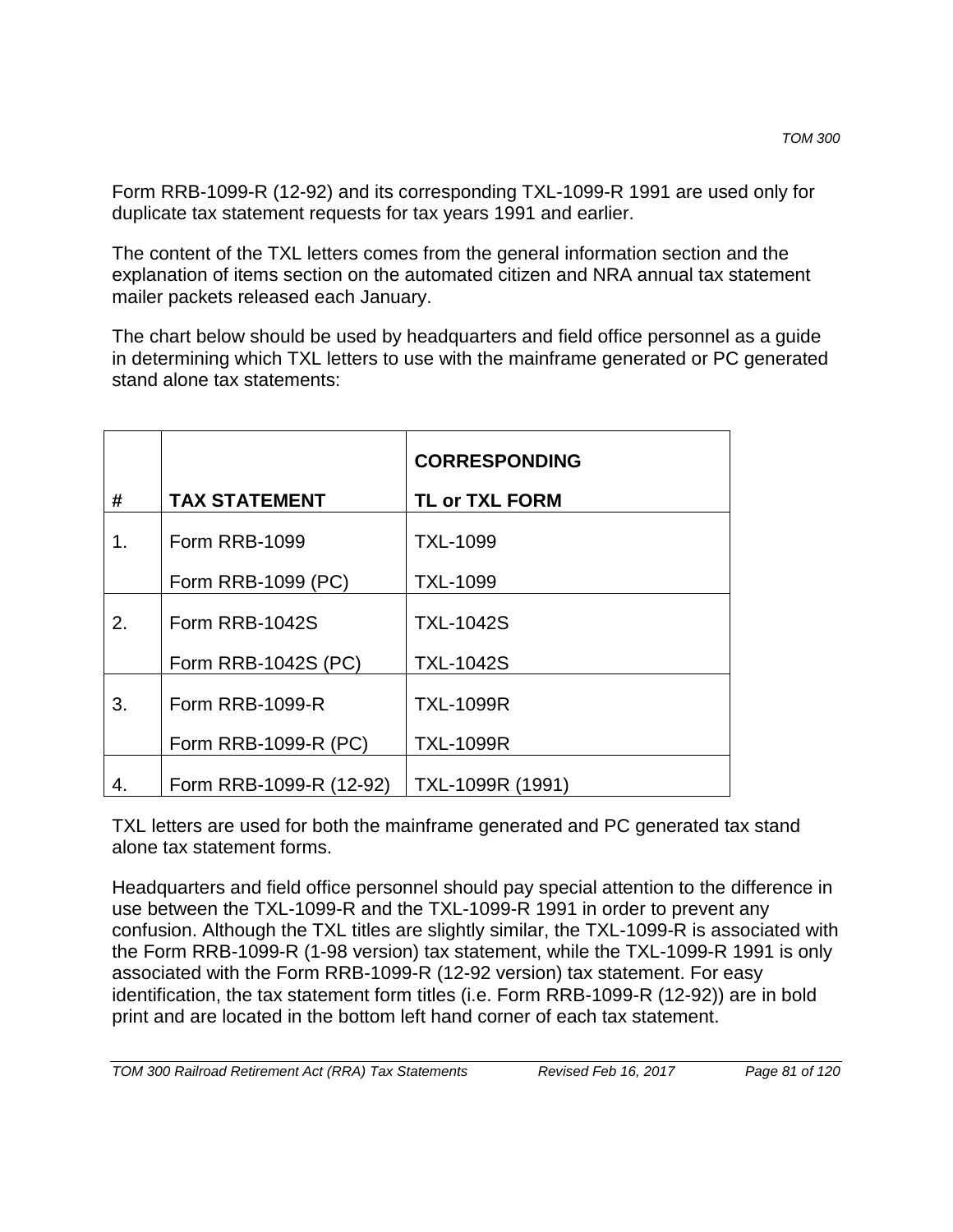Form RRB-1099-R (12-92) and its corresponding TXL-1099-R 1991 are used only for duplicate tax statement requests for tax years 1991 and earlier.

The content of the TXL letters comes from the general information section and the explanation of items section on the automated citizen and NRA annual tax statement mailer packets released each January.

The chart below should be used by headquarters and field office personnel as a guide in determining which TXL letters to use with the mainframe generated or PC generated stand alone tax statements:

| **#** | **TAX STATEMENT** | **CORRESPONDING TL or TXL FORM** |
|---|---|---|
| 1. | Form RRB-1099<br>Form RRB-1099 (PC) | TXL-1099<br>TXL-1099 |
| 2. | Form RRB-1042S<br>Form RRB-1042S (PC) | TXL-1042S<br>TXL-1042S |
| 3. | Form RRB-1099-R<br>Form RRB-1099-R (PC) | TXL-1099R<br>TXL-1099R |
| 4. | Form RRB-1099-R (12-92) | TXL-1099R (1991) |

TXL letters are used for both the mainframe generated and PC generated tax stand alone tax statement forms.

Headquarters and field office personnel should pay special attention to the difference in use between the TXL-1099-R and the TXL-1099-R 1991 in order to prevent any confusion. Although the TXL titles are slightly similar, the TXL-1099-R is associated with the Form RRB-1099-R (1-98 version) tax statement, while the TXL-1099-R 1991 is only associated with the Form RRB-1099-R (12-92 version) tax statement. For easy identification, the tax statement form titles (i.e. Form RRB-1099-R (12-92)) are in bold print and are located in the bottom left hand corner of each tax statement.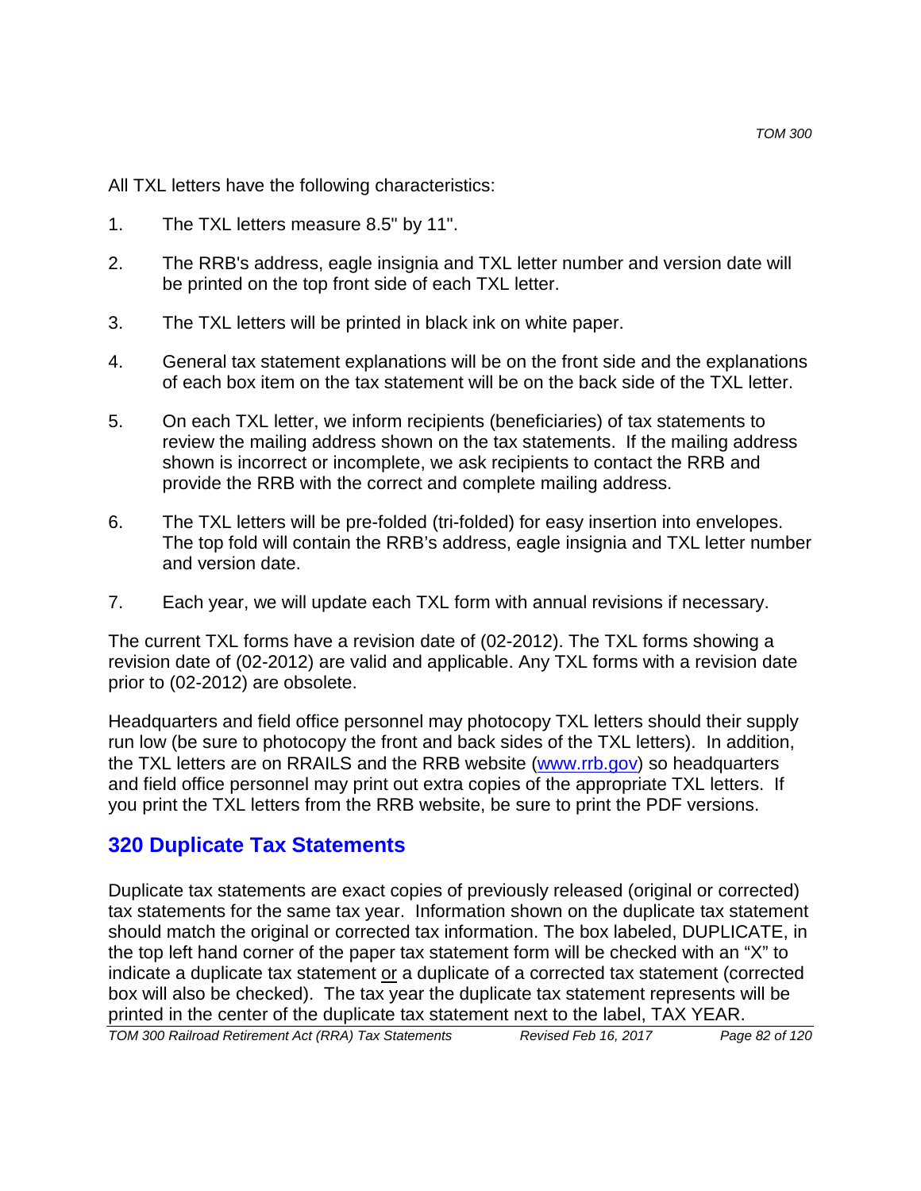All TXL letters have the following characteristics:

1. The TXL letters measure 8.5" by 11".

2. The RRB's address, eagle insignia and TXL letter number and version date will be printed on the top front side of each TXL letter.

3. The TXL letters will be printed in black ink on white paper.

4. General tax statement explanations will be on the front side and the explanations of each box item on the tax statement will be on the back side of the TXL letter.

5. On each TXL letter, we inform recipients (beneficiaries) of tax statements to review the mailing address shown on the tax statements. If the mailing address shown is incorrect or incomplete, we ask recipients to contact the RRB and provide the RRB with the correct and complete mailing address.

6. The TXL letters will be pre-folded (tri-folded) for easy insertion into envelopes. The top fold will contain the RRB's address, eagle insignia and TXL letter number and version date.

7. Each year, we will update each TXL form with annual revisions if necessary.

The current TXL forms have a revision date of (02-2012). The TXL forms showing a revision date of (02-2012) are valid and applicable. Any TXL forms with a revision date prior to (02-2012) are obsolete.

Headquarters and field office personnel may photocopy TXL letters should their supply run low (be sure to photocopy the front and back sides of the TXL letters). In addition, the TXL letters are on RRAILS and the RRB website ([www.rrb.gov](http://www.rrb.gov)) so headquarters and field office personnel may print out extra copies of the appropriate TXL letters. If you print the TXL letters from the RRB website, be sure to print the PDF versions.

## 320 Duplicate Tax Statements

Duplicate tax statements are exact copies of previously released (original or corrected) tax statements for the same tax year. Information shown on the duplicate tax statement should match the original or corrected tax information. The box labeled, DUPLICATE, in the top left hand corner of the paper tax statement form will be checked with an "X" to indicate a duplicate tax statement <u>or</u> a duplicate of a corrected tax statement (corrected box will also be checked). The tax year the duplicate tax statement represents will be printed in the center of the duplicate tax statement next to the label, TAX YEAR.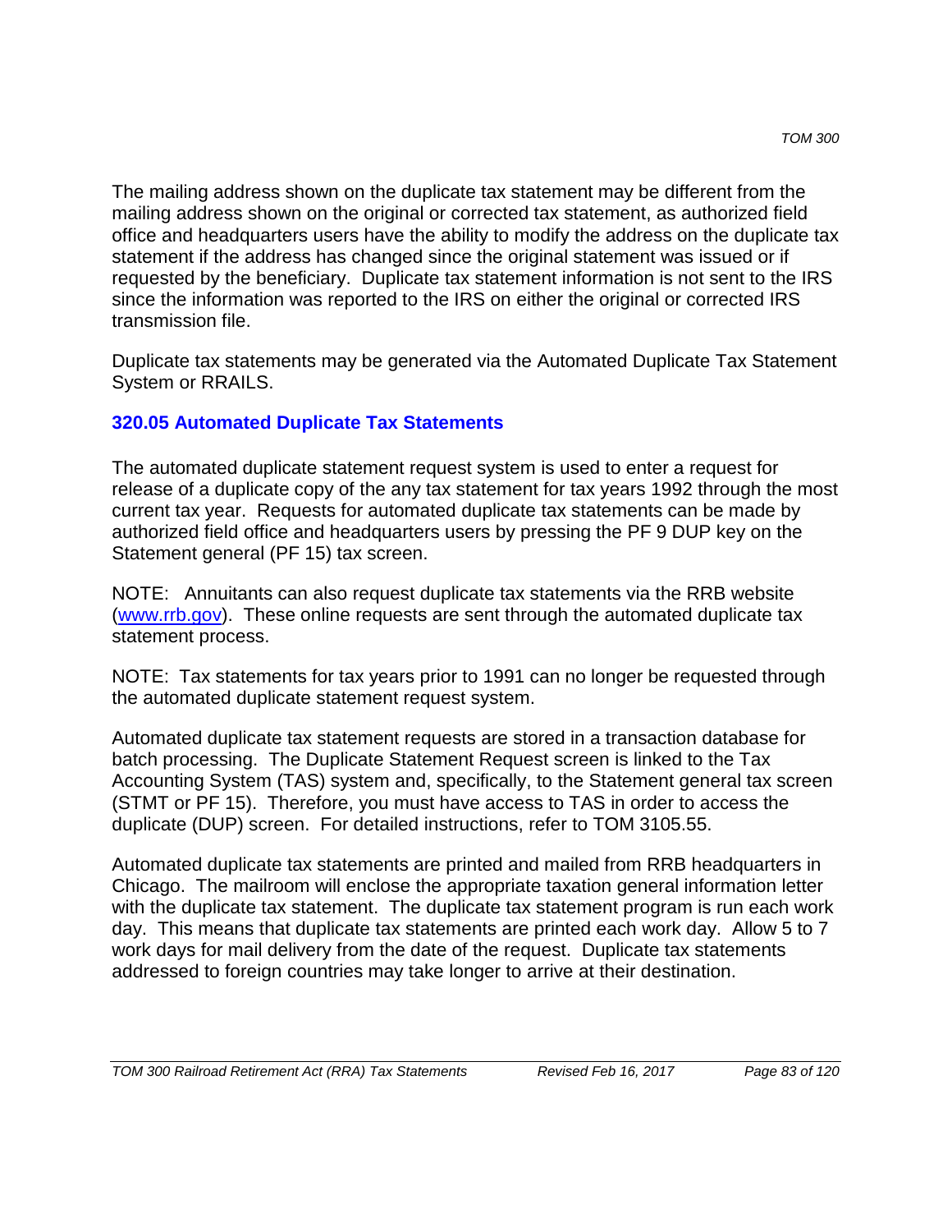The mailing address shown on the duplicate tax statement may be different from the mailing address shown on the original or corrected tax statement, as authorized field office and headquarters users have the ability to modify the address on the duplicate tax statement if the address has changed since the original statement was issued or if requested by the beneficiary. Duplicate tax statement information is not sent to the IRS since the information was reported to the IRS on either the original or corrected IRS transmission file.

Duplicate tax statements may be generated via the Automated Duplicate Tax Statement System or RRAILS.

### 320.05 Automated Duplicate Tax Statements

The automated duplicate statement request system is used to enter a request for release of a duplicate copy of the any tax statement for tax years 1992 through the most current tax year. Requests for automated duplicate tax statements can be made by authorized field office and headquarters users by pressing the PF 9 DUP key on the Statement general (PF 15) tax screen.

NOTE: Annuitants can also request duplicate tax statements via the RRB website ([www.rrb.gov](http://www.rrb.gov)). These online requests are sent through the automated duplicate tax statement process.

NOTE: Tax statements for tax years prior to 1991 can no longer be requested through the automated duplicate statement request system.

Automated duplicate tax statement requests are stored in a transaction database for batch processing. The Duplicate Statement Request screen is linked to the Tax Accounting System (TAS) system and, specifically, to the Statement general tax screen (STMT or PF 15). Therefore, you must have access to TAS in order to access the duplicate (DUP) screen. For detailed instructions, refer to TOM 3105.55.

Automated duplicate tax statements are printed and mailed from RRB headquarters in Chicago. The mailroom will enclose the appropriate taxation general information letter with the duplicate tax statement. The duplicate tax statement program is run each work day. This means that duplicate tax statements are printed each work day. Allow 5 to 7 work days for mail delivery from the date of the request. Duplicate tax statements addressed to foreign countries may take longer to arrive at their destination.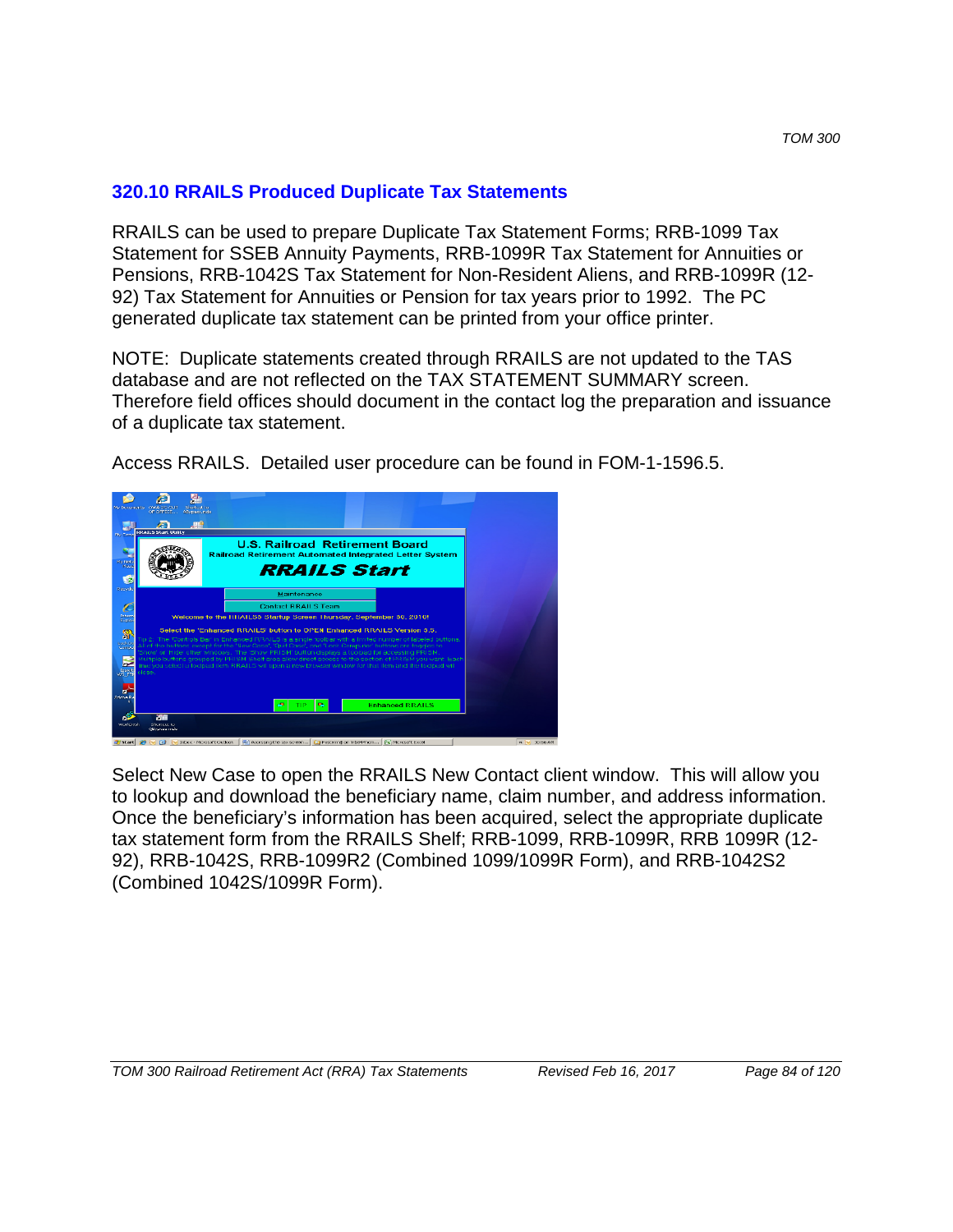## 320.10 RRAILS Produced Duplicate Tax Statements

RRAILS can be used to prepare Duplicate Tax Statement Forms; RRB-1099 Tax Statement for SSEB Annuity Payments, RRB-1099R Tax Statement for Annuities or Pensions, RRB-1042S Tax Statement for Non-Resident Aliens, and RRB-1099R (12-92) Tax Statement for Annuities or Pension for tax years prior to 1992. The PC generated duplicate tax statement can be printed from your office printer.

NOTE: Duplicate statements created through RRAILS are not updated to the TAS database and are not reflected on the TAX STATEMENT SUMMARY screen. Therefore field offices should document in the contact log the preparation and issuance of a duplicate tax statement.

Access RRAILS. Detailed user procedure can be found in FOM-1-1596.5.

Select New Case to open the RRAILS New Contact client window. This will allow you to lookup and download the beneficiary name, claim number, and address information. Once the beneficiary's information has been acquired, select the appropriate duplicate tax statement form from the RRAILS Shelf; RRB-1099, RRB-1099R, RRB 1099R (12-92), RRB-1042S, RRB-1099R2 (Combined 1099/1099R Form), and RRB-1042S2 (Combined 1042S/1099R Form).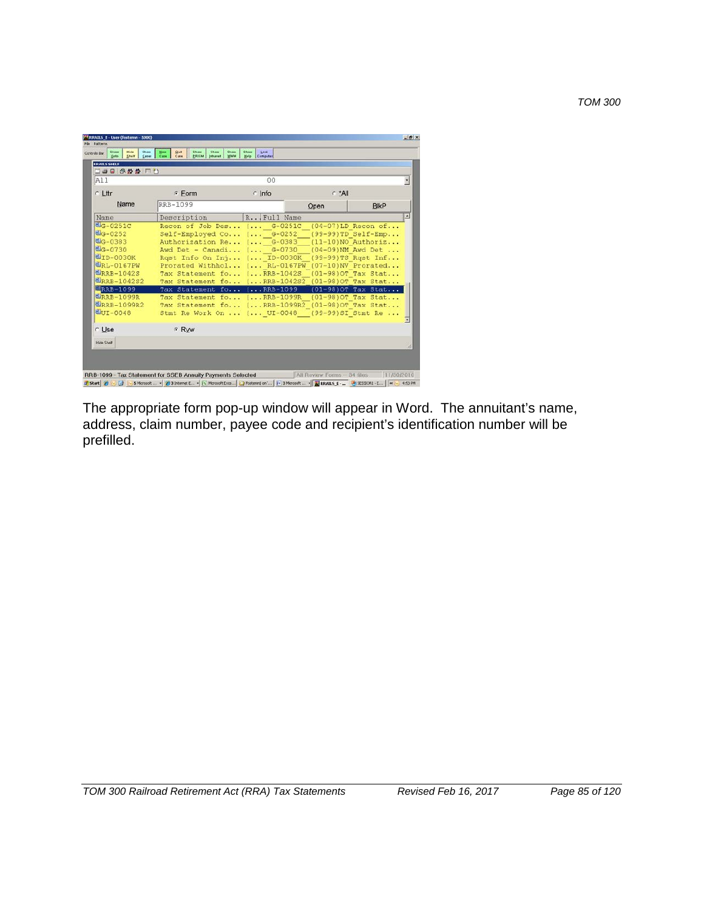The appropriate form pop-up window will appear in Word. The annuitant's name, address, claim number, payee code and recipient's identification number will be prefilled.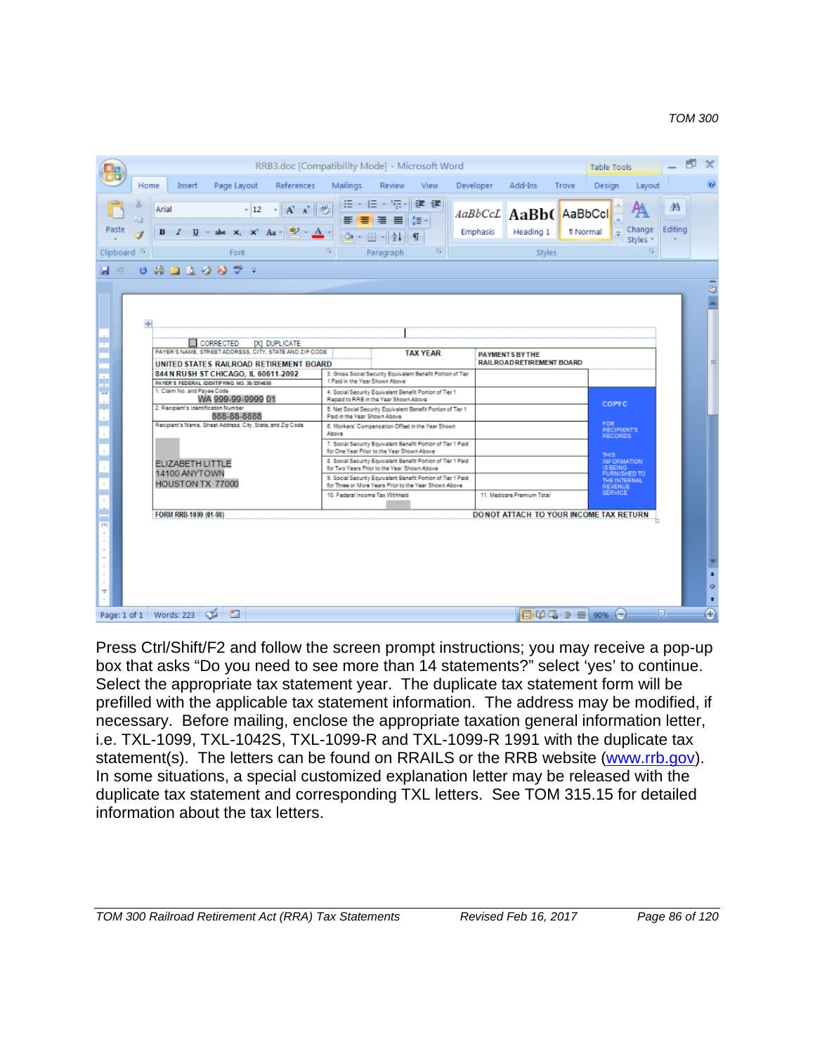| CORRECTED [X] DUPLICATE | | | |
|---|---|---|---|
| PAYER'S NAME, STREET ADDRESS, CITY, STATE AND ZIP CODE<br>UNITED STATES RAILROAD RETIREMENT BOARD<br>844 N RUSH ST CHICAGO, IL 60611-2092 | TAX YEAR | PAYMENTS BY THE RAILROAD RETIREMENT BOARD | |
| PAYER'S FEDERAL IDENTIFYING NO. 36-3314600 | 3. Gross Social Security Equivalent Benefit Portion of Tier 1 Paid in the Year Shown Above | | |
| 1. Claim No. and Payee Code<br>WA 999-99-9999 01 | 4. Social Security Equivalent Benefit Portion of Tier 1 Repaid to RRB in the Year Shown Above | | COPY C |
| 2. Recipient's Identification Number<br>888-88-8888 | 5. Net Social Security Equivalent Benefit Portion of Tier 1 Paid in the Year Shown Above | | FOR RECIPIENT'S RECORDS |
| Recipient's Name, Street Address, City, State, and Zip Code<br>ELIZABETH LITTLE<br>14100 ANYTOWN<br>HOUSTON TX 77000 | 6. Workers' Compensation Offset in the Year Shown Above | | THIS INFORMATION IS BEING FURNISHED TO THE INTERNAL REVENUE SERVICE |
| | 7. Social Security Equivalent Benefit Portion of Tier 1 Paid for One Year Prior to the Year Shown Above | | |
| | 8. Social Security Equivalent Benefit Portion of Tier 1 Paid for Two Years Prior to the Year Shown Above | | |
| | 9. Social Security Equivalent Benefit Portion of Tier 1 Paid for Three or More Years Prior to the Year Shown Above | | |
| | 10. Federal Income Tax Withheld | 11. Medicare Premium Total | |

FORM RRB-1099 (01-98) DO NOT ATTACH TO YOUR INCOME TAX RETURN

Press Ctrl/Shift/F2 and follow the screen prompt instructions; you may receive a pop-up box that asks "Do you need to see more than 14 statements?" select 'yes' to continue. Select the appropriate tax statement year. The duplicate tax statement form will be prefilled with the applicable tax statement information. The address may be modified, if necessary. Before mailing, enclose the appropriate taxation general information letter, i.e. TXL-1099, TXL-1042S, TXL-1099-R and TXL-1099-R 1991 with the duplicate tax statement(s). The letters can be found on RRAILS or the RRB website (www.rrb.gov). In some situations, a special customized explanation letter may be released with the duplicate tax statement and corresponding TXL letters. See TOM 315.15 for detailed information about the tax letters.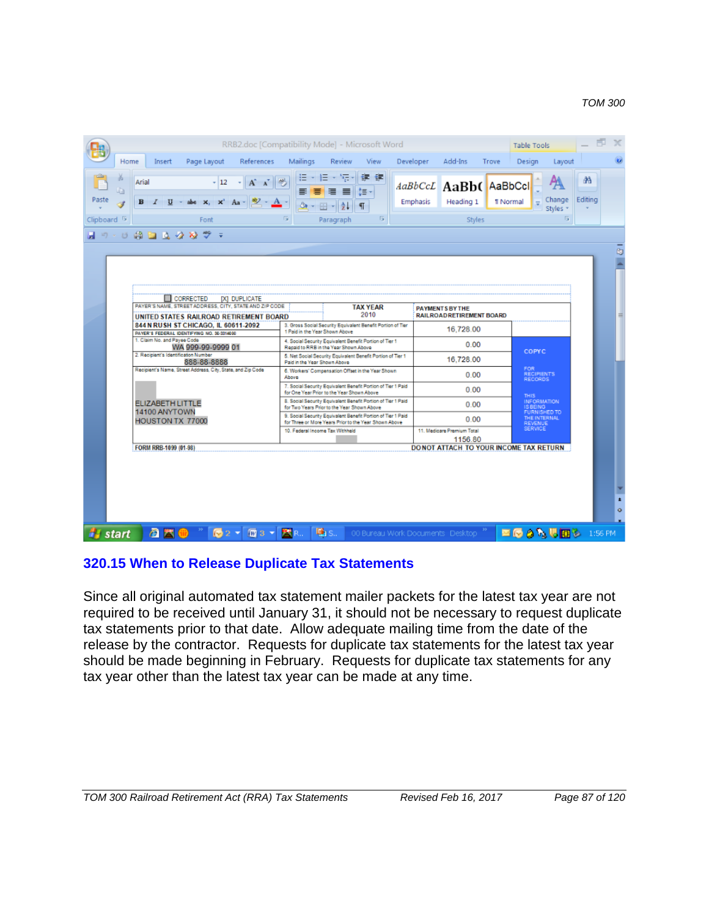| CORRECTED | [X] DUPLICATE | | |
|---|---|---|---|
| PAYER'S NAME, STREET ADDRESS, CITY, STATE AND ZIP CODE<br>UNITED STATES RAILROAD RETIREMENT BOARD<br>844 N RUSH ST CHICAGO, IL 60611-2092<br>PAYER'S FEDERAL IDENTIFYING NO. 36-3314600 | TAX YEAR<br>2010 | PAYMENTS BY THE RAILROAD RETIREMENT BOARD | |
| 1. Claim No. and Payee Code<br>WA 999-99-9999 01 | 3. Gross Social Security Equivalent Benefit Portion of Tier 1 Paid in the Year Shown Above | 16,728.00 | |
| 2. Recipient's Identification Number<br>888-88-8888 | 4. Social Security Equivalent Benefit Portion of Tier 1 Repaid to RRB in the Year Shown Above | 0.00 | COPY C |
| Recipient's Name, Street Address, City, State, and Zip Code<br>ELIZABETH LITTLE<br>14100 ANYTOWN<br>HOUSTON TX 77000 | 5. Net Social Security Equivalent Benefit Portion of Tier 1 Paid in the Year Shown Above | 16,728.00 | FOR RECIPIENT'S RECORDS |
| | 6. Workers' Compensation Offset in the Year Shown Above | 0.00 | |
| | 7. Social Security Equivalent Benefit Portion of Tier 1 Paid for One Year Prior to the Year Shown Above | 0.00 | THIS INFORMATION IS BEING FURNISHED TO THE INTERNAL REVENUE SERVICE |
| | 8. Social Security Equivalent Benefit Portion of Tier 1 Paid for Two Years Prior to the Year Shown Above | 0.00 | |
| | 9. Social Security Equivalent Benefit Portion of Tier 1 Paid for Three or More Years Prior to the Year Shown Above | 0.00 | |
| | 10. Federal Income Tax Withheld | 11. Medicare Premium Total<br>1156.80 | |
| FORM RRB-1099 (01-98) | | DO NOT ATTACH TO YOUR INCOME TAX RETURN | |

## 320.15 When to Release Duplicate Tax Statements

Since all original automated tax statement mailer packets for the latest tax year are not required to be received until January 31, it should not be necessary to request duplicate tax statements prior to that date. Allow adequate mailing time from the date of the release by the contractor. Requests for duplicate tax statements for the latest tax year should be made beginning in February. Requests for duplicate tax statements for any tax year other than the latest tax year can be made at any time.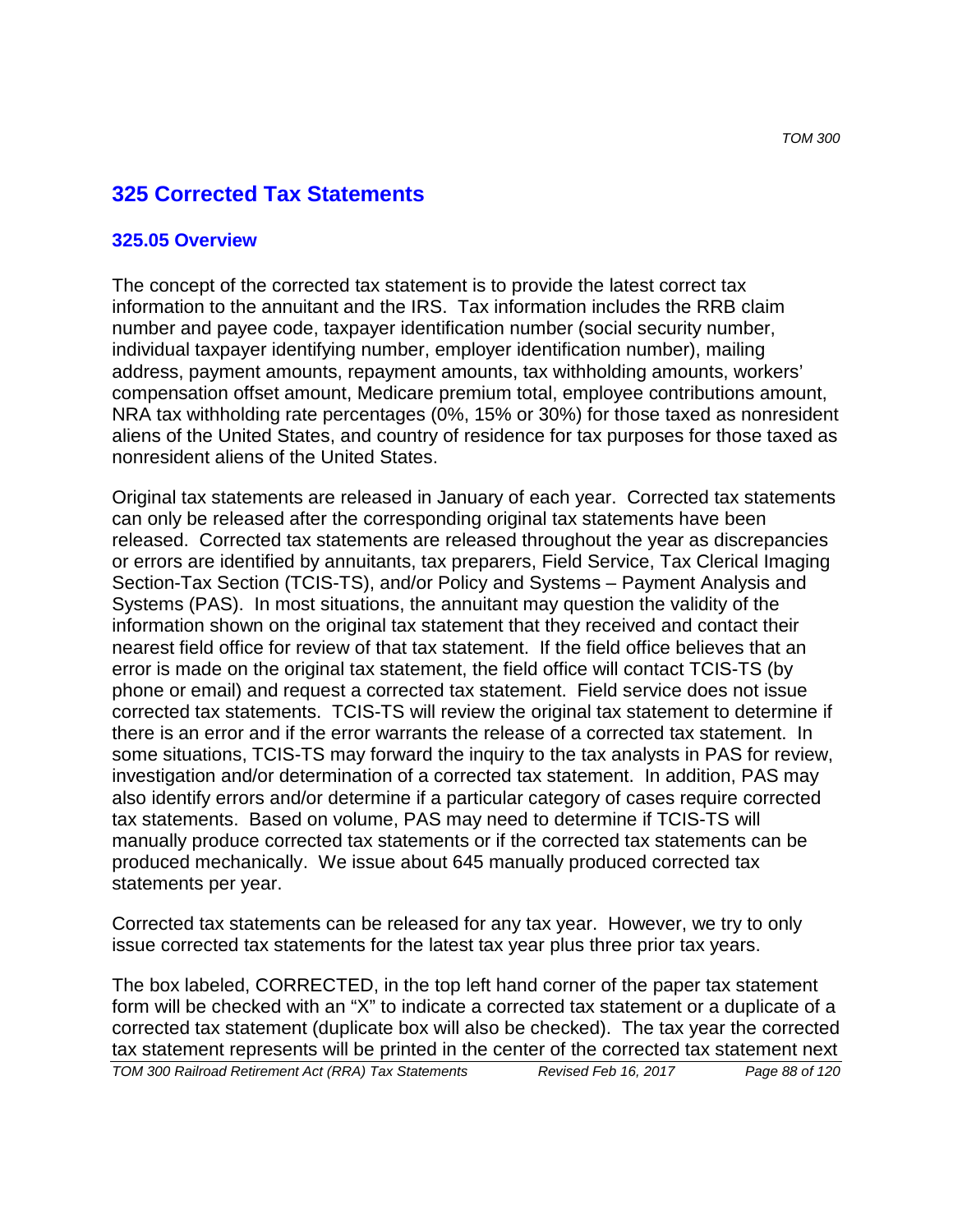# 325 Corrected Tax Statements

## 325.05 Overview

The concept of the corrected tax statement is to provide the latest correct tax information to the annuitant and the IRS. Tax information includes the RRB claim number and payee code, taxpayer identification number (social security number, individual taxpayer identifying number, employer identification number), mailing address, payment amounts, repayment amounts, tax withholding amounts, workers' compensation offset amount, Medicare premium total, employee contributions amount, NRA tax withholding rate percentages (0%, 15% or 30%) for those taxed as nonresident aliens of the United States, and country of residence for tax purposes for those taxed as nonresident aliens of the United States.

Original tax statements are released in January of each year. Corrected tax statements can only be released after the corresponding original tax statements have been released. Corrected tax statements are released throughout the year as discrepancies or errors are identified by annuitants, tax preparers, Field Service, Tax Clerical Imaging Section-Tax Section (TCIS-TS), and/or Policy and Systems – Payment Analysis and Systems (PAS). In most situations, the annuitant may question the validity of the information shown on the original tax statement that they received and contact their nearest field office for review of that tax statement. If the field office believes that an error is made on the original tax statement, the field office will contact TCIS-TS (by phone or email) and request a corrected tax statement. Field service does not issue corrected tax statements. TCIS-TS will review the original tax statement to determine if there is an error and if the error warrants the release of a corrected tax statement. In some situations, TCIS-TS may forward the inquiry to the tax analysts in PAS for review, investigation and/or determination of a corrected tax statement. In addition, PAS may also identify errors and/or determine if a particular category of cases require corrected tax statements. Based on volume, PAS may need to determine if TCIS-TS will manually produce corrected tax statements or if the corrected tax statements can be produced mechanically. We issue about 645 manually produced corrected tax statements per year.

Corrected tax statements can be released for any tax year. However, we try to only issue corrected tax statements for the latest tax year plus three prior tax years.

The box labeled, CORRECTED, in the top left hand corner of the paper tax statement form will be checked with an "X" to indicate a corrected tax statement or a duplicate of a corrected tax statement (duplicate box will also be checked). The tax year the corrected tax statement represents will be printed in the center of the corrected tax statement next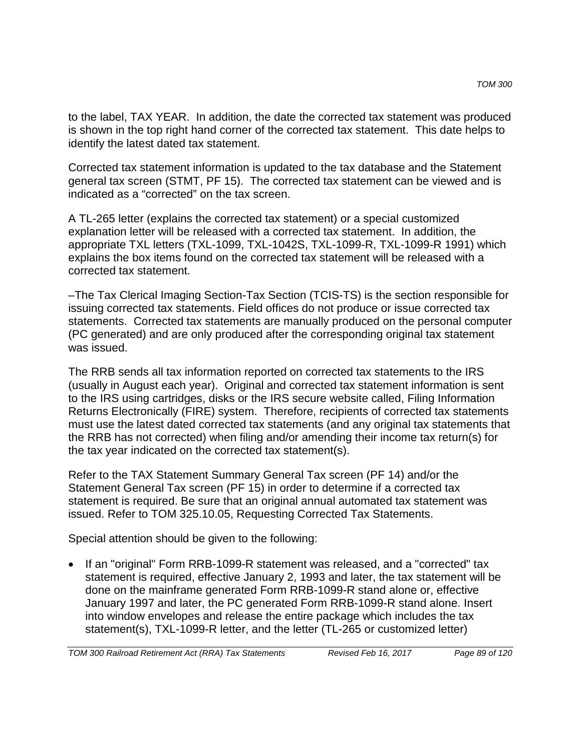to the label, TAX YEAR. In addition, the date the corrected tax statement was produced is shown in the top right hand corner of the corrected tax statement. This date helps to identify the latest dated tax statement.

Corrected tax statement information is updated to the tax database and the Statement general tax screen (STMT, PF 15). The corrected tax statement can be viewed and is indicated as a "corrected" on the tax screen.

A TL-265 letter (explains the corrected tax statement) or a special customized explanation letter will be released with a corrected tax statement. In addition, the appropriate TXL letters (TXL-1099, TXL-1042S, TXL-1099-R, TXL-1099-R 1991) which explains the box items found on the corrected tax statement will be released with a corrected tax statement.

–The Tax Clerical Imaging Section-Tax Section (TCIS-TS) is the section responsible for issuing corrected tax statements. Field offices do not produce or issue corrected tax statements. Corrected tax statements are manually produced on the personal computer (PC generated) and are only produced after the corresponding original tax statement was issued.

The RRB sends all tax information reported on corrected tax statements to the IRS (usually in August each year). Original and corrected tax statement information is sent to the IRS using cartridges, disks or the IRS secure website called, Filing Information Returns Electronically (FIRE) system. Therefore, recipients of corrected tax statements must use the latest dated corrected tax statements (and any original tax statements that the RRB has not corrected) when filing and/or amending their income tax return(s) for the tax year indicated on the corrected tax statement(s).

Refer to the TAX Statement Summary General Tax screen (PF 14) and/or the Statement General Tax screen (PF 15) in order to determine if a corrected tax statement is required. Be sure that an original annual automated tax statement was issued. Refer to TOM 325.10.05, Requesting Corrected Tax Statements.

Special attention should be given to the following:

- If an "original" Form RRB-1099-R statement was released, and a "corrected" tax statement is required, effective January 2, 1993 and later, the tax statement will be done on the mainframe generated Form RRB-1099-R stand alone or, effective January 1997 and later, the PC generated Form RRB-1099-R stand alone. Insert into window envelopes and release the entire package which includes the tax statement(s), TXL-1099-R letter, and the letter (TL-265 or customized letter)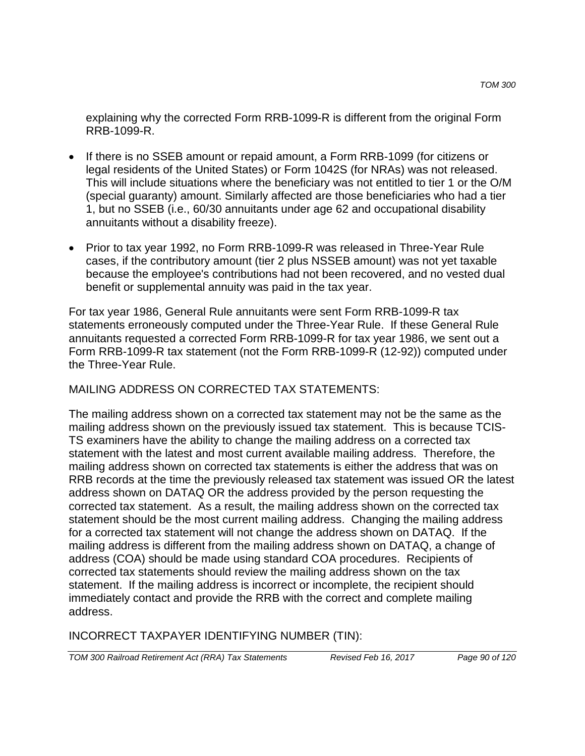explaining why the corrected Form RRB-1099-R is different from the original Form RRB-1099-R.

- If there is no SSEB amount or repaid amount, a Form RRB-1099 (for citizens or legal residents of the United States) or Form 1042S (for NRAs) was not released. This will include situations where the beneficiary was not entitled to tier 1 or the O/M (special guaranty) amount. Similarly affected are those beneficiaries who had a tier 1, but no SSEB (i.e., 60/30 annuitants under age 62 and occupational disability annuitants without a disability freeze).

- Prior to tax year 1992, no Form RRB-1099-R was released in Three-Year Rule cases, if the contributory amount (tier 2 plus NSSEB amount) was not yet taxable because the employee's contributions had not been recovered, and no vested dual benefit or supplemental annuity was paid in the tax year.

For tax year 1986, General Rule annuitants were sent Form RRB-1099-R tax statements erroneously computed under the Three-Year Rule. If these General Rule annuitants requested a corrected Form RRB-1099-R for tax year 1986, we sent out a Form RRB-1099-R tax statement (not the Form RRB-1099-R (12-92)) computed under the Three-Year Rule.

MAILING ADDRESS ON CORRECTED TAX STATEMENTS:

The mailing address shown on a corrected tax statement may not be the same as the mailing address shown on the previously issued tax statement. This is because TCIS-TS examiners have the ability to change the mailing address on a corrected tax statement with the latest and most current available mailing address. Therefore, the mailing address shown on corrected tax statements is either the address that was on RRB records at the time the previously released tax statement was issued OR the latest address shown on DATAQ OR the address provided by the person requesting the corrected tax statement. As a result, the mailing address shown on the corrected tax statement should be the most current mailing address. Changing the mailing address for a corrected tax statement will not change the address shown on DATAQ. If the mailing address is different from the mailing address shown on DATAQ, a change of address (COA) should be made using standard COA procedures. Recipients of corrected tax statements should review the mailing address shown on the tax statement. If the mailing address is incorrect or incomplete, the recipient should immediately contact and provide the RRB with the correct and complete mailing address.

INCORRECT TAXPAYER IDENTIFYING NUMBER (TIN):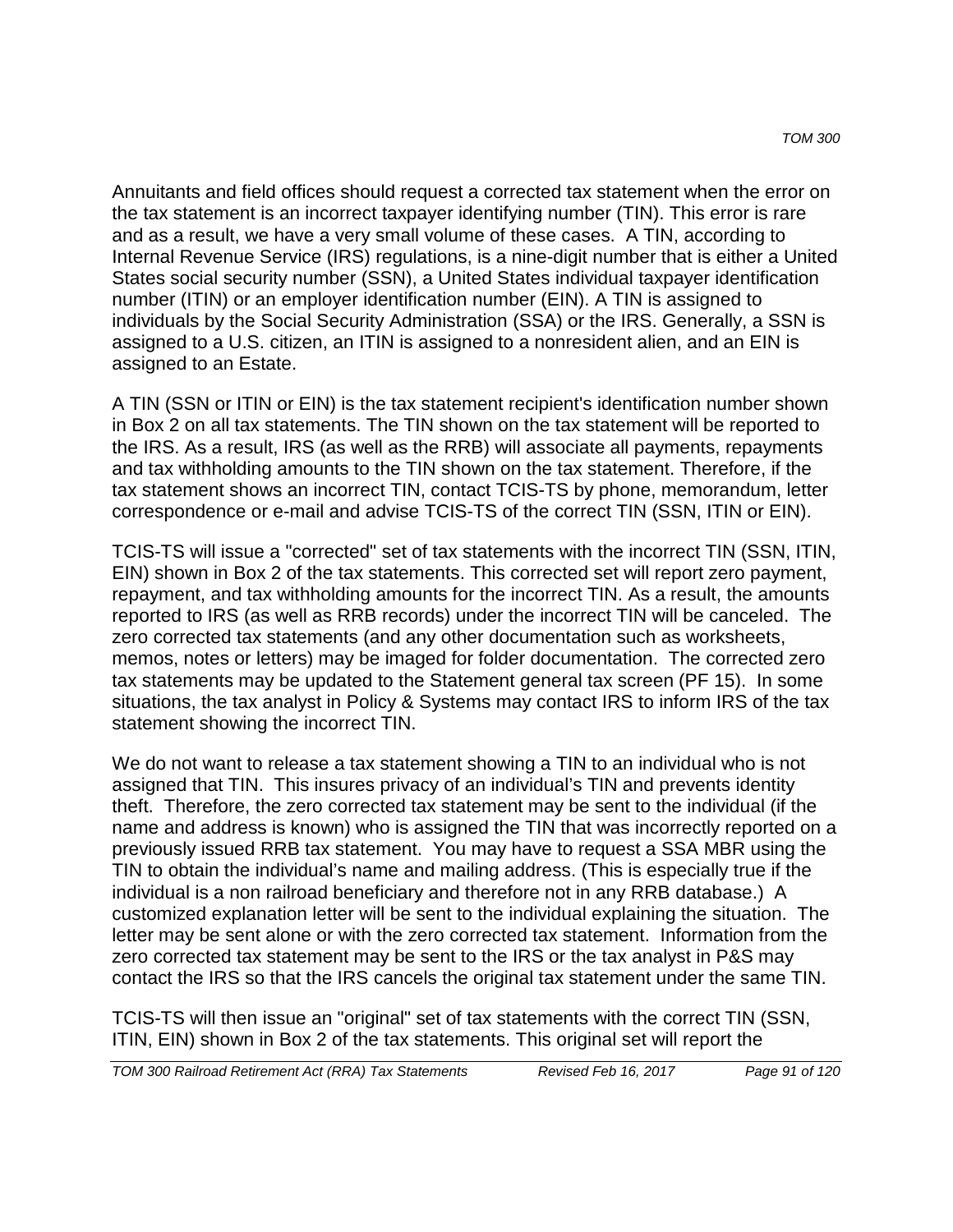Annuitants and field offices should request a corrected tax statement when the error on the tax statement is an incorrect taxpayer identifying number (TIN). This error is rare and as a result, we have a very small volume of these cases. A TIN, according to Internal Revenue Service (IRS) regulations, is a nine-digit number that is either a United States social security number (SSN), a United States individual taxpayer identification number (ITIN) or an employer identification number (EIN). A TIN is assigned to individuals by the Social Security Administration (SSA) or the IRS. Generally, a SSN is assigned to a U.S. citizen, an ITIN is assigned to a nonresident alien, and an EIN is assigned to an Estate.

A TIN (SSN or ITIN or EIN) is the tax statement recipient's identification number shown in Box 2 on all tax statements. The TIN shown on the tax statement will be reported to the IRS. As a result, IRS (as well as the RRB) will associate all payments, repayments and tax withholding amounts to the TIN shown on the tax statement. Therefore, if the tax statement shows an incorrect TIN, contact TCIS-TS by phone, memorandum, letter correspondence or e-mail and advise TCIS-TS of the correct TIN (SSN, ITIN or EIN).

TCIS-TS will issue a "corrected" set of tax statements with the incorrect TIN (SSN, ITIN, EIN) shown in Box 2 of the tax statements. This corrected set will report zero payment, repayment, and tax withholding amounts for the incorrect TIN. As a result, the amounts reported to IRS (as well as RRB records) under the incorrect TIN will be canceled. The zero corrected tax statements (and any other documentation such as worksheets, memos, notes or letters) may be imaged for folder documentation. The corrected zero tax statements may be updated to the Statement general tax screen (PF 15). In some situations, the tax analyst in Policy & Systems may contact IRS to inform IRS of the tax statement showing the incorrect TIN.

We do not want to release a tax statement showing a TIN to an individual who is not assigned that TIN. This insures privacy of an individual's TIN and prevents identity theft. Therefore, the zero corrected tax statement may be sent to the individual (if the name and address is known) who is assigned the TIN that was incorrectly reported on a previously issued RRB tax statement. You may have to request a SSA MBR using the TIN to obtain the individual's name and mailing address. (This is especially true if the individual is a non railroad beneficiary and therefore not in any RRB database.) A customized explanation letter will be sent to the individual explaining the situation. The letter may be sent alone or with the zero corrected tax statement. Information from the zero corrected tax statement may be sent to the IRS or the tax analyst in P&S may contact the IRS so that the IRS cancels the original tax statement under the same TIN.

TCIS-TS will then issue an "original" set of tax statements with the correct TIN (SSN, ITIN, EIN) shown in Box 2 of the tax statements. This original set will report the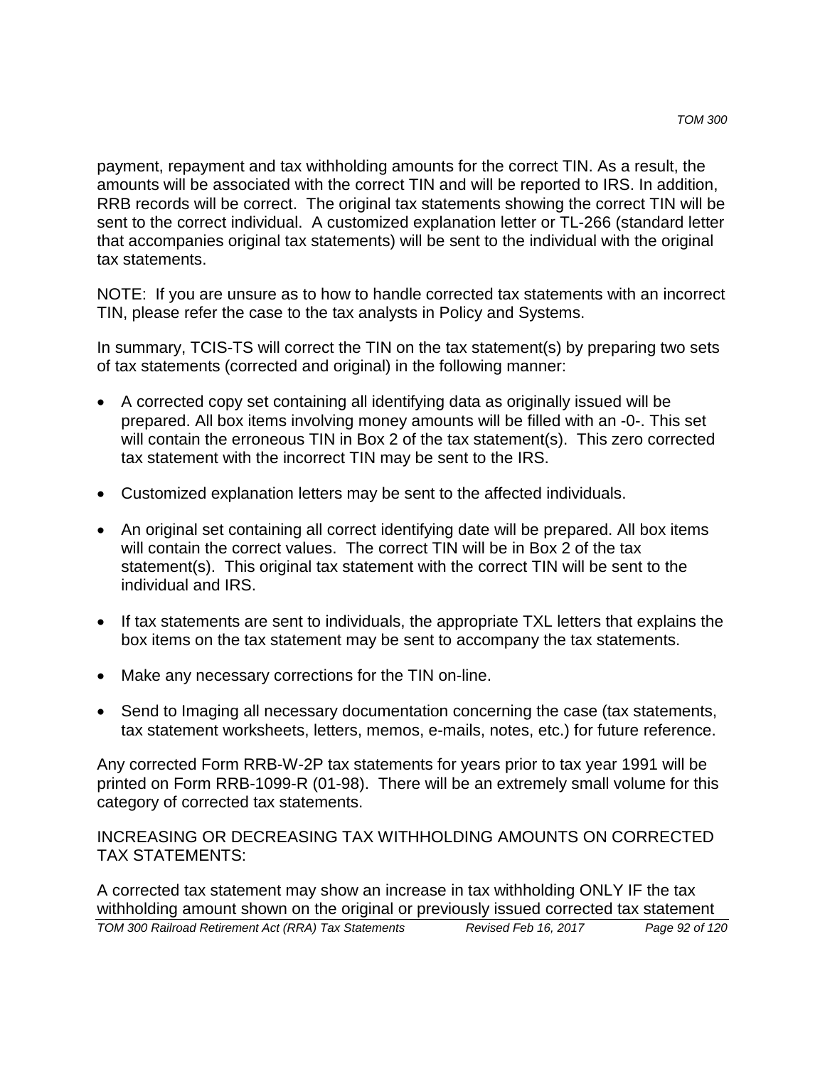payment, repayment and tax withholding amounts for the correct TIN. As a result, the amounts will be associated with the correct TIN and will be reported to IRS. In addition, RRB records will be correct. The original tax statements showing the correct TIN will be sent to the correct individual. A customized explanation letter or TL-266 (standard letter that accompanies original tax statements) will be sent to the individual with the original tax statements.

NOTE: If you are unsure as to how to handle corrected tax statements with an incorrect TIN, please refer the case to the tax analysts in Policy and Systems.

In summary, TCIS-TS will correct the TIN on the tax statement(s) by preparing two sets of tax statements (corrected and original) in the following manner:

- A corrected copy set containing all identifying data as originally issued will be prepared. All box items involving money amounts will be filled with an -0-. This set will contain the erroneous TIN in Box 2 of the tax statement(s). This zero corrected tax statement with the incorrect TIN may be sent to the IRS.

- Customized explanation letters may be sent to the affected individuals.

- An original set containing all correct identifying date will be prepared. All box items will contain the correct values. The correct TIN will be in Box 2 of the tax statement(s). This original tax statement with the correct TIN will be sent to the individual and IRS.

- If tax statements are sent to individuals, the appropriate TXL letters that explains the box items on the tax statement may be sent to accompany the tax statements.

- Make any necessary corrections for the TIN on-line.

- Send to Imaging all necessary documentation concerning the case (tax statements, tax statement worksheets, letters, memos, e-mails, notes, etc.) for future reference.

Any corrected Form RRB-W-2P tax statements for years prior to tax year 1991 will be printed on Form RRB-1099-R (01-98). There will be an extremely small volume for this category of corrected tax statements.

INCREASING OR DECREASING TAX WITHHOLDING AMOUNTS ON CORRECTED TAX STATEMENTS:

A corrected tax statement may show an increase in tax withholding ONLY IF the tax withholding amount shown on the original or previously issued corrected tax statement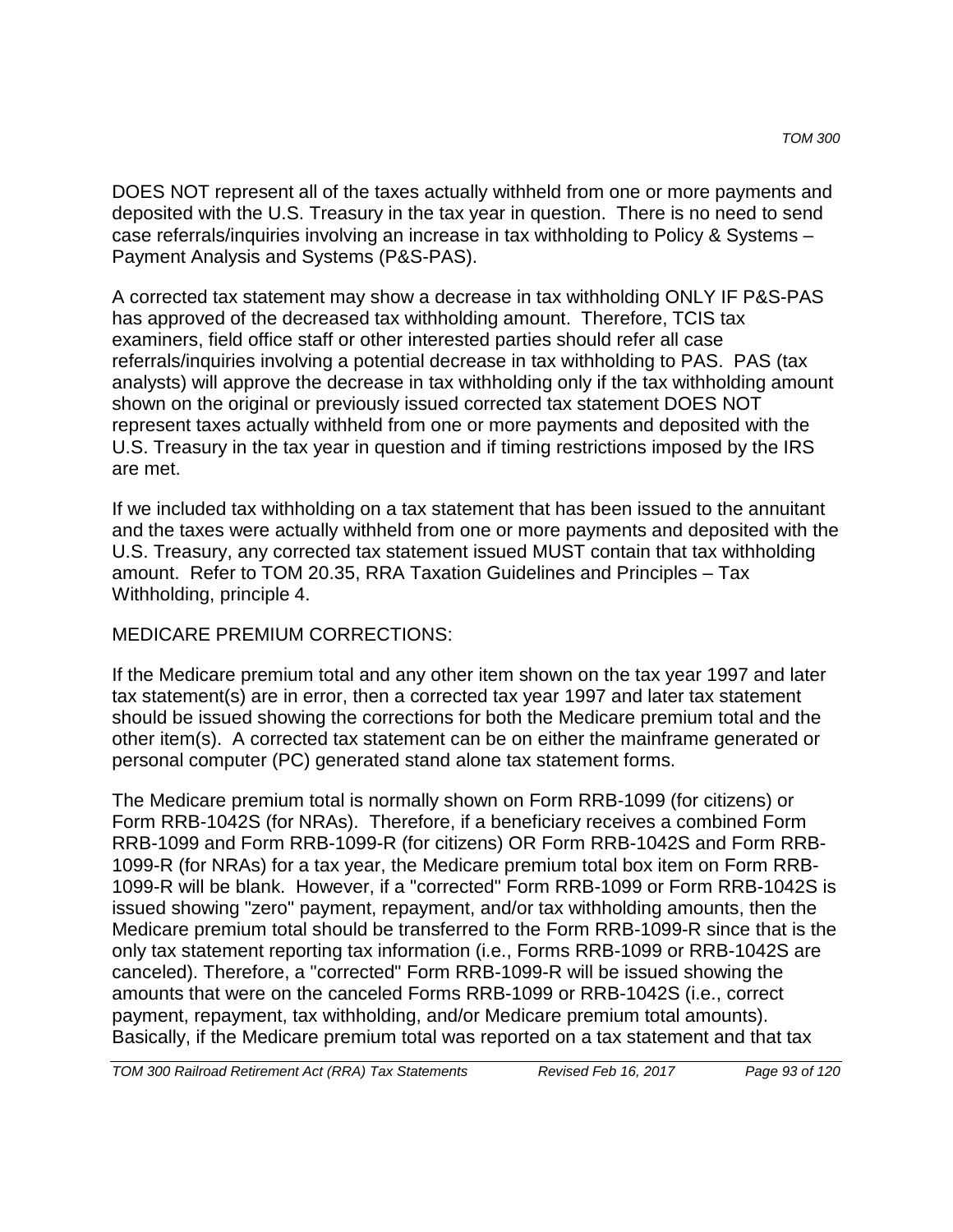DOES NOT represent all of the taxes actually withheld from one or more payments and deposited with the U.S. Treasury in the tax year in question. There is no need to send case referrals/inquiries involving an increase in tax withholding to Policy & Systems – Payment Analysis and Systems (P&S-PAS).

A corrected tax statement may show a decrease in tax withholding ONLY IF P&S-PAS has approved of the decreased tax withholding amount. Therefore, TCIS tax examiners, field office staff or other interested parties should refer all case referrals/inquiries involving a potential decrease in tax withholding to PAS. PAS (tax analysts) will approve the decrease in tax withholding only if the tax withholding amount shown on the original or previously issued corrected tax statement DOES NOT represent taxes actually withheld from one or more payments and deposited with the U.S. Treasury in the tax year in question and if timing restrictions imposed by the IRS are met.

If we included tax withholding on a tax statement that has been issued to the annuitant and the taxes were actually withheld from one or more payments and deposited with the U.S. Treasury, any corrected tax statement issued MUST contain that tax withholding amount. Refer to TOM 20.35, RRA Taxation Guidelines and Principles – Tax Withholding, principle 4.

MEDICARE PREMIUM CORRECTIONS:

If the Medicare premium total and any other item shown on the tax year 1997 and later tax statement(s) are in error, then a corrected tax year 1997 and later tax statement should be issued showing the corrections for both the Medicare premium total and the other item(s). A corrected tax statement can be on either the mainframe generated or personal computer (PC) generated stand alone tax statement forms.

The Medicare premium total is normally shown on Form RRB-1099 (for citizens) or Form RRB-1042S (for NRAs). Therefore, if a beneficiary receives a combined Form RRB-1099 and Form RRB-1099-R (for citizens) OR Form RRB-1042S and Form RRB-1099-R (for NRAs) for a tax year, the Medicare premium total box item on Form RRB-1099-R will be blank. However, if a "corrected" Form RRB-1099 or Form RRB-1042S is issued showing "zero" payment, repayment, and/or tax withholding amounts, then the Medicare premium total should be transferred to the Form RRB-1099-R since that is the only tax statement reporting tax information (i.e., Forms RRB-1099 or RRB-1042S are canceled). Therefore, a "corrected" Form RRB-1099-R will be issued showing the amounts that were on the canceled Forms RRB-1099 or RRB-1042S (i.e., correct payment, repayment, tax withholding, and/or Medicare premium total amounts). Basically, if the Medicare premium total was reported on a tax statement and that tax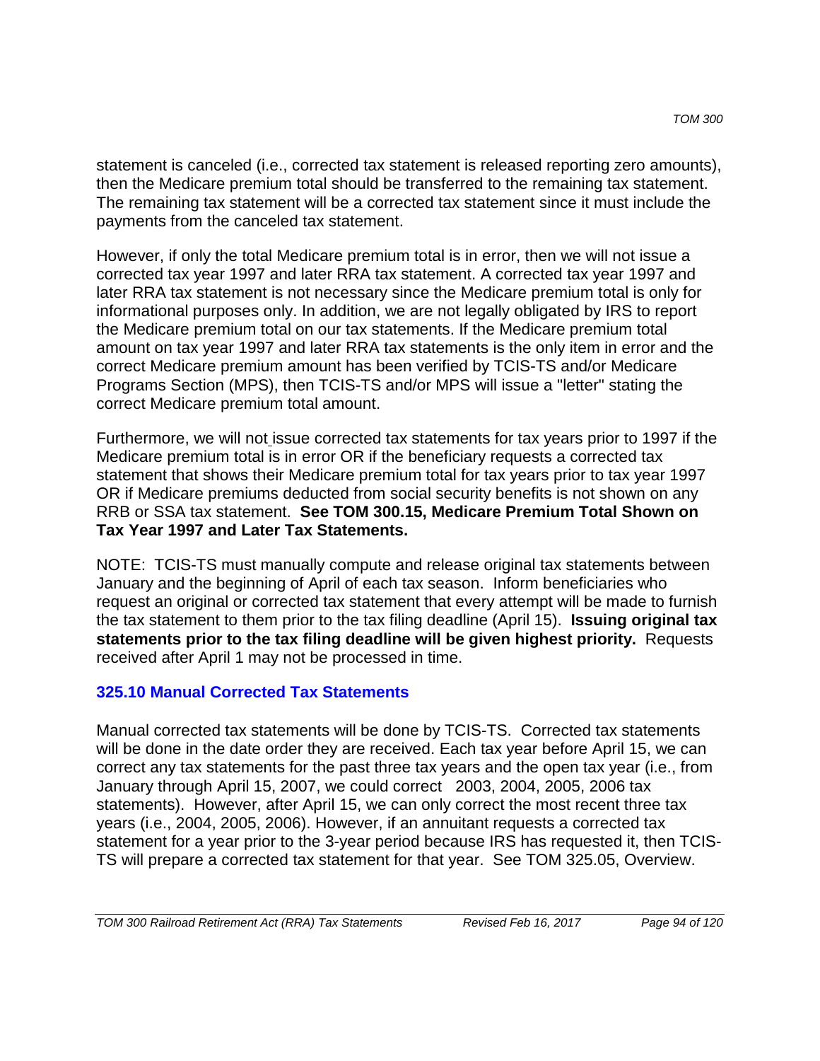statement is canceled (i.e., corrected tax statement is released reporting zero amounts), then the Medicare premium total should be transferred to the remaining tax statement. The remaining tax statement will be a corrected tax statement since it must include the payments from the canceled tax statement.

However, if only the total Medicare premium total is in error, then we will not issue a corrected tax year 1997 and later RRA tax statement. A corrected tax year 1997 and later RRA tax statement is not necessary since the Medicare premium total is only for informational purposes only. In addition, we are not legally obligated by IRS to report the Medicare premium total on our tax statements. If the Medicare premium total amount on tax year 1997 and later RRA tax statements is the only item in error and the correct Medicare premium amount has been verified by TCIS-TS and/or Medicare Programs Section (MPS), then TCIS-TS and/or MPS will issue a "letter" stating the correct Medicare premium total amount.

Furthermore, we will not issue corrected tax statements for tax years prior to 1997 if the Medicare premium total is in error OR if the beneficiary requests a corrected tax statement that shows their Medicare premium total for tax years prior to tax year 1997 OR if Medicare premiums deducted from social security benefits is not shown on any RRB or SSA tax statement. **See TOM 300.15, Medicare Premium Total Shown on Tax Year 1997 and Later Tax Statements.**

NOTE: TCIS-TS must manually compute and release original tax statements between January and the beginning of April of each tax season. Inform beneficiaries who request an original or corrected tax statement that every attempt will be made to furnish the tax statement to them prior to the tax filing deadline (April 15). **Issuing original tax statements prior to the tax filing deadline will be given highest priority.** Requests received after April 1 may not be processed in time.

## 325.10 Manual Corrected Tax Statements

Manual corrected tax statements will be done by TCIS-TS. Corrected tax statements will be done in the date order they are received. Each tax year before April 15, we can correct any tax statements for the past three tax years and the open tax year (i.e., from January through April 15, 2007, we could correct 2003, 2004, 2005, 2006 tax statements). However, after April 15, we can only correct the most recent three tax years (i.e., 2004, 2005, 2006). However, if an annuitant requests a corrected tax statement for a year prior to the 3-year period because IRS has requested it, then TCIS-TS will prepare a corrected tax statement for that year. See TOM 325.05, Overview.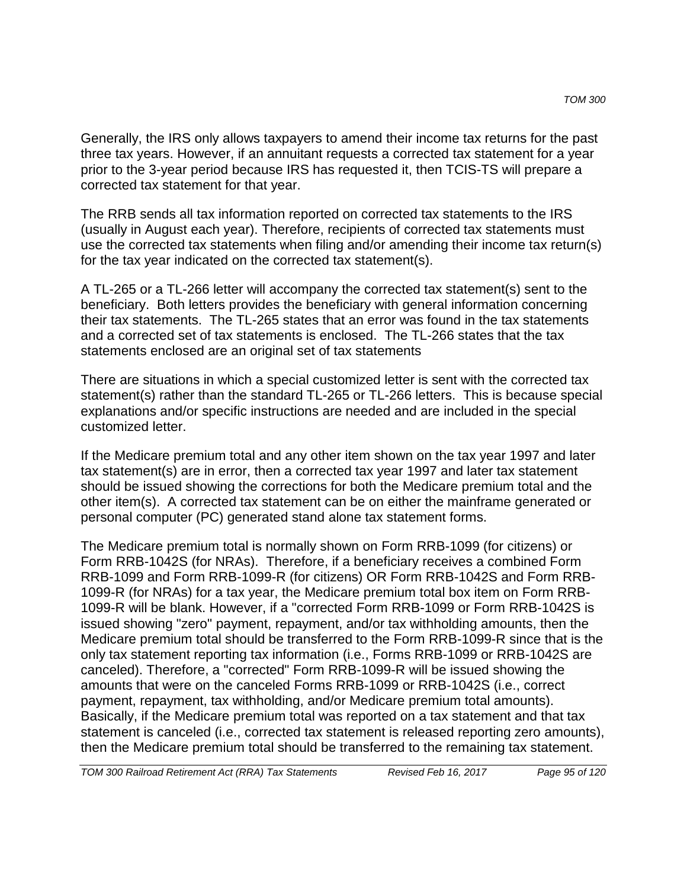Generally, the IRS only allows taxpayers to amend their income tax returns for the past three tax years. However, if an annuitant requests a corrected tax statement for a year prior to the 3-year period because IRS has requested it, then TCIS-TS will prepare a corrected tax statement for that year.

The RRB sends all tax information reported on corrected tax statements to the IRS (usually in August each year). Therefore, recipients of corrected tax statements must use the corrected tax statements when filing and/or amending their income tax return(s) for the tax year indicated on the corrected tax statement(s).

A TL-265 or a TL-266 letter will accompany the corrected tax statement(s) sent to the beneficiary. Both letters provides the beneficiary with general information concerning their tax statements. The TL-265 states that an error was found in the tax statements and a corrected set of tax statements is enclosed. The TL-266 states that the tax statements enclosed are an original set of tax statements

There are situations in which a special customized letter is sent with the corrected tax statement(s) rather than the standard TL-265 or TL-266 letters. This is because special explanations and/or specific instructions are needed and are included in the special customized letter.

If the Medicare premium total and any other item shown on the tax year 1997 and later tax statement(s) are in error, then a corrected tax year 1997 and later tax statement should be issued showing the corrections for both the Medicare premium total and the other item(s). A corrected tax statement can be on either the mainframe generated or personal computer (PC) generated stand alone tax statement forms.

The Medicare premium total is normally shown on Form RRB-1099 (for citizens) or Form RRB-1042S (for NRAs). Therefore, if a beneficiary receives a combined Form RRB-1099 and Form RRB-1099-R (for citizens) OR Form RRB-1042S and Form RRB-1099-R (for NRAs) for a tax year, the Medicare premium total box item on Form RRB-1099-R will be blank. However, if a "corrected Form RRB-1099 or Form RRB-1042S is issued showing "zero" payment, repayment, and/or tax withholding amounts, then the Medicare premium total should be transferred to the Form RRB-1099-R since that is the only tax statement reporting tax information (i.e., Forms RRB-1099 or RRB-1042S are canceled). Therefore, a "corrected" Form RRB-1099-R will be issued showing the amounts that were on the canceled Forms RRB-1099 or RRB-1042S (i.e., correct payment, repayment, tax withholding, and/or Medicare premium total amounts). Basically, if the Medicare premium total was reported on a tax statement and that tax statement is canceled (i.e., corrected tax statement is released reporting zero amounts), then the Medicare premium total should be transferred to the remaining tax statement.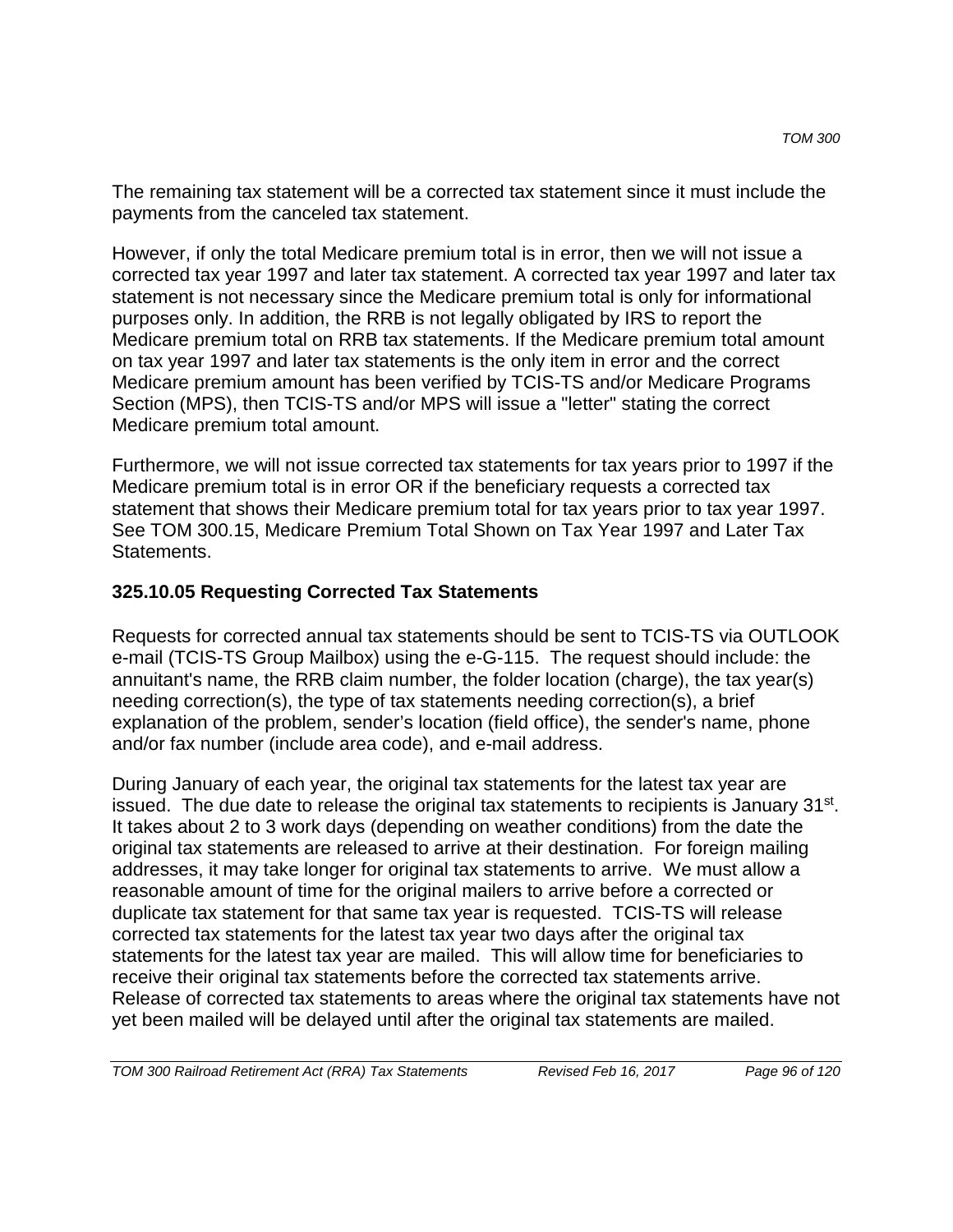The remaining tax statement will be a corrected tax statement since it must include the payments from the canceled tax statement.

However, if only the total Medicare premium total is in error, then we will not issue a corrected tax year 1997 and later tax statement. A corrected tax year 1997 and later tax statement is not necessary since the Medicare premium total is only for informational purposes only. In addition, the RRB is not legally obligated by IRS to report the Medicare premium total on RRB tax statements. If the Medicare premium total amount on tax year 1997 and later tax statements is the only item in error and the correct Medicare premium amount has been verified by TCIS-TS and/or Medicare Programs Section (MPS), then TCIS-TS and/or MPS will issue a "letter" stating the correct Medicare premium total amount.

Furthermore, we will not issue corrected tax statements for tax years prior to 1997 if the Medicare premium total is in error OR if the beneficiary requests a corrected tax statement that shows their Medicare premium total for tax years prior to tax year 1997. See TOM 300.15, Medicare Premium Total Shown on Tax Year 1997 and Later Tax Statements.

### 325.10.05 Requesting Corrected Tax Statements

Requests for corrected annual tax statements should be sent to TCIS-TS via OUTLOOK e-mail (TCIS-TS Group Mailbox) using the e-G-115. The request should include: the annuitant's name, the RRB claim number, the folder location (charge), the tax year(s) needing correction(s), the type of tax statements needing correction(s), a brief explanation of the problem, sender's location (field office), the sender's name, phone and/or fax number (include area code), and e-mail address.

During January of each year, the original tax statements for the latest tax year are issued. The due date to release the original tax statements to recipients is January 31st. It takes about 2 to 3 work days (depending on weather conditions) from the date the original tax statements are released to arrive at their destination. For foreign mailing addresses, it may take longer for original tax statements to arrive. We must allow a reasonable amount of time for the original mailers to arrive before a corrected or duplicate tax statement for that same tax year is requested. TCIS-TS will release corrected tax statements for the latest tax year two days after the original tax statements for the latest tax year are mailed. This will allow time for beneficiaries to receive their original tax statements before the corrected tax statements arrive. Release of corrected tax statements to areas where the original tax statements have not yet been mailed will be delayed until after the original tax statements are mailed.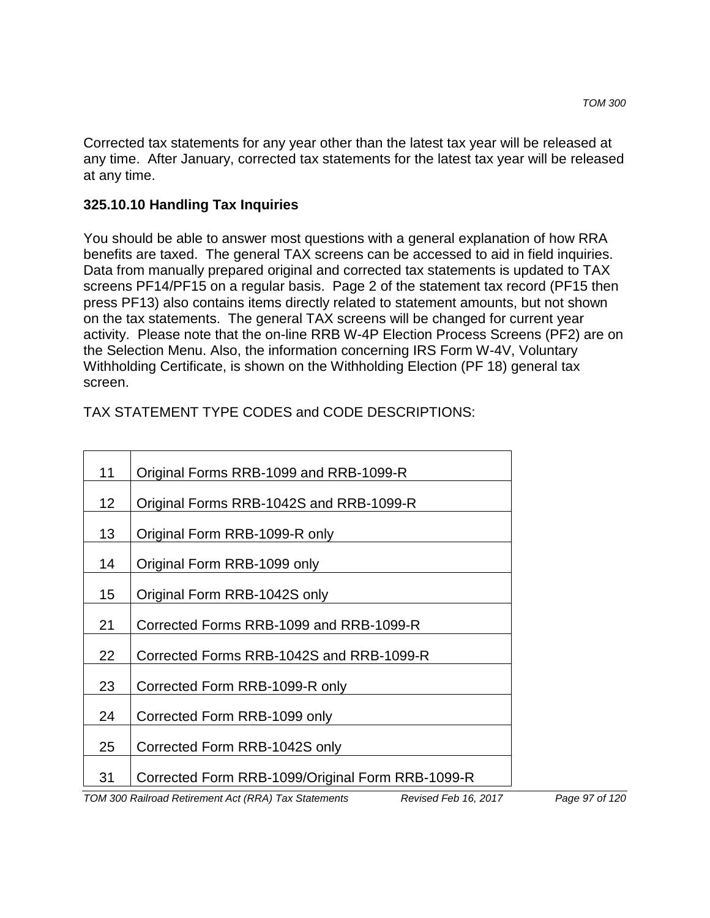Corrected tax statements for any year other than the latest tax year will be released at any time. After January, corrected tax statements for the latest tax year will be released at any time.

### 325.10.10 Handling Tax Inquiries

You should be able to answer most questions with a general explanation of how RRA benefits are taxed. The general TAX screens can be accessed to aid in field inquiries. Data from manually prepared original and corrected tax statements is updated to TAX screens PF14/PF15 on a regular basis. Page 2 of the statement tax record (PF15 then press PF13) also contains items directly related to statement amounts, but not shown on the tax statements. The general TAX screens will be changed for current year activity. Please note that the on-line RRB W-4P Election Process Screens (PF2) are on the Selection Menu. Also, the information concerning IRS Form W-4V, Voluntary Withholding Certificate, is shown on the Withholding Election (PF 18) general tax screen.

TAX STATEMENT TYPE CODES and CODE DESCRIPTIONS:

| Code | Description |
|---|---|
| 11 | Original Forms RRB-1099 and RRB-1099-R |
| 12 | Original Forms RRB-1042S and RRB-1099-R |
| 13 | Original Form RRB-1099-R only |
| 14 | Original Form RRB-1099 only |
| 15 | Original Form RRB-1042S only |
| 21 | Corrected Forms RRB-1099 and RRB-1099-R |
| 22 | Corrected Forms RRB-1042S and RRB-1099-R |
| 23 | Corrected Form RRB-1099-R only |
| 24 | Corrected Form RRB-1099 only |
| 25 | Corrected Form RRB-1042S only |
| 31 | Corrected Form RRB-1099/Original Form RRB-1099-R |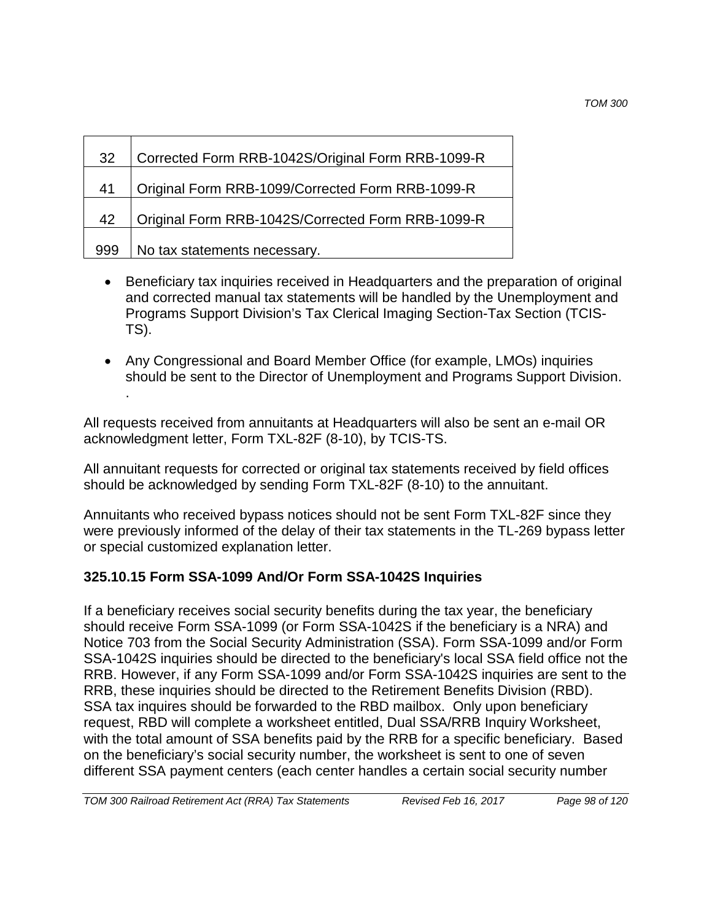| | |
|---|---|
| 32 | Corrected Form RRB-1042S/Original Form RRB-1099-R |
| 41 | Original Form RRB-1099/Corrected Form RRB-1099-R |
| 42 | Original Form RRB-1042S/Corrected Form RRB-1099-R |
| 999 | No tax statements necessary. |

- Beneficiary tax inquiries received in Headquarters and the preparation of original and corrected manual tax statements will be handled by the Unemployment and Programs Support Division's Tax Clerical Imaging Section-Tax Section (TCIS-TS).
- Any Congressional and Board Member Office (for example, LMOs) inquiries should be sent to the Director of Unemployment and Programs Support Division.
  .

All requests received from annuitants at Headquarters will also be sent an e-mail OR acknowledgment letter, Form TXL-82F (8-10), by TCIS-TS.

All annuitant requests for corrected or original tax statements received by field offices should be acknowledged by sending Form TXL-82F (8-10) to the annuitant.

Annuitants who received bypass notices should not be sent Form TXL-82F since they were previously informed of the delay of their tax statements in the TL-269 bypass letter or special customized explanation letter.

### 325.10.15 Form SSA-1099 And/Or Form SSA-1042S Inquiries

If a beneficiary receives social security benefits during the tax year, the beneficiary should receive Form SSA-1099 (or Form SSA-1042S if the beneficiary is a NRA) and Notice 703 from the Social Security Administration (SSA). Form SSA-1099 and/or Form SSA-1042S inquiries should be directed to the beneficiary's local SSA field office not the RRB. However, if any Form SSA-1099 and/or Form SSA-1042S inquiries are sent to the RRB, these inquiries should be directed to the Retirement Benefits Division (RBD). SSA tax inquires should be forwarded to the RBD mailbox. Only upon beneficiary request, RBD will complete a worksheet entitled, Dual SSA/RRB Inquiry Worksheet, with the total amount of SSA benefits paid by the RRB for a specific beneficiary. Based on the beneficiary's social security number, the worksheet is sent to one of seven different SSA payment centers (each center handles a certain social security number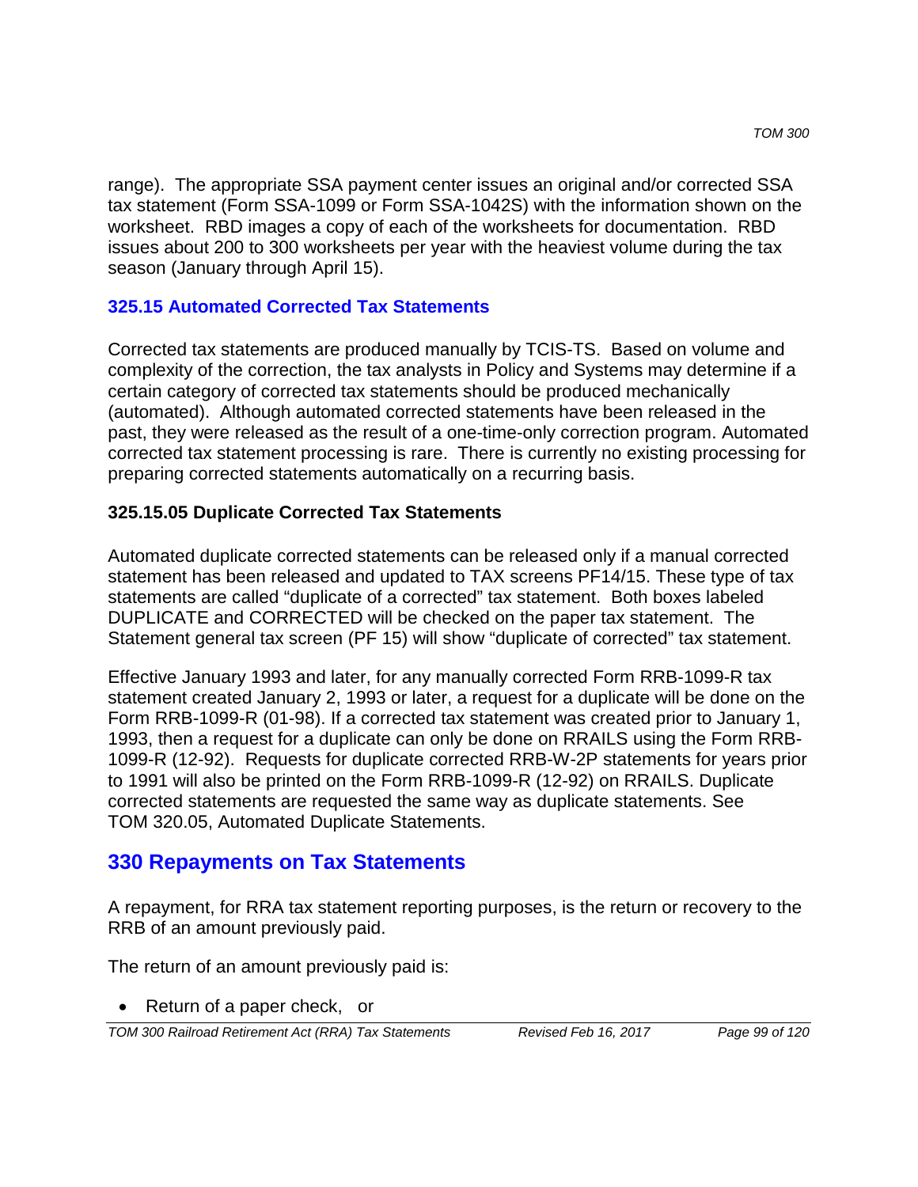range). The appropriate SSA payment center issues an original and/or corrected SSA tax statement (Form SSA-1099 or Form SSA-1042S) with the information shown on the worksheet. RBD images a copy of each of the worksheets for documentation. RBD issues about 200 to 300 worksheets per year with the heaviest volume during the tax season (January through April 15).

### 325.15 Automated Corrected Tax Statements

Corrected tax statements are produced manually by TCIS-TS. Based on volume and complexity of the correction, the tax analysts in Policy and Systems may determine if a certain category of corrected tax statements should be produced mechanically (automated). Although automated corrected statements have been released in the past, they were released as the result of a one-time-only correction program. Automated corrected tax statement processing is rare. There is currently no existing processing for preparing corrected statements automatically on a recurring basis.

#### 325.15.05 Duplicate Corrected Tax Statements

Automated duplicate corrected statements can be released only if a manual corrected statement has been released and updated to TAX screens PF14/15. These type of tax statements are called "duplicate of a corrected" tax statement. Both boxes labeled DUPLICATE and CORRECTED will be checked on the paper tax statement. The Statement general tax screen (PF 15) will show "duplicate of corrected" tax statement.

Effective January 1993 and later, for any manually corrected Form RRB-1099-R tax statement created January 2, 1993 or later, a request for a duplicate will be done on the Form RRB-1099-R (01-98). If a corrected tax statement was created prior to January 1, 1993, then a request for a duplicate can only be done on RRAILS using the Form RRB-1099-R (12-92). Requests for duplicate corrected RRB-W-2P statements for years prior to 1991 will also be printed on the Form RRB-1099-R (12-92) on RRAILS. Duplicate corrected statements are requested the same way as duplicate statements. See TOM 320.05, Automated Duplicate Statements.

## 330 Repayments on Tax Statements

A repayment, for RRA tax statement reporting purposes, is the return or recovery to the RRB of an amount previously paid.

The return of an amount previously paid is:

- Return of a paper check, or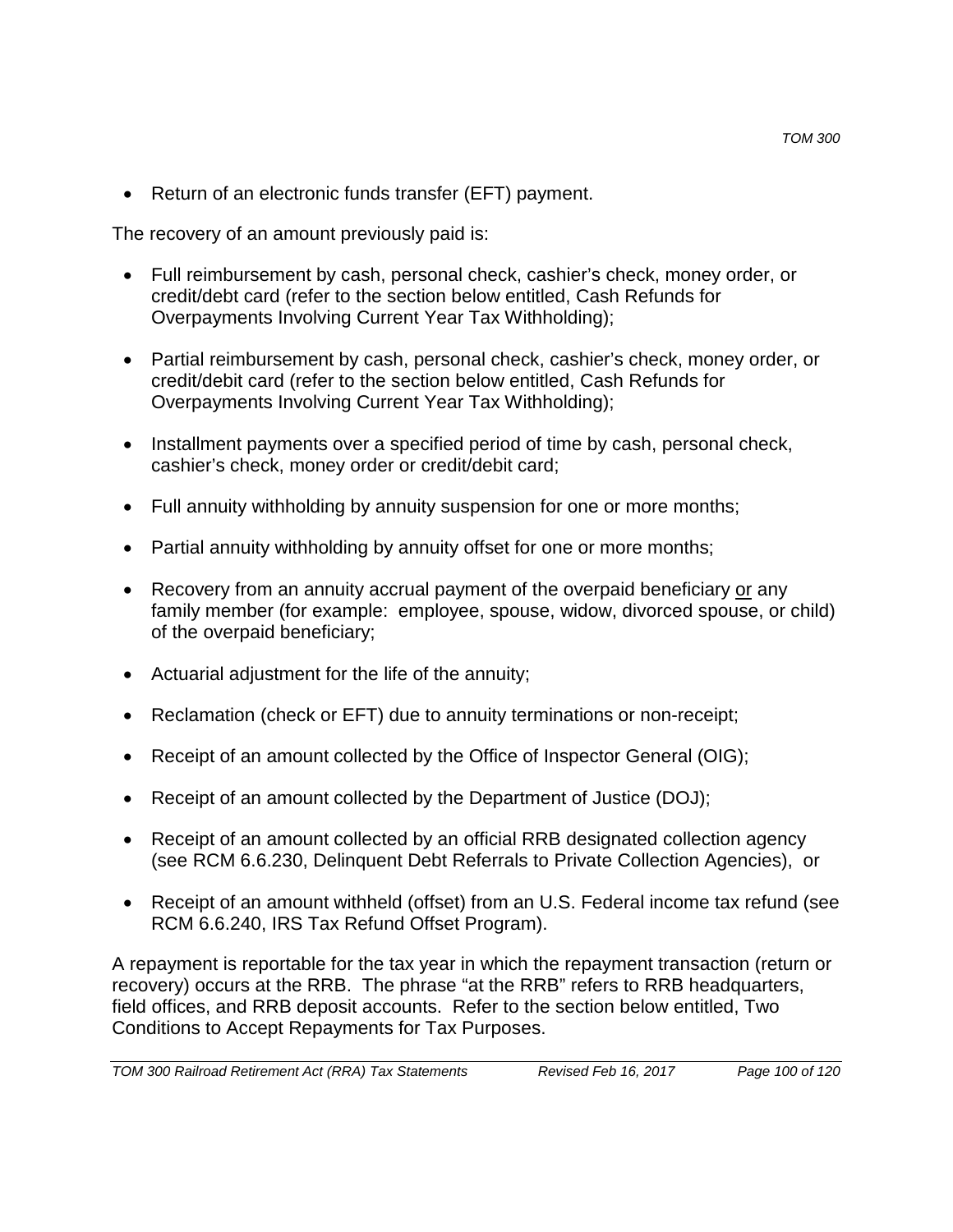- Return of an electronic funds transfer (EFT) payment.

The recovery of an amount previously paid is:

- Full reimbursement by cash, personal check, cashier's check, money order, or credit/debt card (refer to the section below entitled, Cash Refunds for Overpayments Involving Current Year Tax Withholding);
- Partial reimbursement by cash, personal check, cashier's check, money order, or credit/debit card (refer to the section below entitled, Cash Refunds for Overpayments Involving Current Year Tax Withholding);
- Installment payments over a specified period of time by cash, personal check, cashier's check, money order or credit/debit card;
- Full annuity withholding by annuity suspension for one or more months;
- Partial annuity withholding by annuity offset for one or more months;
- Recovery from an annuity accrual payment of the overpaid beneficiary <u>or</u> any family member (for example: employee, spouse, widow, divorced spouse, or child) of the overpaid beneficiary;
- Actuarial adjustment for the life of the annuity;
- Reclamation (check or EFT) due to annuity terminations or non-receipt;
- Receipt of an amount collected by the Office of Inspector General (OIG);
- Receipt of an amount collected by the Department of Justice (DOJ);
- Receipt of an amount collected by an official RRB designated collection agency (see RCM 6.6.230, Delinquent Debt Referrals to Private Collection Agencies), or
- Receipt of an amount withheld (offset) from an U.S. Federal income tax refund (see RCM 6.6.240, IRS Tax Refund Offset Program).

A repayment is reportable for the tax year in which the repayment transaction (return or recovery) occurs at the RRB. The phrase "at the RRB" refers to RRB headquarters, field offices, and RRB deposit accounts. Refer to the section below entitled, Two Conditions to Accept Repayments for Tax Purposes.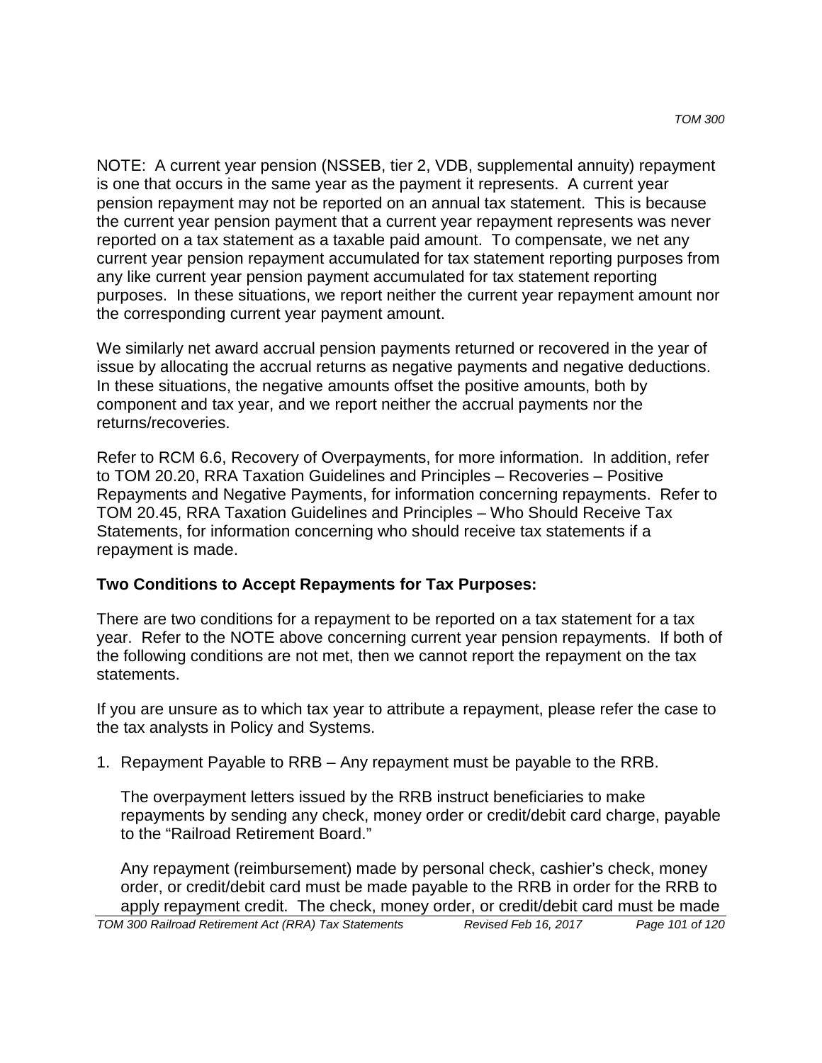NOTE: A current year pension (NSSEB, tier 2, VDB, supplemental annuity) repayment is one that occurs in the same year as the payment it represents. A current year pension repayment may not be reported on an annual tax statement. This is because the current year pension payment that a current year repayment represents was never reported on a tax statement as a taxable paid amount. To compensate, we net any current year pension repayment accumulated for tax statement reporting purposes from any like current year pension payment accumulated for tax statement reporting purposes. In these situations, we report neither the current year repayment amount nor the corresponding current year payment amount.

We similarly net award accrual pension payments returned or recovered in the year of issue by allocating the accrual returns as negative payments and negative deductions. In these situations, the negative amounts offset the positive amounts, both by component and tax year, and we report neither the accrual payments nor the returns/recoveries.

Refer to RCM 6.6, Recovery of Overpayments, for more information. In addition, refer to TOM 20.20, RRA Taxation Guidelines and Principles – Recoveries – Positive Repayments and Negative Payments, for information concerning repayments. Refer to TOM 20.45, RRA Taxation Guidelines and Principles – Who Should Receive Tax Statements, for information concerning who should receive tax statements if a repayment is made.

### Two Conditions to Accept Repayments for Tax Purposes:

There are two conditions for a repayment to be reported on a tax statement for a tax year. Refer to the NOTE above concerning current year pension repayments. If both of the following conditions are not met, then we cannot report the repayment on the tax statements.

If you are unsure as to which tax year to attribute a repayment, please refer the case to the tax analysts in Policy and Systems.

1. Repayment Payable to RRB – Any repayment must be payable to the RRB.

   The overpayment letters issued by the RRB instruct beneficiaries to make repayments by sending any check, money order or credit/debit card charge, payable to the "Railroad Retirement Board."

   Any repayment (reimbursement) made by personal check, cashier's check, money order, or credit/debit card must be made payable to the RRB in order for the RRB to apply repayment credit. The check, money order, or credit/debit card must be made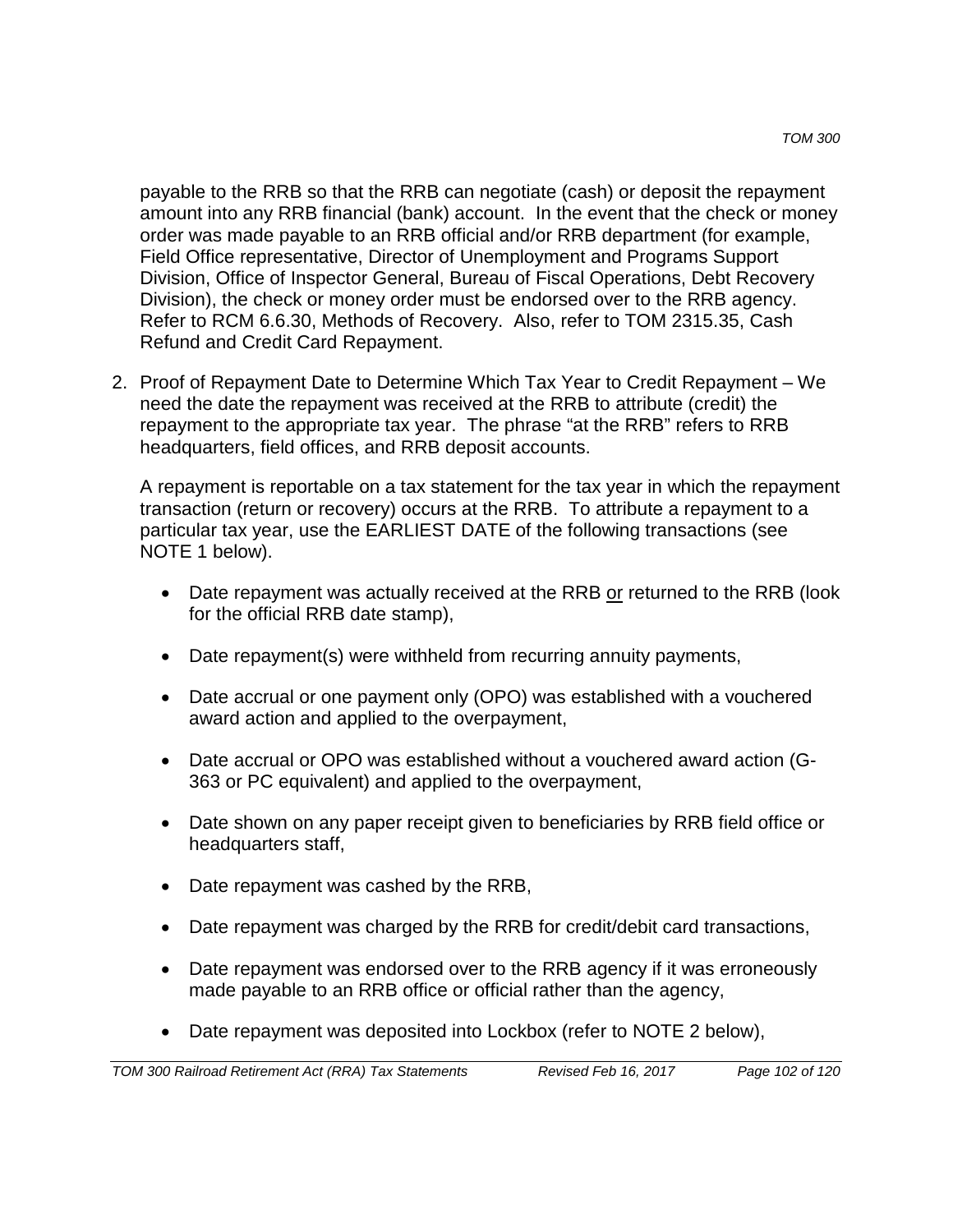payable to the RRB so that the RRB can negotiate (cash) or deposit the repayment amount into any RRB financial (bank) account. In the event that the check or money order was made payable to an RRB official and/or RRB department (for example, Field Office representative, Director of Unemployment and Programs Support Division, Office of Inspector General, Bureau of Fiscal Operations, Debt Recovery Division), the check or money order must be endorsed over to the RRB agency. Refer to RCM 6.6.30, Methods of Recovery. Also, refer to TOM 2315.35, Cash Refund and Credit Card Repayment.

2. Proof of Repayment Date to Determine Which Tax Year to Credit Repayment – We need the date the repayment was received at the RRB to attribute (credit) the repayment to the appropriate tax year. The phrase "at the RRB" refers to RRB headquarters, field offices, and RRB deposit accounts.

   A repayment is reportable on a tax statement for the tax year in which the repayment transaction (return or recovery) occurs at the RRB. To attribute a repayment to a particular tax year, use the EARLIEST DATE of the following transactions (see NOTE 1 below).

   - Date repayment was actually received at the RRB <u>or</u> returned to the RRB (look for the official RRB date stamp),
   - Date repayment(s) were withheld from recurring annuity payments,
   - Date accrual or one payment only (OPO) was established with a vouchered award action and applied to the overpayment,
   - Date accrual or OPO was established without a vouchered award action (G-363 or PC equivalent) and applied to the overpayment,
   - Date shown on any paper receipt given to beneficiaries by RRB field office or headquarters staff,
   - Date repayment was cashed by the RRB,
   - Date repayment was charged by the RRB for credit/debit card transactions,
   - Date repayment was endorsed over to the RRB agency if it was erroneously made payable to an RRB office or official rather than the agency,
   - Date repayment was deposited into Lockbox (refer to NOTE 2 below),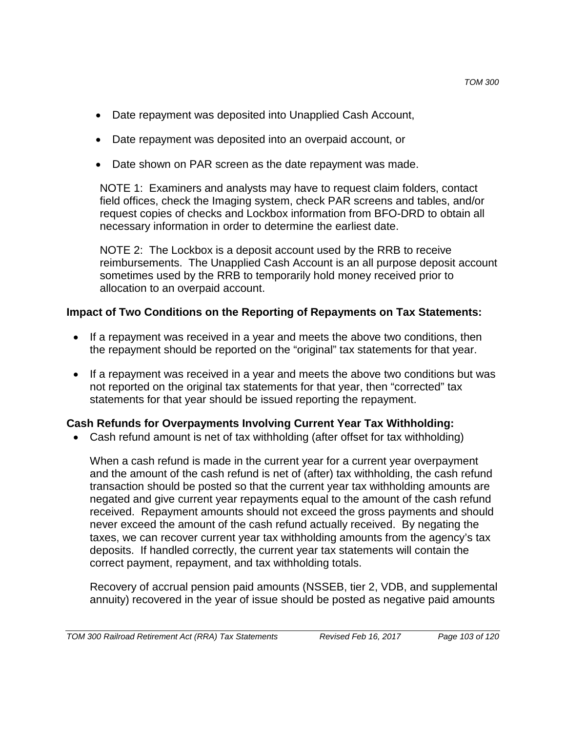- Date repayment was deposited into Unapplied Cash Account,
- Date repayment was deposited into an overpaid account, or
- Date shown on PAR screen as the date repayment was made.

NOTE 1: Examiners and analysts may have to request claim folders, contact field offices, check the Imaging system, check PAR screens and tables, and/or request copies of checks and Lockbox information from BFO-DRD to obtain all necessary information in order to determine the earliest date.

NOTE 2: The Lockbox is a deposit account used by the RRB to receive reimbursements. The Unapplied Cash Account is an all purpose deposit account sometimes used by the RRB to temporarily hold money received prior to allocation to an overpaid account.

**Impact of Two Conditions on the Reporting of Repayments on Tax Statements:**

- If a repayment was received in a year and meets the above two conditions, then the repayment should be reported on the "original" tax statements for that year.
- If a repayment was received in a year and meets the above two conditions but was not reported on the original tax statements for that year, then "corrected" tax statements for that year should be issued reporting the repayment.

**Cash Refunds for Overpayments Involving Current Year Tax Withholding:**

- Cash refund amount is net of tax withholding (after offset for tax withholding)

  When a cash refund is made in the current year for a current year overpayment and the amount of the cash refund is net of (after) tax withholding, the cash refund transaction should be posted so that the current year tax withholding amounts are negated and give current year repayments equal to the amount of the cash refund received. Repayment amounts should not exceed the gross payments and should never exceed the amount of the cash refund actually received. By negating the taxes, we can recover current year tax withholding amounts from the agency's tax deposits. If handled correctly, the current year tax statements will contain the correct payment, repayment, and tax withholding totals.

  Recovery of accrual pension paid amounts (NSSEB, tier 2, VDB, and supplemental annuity) recovered in the year of issue should be posted as negative paid amounts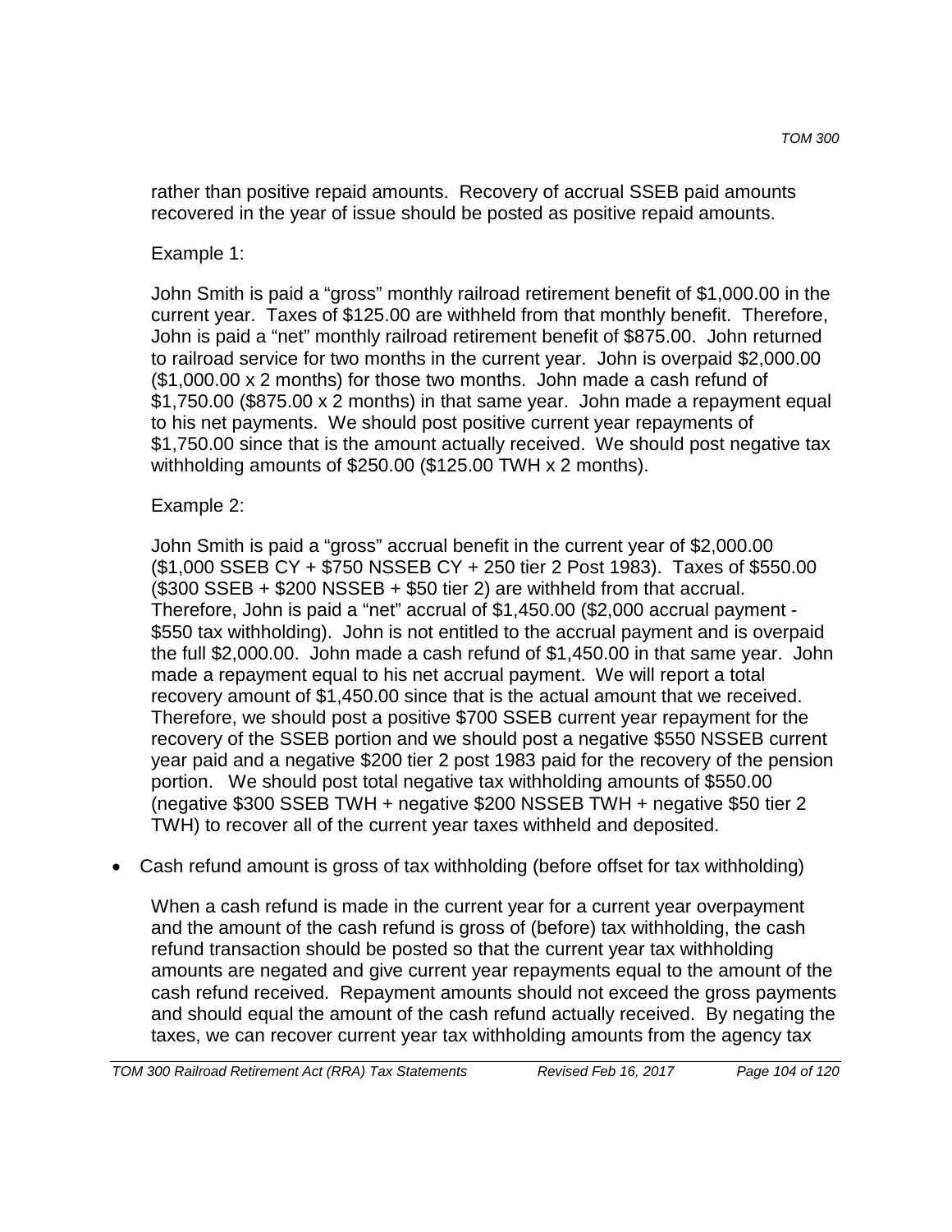rather than positive repaid amounts. Recovery of accrual SSEB paid amounts recovered in the year of issue should be posted as positive repaid amounts.

Example 1:

John Smith is paid a “gross” monthly railroad retirement benefit of $1,000.00 in the current year. Taxes of $125.00 are withheld from that monthly benefit. Therefore, John is paid a “net” monthly railroad retirement benefit of $875.00. John returned to railroad service for two months in the current year. John is overpaid $2,000.00 ($1,000.00 x 2 months) for those two months. John made a cash refund of $1,750.00 ($875.00 x 2 months) in that same year. John made a repayment equal to his net payments. We should post positive current year repayments of $1,750.00 since that is the amount actually received. We should post negative tax withholding amounts of $250.00 ($125.00 TWH x 2 months).

Example 2:

John Smith is paid a “gross” accrual benefit in the current year of $2,000.00 ($1,000 SSEB CY + $750 NSSEB CY + 250 tier 2 Post 1983). Taxes of $550.00 ($300 SSEB + $200 NSSEB + $50 tier 2) are withheld from that accrual. Therefore, John is paid a “net” accrual of $1,450.00 ($2,000 accrual payment - $550 tax withholding). John is not entitled to the accrual payment and is overpaid the full $2,000.00. John made a cash refund of $1,450.00 in that same year. John made a repayment equal to his net accrual payment. We will report a total recovery amount of $1,450.00 since that is the actual amount that we received. Therefore, we should post a positive $700 SSEB current year repayment for the recovery of the SSEB portion and we should post a negative $550 NSSEB current year paid and a negative $200 tier 2 post 1983 paid for the recovery of the pension portion. We should post total negative tax withholding amounts of $550.00 (negative $300 SSEB TWH + negative $200 NSSEB TWH + negative $50 tier 2 TWH) to recover all of the current year taxes withheld and deposited.

- Cash refund amount is gross of tax withholding (before offset for tax withholding)

  When a cash refund is made in the current year for a current year overpayment and the amount of the cash refund is gross of (before) tax withholding, the cash refund transaction should be posted so that the current year tax withholding amounts are negated and give current year repayments equal to the amount of the cash refund received. Repayment amounts should not exceed the gross payments and should equal the amount of the cash refund actually received. By negating the taxes, we can recover current year tax withholding amounts from the agency tax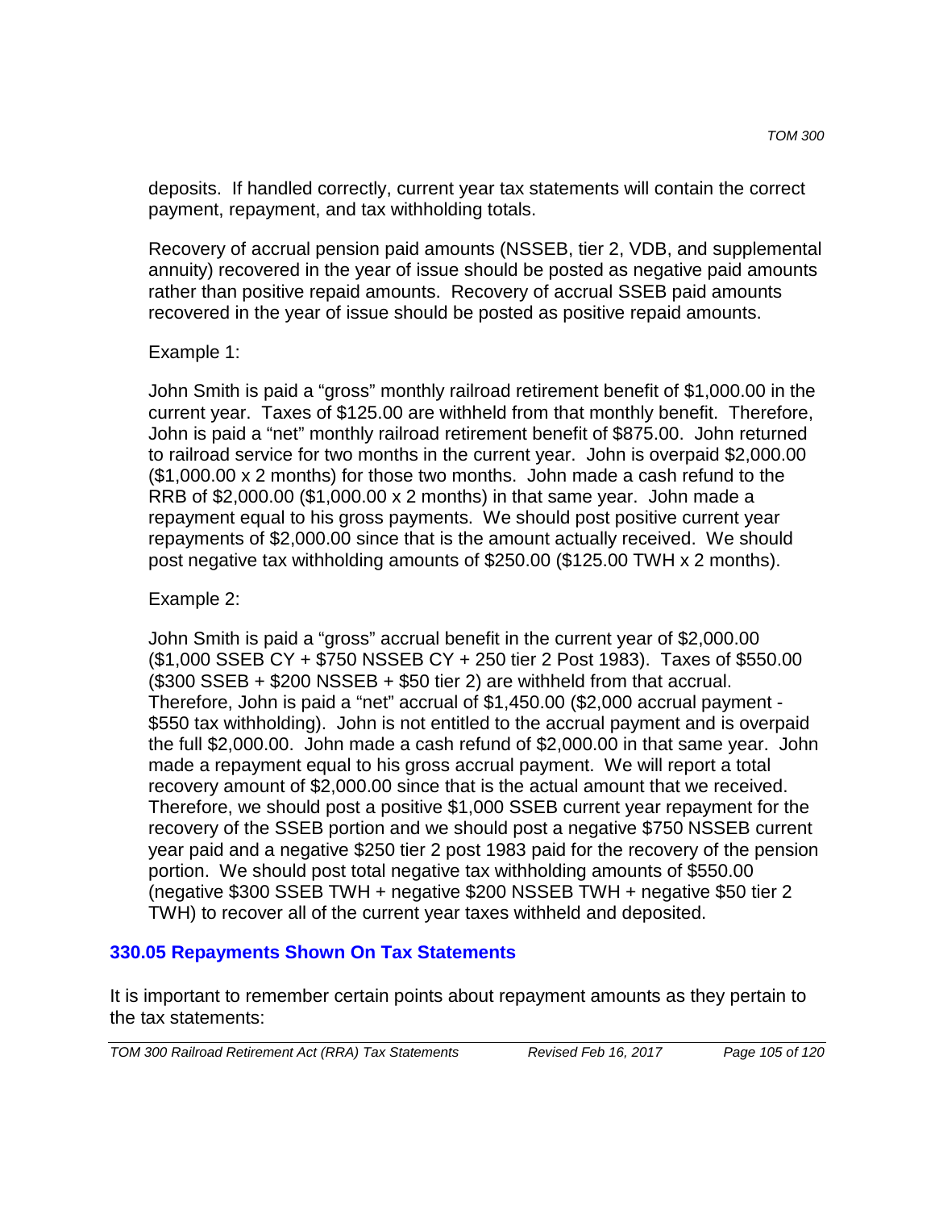deposits. If handled correctly, current year tax statements will contain the correct payment, repayment, and tax withholding totals.

Recovery of accrual pension paid amounts (NSSEB, tier 2, VDB, and supplemental annuity) recovered in the year of issue should be posted as negative paid amounts rather than positive repaid amounts. Recovery of accrual SSEB paid amounts recovered in the year of issue should be posted as positive repaid amounts.

Example 1:

John Smith is paid a "gross" monthly railroad retirement benefit of $1,000.00 in the current year. Taxes of $125.00 are withheld from that monthly benefit. Therefore, John is paid a "net" monthly railroad retirement benefit of $875.00. John returned to railroad service for two months in the current year. John is overpaid $2,000.00 ($1,000.00 x 2 months) for those two months. John made a cash refund to the RRB of $2,000.00 ($1,000.00 x 2 months) in that same year. John made a repayment equal to his gross payments. We should post positive current year repayments of $2,000.00 since that is the amount actually received. We should post negative tax withholding amounts of $250.00 ($125.00 TWH x 2 months).

Example 2:

John Smith is paid a "gross" accrual benefit in the current year of $2,000.00 ($1,000 SSEB CY + $750 NSSEB CY + 250 tier 2 Post 1983). Taxes of $550.00 ($300 SSEB + $200 NSSEB + $50 tier 2) are withheld from that accrual. Therefore, John is paid a "net" accrual of $1,450.00 ($2,000 accrual payment - $550 tax withholding). John is not entitled to the accrual payment and is overpaid the full $2,000.00. John made a cash refund of $2,000.00 in that same year. John made a repayment equal to his gross accrual payment. We will report a total recovery amount of $2,000.00 since that is the actual amount that we received. Therefore, we should post a positive $1,000 SSEB current year repayment for the recovery of the SSEB portion and we should post a negative $750 NSSEB current year paid and a negative $250 tier 2 post 1983 paid for the recovery of the pension portion. We should post total negative tax withholding amounts of $550.00 (negative $300 SSEB TWH + negative $200 NSSEB TWH + negative $50 tier 2 TWH) to recover all of the current year taxes withheld and deposited.

## 330.05 Repayments Shown On Tax Statements

It is important to remember certain points about repayment amounts as they pertain to the tax statements: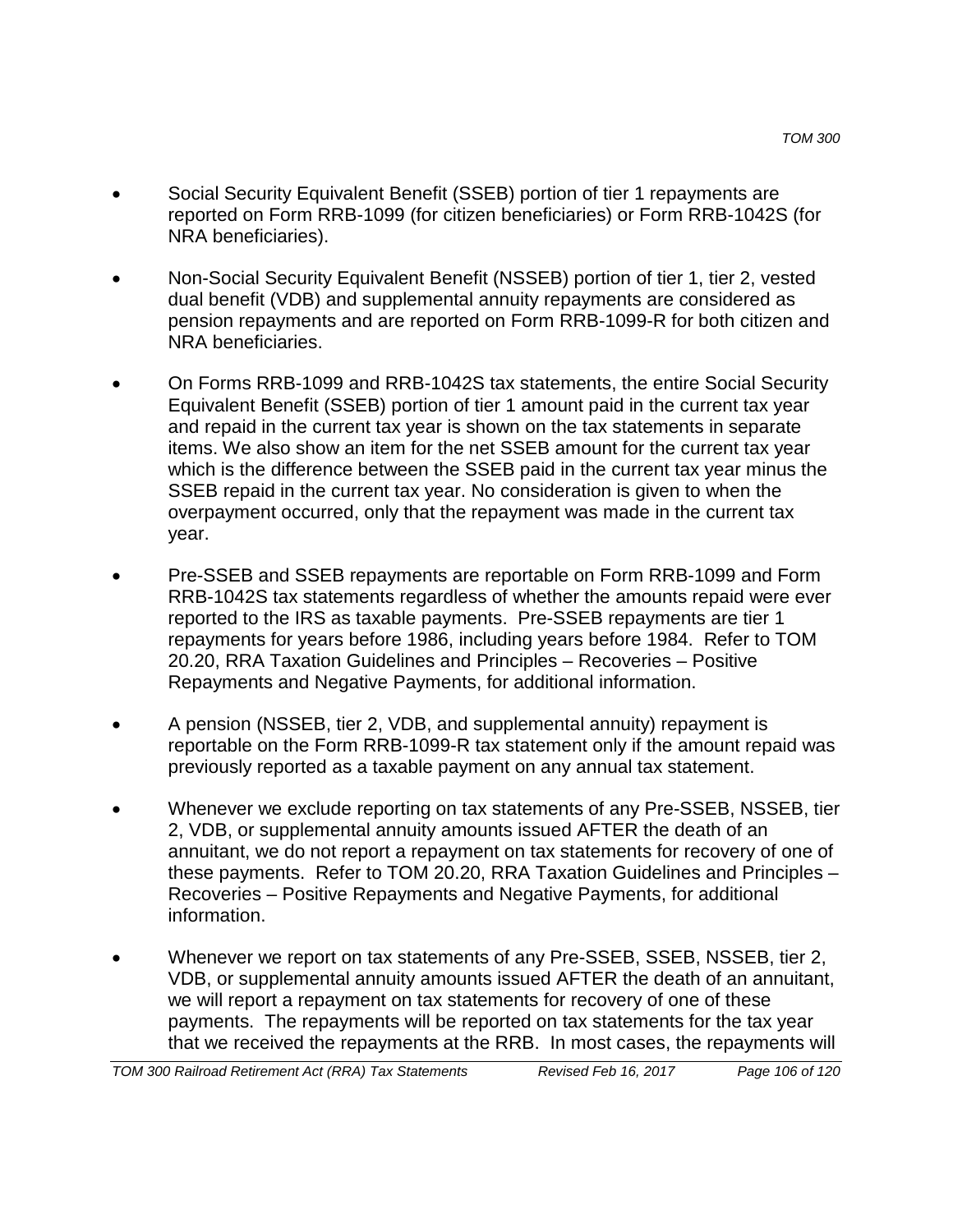- Social Security Equivalent Benefit (SSEB) portion of tier 1 repayments are reported on Form RRB-1099 (for citizen beneficiaries) or Form RRB-1042S (for NRA beneficiaries).

- Non-Social Security Equivalent Benefit (NSSEB) portion of tier 1, tier 2, vested dual benefit (VDB) and supplemental annuity repayments are considered as pension repayments and are reported on Form RRB-1099-R for both citizen and NRA beneficiaries.

- On Forms RRB-1099 and RRB-1042S tax statements, the entire Social Security Equivalent Benefit (SSEB) portion of tier 1 amount paid in the current tax year and repaid in the current tax year is shown on the tax statements in separate items. We also show an item for the net SSEB amount for the current tax year which is the difference between the SSEB paid in the current tax year minus the SSEB repaid in the current tax year. No consideration is given to when the overpayment occurred, only that the repayment was made in the current tax year.

- Pre-SSEB and SSEB repayments are reportable on Form RRB-1099 and Form RRB-1042S tax statements regardless of whether the amounts repaid were ever reported to the IRS as taxable payments. Pre-SSEB repayments are tier 1 repayments for years before 1986, including years before 1984. Refer to TOM 20.20, RRA Taxation Guidelines and Principles – Recoveries – Positive Repayments and Negative Payments, for additional information.

- A pension (NSSEB, tier 2, VDB, and supplemental annuity) repayment is reportable on the Form RRB-1099-R tax statement only if the amount repaid was previously reported as a taxable payment on any annual tax statement.

- Whenever we exclude reporting on tax statements of any Pre-SSEB, NSSEB, tier 2, VDB, or supplemental annuity amounts issued AFTER the death of an annuitant, we do not report a repayment on tax statements for recovery of one of these payments. Refer to TOM 20.20, RRA Taxation Guidelines and Principles – Recoveries – Positive Repayments and Negative Payments, for additional information.

- Whenever we report on tax statements of any Pre-SSEB, SSEB, NSSEB, tier 2, VDB, or supplemental annuity amounts issued AFTER the death of an annuitant, we will report a repayment on tax statements for recovery of one of these payments. The repayments will be reported on tax statements for the tax year that we received the repayments at the RRB. In most cases, the repayments will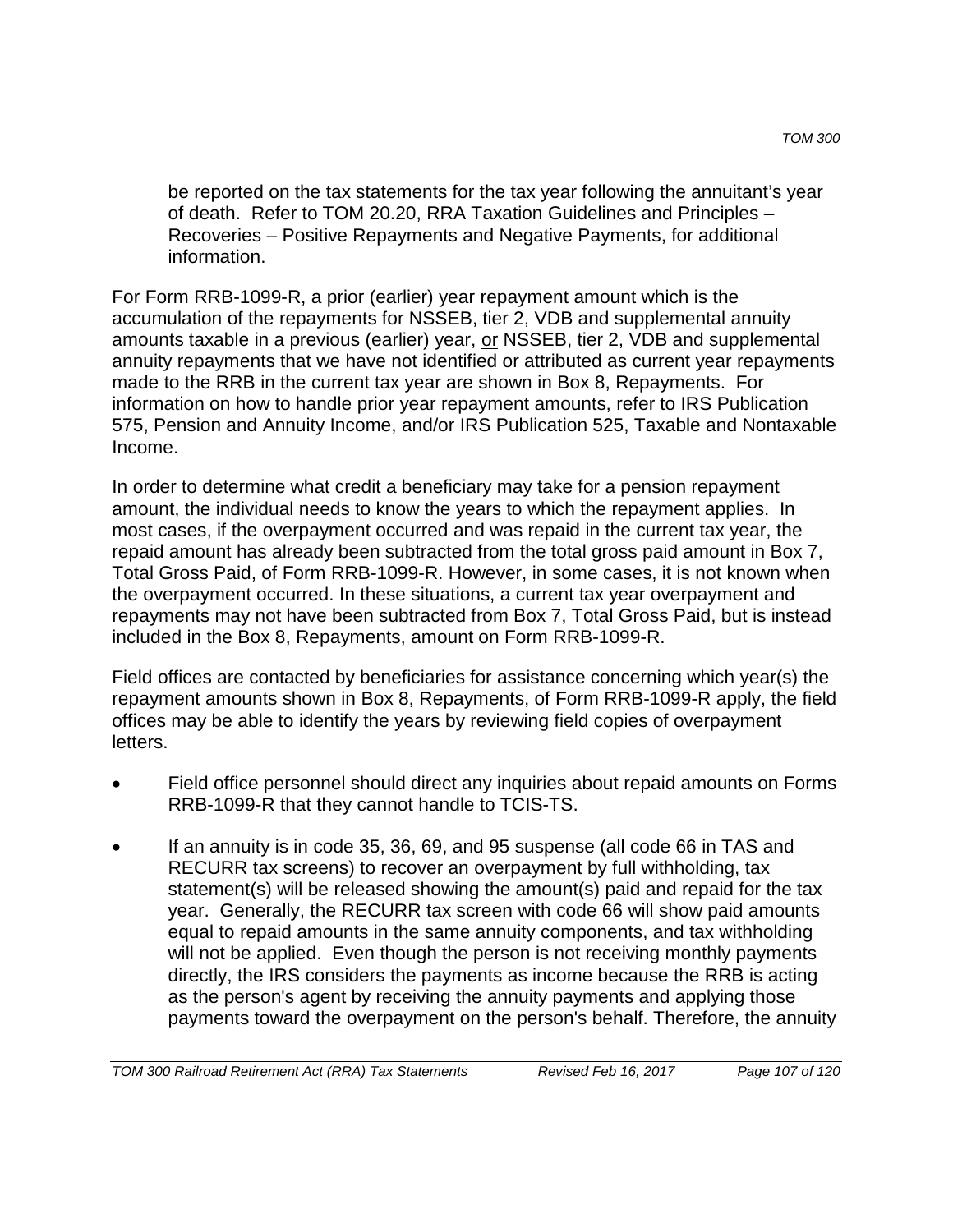be reported on the tax statements for the tax year following the annuitant's year of death. Refer to TOM 20.20, RRA Taxation Guidelines and Principles – Recoveries – Positive Repayments and Negative Payments, for additional information.

For Form RRB-1099-R, a prior (earlier) year repayment amount which is the accumulation of the repayments for NSSEB, tier 2, VDB and supplemental annuity amounts taxable in a previous (earlier) year, or NSSEB, tier 2, VDB and supplemental annuity repayments that we have not identified or attributed as current year repayments made to the RRB in the current tax year are shown in Box 8, Repayments. For information on how to handle prior year repayment amounts, refer to IRS Publication 575, Pension and Annuity Income, and/or IRS Publication 525, Taxable and Nontaxable Income.

In order to determine what credit a beneficiary may take for a pension repayment amount, the individual needs to know the years to which the repayment applies. In most cases, if the overpayment occurred and was repaid in the current tax year, the repaid amount has already been subtracted from the total gross paid amount in Box 7, Total Gross Paid, of Form RRB-1099-R. However, in some cases, it is not known when the overpayment occurred. In these situations, a current tax year overpayment and repayments may not have been subtracted from Box 7, Total Gross Paid, but is instead included in the Box 8, Repayments, amount on Form RRB-1099-R.

Field offices are contacted by beneficiaries for assistance concerning which year(s) the repayment amounts shown in Box 8, Repayments, of Form RRB-1099-R apply, the field offices may be able to identify the years by reviewing field copies of overpayment letters.

- Field office personnel should direct any inquiries about repaid amounts on Forms RRB-1099-R that they cannot handle to TCIS-TS.
- If an annuity is in code 35, 36, 69, and 95 suspense (all code 66 in TAS and RECURR tax screens) to recover an overpayment by full withholding, tax statement(s) will be released showing the amount(s) paid and repaid for the tax year. Generally, the RECURR tax screen with code 66 will show paid amounts equal to repaid amounts in the same annuity components, and tax withholding will not be applied. Even though the person is not receiving monthly payments directly, the IRS considers the payments as income because the RRB is acting as the person's agent by receiving the annuity payments and applying those payments toward the overpayment on the person's behalf. Therefore, the annuity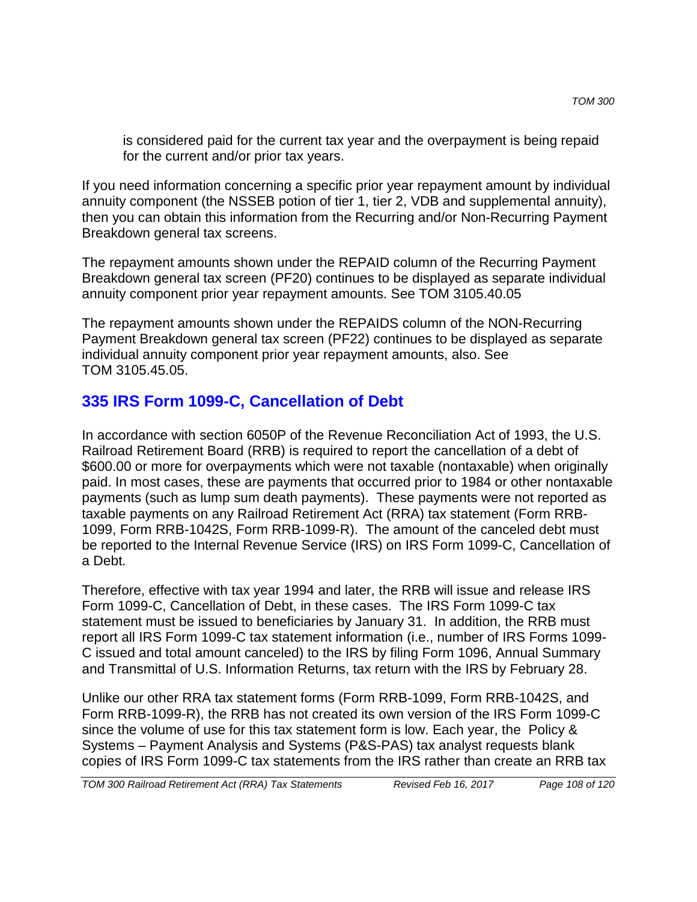is considered paid for the current tax year and the overpayment is being repaid for the current and/or prior tax years.

If you need information concerning a specific prior year repayment amount by individual annuity component (the NSSEB potion of tier 1, tier 2, VDB and supplemental annuity), then you can obtain this information from the Recurring and/or Non-Recurring Payment Breakdown general tax screens.

The repayment amounts shown under the REPAID column of the Recurring Payment Breakdown general tax screen (PF20) continues to be displayed as separate individual annuity component prior year repayment amounts. See TOM 3105.40.05

The repayment amounts shown under the REPAIDS column of the NON-Recurring Payment Breakdown general tax screen (PF22) continues to be displayed as separate individual annuity component prior year repayment amounts, also. See TOM 3105.45.05.

## 335 IRS Form 1099-C, Cancellation of Debt

In accordance with section 6050P of the Revenue Reconciliation Act of 1993, the U.S. Railroad Retirement Board (RRB) is required to report the cancellation of a debt of $600.00 or more for overpayments which were not taxable (nontaxable) when originally paid. In most cases, these are payments that occurred prior to 1984 or other nontaxable payments (such as lump sum death payments). These payments were not reported as taxable payments on any Railroad Retirement Act (RRA) tax statement (Form RRB-1099, Form RRB-1042S, Form RRB-1099-R). The amount of the canceled debt must be reported to the Internal Revenue Service (IRS) on IRS Form 1099-C, Cancellation of a Debt.

Therefore, effective with tax year 1994 and later, the RRB will issue and release IRS Form 1099-C, Cancellation of Debt, in these cases. The IRS Form 1099-C tax statement must be issued to beneficiaries by January 31. In addition, the RRB must report all IRS Form 1099-C tax statement information (i.e., number of IRS Forms 1099-C issued and total amount canceled) to the IRS by filing Form 1096, Annual Summary and Transmittal of U.S. Information Returns, tax return with the IRS by February 28.

Unlike our other RRA tax statement forms (Form RRB-1099, Form RRB-1042S, and Form RRB-1099-R), the RRB has not created its own version of the IRS Form 1099-C since the volume of use for this tax statement form is low. Each year, the Policy & Systems – Payment Analysis and Systems (P&S-PAS) tax analyst requests blank copies of IRS Form 1099-C tax statements from the IRS rather than create an RRB tax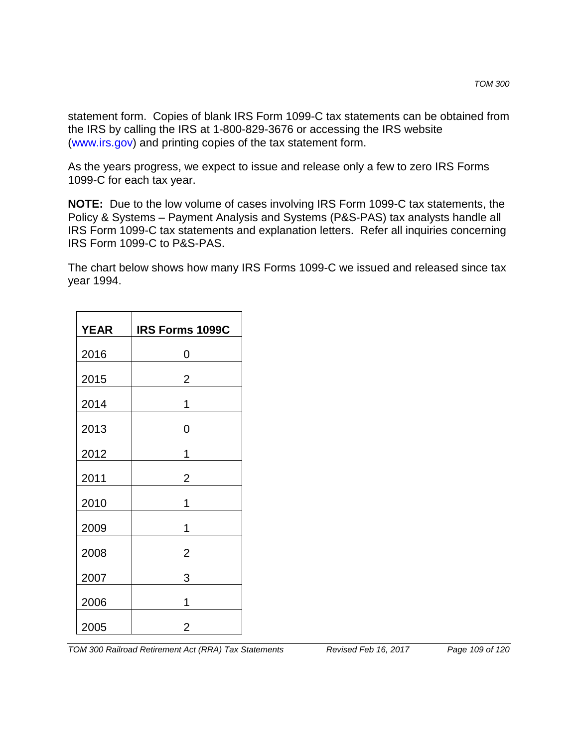statement form. Copies of blank IRS Form 1099-C tax statements can be obtained from the IRS by calling the IRS at 1-800-829-3676 or accessing the IRS website (www.irs.gov) and printing copies of the tax statement form.

As the years progress, we expect to issue and release only a few to zero IRS Forms 1099-C for each tax year.

**NOTE:** Due to the low volume of cases involving IRS Form 1099-C tax statements, the Policy & Systems – Payment Analysis and Systems (P&S-PAS) tax analysts handle all IRS Form 1099-C tax statements and explanation letters. Refer all inquiries concerning IRS Form 1099-C to P&S-PAS.

The chart below shows how many IRS Forms 1099-C we issued and released since tax year 1994.

| YEAR | IRS Forms 1099C |
|---|---|
| 2016 | 0 |
| 2015 | 2 |
| 2014 | 1 |
| 2013 | 0 |
| 2012 | 1 |
| 2011 | 2 |
| 2010 | 1 |
| 2009 | 1 |
| 2008 | 2 |
| 2007 | 3 |
| 2006 | 1 |
| 2005 | 2 |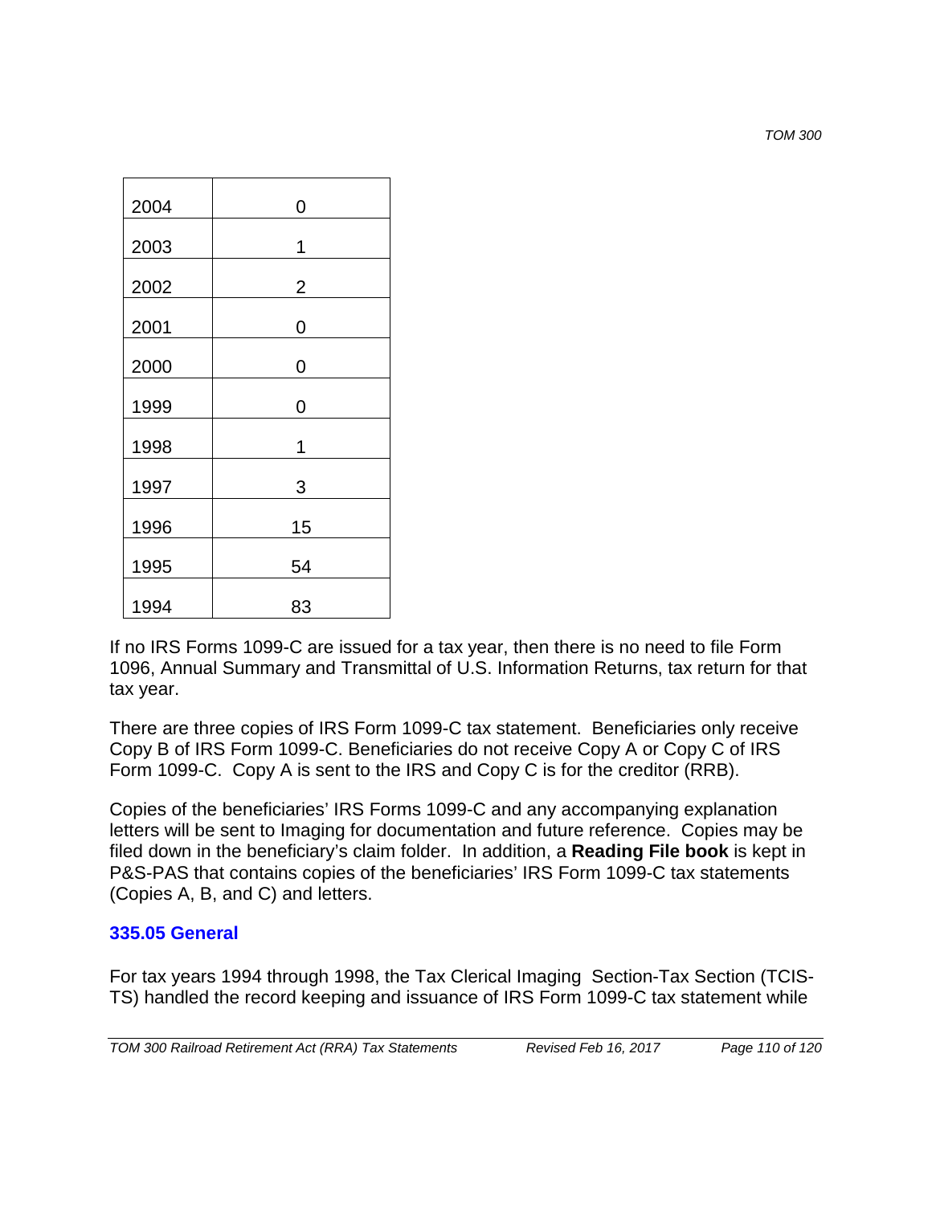| 2004 | 0 |
| --- | --- |
| 2003 | 1 |
| 2002 | 2 |
| 2001 | 0 |
| 2000 | 0 |
| 1999 | 0 |
| 1998 | 1 |
| 1997 | 3 |
| 1996 | 15 |
| 1995 | 54 |
| 1994 | 83 |

If no IRS Forms 1099-C are issued for a tax year, then there is no need to file Form 1096, Annual Summary and Transmittal of U.S. Information Returns, tax return for that tax year.

There are three copies of IRS Form 1099-C tax statement. Beneficiaries only receive Copy B of IRS Form 1099-C. Beneficiaries do not receive Copy A or Copy C of IRS Form 1099-C. Copy A is sent to the IRS and Copy C is for the creditor (RRB).

Copies of the beneficiaries' IRS Forms 1099-C and any accompanying explanation letters will be sent to Imaging for documentation and future reference. Copies may be filed down in the beneficiary's claim folder. In addition, a **Reading File book** is kept in P&S-PAS that contains copies of the beneficiaries' IRS Form 1099-C tax statements (Copies A, B, and C) and letters.

## 335.05 General

For tax years 1994 through 1998, the Tax Clerical Imaging Section-Tax Section (TCIS-TS) handled the record keeping and issuance of IRS Form 1099-C tax statement while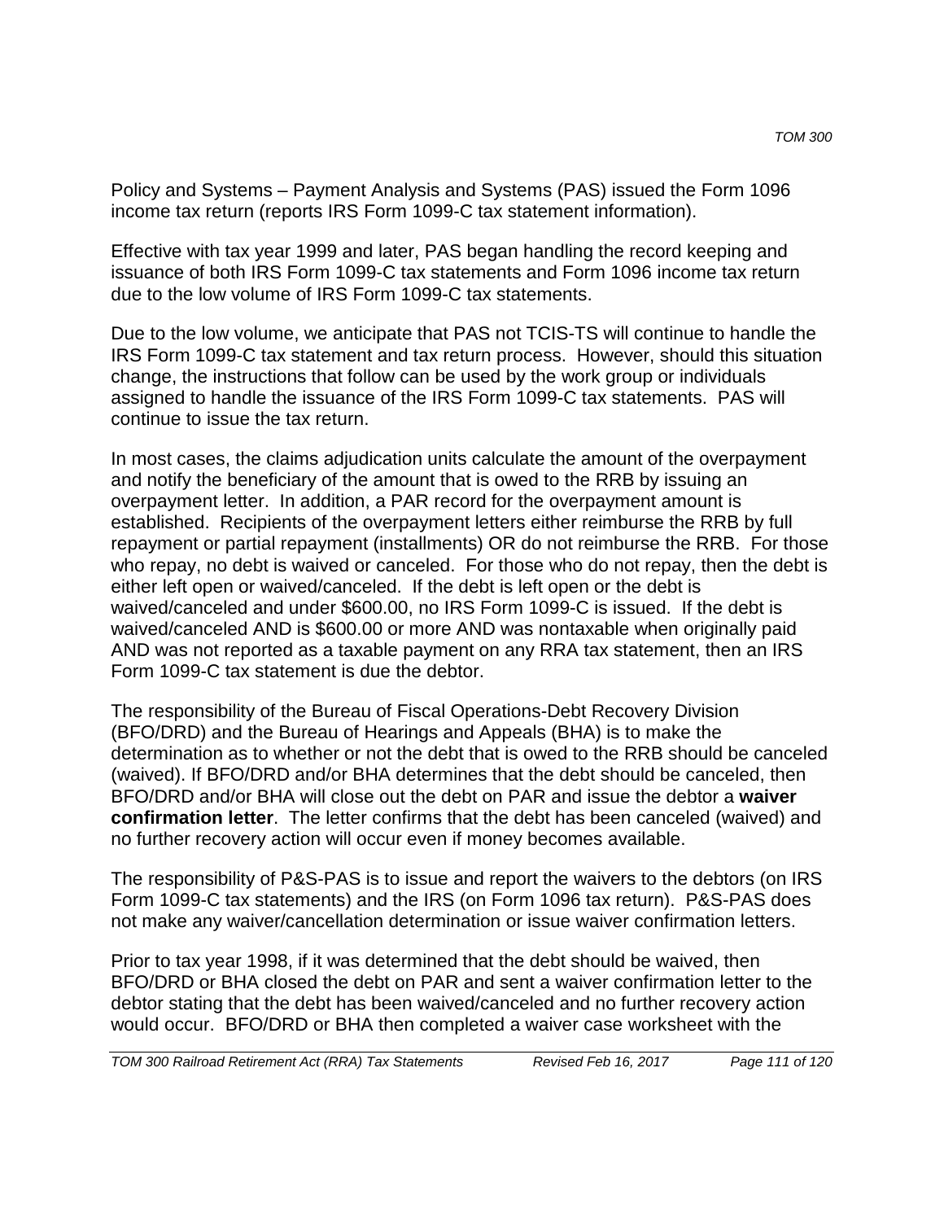Policy and Systems – Payment Analysis and Systems (PAS) issued the Form 1096 income tax return (reports IRS Form 1099-C tax statement information).

Effective with tax year 1999 and later, PAS began handling the record keeping and issuance of both IRS Form 1099-C tax statements and Form 1096 income tax return due to the low volume of IRS Form 1099-C tax statements.

Due to the low volume, we anticipate that PAS not TCIS-TS will continue to handle the IRS Form 1099-C tax statement and tax return process. However, should this situation change, the instructions that follow can be used by the work group or individuals assigned to handle the issuance of the IRS Form 1099-C tax statements. PAS will continue to issue the tax return.

In most cases, the claims adjudication units calculate the amount of the overpayment and notify the beneficiary of the amount that is owed to the RRB by issuing an overpayment letter. In addition, a PAR record for the overpayment amount is established. Recipients of the overpayment letters either reimburse the RRB by full repayment or partial repayment (installments) OR do not reimburse the RRB. For those who repay, no debt is waived or canceled. For those who do not repay, then the debt is either left open or waived/canceled. If the debt is left open or the debt is waived/canceled and under $600.00, no IRS Form 1099-C is issued. If the debt is waived/canceled AND is $600.00 or more AND was nontaxable when originally paid AND was not reported as a taxable payment on any RRA tax statement, then an IRS Form 1099-C tax statement is due the debtor.

The responsibility of the Bureau of Fiscal Operations-Debt Recovery Division (BFO/DRD) and the Bureau of Hearings and Appeals (BHA) is to make the determination as to whether or not the debt that is owed to the RRB should be canceled (waived). If BFO/DRD and/or BHA determines that the debt should be canceled, then BFO/DRD and/or BHA will close out the debt on PAR and issue the debtor a **waiver confirmation letter**. The letter confirms that the debt has been canceled (waived) and no further recovery action will occur even if money becomes available.

The responsibility of P&S-PAS is to issue and report the waivers to the debtors (on IRS Form 1099-C tax statements) and the IRS (on Form 1096 tax return). P&S-PAS does not make any waiver/cancellation determination or issue waiver confirmation letters.

Prior to tax year 1998, if it was determined that the debt should be waived, then BFO/DRD or BHA closed the debt on PAR and sent a waiver confirmation letter to the debtor stating that the debt has been waived/canceled and no further recovery action would occur. BFO/DRD or BHA then completed a waiver case worksheet with the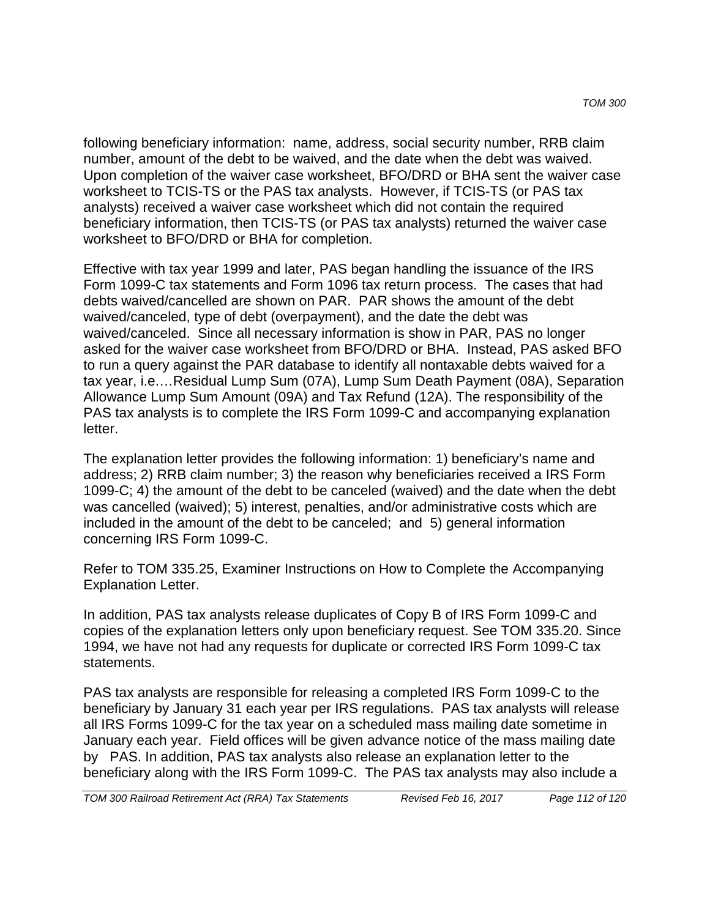following beneficiary information: name, address, social security number, RRB claim number, amount of the debt to be waived, and the date when the debt was waived. Upon completion of the waiver case worksheet, BFO/DRD or BHA sent the waiver case worksheet to TCIS-TS or the PAS tax analysts. However, if TCIS-TS (or PAS tax analysts) received a waiver case worksheet which did not contain the required beneficiary information, then TCIS-TS (or PAS tax analysts) returned the waiver case worksheet to BFO/DRD or BHA for completion.

Effective with tax year 1999 and later, PAS began handling the issuance of the IRS Form 1099-C tax statements and Form 1096 tax return process. The cases that had debts waived/cancelled are shown on PAR. PAR shows the amount of the debt waived/canceled, type of debt (overpayment), and the date the debt was waived/canceled. Since all necessary information is show in PAR, PAS no longer asked for the waiver case worksheet from BFO/DRD or BHA. Instead, PAS asked BFO to run a query against the PAR database to identify all nontaxable debts waived for a tax year, i.e.…Residual Lump Sum (07A), Lump Sum Death Payment (08A), Separation Allowance Lump Sum Amount (09A) and Tax Refund (12A). The responsibility of the PAS tax analysts is to complete the IRS Form 1099-C and accompanying explanation letter.

The explanation letter provides the following information: 1) beneficiary's name and address; 2) RRB claim number; 3) the reason why beneficiaries received a IRS Form 1099-C; 4) the amount of the debt to be canceled (waived) and the date when the debt was cancelled (waived); 5) interest, penalties, and/or administrative costs which are included in the amount of the debt to be canceled; and 5) general information concerning IRS Form 1099-C.

Refer to TOM 335.25, Examiner Instructions on How to Complete the Accompanying Explanation Letter.

In addition, PAS tax analysts release duplicates of Copy B of IRS Form 1099-C and copies of the explanation letters only upon beneficiary request. See TOM 335.20. Since 1994, we have not had any requests for duplicate or corrected IRS Form 1099-C tax statements.

PAS tax analysts are responsible for releasing a completed IRS Form 1099-C to the beneficiary by January 31 each year per IRS regulations. PAS tax analysts will release all IRS Forms 1099-C for the tax year on a scheduled mass mailing date sometime in January each year. Field offices will be given advance notice of the mass mailing date by PAS. In addition, PAS tax analysts also release an explanation letter to the beneficiary along with the IRS Form 1099-C. The PAS tax analysts may also include a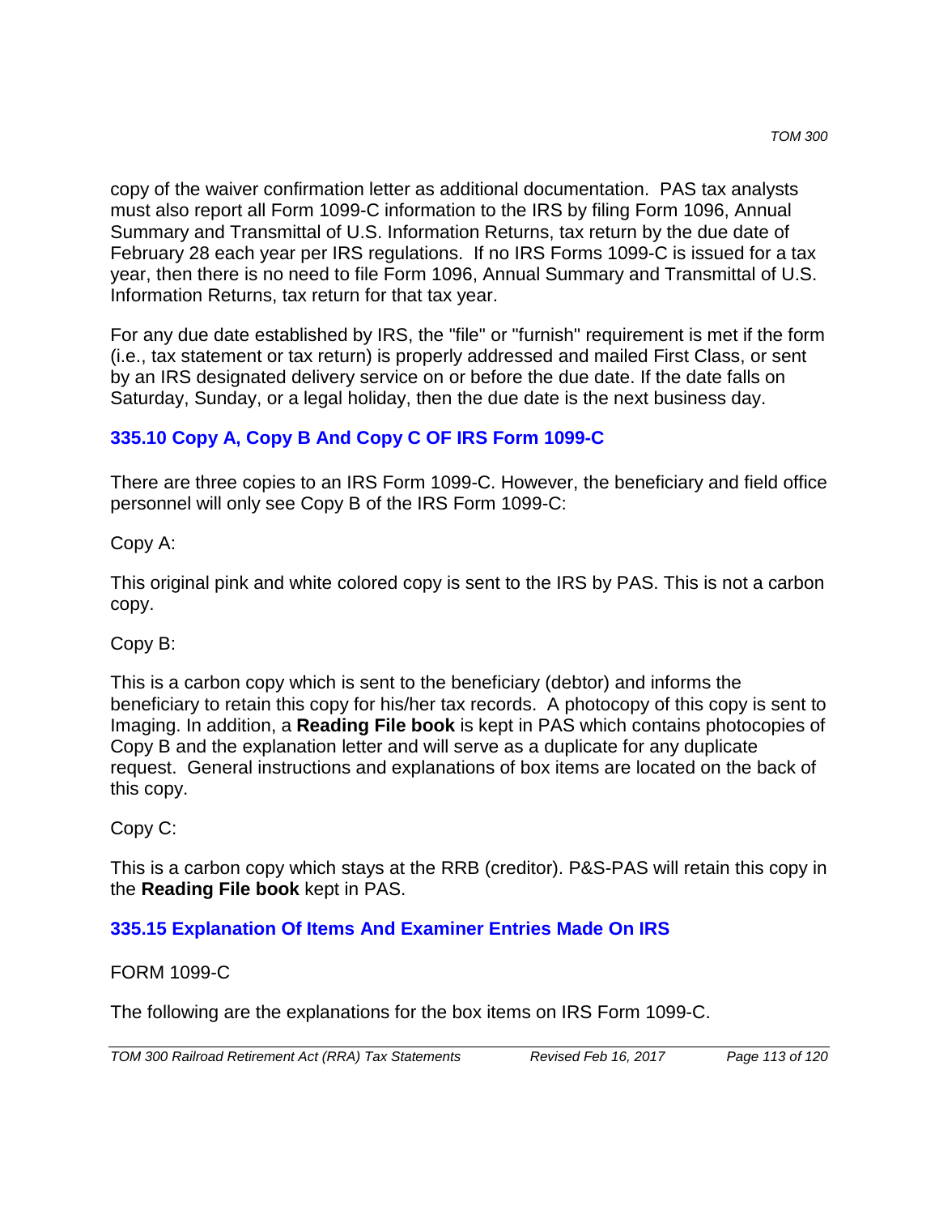copy of the waiver confirmation letter as additional documentation. PAS tax analysts must also report all Form 1099-C information to the IRS by filing Form 1096, Annual Summary and Transmittal of U.S. Information Returns, tax return by the due date of February 28 each year per IRS regulations. If no IRS Forms 1099-C is issued for a tax year, then there is no need to file Form 1096, Annual Summary and Transmittal of U.S. Information Returns, tax return for that tax year.

For any due date established by IRS, the "file" or "furnish" requirement is met if the form (i.e., tax statement or tax return) is properly addressed and mailed First Class, or sent by an IRS designated delivery service on or before the due date. If the date falls on Saturday, Sunday, or a legal holiday, then the due date is the next business day.

## 335.10 Copy A, Copy B And Copy C OF IRS Form 1099-C

There are three copies to an IRS Form 1099-C. However, the beneficiary and field office personnel will only see Copy B of the IRS Form 1099-C:

Copy A:

This original pink and white colored copy is sent to the IRS by PAS. This is not a carbon copy.

Copy B:

This is a carbon copy which is sent to the beneficiary (debtor) and informs the beneficiary to retain this copy for his/her tax records. A photocopy of this copy is sent to Imaging. In addition, a **Reading File book** is kept in PAS which contains photocopies of Copy B and the explanation letter and will serve as a duplicate for any duplicate request. General instructions and explanations of box items are located on the back of this copy.

Copy C:

This is a carbon copy which stays at the RRB (creditor). P&S-PAS will retain this copy in the **Reading File book** kept in PAS.

## 335.15 Explanation Of Items And Examiner Entries Made On IRS

FORM 1099-C

The following are the explanations for the box items on IRS Form 1099-C.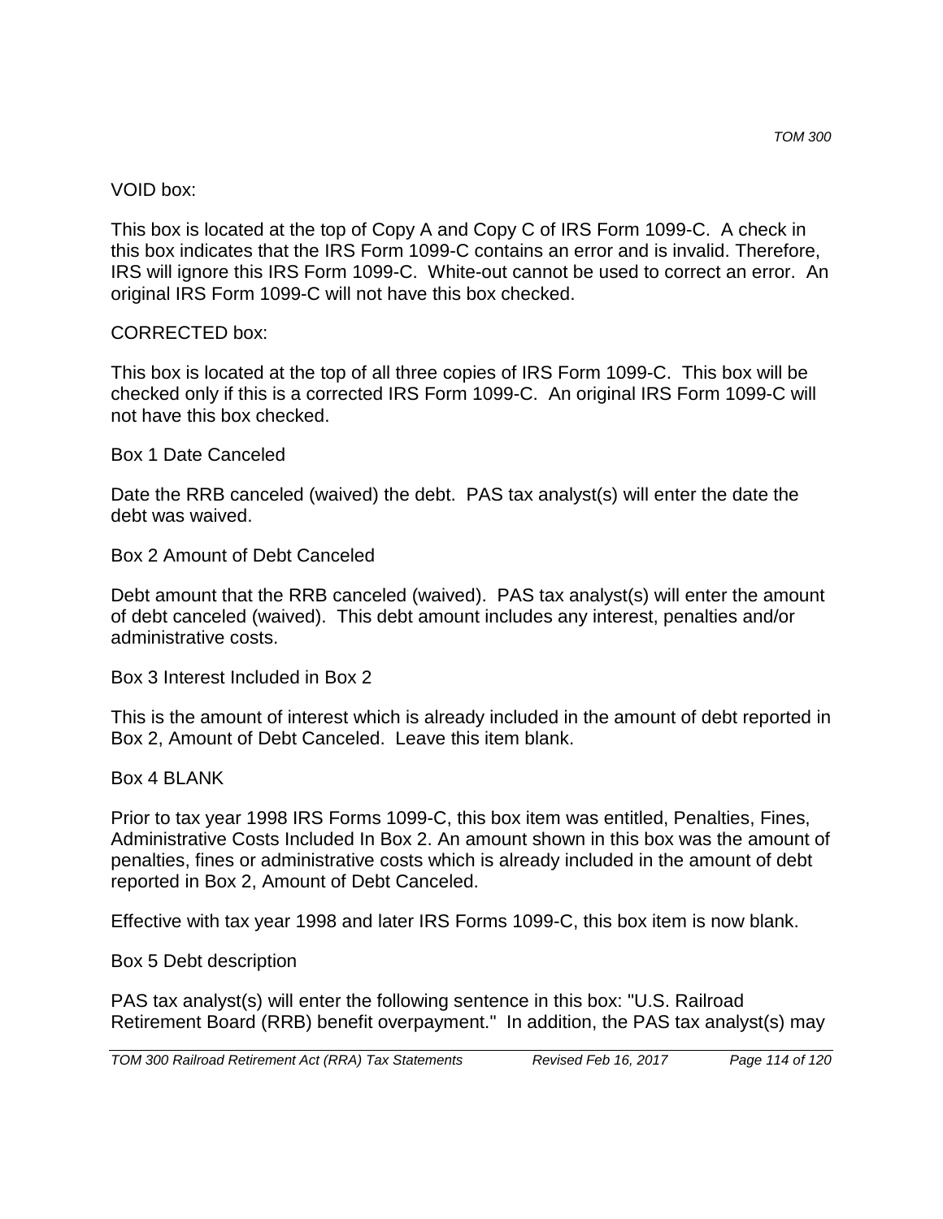VOID box:

This box is located at the top of Copy A and Copy C of IRS Form 1099-C. A check in this box indicates that the IRS Form 1099-C contains an error and is invalid. Therefore, IRS will ignore this IRS Form 1099-C. White-out cannot be used to correct an error. An original IRS Form 1099-C will not have this box checked.

CORRECTED box:

This box is located at the top of all three copies of IRS Form 1099-C. This box will be checked only if this is a corrected IRS Form 1099-C. An original IRS Form 1099-C will not have this box checked.

Box 1 Date Canceled

Date the RRB canceled (waived) the debt. PAS tax analyst(s) will enter the date the debt was waived.

Box 2 Amount of Debt Canceled

Debt amount that the RRB canceled (waived). PAS tax analyst(s) will enter the amount of debt canceled (waived). This debt amount includes any interest, penalties and/or administrative costs.

Box 3 Interest Included in Box 2

This is the amount of interest which is already included in the amount of debt reported in Box 2, Amount of Debt Canceled. Leave this item blank.

Box 4 BLANK

Prior to tax year 1998 IRS Forms 1099-C, this box item was entitled, Penalties, Fines, Administrative Costs Included In Box 2. An amount shown in this box was the amount of penalties, fines or administrative costs which is already included in the amount of debt reported in Box 2, Amount of Debt Canceled.

Effective with tax year 1998 and later IRS Forms 1099-C, this box item is now blank.

Box 5 Debt description

PAS tax analyst(s) will enter the following sentence in this box: "U.S. Railroad Retirement Board (RRB) benefit overpayment." In addition, the PAS tax analyst(s) may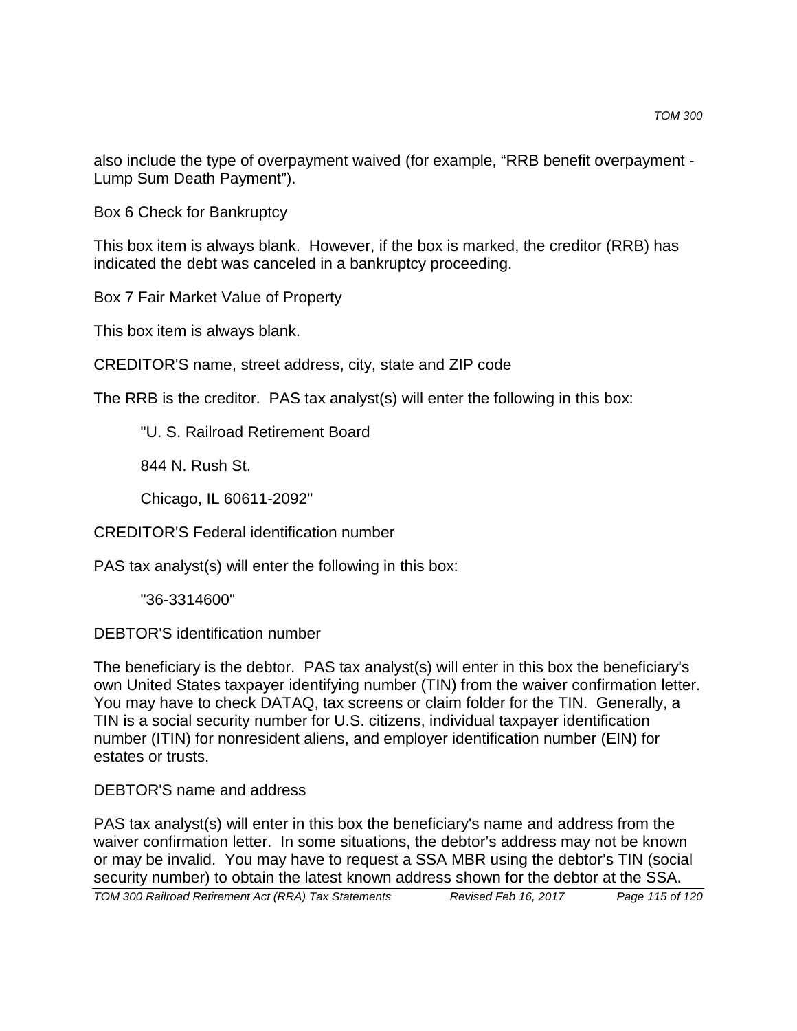also include the type of overpayment waived (for example, “RRB benefit overpayment - Lump Sum Death Payment”).

Box 6 Check for Bankruptcy

This box item is always blank. However, if the box is marked, the creditor (RRB) has indicated the debt was canceled in a bankruptcy proceeding.

Box 7 Fair Market Value of Property

This box item is always blank.

CREDITOR'S name, street address, city, state and ZIP code

The RRB is the creditor. PAS tax analyst(s) will enter the following in this box:

> "U. S. Railroad Retirement Board
>
> 844 N. Rush St.
>
> Chicago, IL 60611-2092"

CREDITOR'S Federal identification number

PAS tax analyst(s) will enter the following in this box:

> "36-3314600"

DEBTOR'S identification number

The beneficiary is the debtor. PAS tax analyst(s) will enter in this box the beneficiary's own United States taxpayer identifying number (TIN) from the waiver confirmation letter. You may have to check DATAQ, tax screens or claim folder for the TIN. Generally, a TIN is a social security number for U.S. citizens, individual taxpayer identification number (ITIN) for nonresident aliens, and employer identification number (EIN) for estates or trusts.

DEBTOR'S name and address

PAS tax analyst(s) will enter in this box the beneficiary's name and address from the waiver confirmation letter. In some situations, the debtor’s address may not be known or may be invalid. You may have to request a SSA MBR using the debtor’s TIN (social security number) to obtain the latest known address shown for the debtor at the SSA.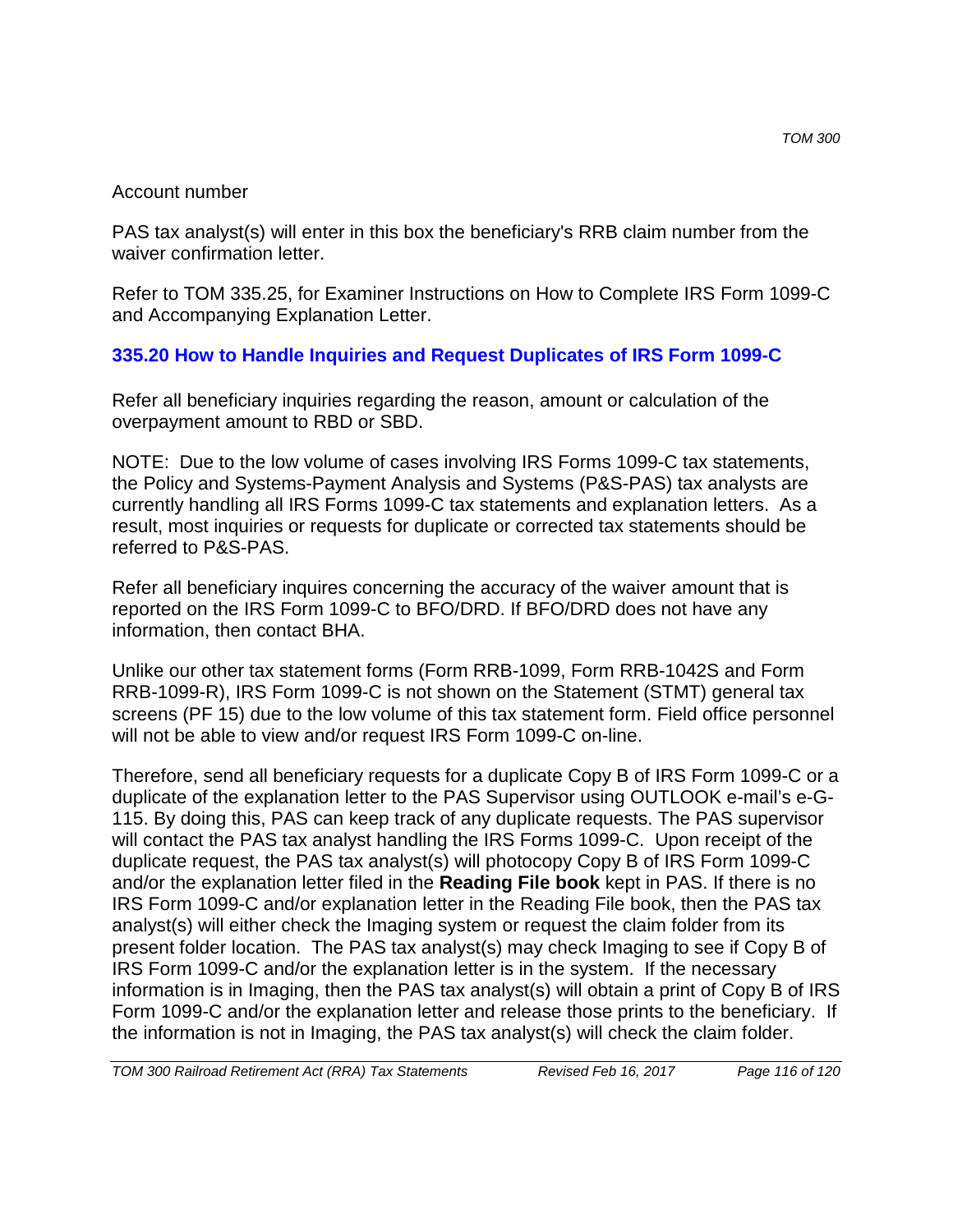Account number

PAS tax analyst(s) will enter in this box the beneficiary's RRB claim number from the waiver confirmation letter.

Refer to TOM 335.25, for Examiner Instructions on How to Complete IRS Form 1099-C and Accompanying Explanation Letter.

## 335.20 How to Handle Inquiries and Request Duplicates of IRS Form 1099-C

Refer all beneficiary inquiries regarding the reason, amount or calculation of the overpayment amount to RBD or SBD.

NOTE: Due to the low volume of cases involving IRS Forms 1099-C tax statements, the Policy and Systems-Payment Analysis and Systems (P&S-PAS) tax analysts are currently handling all IRS Forms 1099-C tax statements and explanation letters. As a result, most inquiries or requests for duplicate or corrected tax statements should be referred to P&S-PAS.

Refer all beneficiary inquires concerning the accuracy of the waiver amount that is reported on the IRS Form 1099-C to BFO/DRD. If BFO/DRD does not have any information, then contact BHA.

Unlike our other tax statement forms (Form RRB-1099, Form RRB-1042S and Form RRB-1099-R), IRS Form 1099-C is not shown on the Statement (STMT) general tax screens (PF 15) due to the low volume of this tax statement form. Field office personnel will not be able to view and/or request IRS Form 1099-C on-line.

Therefore, send all beneficiary requests for a duplicate Copy B of IRS Form 1099-C or a duplicate of the explanation letter to the PAS Supervisor using OUTLOOK e-mail's e-G-115. By doing this, PAS can keep track of any duplicate requests. The PAS supervisor will contact the PAS tax analyst handling the IRS Forms 1099-C. Upon receipt of the duplicate request, the PAS tax analyst(s) will photocopy Copy B of IRS Form 1099-C and/or the explanation letter filed in the **Reading File book** kept in PAS. If there is no IRS Form 1099-C and/or explanation letter in the Reading File book, then the PAS tax analyst(s) will either check the Imaging system or request the claim folder from its present folder location. The PAS tax analyst(s) may check Imaging to see if Copy B of IRS Form 1099-C and/or the explanation letter is in the system. If the necessary information is in Imaging, then the PAS tax analyst(s) will obtain a print of Copy B of IRS Form 1099-C and/or the explanation letter and release those prints to the beneficiary. If the information is not in Imaging, the PAS tax analyst(s) will check the claim folder.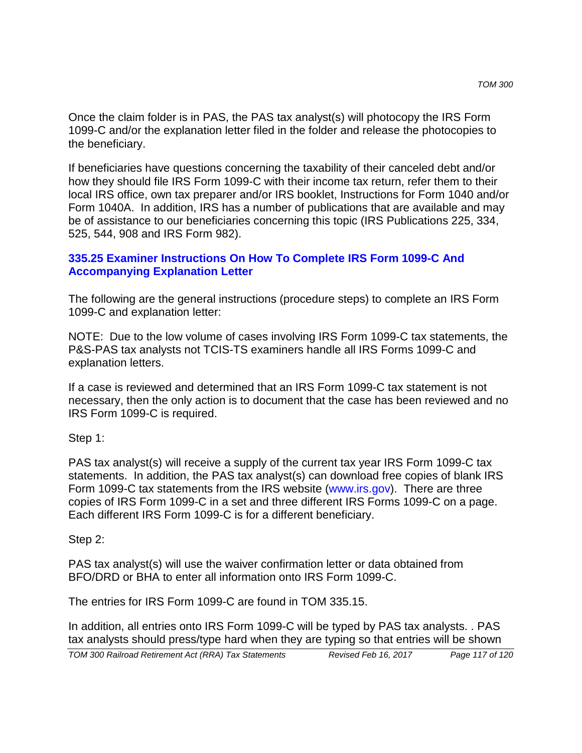Once the claim folder is in PAS, the PAS tax analyst(s) will photocopy the IRS Form 1099-C and/or the explanation letter filed in the folder and release the photocopies to the beneficiary.

If beneficiaries have questions concerning the taxability of their canceled debt and/or how they should file IRS Form 1099-C with their income tax return, refer them to their local IRS office, own tax preparer and/or IRS booklet, Instructions for Form 1040 and/or Form 1040A. In addition, IRS has a number of publications that are available and may be of assistance to our beneficiaries concerning this topic (IRS Publications 225, 334, 525, 544, 908 and IRS Form 982).

## 335.25 Examiner Instructions On How To Complete IRS Form 1099-C And Accompanying Explanation Letter

The following are the general instructions (procedure steps) to complete an IRS Form 1099-C and explanation letter:

NOTE: Due to the low volume of cases involving IRS Form 1099-C tax statements, the P&S-PAS tax analysts not TCIS-TS examiners handle all IRS Forms 1099-C and explanation letters.

If a case is reviewed and determined that an IRS Form 1099-C tax statement is not necessary, then the only action is to document that the case has been reviewed and no IRS Form 1099-C is required.

Step 1:

PAS tax analyst(s) will receive a supply of the current tax year IRS Form 1099-C tax statements. In addition, the PAS tax analyst(s) can download free copies of blank IRS Form 1099-C tax statements from the IRS website (www.irs.gov). There are three copies of IRS Form 1099-C in a set and three different IRS Forms 1099-C on a page. Each different IRS Form 1099-C is for a different beneficiary.

Step 2:

PAS tax analyst(s) will use the waiver confirmation letter or data obtained from BFO/DRD or BHA to enter all information onto IRS Form 1099-C.

The entries for IRS Form 1099-C are found in TOM 335.15.

In addition, all entries onto IRS Form 1099-C will be typed by PAS tax analysts. . PAS tax analysts should press/type hard when they are typing so that entries will be shown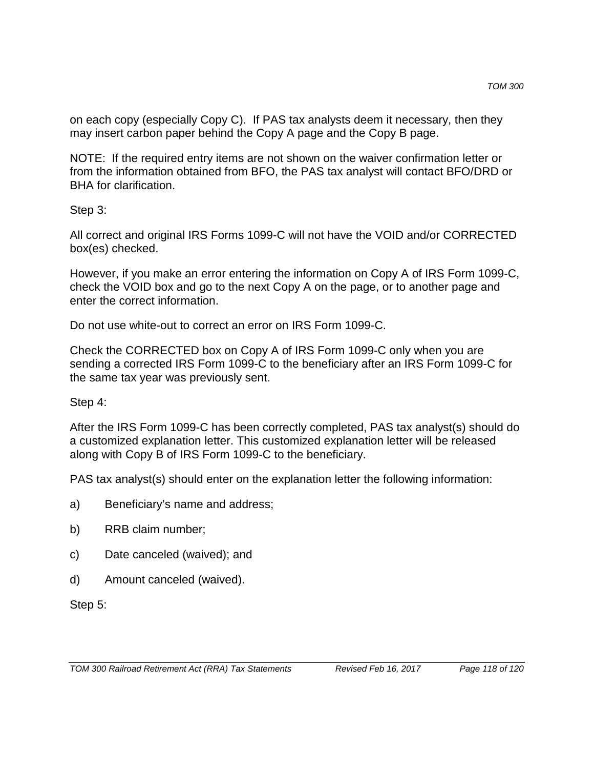on each copy (especially Copy C). If PAS tax analysts deem it necessary, then they may insert carbon paper behind the Copy A page and the Copy B page.

NOTE: If the required entry items are not shown on the waiver confirmation letter or from the information obtained from BFO, the PAS tax analyst will contact BFO/DRD or BHA for clarification.

Step 3:

All correct and original IRS Forms 1099-C will not have the VOID and/or CORRECTED box(es) checked.

However, if you make an error entering the information on Copy A of IRS Form 1099-C, check the VOID box and go to the next Copy A on the page, or to another page and enter the correct information.

Do not use white-out to correct an error on IRS Form 1099-C.

Check the CORRECTED box on Copy A of IRS Form 1099-C only when you are sending a corrected IRS Form 1099-C to the beneficiary after an IRS Form 1099-C for the same tax year was previously sent.

Step 4:

After the IRS Form 1099-C has been correctly completed, PAS tax analyst(s) should do a customized explanation letter. This customized explanation letter will be released along with Copy B of IRS Form 1099-C to the beneficiary.

PAS tax analyst(s) should enter on the explanation letter the following information:

a) Beneficiary's name and address;

b) RRB claim number;

c) Date canceled (waived); and

d) Amount canceled (waived).

Step 5: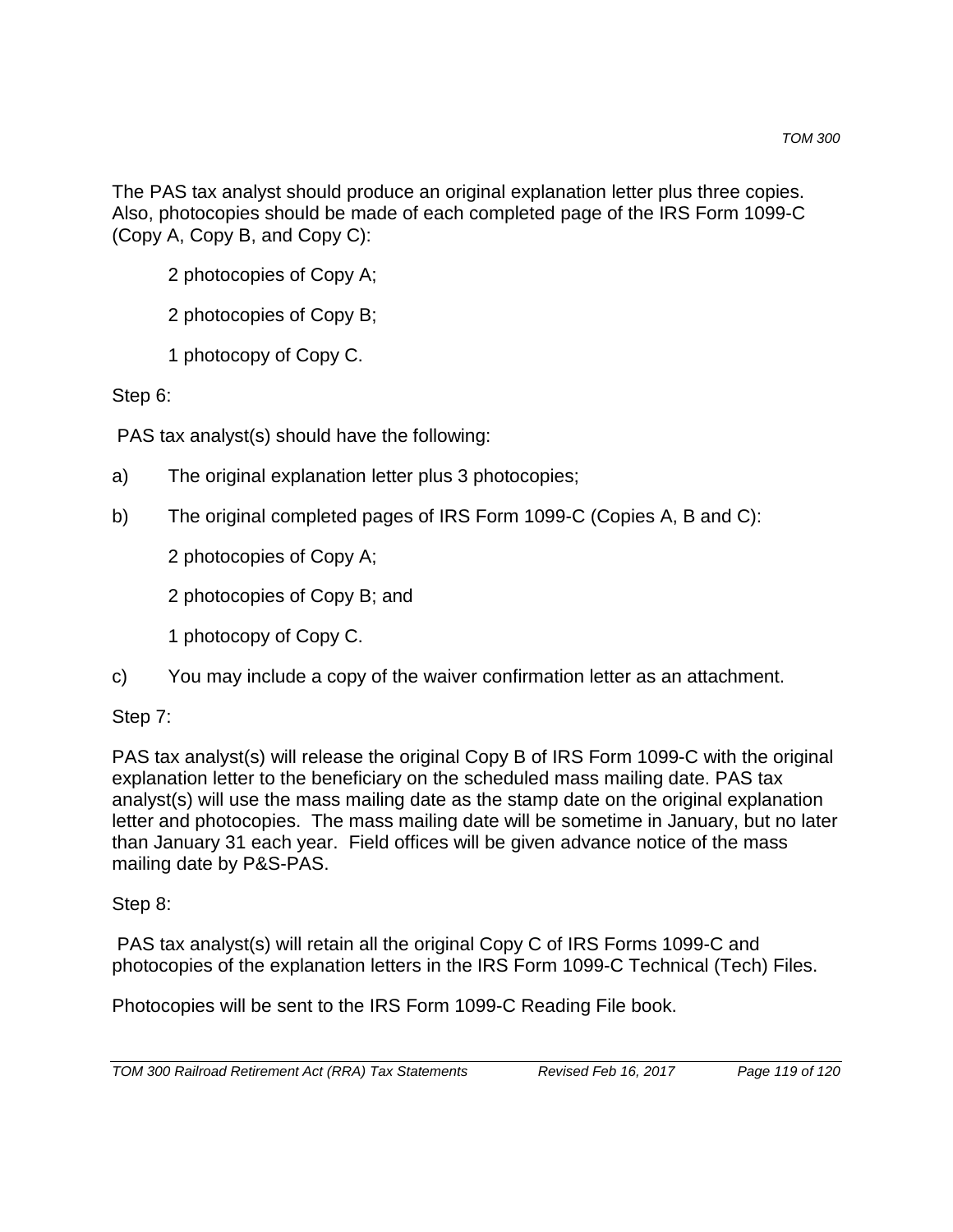The PAS tax analyst should produce an original explanation letter plus three copies. Also, photocopies should be made of each completed page of the IRS Form 1099-C (Copy A, Copy B, and Copy C):

2 photocopies of Copy A;

2 photocopies of Copy B;

1 photocopy of Copy C.

Step 6:

PAS tax analyst(s) should have the following:

a) The original explanation letter plus 3 photocopies;

b) The original completed pages of IRS Form 1099-C (Copies A, B and C):

 2 photocopies of Copy A;

 2 photocopies of Copy B; and

 1 photocopy of Copy C.

c) You may include a copy of the waiver confirmation letter as an attachment.

Step 7:

PAS tax analyst(s) will release the original Copy B of IRS Form 1099-C with the original explanation letter to the beneficiary on the scheduled mass mailing date. PAS tax analyst(s) will use the mass mailing date as the stamp date on the original explanation letter and photocopies. The mass mailing date will be sometime in January, but no later than January 31 each year. Field offices will be given advance notice of the mass mailing date by P&S-PAS.

Step 8:

PAS tax analyst(s) will retain all the original Copy C of IRS Forms 1099-C and photocopies of the explanation letters in the IRS Form 1099-C Technical (Tech) Files.

Photocopies will be sent to the IRS Form 1099-C Reading File book.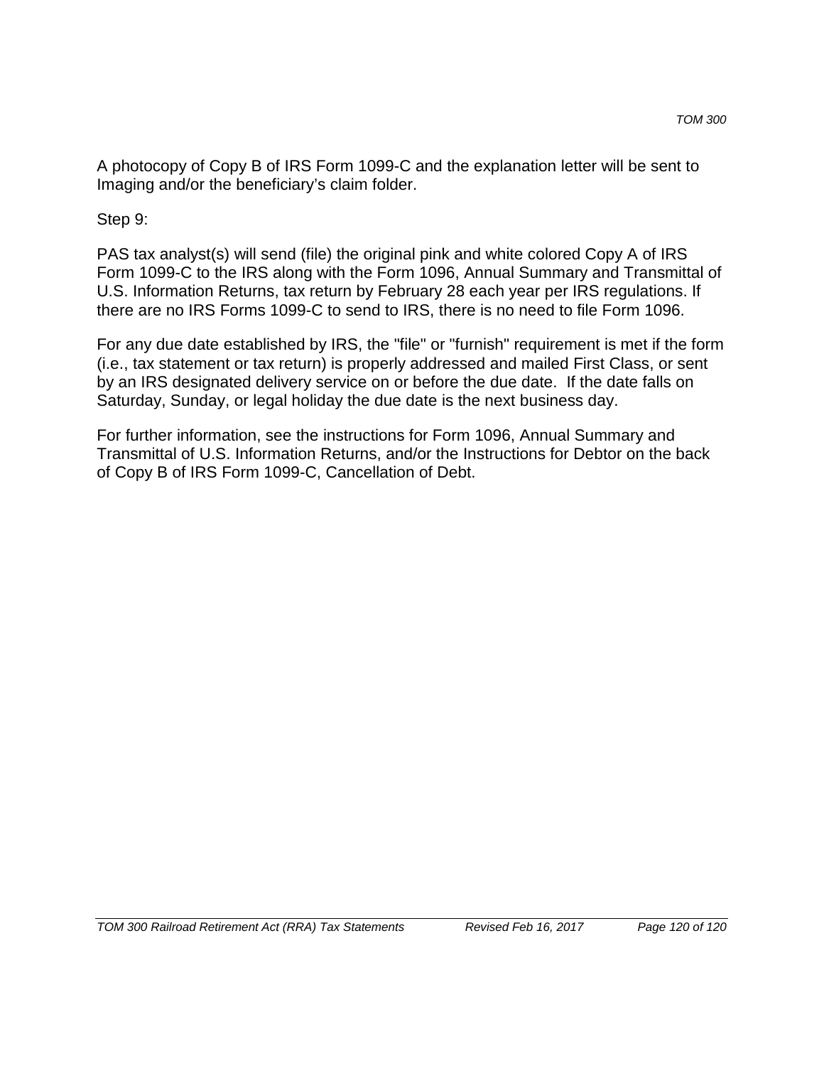A photocopy of Copy B of IRS Form 1099-C and the explanation letter will be sent to Imaging and/or the beneficiary's claim folder.

Step 9:

PAS tax analyst(s) will send (file) the original pink and white colored Copy A of IRS Form 1099-C to the IRS along with the Form 1096, Annual Summary and Transmittal of U.S. Information Returns, tax return by February 28 each year per IRS regulations. If there are no IRS Forms 1099-C to send to IRS, there is no need to file Form 1096.

For any due date established by IRS, the "file" or "furnish" requirement is met if the form (i.e., tax statement or tax return) is properly addressed and mailed First Class, or sent by an IRS designated delivery service on or before the due date. If the date falls on Saturday, Sunday, or legal holiday the due date is the next business day.

For further information, see the instructions for Form 1096, Annual Summary and Transmittal of U.S. Information Returns, and/or the Instructions for Debtor on the back of Copy B of IRS Form 1099-C, Cancellation of Debt.